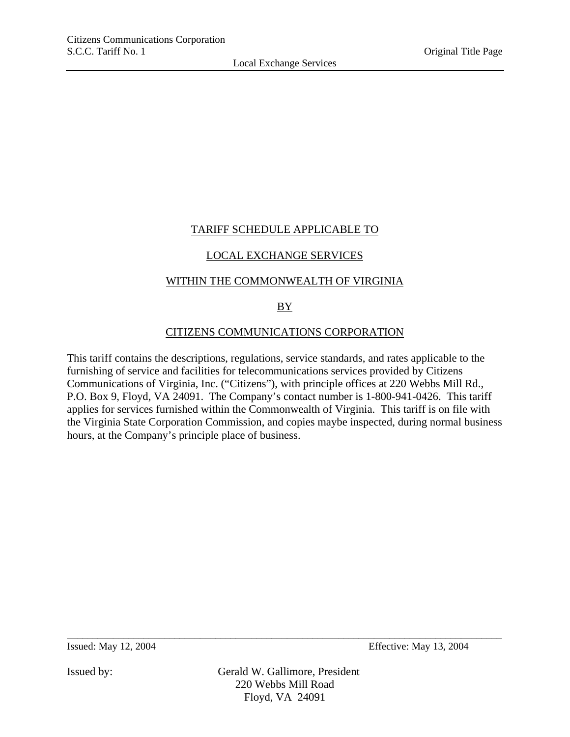TARIFF SCHEDULE APPLICABLE TO

LOCAL EXCHANGE SERVICES

WITHIN THE COMMONWEALTH OF VIRGINIA

BY

CITIZENS COMMUNICATIONS CORPORATION

This tariff contains the descriptions, regulations, service standards, and rates applicable to the furnishing of service and facilities for telecommunications services provided by Citizens Communications of Virginia, Inc. ("Citizens"), with principle offices at 220 Webbs Mill Rd., P.O. Box 9, Floyd, VA 24091. The Company's contact number is 1-800-941-0426. This tariff applies for services furnished within the Commonwealth of Virginia. This tariff is on file with the Virginia State Corporation Commission, and copies maybe inspected, during normal business hours, at the Company's principle place of business.

Issued: May 12, 2004 Effective: May 13, 2004

Issued by: Gerald W. Gallimore, President
220 Webbs Mill Road
Floyd, VA 24091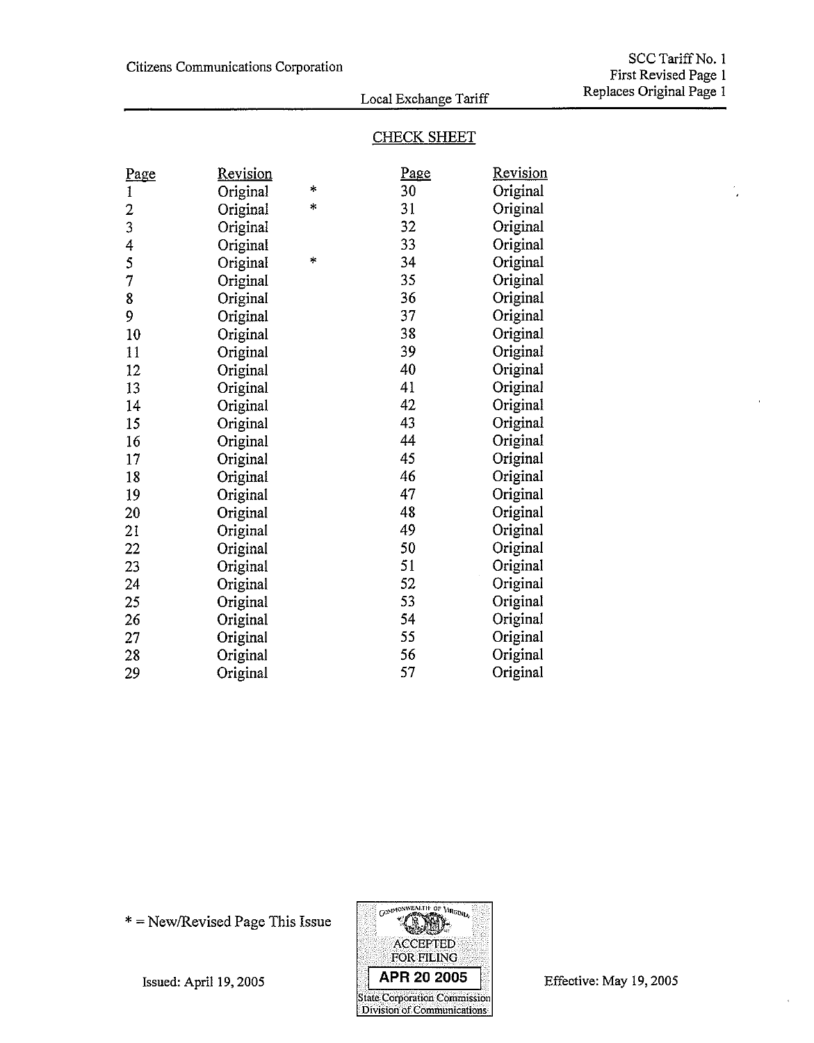Citizens Communications Corporation

SCC Tariff No. 1
First Revised Page 1
Replaces Original Page 1

Local Exchange Tariff

## CHECK SHEET

| Page | Revision | | Page | Revision |
|---|---|---|---|---|
| 1 | Original | * | 30 | Original |
| 2 | Original | * | 31 | Original |
| 3 | Original | | 32 | Original |
| 4 | Original | | 33 | Original |
| 5 | Original | * | 34 | Original |
| 7 | Original | | 35 | Original |
| 8 | Original | | 36 | Original |
| 9 | Original | | 37 | Original |
| 10 | Original | | 38 | Original |
| 11 | Original | | 39 | Original |
| 12 | Original | | 40 | Original |
| 13 | Original | | 41 | Original |
| 14 | Original | | 42 | Original |
| 15 | Original | | 43 | Original |
| 16 | Original | | 44 | Original |
| 17 | Original | | 45 | Original |
| 18 | Original | | 46 | Original |
| 19 | Original | | 47 | Original |
| 20 | Original | | 48 | Original |
| 21 | Original | | 49 | Original |
| 22 | Original | | 50 | Original |
| 23 | Original | | 51 | Original |
| 24 | Original | | 52 | Original |
| 25 | Original | | 53 | Original |
| 26 | Original | | 54 | Original |
| 27 | Original | | 55 | Original |
| 28 | Original | | 56 | Original |
| 29 | Original | | 57 | Original |

* = New/Revised Page This Issue

COMMONWEALTH OF VIRGINIA
ACCEPTED FOR FILING
APR 20 2005
State Corporation Commission
Division of Communications

Issued: April 19, 2005

Effective: May 19, 2005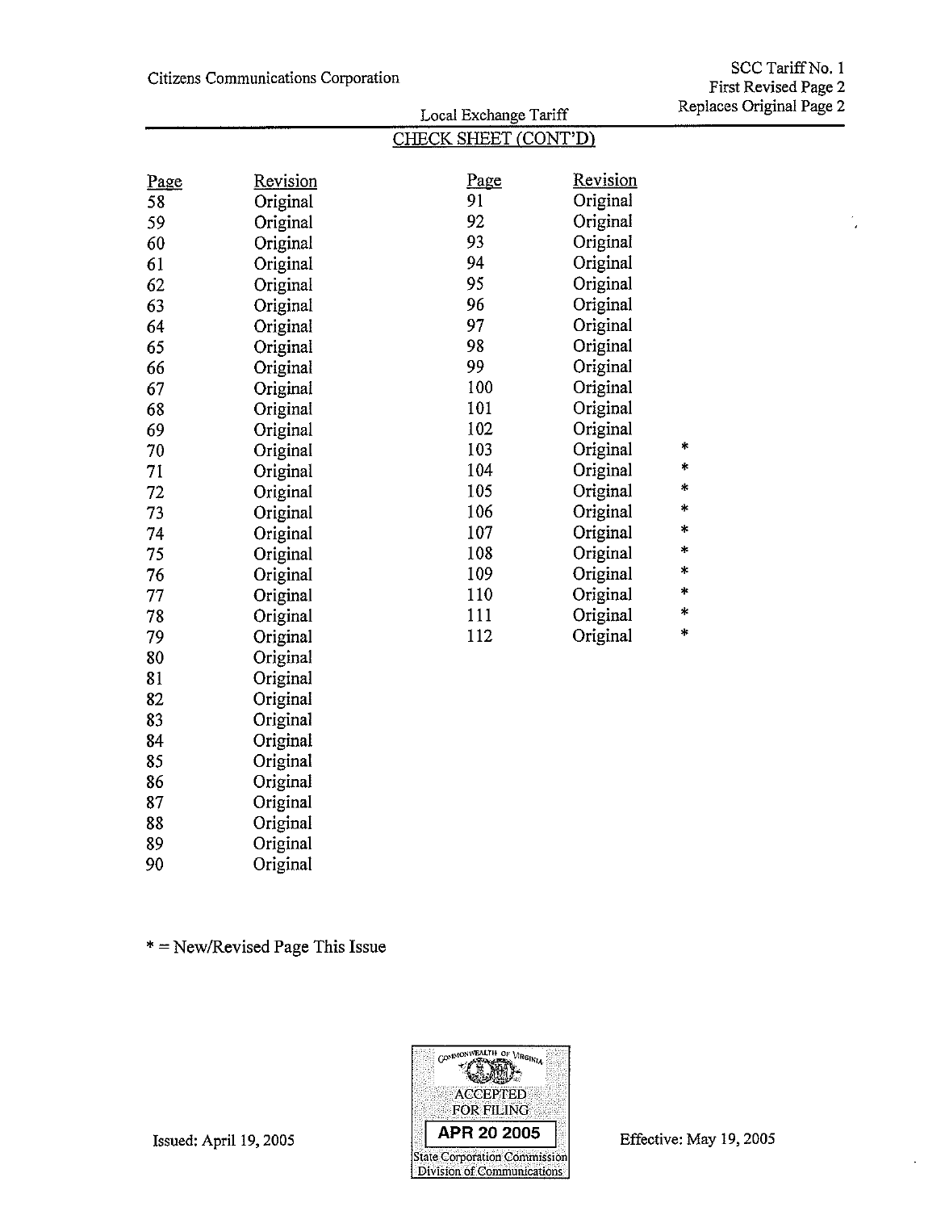Citizens Communications Corporation

SCC Tariff No. 1
First Revised Page 2
Replaces Original Page 2

Local Exchange Tariff

## CHECK SHEET (CONT'D)

| Page | Revision | Page | Revision | |
|---|---|---|---|---|
| 58 | Original | 91 | Original | |
| 59 | Original | 92 | Original | |
| 60 | Original | 93 | Original | |
| 61 | Original | 94 | Original | |
| 62 | Original | 95 | Original | |
| 63 | Original | 96 | Original | |
| 64 | Original | 97 | Original | |
| 65 | Original | 98 | Original | |
| 66 | Original | 99 | Original | |
| 67 | Original | 100 | Original | |
| 68 | Original | 101 | Original | |
| 69 | Original | 102 | Original | |
| 70 | Original | 103 | Original | * |
| 71 | Original | 104 | Original | * |
| 72 | Original | 105 | Original | * |
| 73 | Original | 106 | Original | * |
| 74 | Original | 107 | Original | * |
| 75 | Original | 108 | Original | * |
| 76 | Original | 109 | Original | * |
| 77 | Original | 110 | Original | * |
| 78 | Original | 111 | Original | * |
| 79 | Original | 112 | Original | * |
| 80 | Original | | | |
| 81 | Original | | | |
| 82 | Original | | | |
| 83 | Original | | | |
| 84 | Original | | | |
| 85 | Original | | | |
| 86 | Original | | | |
| 87 | Original | | | |
| 88 | Original | | | |
| 89 | Original | | | |
| 90 | Original | | | |

* = New/Revised Page This Issue

Issued: April 19, 2005

COMMONWEALTH OF VIRGINIA
ACCEPTED FOR FILING
APR 20 2005
State Corporation Commission
Division of Communications

Effective: May 19, 2005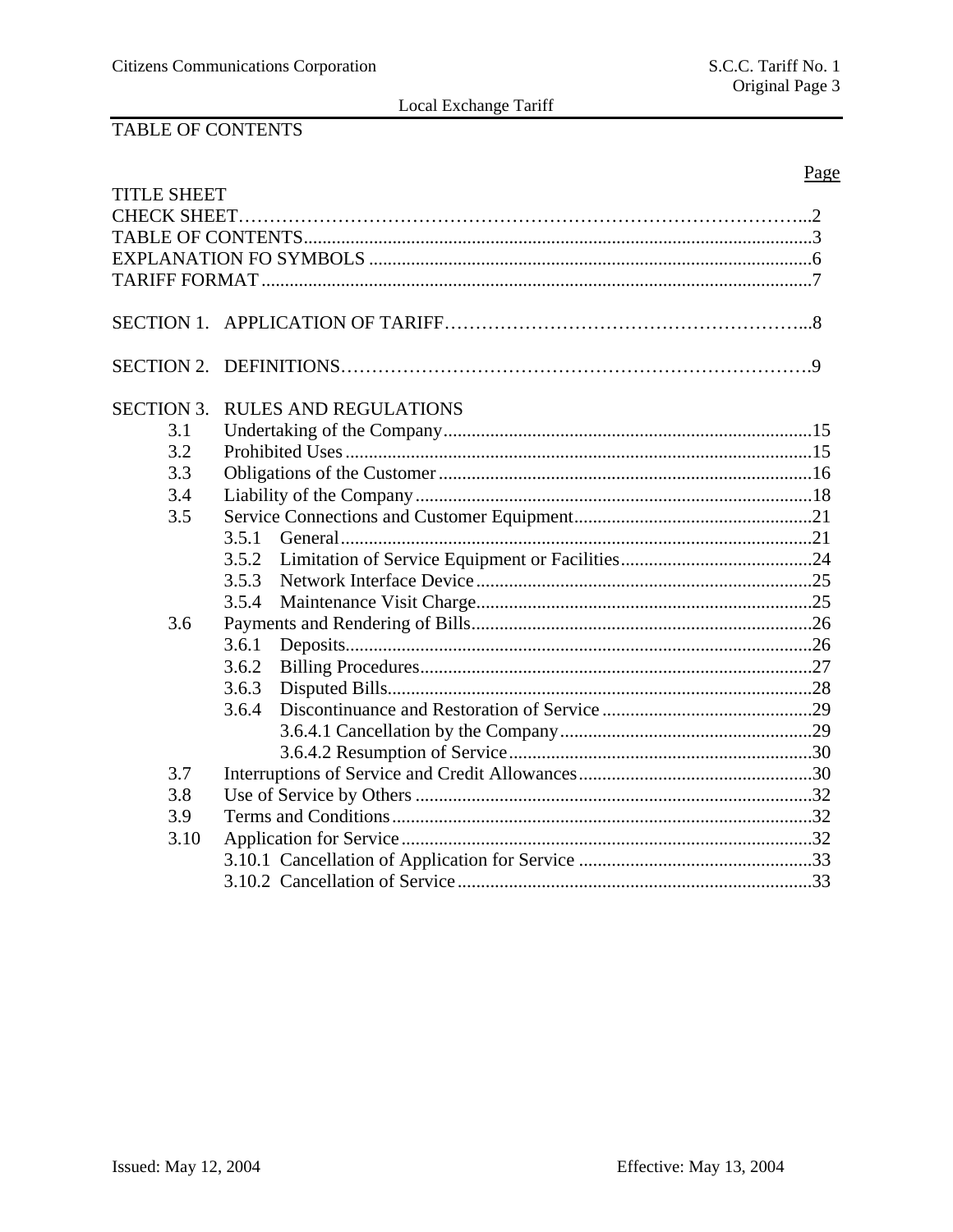# TABLE OF CONTENTS

| | | Page |
|---|---|---|
| TITLE SHEET | | |
| CHECK SHEET | | 2 |
| TABLE OF CONTENTS | | 3 |
| EXPLANATION FO SYMBOLS | | 6 |
| TARIFF FORMAT | | 7 |
| SECTION 1. | APPLICATION OF TARIFF | 8 |
| SECTION 2. | DEFINITIONS | 9 |
| SECTION 3. | RULES AND REGULATIONS | |
| 3.1 | Undertaking of the Company | 15 |
| 3.2 | Prohibited Uses | 15 |
| 3.3 | Obligations of the Customer | 16 |
| 3.4 | Liability of the Company | 18 |
| 3.5 | Service Connections and Customer Equipment | 21 |
| | 3.5.1 General | 21 |
| | 3.5.2 Limitation of Service Equipment or Facilities | 24 |
| | 3.5.3 Network Interface Device | 25 |
| | 3.5.4 Maintenance Visit Charge | 25 |
| 3.6 | Payments and Rendering of Bills | 26 |
| | 3.6.1 Deposits | 26 |
| | 3.6.2 Billing Procedures | 27 |
| | 3.6.3 Disputed Bills | 28 |
| | 3.6.4 Discontinuance and Restoration of Service | 29 |
| | 3.6.4.1 Cancellation by the Company | 29 |
| | 3.6.4.2 Resumption of Service | 30 |
| 3.7 | Interruptions of Service and Credit Allowances | 30 |
| 3.8 | Use of Service by Others | 32 |
| 3.9 | Terms and Conditions | 32 |
| 3.10 | Application for Service | 32 |
| | 3.10.1 Cancellation of Application for Service | 33 |
| | 3.10.2 Cancellation of Service | 33 |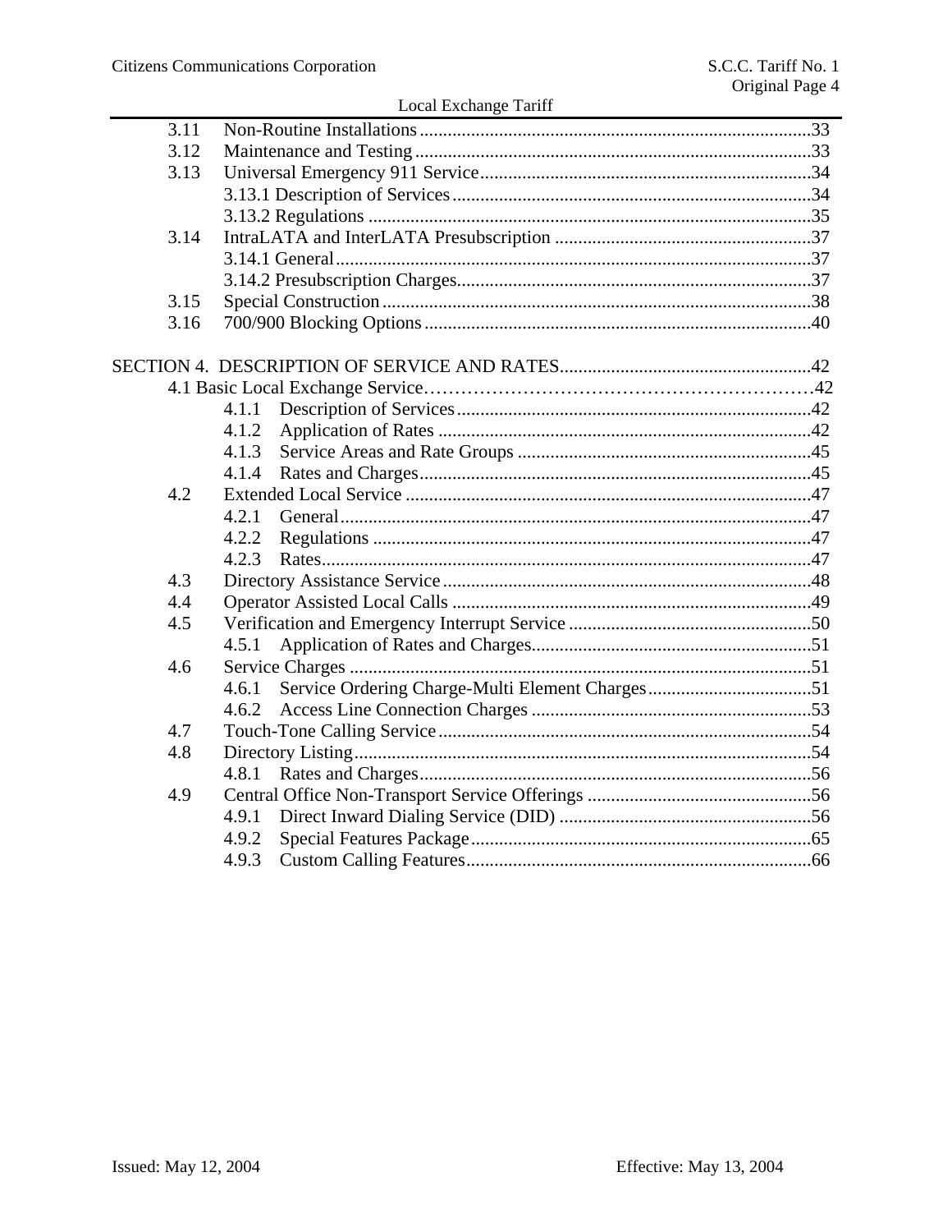| | | |
|---|---|---|
| 3.11 | Non-Routine Installations | 33 |
| 3.12 | Maintenance and Testing | 33 |
| 3.13 | Universal Emergency 911 Service | 34 |
| | 3.13.1 Description of Services | 34 |
| | 3.13.2 Regulations | 35 |
| 3.14 | IntraLATA and InterLATA Presubscription | 37 |
| | 3.14.1 General | 37 |
| | 3.14.2 Presubscription Charges | 37 |
| 3.15 | Special Construction | 38 |
| 3.16 | 700/900 Blocking Options | 40 |

SECTION 4. DESCRIPTION OF SERVICE AND RATES....42

| | | |
|---|---|---|
| 4.1 | Basic Local Exchange Service | 42 |
| | 4.1.1 Description of Services | 42 |
| | 4.1.2 Application of Rates | 42 |
| | 4.1.3 Service Areas and Rate Groups | 45 |
| | 4.1.4 Rates and Charges | 45 |
| 4.2 | Extended Local Service | 47 |
| | 4.2.1 General | 47 |
| | 4.2.2 Regulations | 47 |
| | 4.2.3 Rates | 47 |
| 4.3 | Directory Assistance Service | 48 |
| 4.4 | Operator Assisted Local Calls | 49 |
| 4.5 | Verification and Emergency Interrupt Service | 50 |
| | 4.5.1 Application of Rates and Charges | 51 |
| 4.6 | Service Charges | 51 |
| | 4.6.1 Service Ordering Charge-Multi Element Charges | 51 |
| | 4.6.2 Access Line Connection Charges | 53 |
| 4.7 | Touch-Tone Calling Service | 54 |
| 4.8 | Directory Listing | 54 |
| | 4.8.1 Rates and Charges | 56 |
| 4.9 | Central Office Non-Transport Service Offerings | 56 |
| | 4.9.1 Direct Inward Dialing Service (DID) | 56 |
| | 4.9.2 Special Features Package | 65 |
| | 4.9.3 Custom Calling Features | 66 |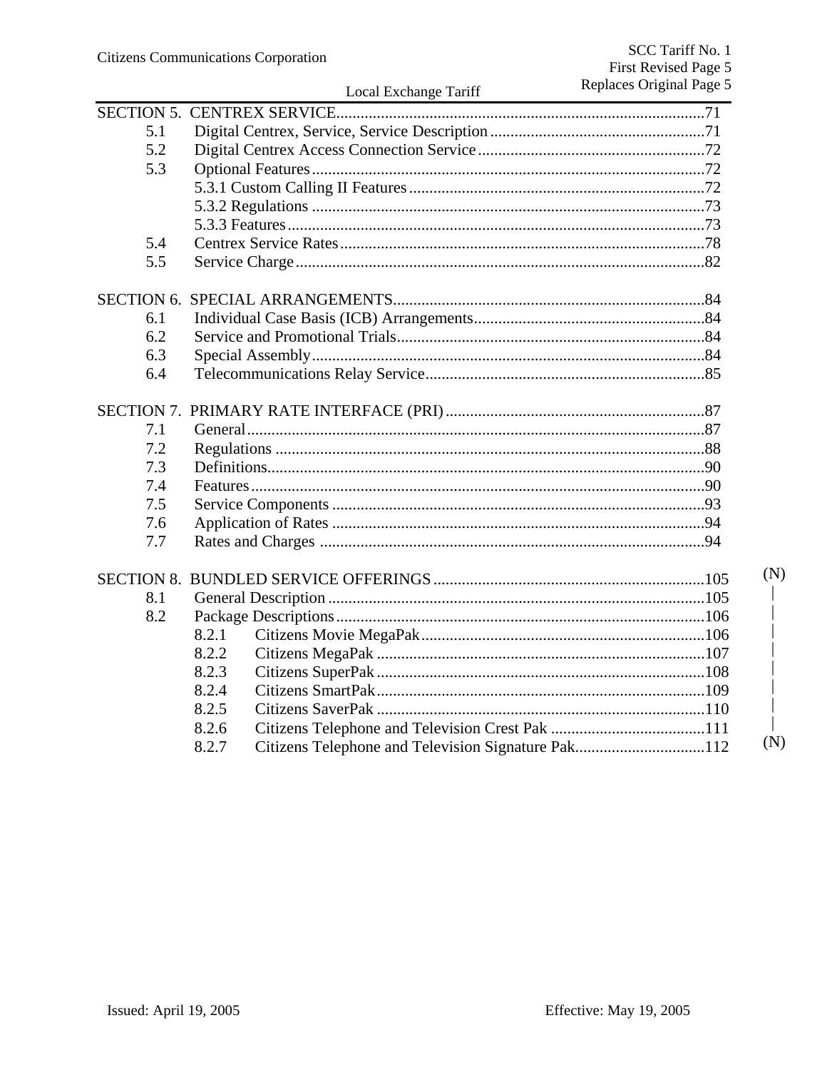| | | |
|---|---|---|
| SECTION 5. | CENTREX SERVICE | 71 |
| 5.1 | Digital Centrex, Service, Service Description | 71 |
| 5.2 | Digital Centrex Access Connection Service | 72 |
| 5.3 | Optional Features | 72 |
| | 5.3.1 Custom Calling II Features | 72 |
| | 5.3.2 Regulations | 73 |
| | 5.3.3 Features | 73 |
| 5.4 | Centrex Service Rates | 78 |
| 5.5 | Service Charge | 82 |
| SECTION 6. | SPECIAL ARRANGEMENTS | 84 |
| 6.1 | Individual Case Basis (ICB) Arrangements | 84 |
| 6.2 | Service and Promotional Trials | 84 |
| 6.3 | Special Assembly | 84 |
| 6.4 | Telecommunications Relay Service | 85 |
| SECTION 7. | PRIMARY RATE INTERFACE (PRI) | 87 |
| 7.1 | General | 87 |
| 7.2 | Regulations | 88 |
| 7.3 | Definitions | 90 |
| 7.4 | Features | 90 |
| 7.5 | Service Components | 93 |
| 7.6 | Application of Rates | 94 |
| 7.7 | Rates and Charges | 94 |
| SECTION 8. | BUNDLED SERVICE OFFERINGS | 105 (N) |
| 8.1 | General Description | 105 |
| 8.2 | Package Descriptions | 106 |
| | 8.2.1 Citizens Movie MegaPak | 106 |
| | 8.2.2 Citizens MegaPak | 107 |
| | 8.2.3 Citizens SuperPak | 108 |
| | 8.2.4 Citizens SmartPak | 109 |
| | 8.2.5 Citizens SaverPak | 110 |
| | 8.2.6 Citizens Telephone and Television Crest Pak | 111 |
| | 8.2.7 Citizens Telephone and Television Signature Pak | 112 (N) |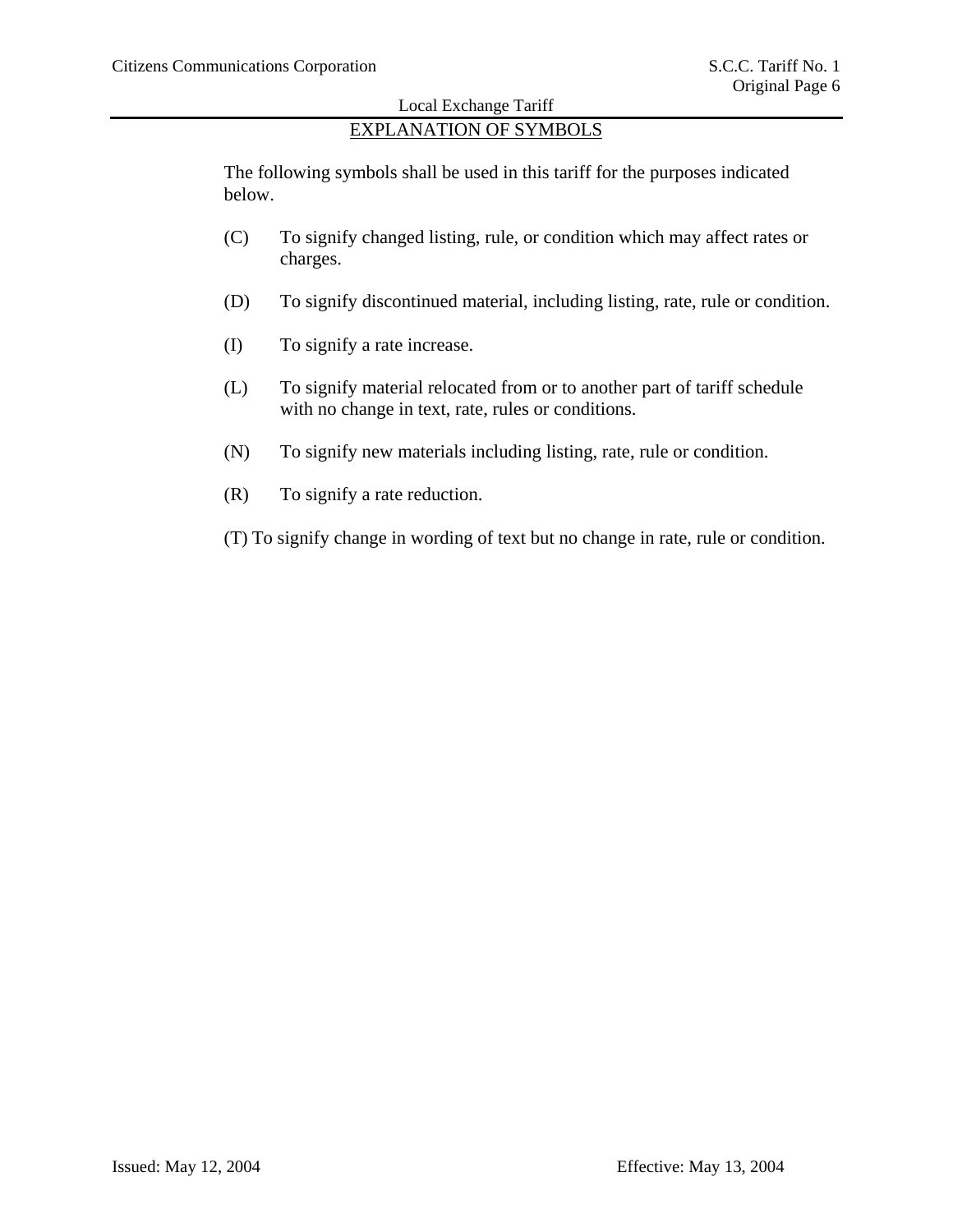## EXPLANATION OF SYMBOLS

The following symbols shall be used in this tariff for the purposes indicated below.

(C) To signify changed listing, rule, or condition which may affect rates or charges.

(D) To signify discontinued material, including listing, rate, rule or condition.

(I) To signify a rate increase.

(L) To signify material relocated from or to another part of tariff schedule with no change in text, rate, rules or conditions.

(N) To signify new materials including listing, rate, rule or condition.

(R) To signify a rate reduction.

(T) To signify change in wording of text but no change in rate, rule or condition.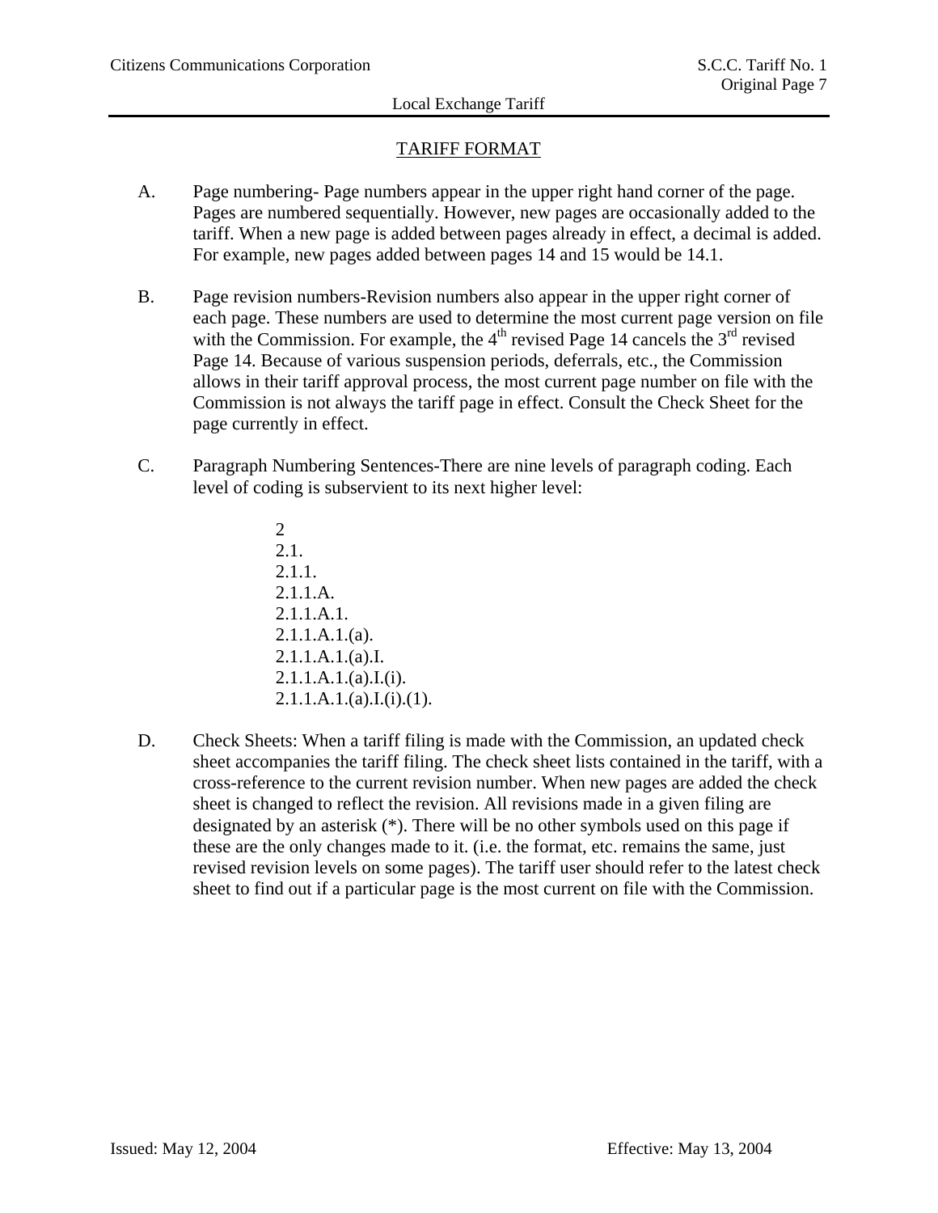## TARIFF FORMAT

A. Page numbering- Page numbers appear in the upper right hand corner of the page. Pages are numbered sequentially. However, new pages are occasionally added to the tariff. When a new page is added between pages already in effect, a decimal is added. For example, new pages added between pages 14 and 15 would be 14.1.

B. Page revision numbers-Revision numbers also appear in the upper right corner of each page. These numbers are used to determine the most current page version on file with the Commission. For example, the 4th revised Page 14 cancels the 3rd revised Page 14. Because of various suspension periods, deferrals, etc., the Commission allows in their tariff approval process, the most current page number on file with the Commission is not always the tariff page in effect. Consult the Check Sheet for the page currently in effect.

C. Paragraph Numbering Sentences-There are nine levels of paragraph coding. Each level of coding is subservient to its next higher level:

2
2.1.
2.1.1.
2.1.1.A.
2.1.1.A.1.
2.1.1.A.1.(a).
2.1.1.A.1.(a).I.
2.1.1.A.1.(a).I.(i).
2.1.1.A.1.(a).I.(i).(1).

D. Check Sheets: When a tariff filing is made with the Commission, an updated check sheet accompanies the tariff filing. The check sheet lists contained in the tariff, with a cross-reference to the current revision number. When new pages are added the check sheet is changed to reflect the revision. All revisions made in a given filing are designated by an asterisk (*). There will be no other symbols used on this page if these are the only changes made to it. (i.e. the format, etc. remains the same, just revised revision levels on some pages). The tariff user should refer to the latest check sheet to find out if a particular page is the most current on file with the Commission.

Issued: May 12, 2004 Effective: May 13, 2004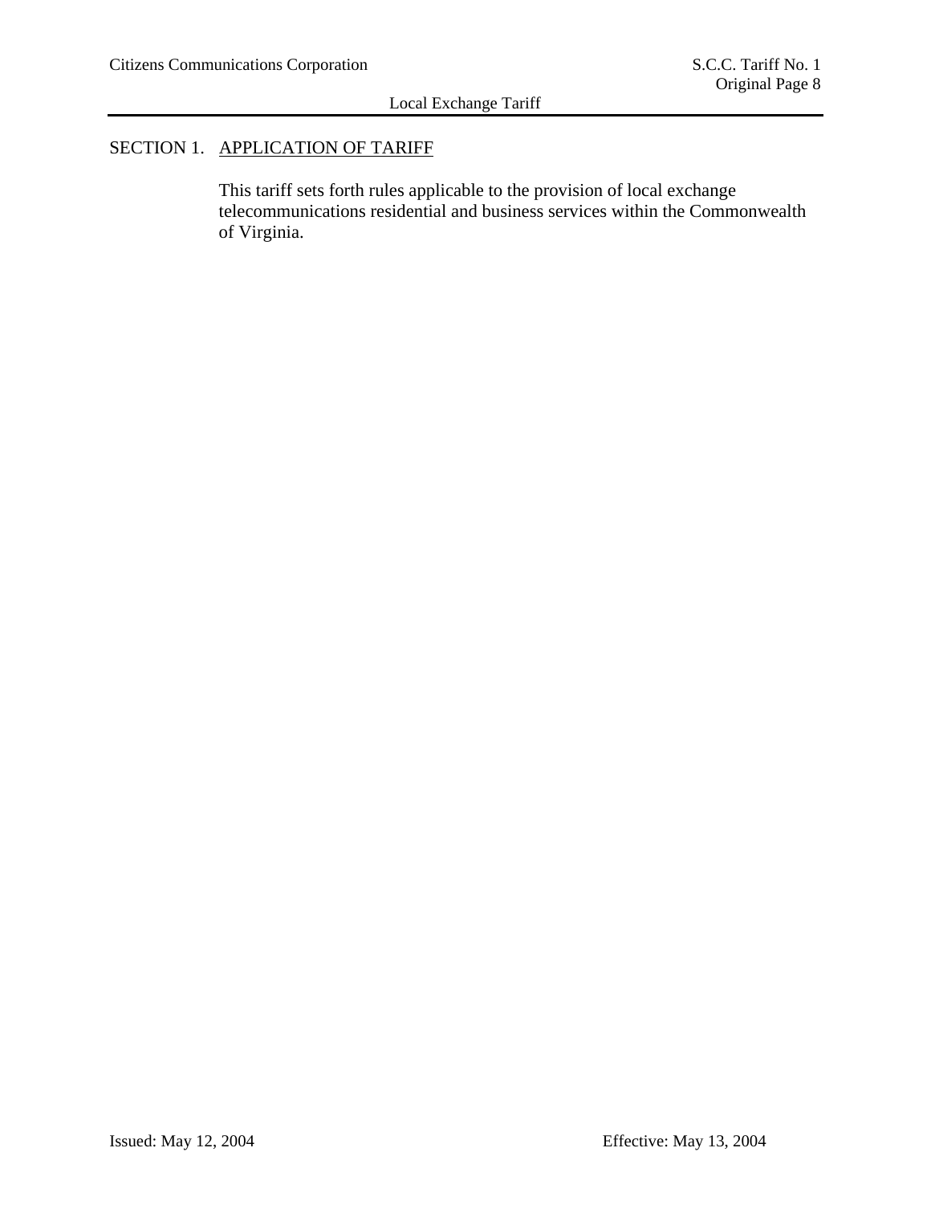## SECTION 1. APPLICATION OF TARIFF

This tariff sets forth rules applicable to the provision of local exchange telecommunications residential and business services within the Commonwealth of Virginia.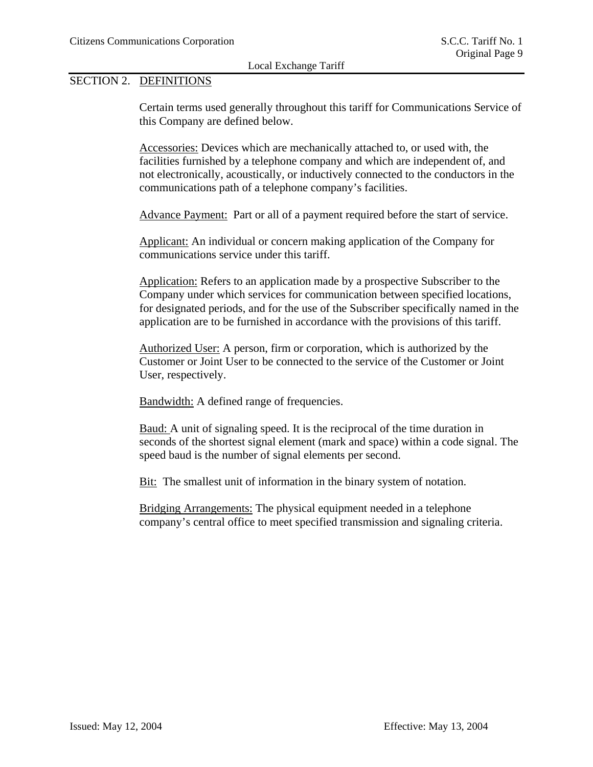## SECTION 2. DEFINITIONS

Certain terms used generally throughout this tariff for Communications Service of this Company are defined below.

Accessories: Devices which are mechanically attached to, or used with, the facilities furnished by a telephone company and which are independent of, and not electronically, acoustically, or inductively connected to the conductors in the communications path of a telephone company's facilities.

Advance Payment: Part or all of a payment required before the start of service.

Applicant: An individual or concern making application of the Company for communications service under this tariff.

Application: Refers to an application made by a prospective Subscriber to the Company under which services for communication between specified locations, for designated periods, and for the use of the Subscriber specifically named in the application are to be furnished in accordance with the provisions of this tariff.

Authorized User: A person, firm or corporation, which is authorized by the Customer or Joint User to be connected to the service of the Customer or Joint User, respectively.

Bandwidth: A defined range of frequencies.

Baud: A unit of signaling speed. It is the reciprocal of the time duration in seconds of the shortest signal element (mark and space) within a code signal. The speed baud is the number of signal elements per second.

Bit: The smallest unit of information in the binary system of notation.

Bridging Arrangements: The physical equipment needed in a telephone company's central office to meet specified transmission and signaling criteria.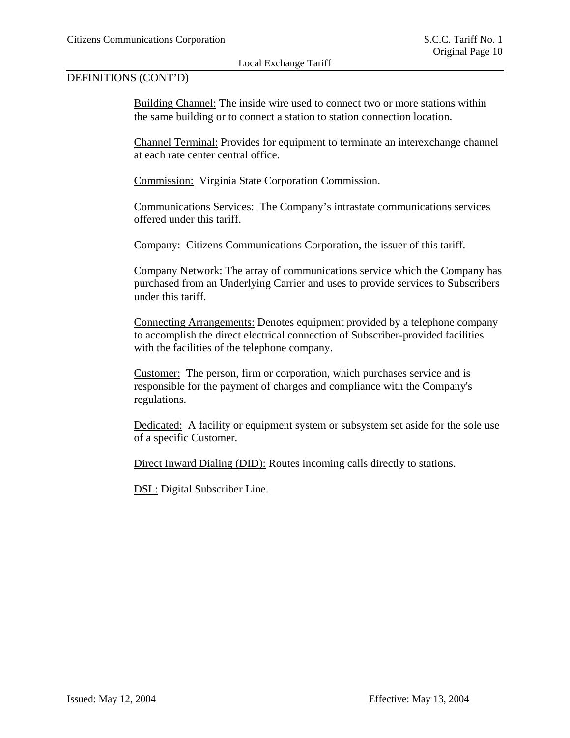## DEFINITIONS (CONT'D)

Building Channel: The inside wire used to connect two or more stations within the same building or to connect a station to station connection location.

Channel Terminal: Provides for equipment to terminate an interexchange channel at each rate center central office.

Commission: Virginia State Corporation Commission.

Communications Services: The Company's intrastate communications services offered under this tariff.

Company: Citizens Communications Corporation, the issuer of this tariff.

Company Network: The array of communications service which the Company has purchased from an Underlying Carrier and uses to provide services to Subscribers under this tariff.

Connecting Arrangements: Denotes equipment provided by a telephone company to accomplish the direct electrical connection of Subscriber-provided facilities with the facilities of the telephone company.

Customer: The person, firm or corporation, which purchases service and is responsible for the payment of charges and compliance with the Company's regulations.

Dedicated: A facility or equipment system or subsystem set aside for the sole use of a specific Customer.

Direct Inward Dialing (DID): Routes incoming calls directly to stations.

DSL: Digital Subscriber Line.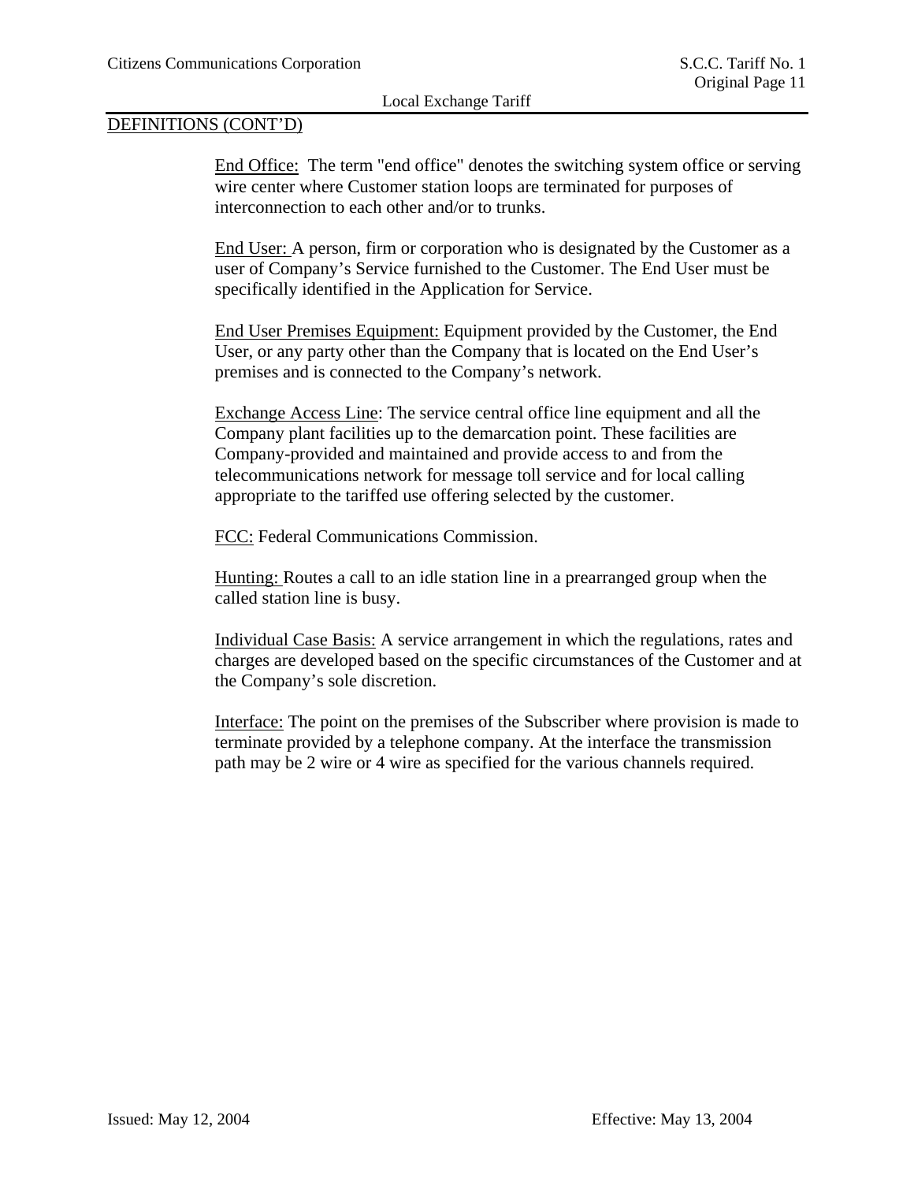DEFINITIONS (CONT'D)

End Office: The term "end office" denotes the switching system office or serving wire center where Customer station loops are terminated for purposes of interconnection to each other and/or to trunks.

End User: A person, firm or corporation who is designated by the Customer as a user of Company's Service furnished to the Customer. The End User must be specifically identified in the Application for Service.

End User Premises Equipment: Equipment provided by the Customer, the End User, or any party other than the Company that is located on the End User's premises and is connected to the Company's network.

Exchange Access Line: The service central office line equipment and all the Company plant facilities up to the demarcation point. These facilities are Company-provided and maintained and provide access to and from the telecommunications network for message toll service and for local calling appropriate to the tariffed use offering selected by the customer.

FCC: Federal Communications Commission.

Hunting: Routes a call to an idle station line in a prearranged group when the called station line is busy.

Individual Case Basis: A service arrangement in which the regulations, rates and charges are developed based on the specific circumstances of the Customer and at the Company's sole discretion.

Interface: The point on the premises of the Subscriber where provision is made to terminate provided by a telephone company. At the interface the transmission path may be 2 wire or 4 wire as specified for the various channels required.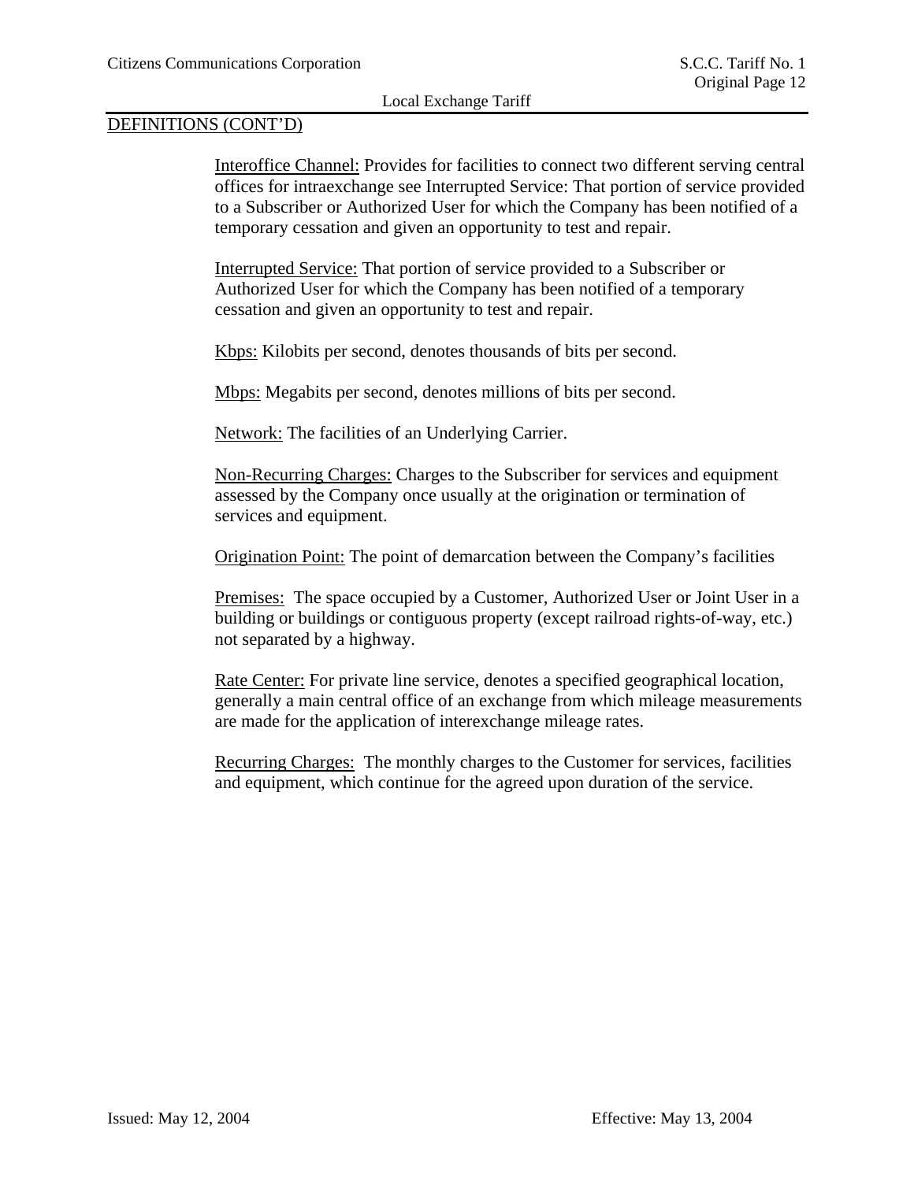## DEFINITIONS (CONT'D)

Interoffice Channel: Provides for facilities to connect two different serving central offices for intraexchange see Interrupted Service: That portion of service provided to a Subscriber or Authorized User for which the Company has been notified of a temporary cessation and given an opportunity to test and repair.

Interrupted Service: That portion of service provided to a Subscriber or Authorized User for which the Company has been notified of a temporary cessation and given an opportunity to test and repair.

Kbps: Kilobits per second, denotes thousands of bits per second.

Mbps: Megabits per second, denotes millions of bits per second.

Network: The facilities of an Underlying Carrier.

Non-Recurring Charges: Charges to the Subscriber for services and equipment assessed by the Company once usually at the origination or termination of services and equipment.

Origination Point: The point of demarcation between the Company's facilities

Premises: The space occupied by a Customer, Authorized User or Joint User in a building or buildings or contiguous property (except railroad rights-of-way, etc.) not separated by a highway.

Rate Center: For private line service, denotes a specified geographical location, generally a main central office of an exchange from which mileage measurements are made for the application of interexchange mileage rates.

Recurring Charges: The monthly charges to the Customer for services, facilities and equipment, which continue for the agreed upon duration of the service.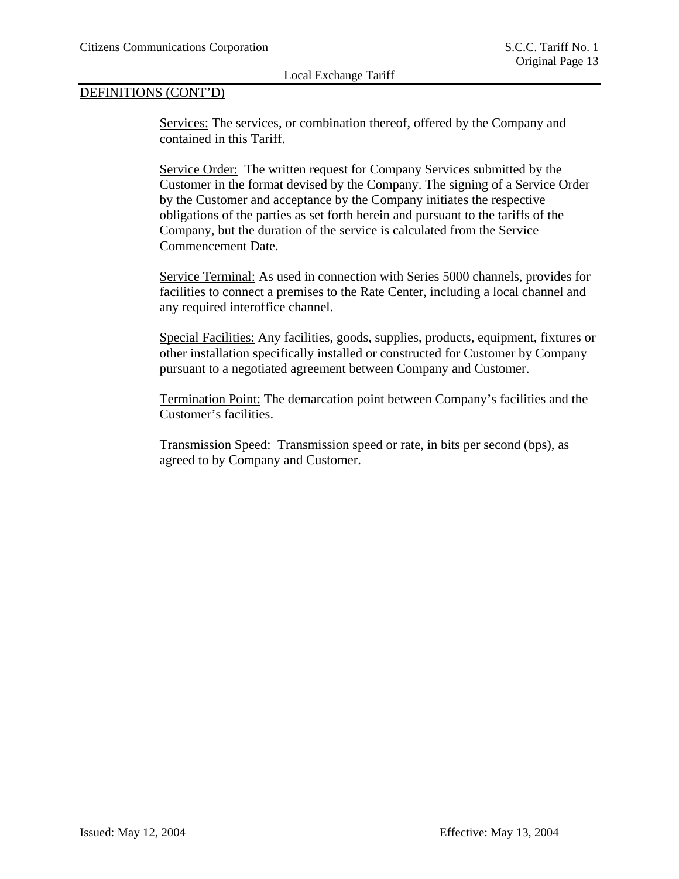DEFINITIONS (CONT'D)

Services: The services, or combination thereof, offered by the Company and contained in this Tariff.

Service Order: The written request for Company Services submitted by the Customer in the format devised by the Company. The signing of a Service Order by the Customer and acceptance by the Company initiates the respective obligations of the parties as set forth herein and pursuant to the tariffs of the Company, but the duration of the service is calculated from the Service Commencement Date.

Service Terminal: As used in connection with Series 5000 channels, provides for facilities to connect a premises to the Rate Center, including a local channel and any required interoffice channel.

Special Facilities: Any facilities, goods, supplies, products, equipment, fixtures or other installation specifically installed or constructed for Customer by Company pursuant to a negotiated agreement between Company and Customer.

Termination Point: The demarcation point between Company's facilities and the Customer's facilities.

Transmission Speed: Transmission speed or rate, in bits per second (bps), as agreed to by Company and Customer.

Issued: May 12, 2004 Effective: May 13, 2004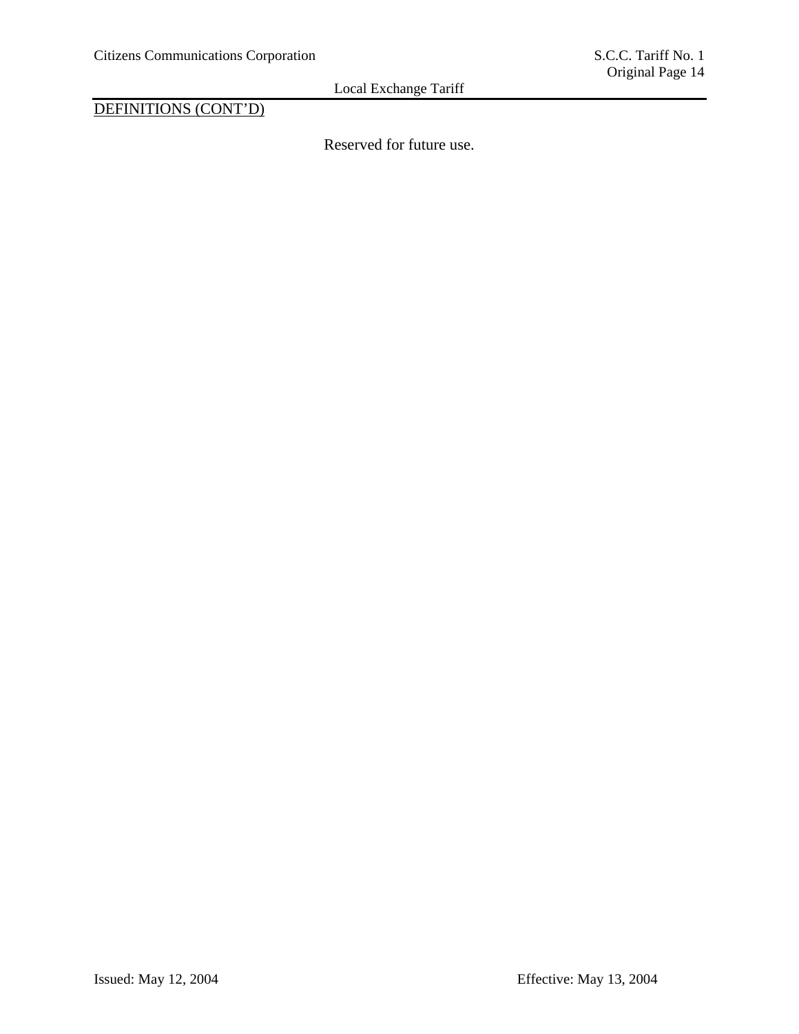DEFINITIONS (CONT'D)

Reserved for future use.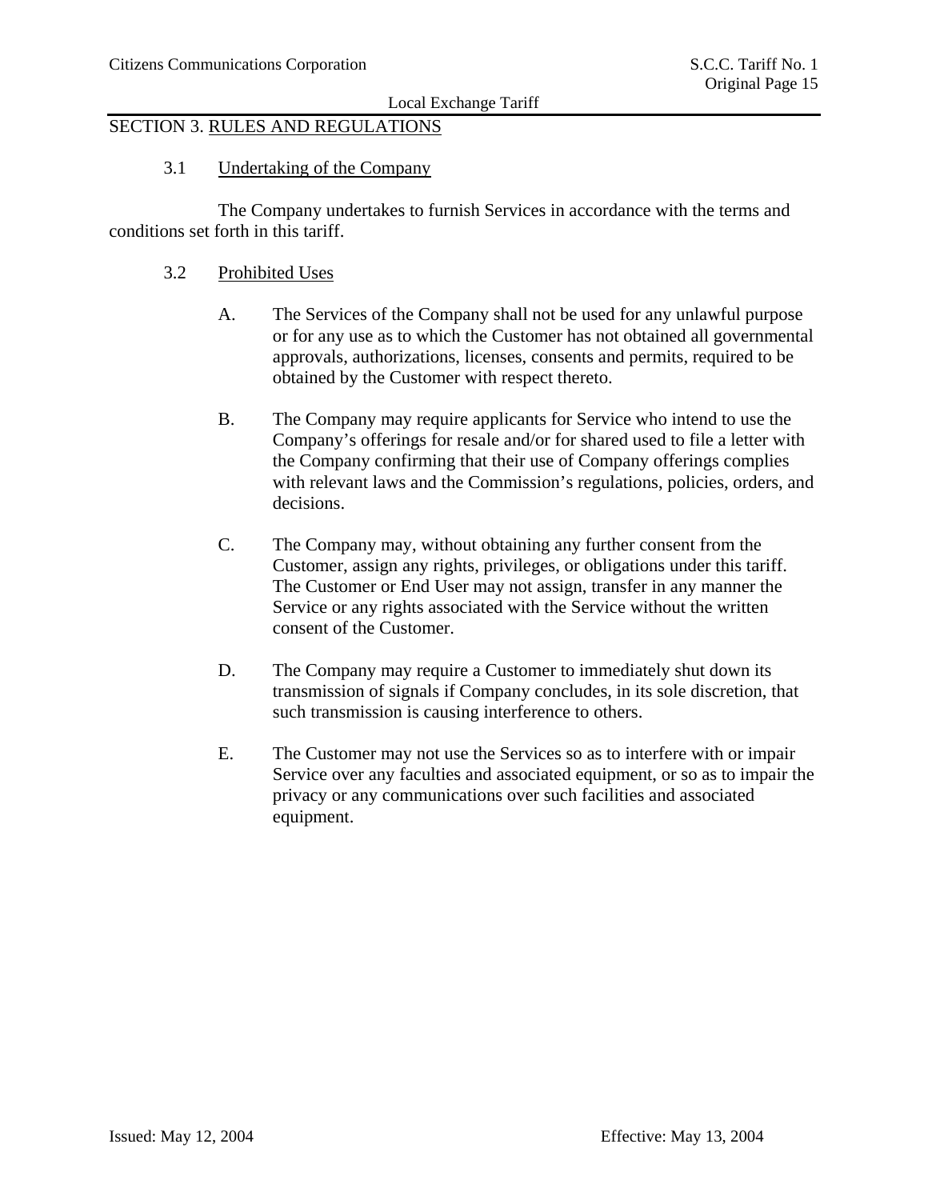## SECTION 3. RULES AND REGULATIONS

### 3.1 Undertaking of the Company

The Company undertakes to furnish Services in accordance with the terms and conditions set forth in this tariff.

### 3.2 Prohibited Uses

A. The Services of the Company shall not be used for any unlawful purpose or for any use as to which the Customer has not obtained all governmental approvals, authorizations, licenses, consents and permits, required to be obtained by the Customer with respect thereto.

B. The Company may require applicants for Service who intend to use the Company's offerings for resale and/or for shared used to file a letter with the Company confirming that their use of Company offerings complies with relevant laws and the Commission's regulations, policies, orders, and decisions.

C. The Company may, without obtaining any further consent from the Customer, assign any rights, privileges, or obligations under this tariff. The Customer or End User may not assign, transfer in any manner the Service or any rights associated with the Service without the written consent of the Customer.

D. The Company may require a Customer to immediately shut down its transmission of signals if Company concludes, in its sole discretion, that such transmission is causing interference to others.

E. The Customer may not use the Services so as to interfere with or impair Service over any faculties and associated equipment, or so as to impair the privacy or any communications over such facilities and associated equipment.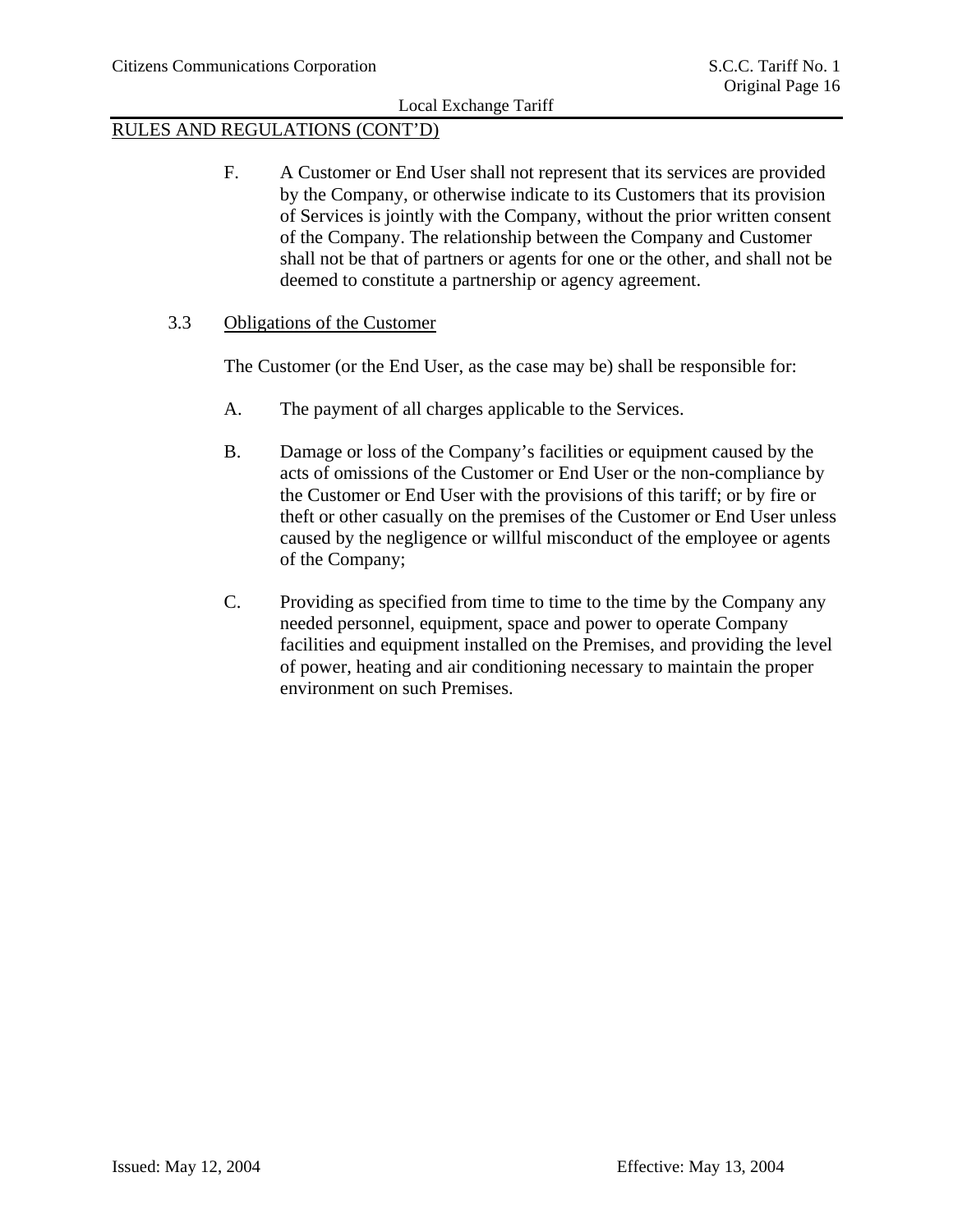RULES AND REGULATIONS (CONT'D)

F. A Customer or End User shall not represent that its services are provided by the Company, or otherwise indicate to its Customers that its provision of Services is jointly with the Company, without the prior written consent of the Company. The relationship between the Company and Customer shall not be that of partners or agents for one or the other, and shall not be deemed to constitute a partnership or agency agreement.

3.3 Obligations of the Customer

The Customer (or the End User, as the case may be) shall be responsible for:

A. The payment of all charges applicable to the Services.

B. Damage or loss of the Company's facilities or equipment caused by the acts of omissions of the Customer or End User or the non-compliance by the Customer or End User with the provisions of this tariff; or by fire or theft or other casually on the premises of the Customer or End User unless caused by the negligence or willful misconduct of the employee or agents of the Company;

C. Providing as specified from time to time to the time by the Company any needed personnel, equipment, space and power to operate Company facilities and equipment installed on the Premises, and providing the level of power, heating and air conditioning necessary to maintain the proper environment on such Premises.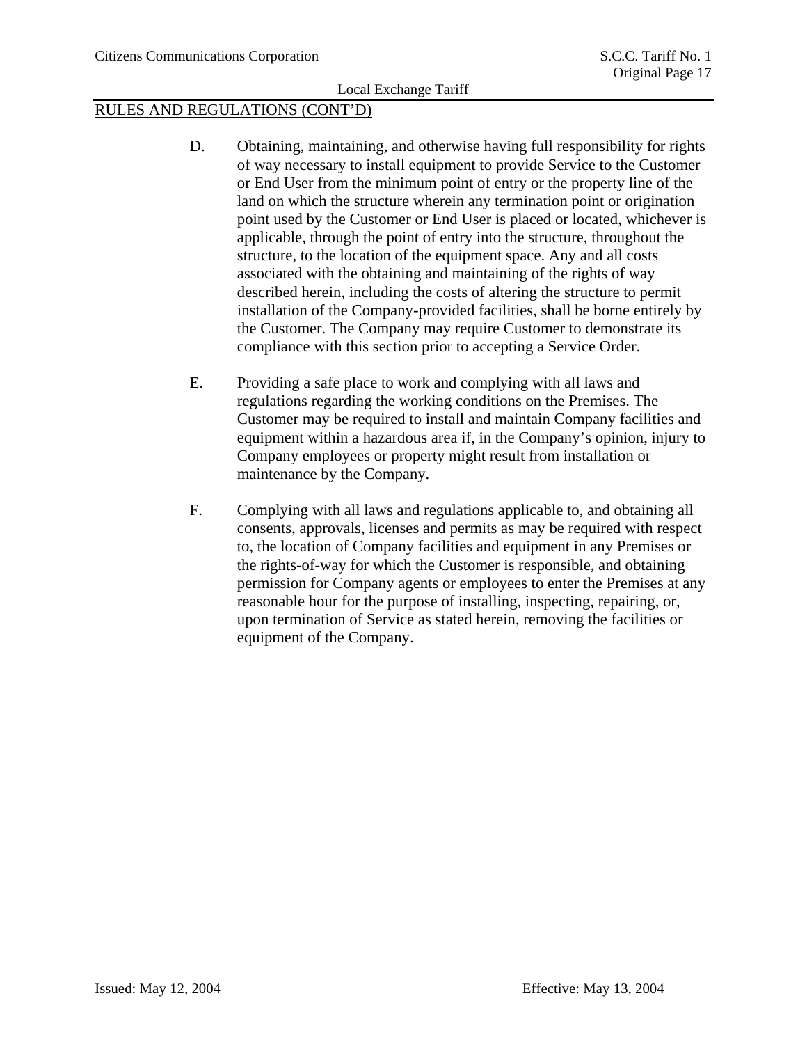## RULES AND REGULATIONS (CONT'D)

D. Obtaining, maintaining, and otherwise having full responsibility for rights of way necessary to install equipment to provide Service to the Customer or End User from the minimum point of entry or the property line of the land on which the structure wherein any termination point or origination point used by the Customer or End User is placed or located, whichever is applicable, through the point of entry into the structure, throughout the structure, to the location of the equipment space. Any and all costs associated with the obtaining and maintaining of the rights of way described herein, including the costs of altering the structure to permit installation of the Company-provided facilities, shall be borne entirely by the Customer. The Company may require Customer to demonstrate its compliance with this section prior to accepting a Service Order.

E. Providing a safe place to work and complying with all laws and regulations regarding the working conditions on the Premises. The Customer may be required to install and maintain Company facilities and equipment within a hazardous area if, in the Company's opinion, injury to Company employees or property might result from installation or maintenance by the Company.

F. Complying with all laws and regulations applicable to, and obtaining all consents, approvals, licenses and permits as may be required with respect to, the location of Company facilities and equipment in any Premises or the rights-of-way for which the Customer is responsible, and obtaining permission for Company agents or employees to enter the Premises at any reasonable hour for the purpose of installing, inspecting, repairing, or, upon termination of Service as stated herein, removing the facilities or equipment of the Company.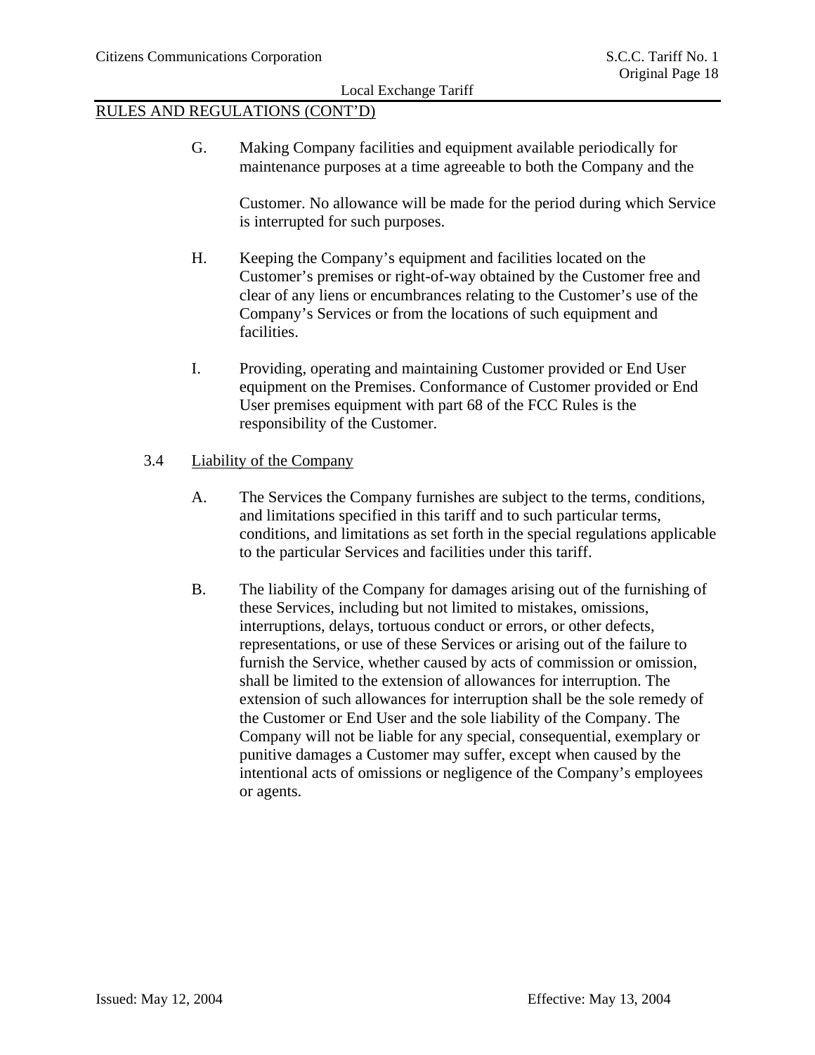## RULES AND REGULATIONS (CONT'D)

G. Making Company facilities and equipment available periodically for maintenance purposes at a time agreeable to both the Company and the

Customer. No allowance will be made for the period during which Service is interrupted for such purposes.

H. Keeping the Company's equipment and facilities located on the Customer's premises or right-of-way obtained by the Customer free and clear of any liens or encumbrances relating to the Customer's use of the Company's Services or from the locations of such equipment and facilities.

I. Providing, operating and maintaining Customer provided or End User equipment on the Premises. Conformance of Customer provided or End User premises equipment with part 68 of the FCC Rules is the responsibility of the Customer.

### 3.4 Liability of the Company

A. The Services the Company furnishes are subject to the terms, conditions, and limitations specified in this tariff and to such particular terms, conditions, and limitations as set forth in the special regulations applicable to the particular Services and facilities under this tariff.

B. The liability of the Company for damages arising out of the furnishing of these Services, including but not limited to mistakes, omissions, interruptions, delays, tortuous conduct or errors, or other defects, representations, or use of these Services or arising out of the failure to furnish the Service, whether caused by acts of commission or omission, shall be limited to the extension of allowances for interruption. The extension of such allowances for interruption shall be the sole remedy of the Customer or End User and the sole liability of the Company. The Company will not be liable for any special, consequential, exemplary or punitive damages a Customer may suffer, except when caused by the intentional acts of omissions or negligence of the Company's employees or agents.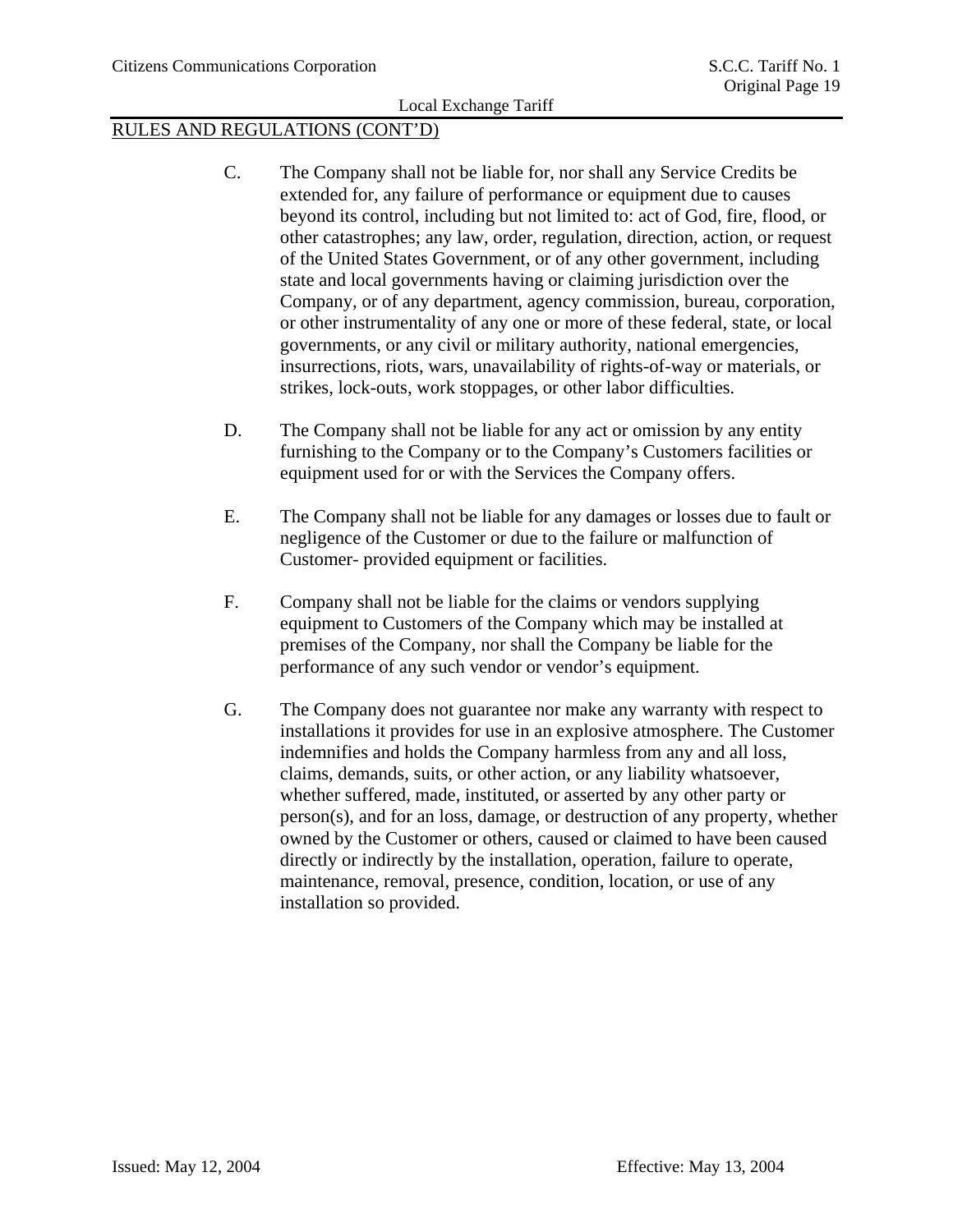RULES AND REGULATIONS (CONT'D)

C. The Company shall not be liable for, nor shall any Service Credits be extended for, any failure of performance or equipment due to causes beyond its control, including but not limited to: act of God, fire, flood, or other catastrophes; any law, order, regulation, direction, action, or request of the United States Government, or of any other government, including state and local governments having or claiming jurisdiction over the Company, or of any department, agency commission, bureau, corporation, or other instrumentality of any one or more of these federal, state, or local governments, or any civil or military authority, national emergencies, insurrections, riots, wars, unavailability of rights-of-way or materials, or strikes, lock-outs, work stoppages, or other labor difficulties.

D. The Company shall not be liable for any act or omission by any entity furnishing to the Company or to the Company's Customers facilities or equipment used for or with the Services the Company offers.

E. The Company shall not be liable for any damages or losses due to fault or negligence of the Customer or due to the failure or malfunction of Customer- provided equipment or facilities.

F. Company shall not be liable for the claims or vendors supplying equipment to Customers of the Company which may be installed at premises of the Company, nor shall the Company be liable for the performance of any such vendor or vendor's equipment.

G. The Company does not guarantee nor make any warranty with respect to installations it provides for use in an explosive atmosphere. The Customer indemnifies and holds the Company harmless from any and all loss, claims, demands, suits, or other action, or any liability whatsoever, whether suffered, made, instituted, or asserted by any other party or person(s), and for an loss, damage, or destruction of any property, whether owned by the Customer or others, caused or claimed to have been caused directly or indirectly by the installation, operation, failure to operate, maintenance, removal, presence, condition, location, or use of any installation so provided.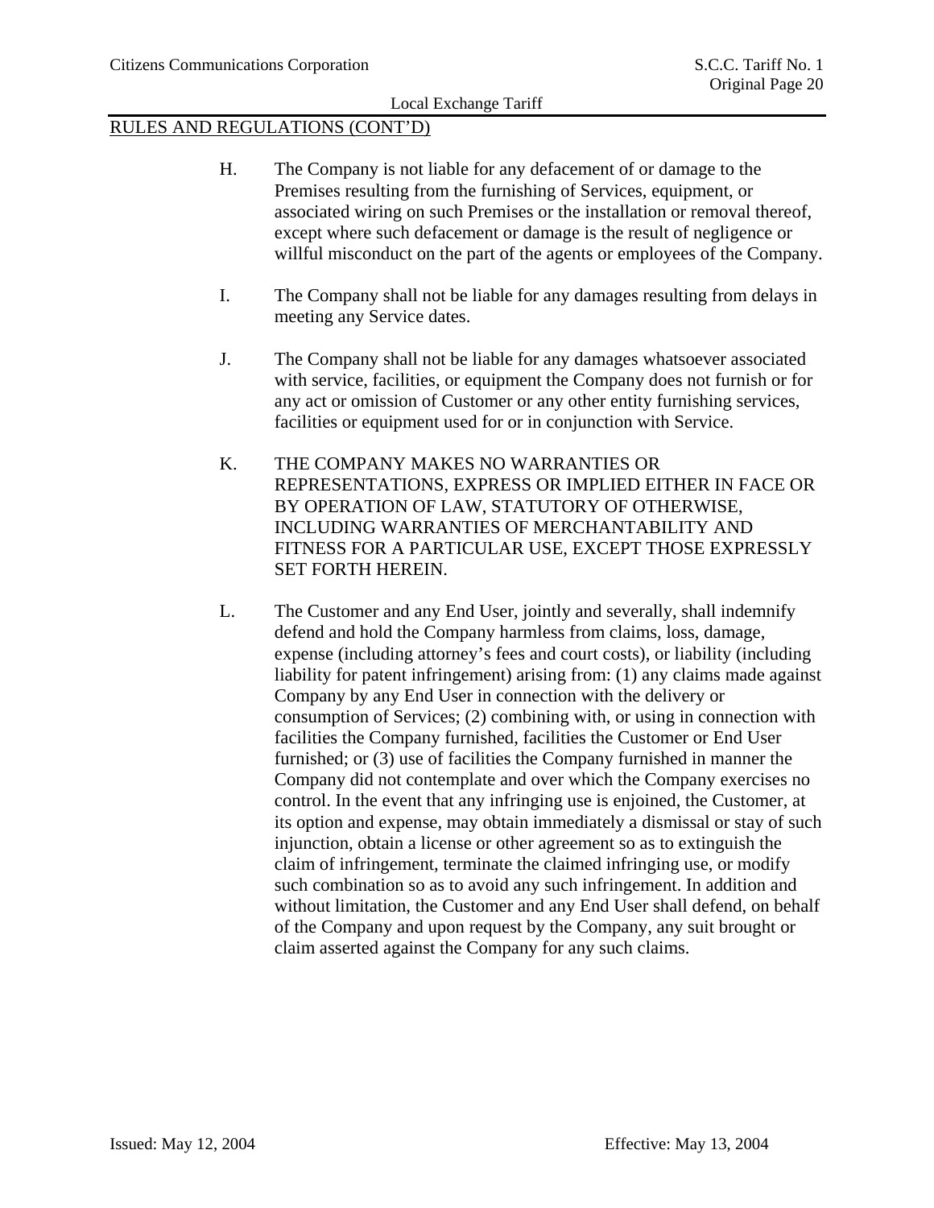RULES AND REGULATIONS (CONT'D)

H. The Company is not liable for any defacement of or damage to the Premises resulting from the furnishing of Services, equipment, or associated wiring on such Premises or the installation or removal thereof, except where such defacement or damage is the result of negligence or willful misconduct on the part of the agents or employees of the Company.

I. The Company shall not be liable for any damages resulting from delays in meeting any Service dates.

J. The Company shall not be liable for any damages whatsoever associated with service, facilities, or equipment the Company does not furnish or for any act or omission of Customer or any other entity furnishing services, facilities or equipment used for or in conjunction with Service.

K. THE COMPANY MAKES NO WARRANTIES OR REPRESENTATIONS, EXPRESS OR IMPLIED EITHER IN FACE OR BY OPERATION OF LAW, STATUTORY OF OTHERWISE, INCLUDING WARRANTIES OF MERCHANTABILITY AND FITNESS FOR A PARTICULAR USE, EXCEPT THOSE EXPRESSLY SET FORTH HEREIN.

L. The Customer and any End User, jointly and severally, shall indemnify defend and hold the Company harmless from claims, loss, damage, expense (including attorney's fees and court costs), or liability (including liability for patent infringement) arising from: (1) any claims made against Company by any End User in connection with the delivery or consumption of Services; (2) combining with, or using in connection with facilities the Company furnished, facilities the Customer or End User furnished; or (3) use of facilities the Company furnished in manner the Company did not contemplate and over which the Company exercises no control. In the event that any infringing use is enjoined, the Customer, at its option and expense, may obtain immediately a dismissal or stay of such injunction, obtain a license or other agreement so as to extinguish the claim of infringement, terminate the claimed infringing use, or modify such combination so as to avoid any such infringement. In addition and without limitation, the Customer and any End User shall defend, on behalf of the Company and upon request by the Company, any suit brought or claim asserted against the Company for any such claims.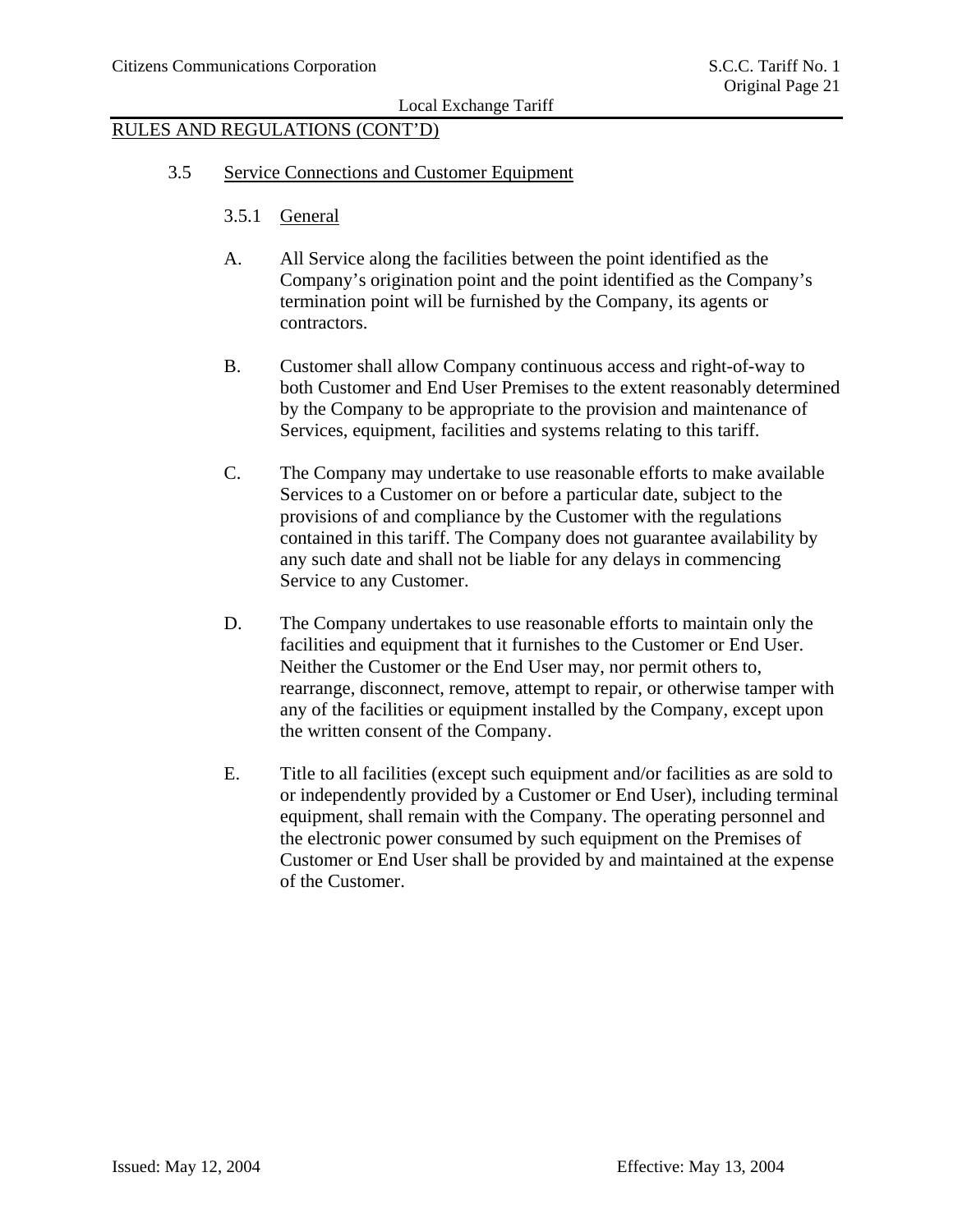## RULES AND REGULATIONS (CONT'D)

### 3.5 Service Connections and Customer Equipment

#### 3.5.1 General

A. All Service along the facilities between the point identified as the Company's origination point and the point identified as the Company's termination point will be furnished by the Company, its agents or contractors.

B. Customer shall allow Company continuous access and right-of-way to both Customer and End User Premises to the extent reasonably determined by the Company to be appropriate to the provision and maintenance of Services, equipment, facilities and systems relating to this tariff.

C. The Company may undertake to use reasonable efforts to make available Services to a Customer on or before a particular date, subject to the provisions of and compliance by the Customer with the regulations contained in this tariff. The Company does not guarantee availability by any such date and shall not be liable for any delays in commencing Service to any Customer.

D. The Company undertakes to use reasonable efforts to maintain only the facilities and equipment that it furnishes to the Customer or End User. Neither the Customer or the End User may, nor permit others to, rearrange, disconnect, remove, attempt to repair, or otherwise tamper with any of the facilities or equipment installed by the Company, except upon the written consent of the Company.

E. Title to all facilities (except such equipment and/or facilities as are sold to or independently provided by a Customer or End User), including terminal equipment, shall remain with the Company. The operating personnel and the electronic power consumed by such equipment on the Premises of Customer or End User shall be provided by and maintained at the expense of the Customer.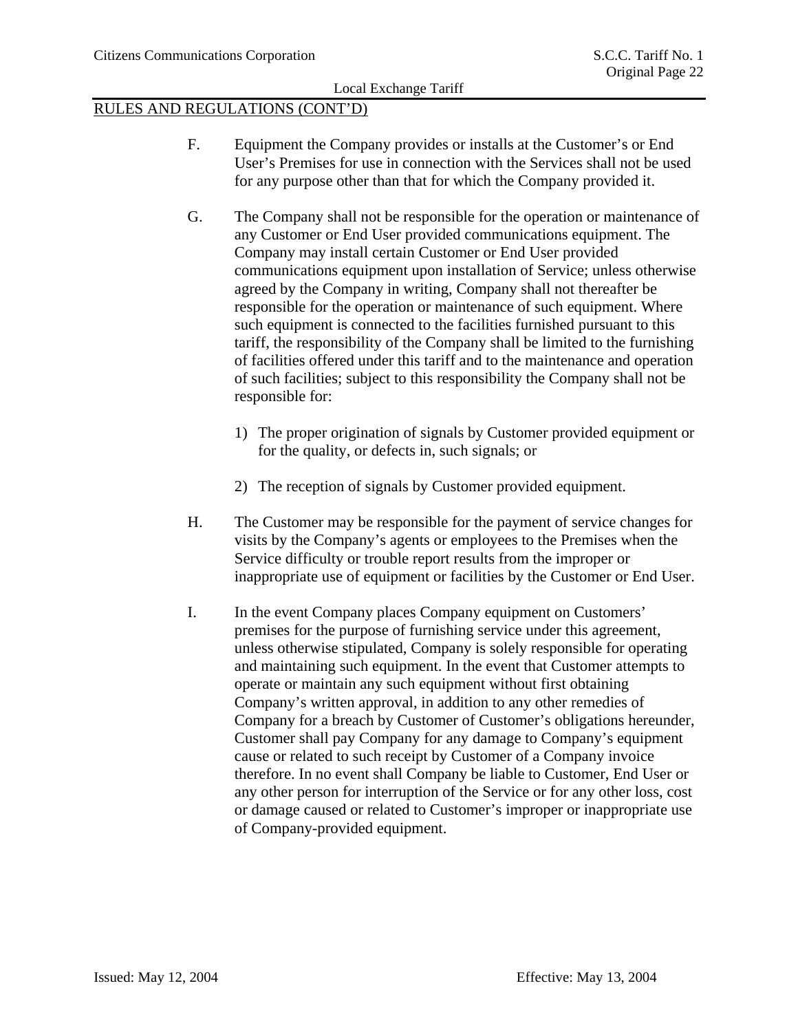RULES AND REGULATIONS (CONT'D)

F. Equipment the Company provides or installs at the Customer's or End User's Premises for use in connection with the Services shall not be used for any purpose other than that for which the Company provided it.

G. The Company shall not be responsible for the operation or maintenance of any Customer or End User provided communications equipment. The Company may install certain Customer or End User provided communications equipment upon installation of Service; unless otherwise agreed by the Company in writing, Company shall not thereafter be responsible for the operation or maintenance of such equipment. Where such equipment is connected to the facilities furnished pursuant to this tariff, the responsibility of the Company shall be limited to the furnishing of facilities offered under this tariff and to the maintenance and operation of such facilities; subject to this responsibility the Company shall not be responsible for:

1) The proper origination of signals by Customer provided equipment or for the quality, or defects in, such signals; or

2) The reception of signals by Customer provided equipment.

H. The Customer may be responsible for the payment of service changes for visits by the Company's agents or employees to the Premises when the Service difficulty or trouble report results from the improper or inappropriate use of equipment or facilities by the Customer or End User.

I. In the event Company places Company equipment on Customers' premises for the purpose of furnishing service under this agreement, unless otherwise stipulated, Company is solely responsible for operating and maintaining such equipment. In the event that Customer attempts to operate or maintain any such equipment without first obtaining Company's written approval, in addition to any other remedies of Company for a breach by Customer of Customer's obligations hereunder, Customer shall pay Company for any damage to Company's equipment cause or related to such receipt by Customer of a Company invoice therefore. In no event shall Company be liable to Customer, End User or any other person for interruption of the Service or for any other loss, cost or damage caused or related to Customer's improper or inappropriate use of Company-provided equipment.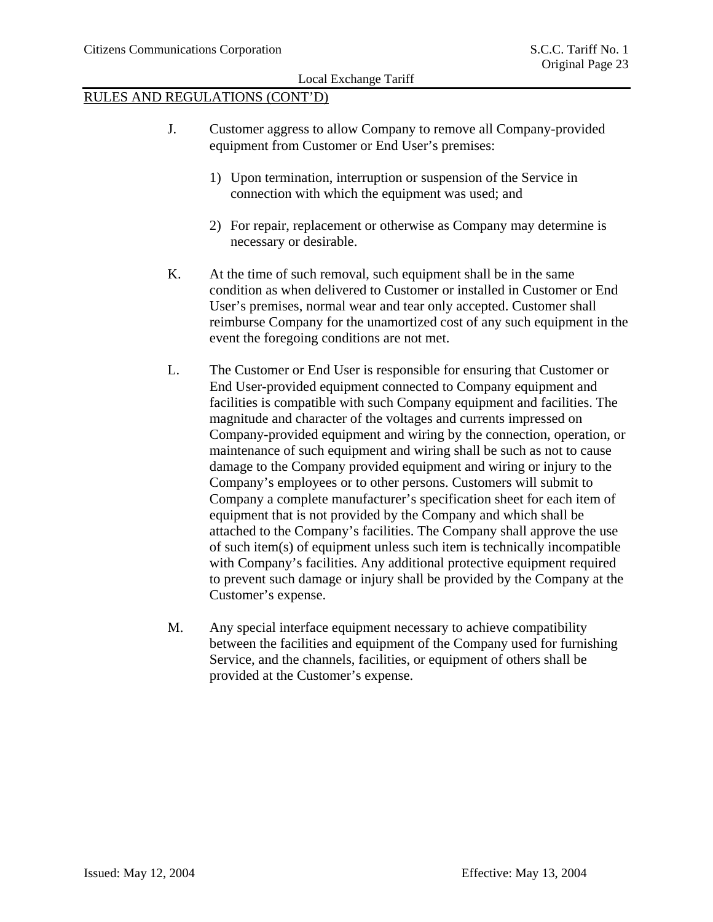## RULES AND REGULATIONS (CONT'D)

J. Customer aggress to allow Company to remove all Company-provided equipment from Customer or End User's premises:

1) Upon termination, interruption or suspension of the Service in connection with which the equipment was used; and

2) For repair, replacement or otherwise as Company may determine is necessary or desirable.

K. At the time of such removal, such equipment shall be in the same condition as when delivered to Customer or installed in Customer or End User's premises, normal wear and tear only accepted. Customer shall reimburse Company for the unamortized cost of any such equipment in the event the foregoing conditions are not met.

L. The Customer or End User is responsible for ensuring that Customer or End User-provided equipment connected to Company equipment and facilities is compatible with such Company equipment and facilities. The magnitude and character of the voltages and currents impressed on Company-provided equipment and wiring by the connection, operation, or maintenance of such equipment and wiring shall be such as not to cause damage to the Company provided equipment and wiring or injury to the Company's employees or to other persons. Customers will submit to Company a complete manufacturer's specification sheet for each item of equipment that is not provided by the Company and which shall be attached to the Company's facilities. The Company shall approve the use of such item(s) of equipment unless such item is technically incompatible with Company's facilities. Any additional protective equipment required to prevent such damage or injury shall be provided by the Company at the Customer's expense.

M. Any special interface equipment necessary to achieve compatibility between the facilities and equipment of the Company used for furnishing Service, and the channels, facilities, or equipment of others shall be provided at the Customer's expense.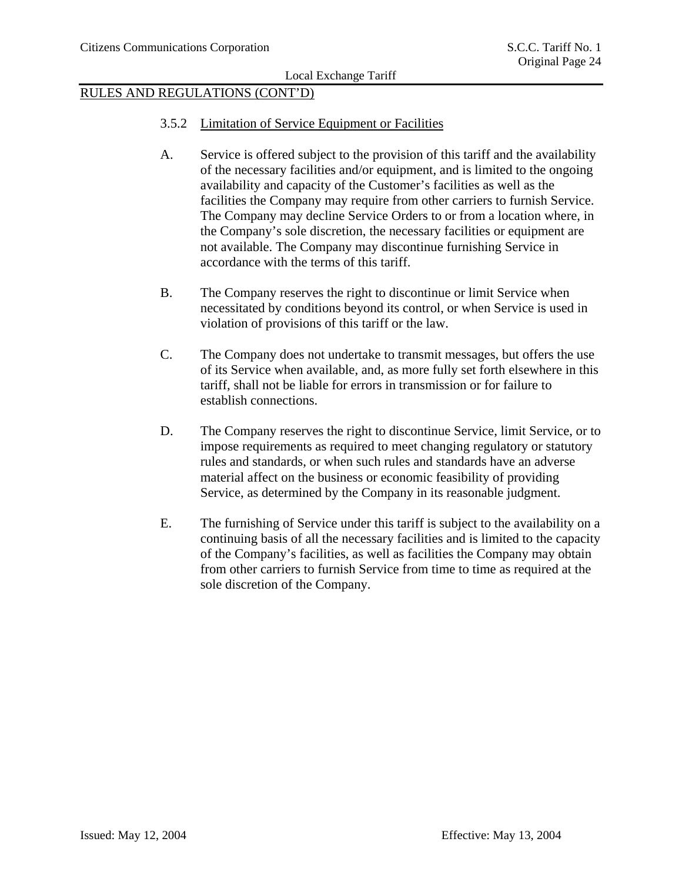RULES AND REGULATIONS (CONT'D)

3.5.2 Limitation of Service Equipment or Facilities

A. Service is offered subject to the provision of this tariff and the availability of the necessary facilities and/or equipment, and is limited to the ongoing availability and capacity of the Customer's facilities as well as the facilities the Company may require from other carriers to furnish Service. The Company may decline Service Orders to or from a location where, in the Company's sole discretion, the necessary facilities or equipment are not available. The Company may discontinue furnishing Service in accordance with the terms of this tariff.

B. The Company reserves the right to discontinue or limit Service when necessitated by conditions beyond its control, or when Service is used in violation of provisions of this tariff or the law.

C. The Company does not undertake to transmit messages, but offers the use of its Service when available, and, as more fully set forth elsewhere in this tariff, shall not be liable for errors in transmission or for failure to establish connections.

D. The Company reserves the right to discontinue Service, limit Service, or to impose requirements as required to meet changing regulatory or statutory rules and standards, or when such rules and standards have an adverse material affect on the business or economic feasibility of providing Service, as determined by the Company in its reasonable judgment.

E. The furnishing of Service under this tariff is subject to the availability on a continuing basis of all the necessary facilities and is limited to the capacity of the Company's facilities, as well as facilities the Company may obtain from other carriers to furnish Service from time to time as required at the sole discretion of the Company.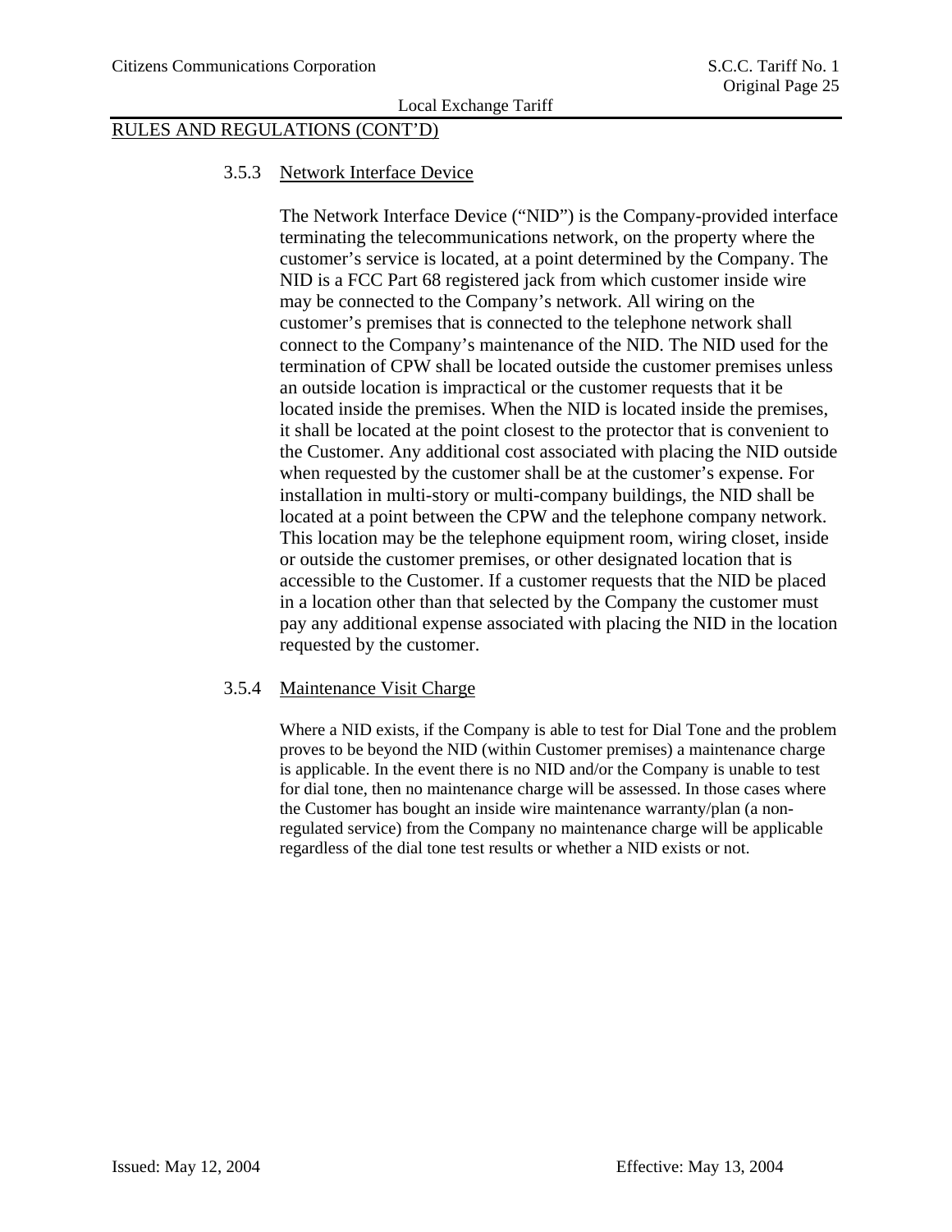## RULES AND REGULATIONS (CONT'D)

### 3.5.3 Network Interface Device

The Network Interface Device ("NID") is the Company-provided interface terminating the telecommunications network, on the property where the customer's service is located, at a point determined by the Company. The NID is a FCC Part 68 registered jack from which customer inside wire may be connected to the Company's network. All wiring on the customer's premises that is connected to the telephone network shall connect to the Company's maintenance of the NID. The NID used for the termination of CPW shall be located outside the customer premises unless an outside location is impractical or the customer requests that it be located inside the premises. When the NID is located inside the premises, it shall be located at the point closest to the protector that is convenient to the Customer. Any additional cost associated with placing the NID outside when requested by the customer shall be at the customer's expense. For installation in multi-story or multi-company buildings, the NID shall be located at a point between the CPW and the telephone company network. This location may be the telephone equipment room, wiring closet, inside or outside the customer premises, or other designated location that is accessible to the Customer. If a customer requests that the NID be placed in a location other than that selected by the Company the customer must pay any additional expense associated with placing the NID in the location requested by the customer.

### 3.5.4 Maintenance Visit Charge

Where a NID exists, if the Company is able to test for Dial Tone and the problem proves to be beyond the NID (within Customer premises) a maintenance charge is applicable. In the event there is no NID and/or the Company is unable to test for dial tone, then no maintenance charge will be assessed. In those cases where the Customer has bought an inside wire maintenance warranty/plan (a non-regulated service) from the Company no maintenance charge will be applicable regardless of the dial tone test results or whether a NID exists or not.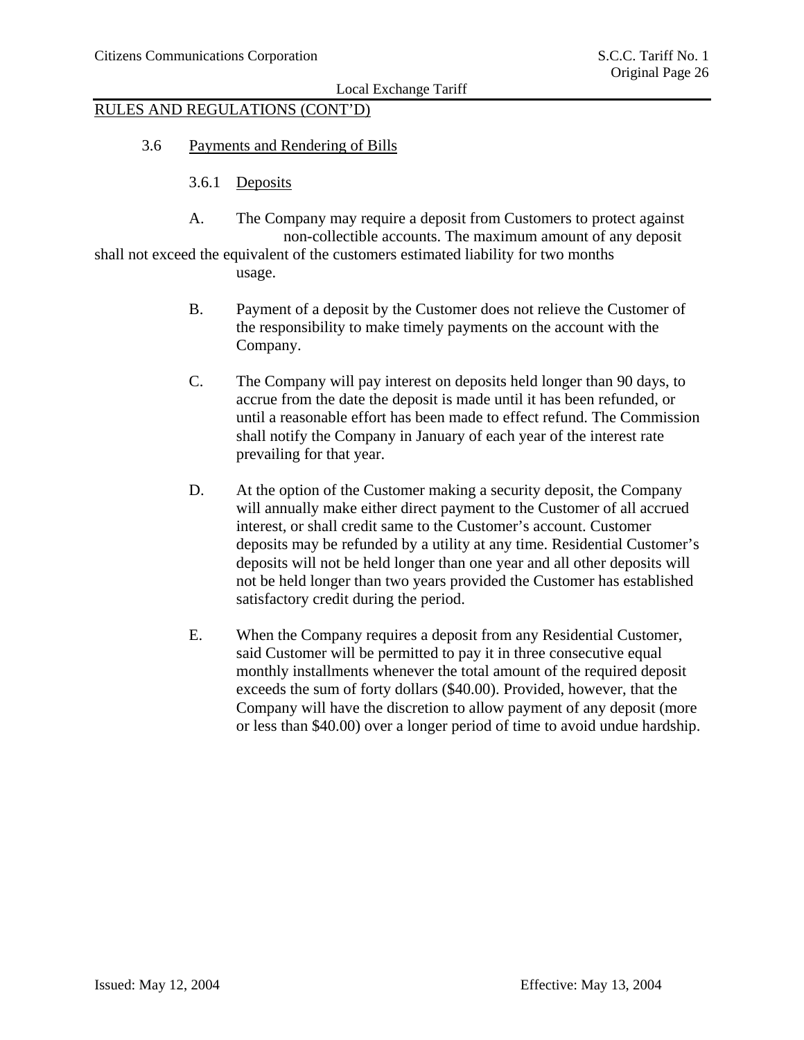RULES AND REGULATIONS (CONT'D)

3.6 Payments and Rendering of Bills

3.6.1 Deposits

A. The Company may require a deposit from Customers to protect against non-collectible accounts. The maximum amount of any deposit shall not exceed the equivalent of the customers estimated liability for two months usage.

B. Payment of a deposit by the Customer does not relieve the Customer of the responsibility to make timely payments on the account with the Company.

C. The Company will pay interest on deposits held longer than 90 days, to accrue from the date the deposit is made until it has been refunded, or until a reasonable effort has been made to effect refund. The Commission shall notify the Company in January of each year of the interest rate prevailing for that year.

D. At the option of the Customer making a security deposit, the Company will annually make either direct payment to the Customer of all accrued interest, or shall credit same to the Customer's account. Customer deposits may be refunded by a utility at any time. Residential Customer's deposits will not be held longer than one year and all other deposits will not be held longer than two years provided the Customer has established satisfactory credit during the period.

E. When the Company requires a deposit from any Residential Customer, said Customer will be permitted to pay it in three consecutive equal monthly installments whenever the total amount of the required deposit exceeds the sum of forty dollars ($40.00). Provided, however, that the Company will have the discretion to allow payment of any deposit (more or less than $40.00) over a longer period of time to avoid undue hardship.

Issued: May 12, 2004 Effective: May 13, 2004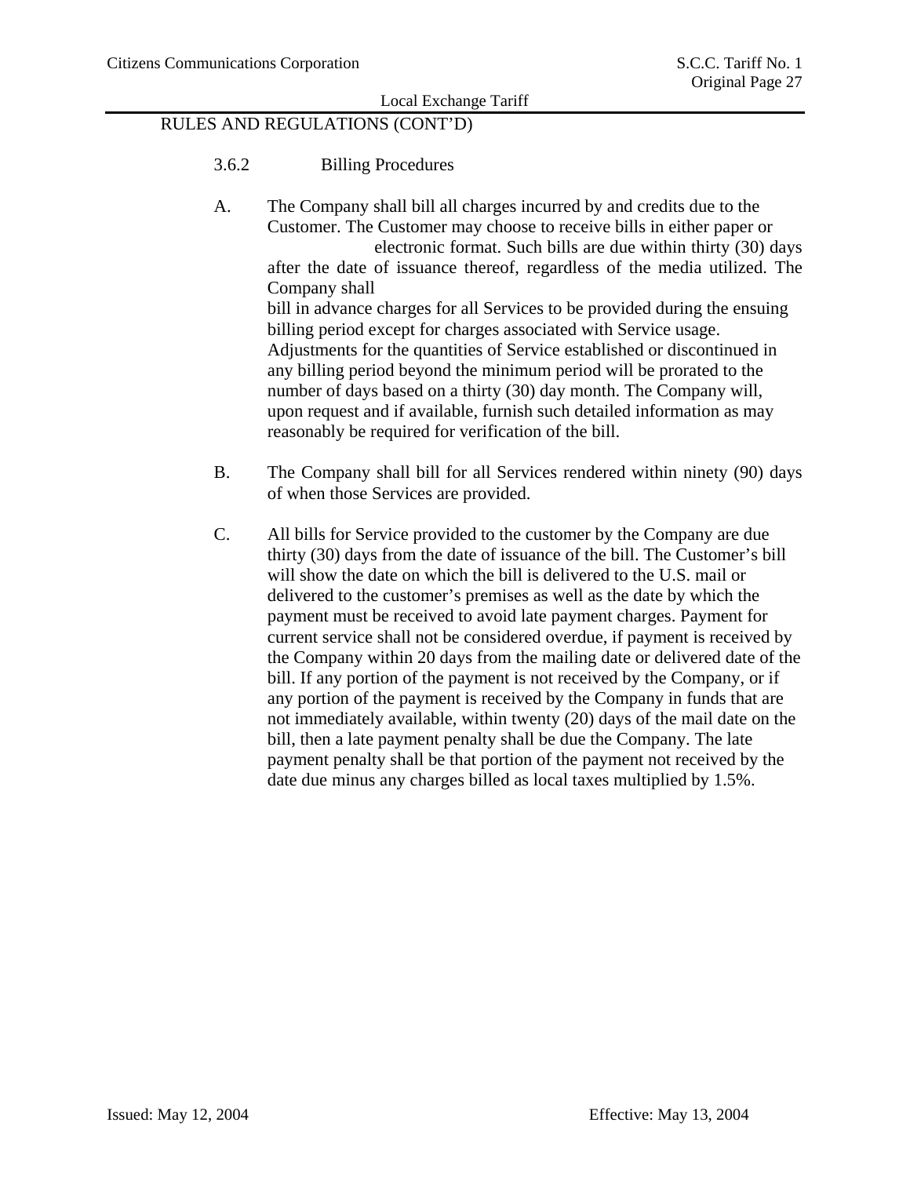RULES AND REGULATIONS (CONT'D)

3.6.2 Billing Procedures

A. The Company shall bill all charges incurred by and credits due to the Customer. The Customer may choose to receive bills in either paper or electronic format. Such bills are due within thirty (30) days after the date of issuance thereof, regardless of the media utilized. The Company shall bill in advance charges for all Services to be provided during the ensuing billing period except for charges associated with Service usage. Adjustments for the quantities of Service established or discontinued in any billing period beyond the minimum period will be prorated to the number of days based on a thirty (30) day month. The Company will, upon request and if available, furnish such detailed information as may reasonably be required for verification of the bill.

B. The Company shall bill for all Services rendered within ninety (90) days of when those Services are provided.

C. All bills for Service provided to the customer by the Company are due thirty (30) days from the date of issuance of the bill. The Customer's bill will show the date on which the bill is delivered to the U.S. mail or delivered to the customer's premises as well as the date by which the payment must be received to avoid late payment charges. Payment for current service shall not be considered overdue, if payment is received by the Company within 20 days from the mailing date or delivered date of the bill. If any portion of the payment is not received by the Company, or if any portion of the payment is received by the Company in funds that are not immediately available, within twenty (20) days of the mail date on the bill, then a late payment penalty shall be due the Company. The late payment penalty shall be that portion of the payment not received by the date due minus any charges billed as local taxes multiplied by 1.5%.

Issued: May 12, 2004 Effective: May 13, 2004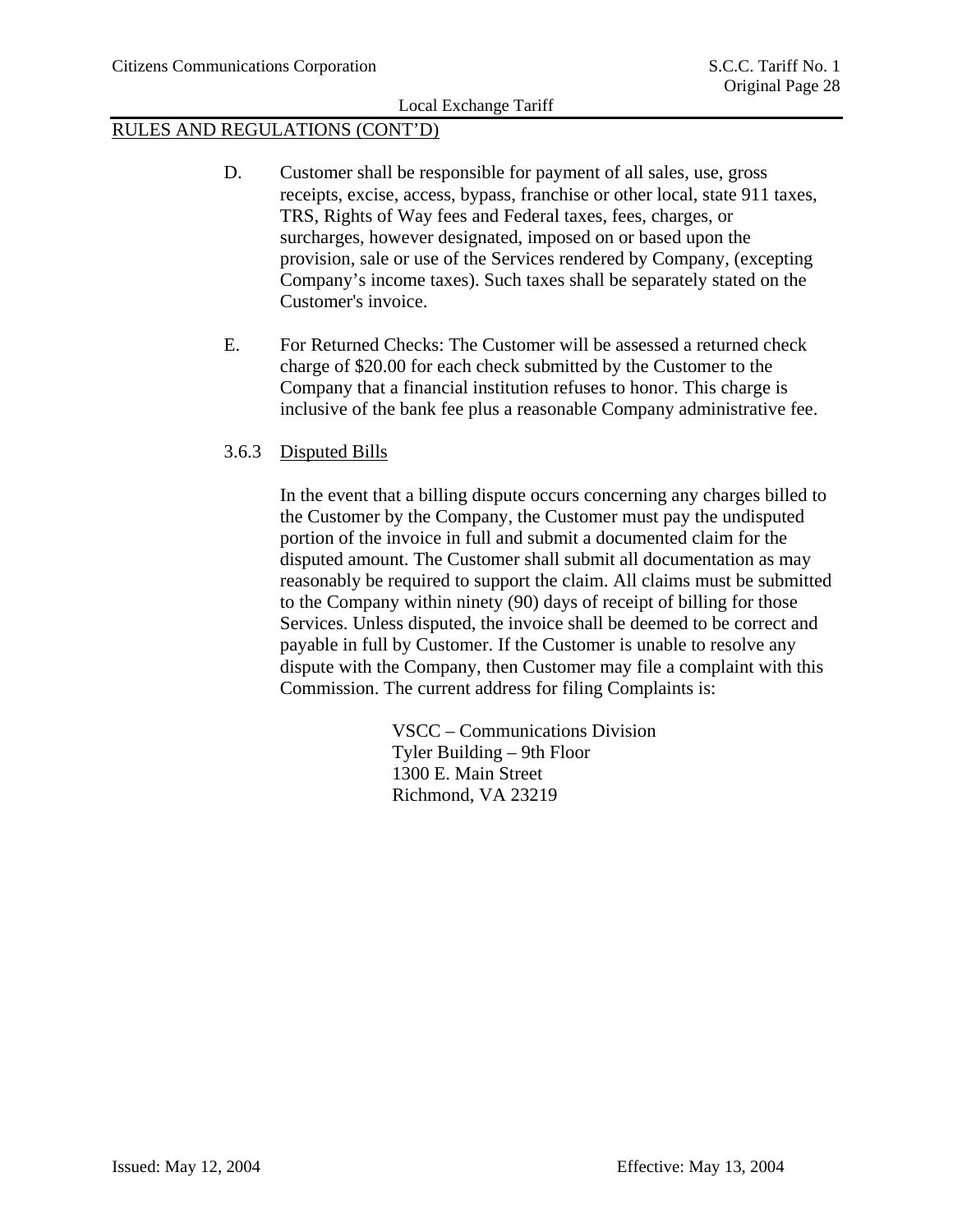## RULES AND REGULATIONS (CONT'D)

D. Customer shall be responsible for payment of all sales, use, gross receipts, excise, access, bypass, franchise or other local, state 911 taxes, TRS, Rights of Way fees and Federal taxes, fees, charges, or surcharges, however designated, imposed on or based upon the provision, sale or use of the Services rendered by Company, (excepting Company's income taxes). Such taxes shall be separately stated on the Customer's invoice.

E. For Returned Checks: The Customer will be assessed a returned check charge of $20.00 for each check submitted by the Customer to the Company that a financial institution refuses to honor. This charge is inclusive of the bank fee plus a reasonable Company administrative fee.

### 3.6.3 Disputed Bills

In the event that a billing dispute occurs concerning any charges billed to the Customer by the Company, the Customer must pay the undisputed portion of the invoice in full and submit a documented claim for the disputed amount. The Customer shall submit all documentation as may reasonably be required to support the claim. All claims must be submitted to the Company within ninety (90) days of receipt of billing for those Services. Unless disputed, the invoice shall be deemed to be correct and payable in full by Customer. If the Customer is unable to resolve any dispute with the Company, then Customer may file a complaint with this Commission. The current address for filing Complaints is:

VSCC – Communications Division
Tyler Building – 9th Floor
1300 E. Main Street
Richmond, VA 23219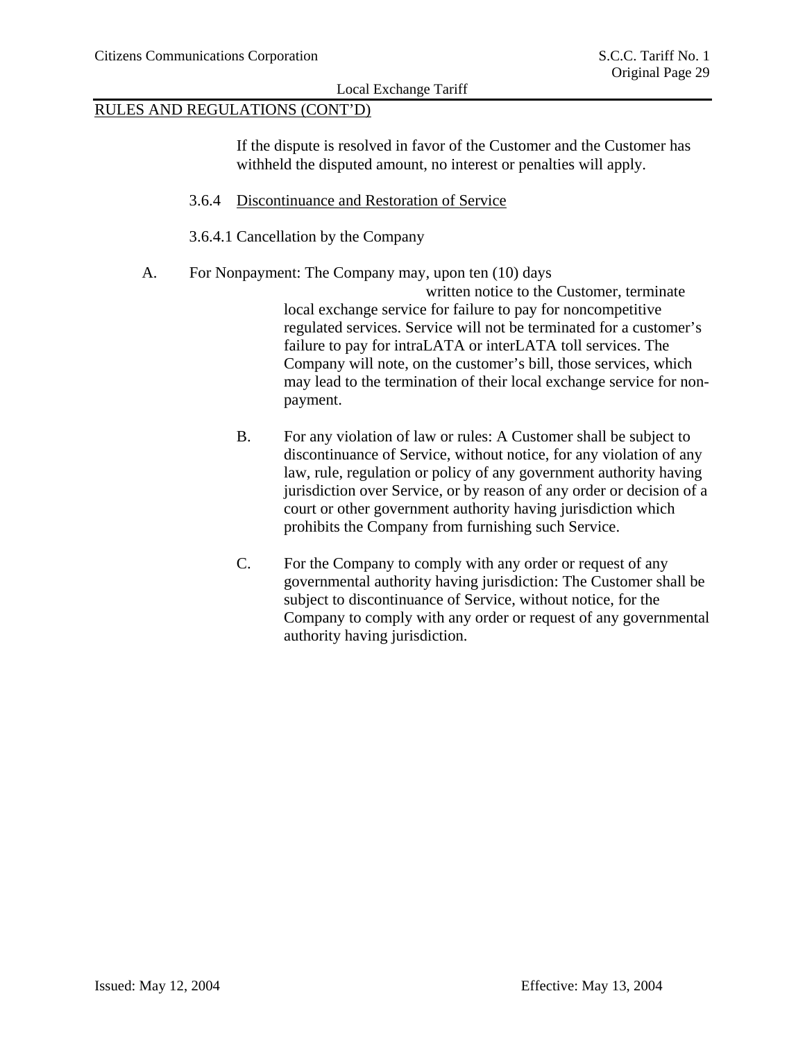RULES AND REGULATIONS (CONT'D)

If the dispute is resolved in favor of the Customer and the Customer has withheld the disputed amount, no interest or penalties will apply.

3.6.4 Discontinuance and Restoration of Service

3.6.4.1 Cancellation by the Company

A. For Nonpayment: The Company may, upon ten (10) days written notice to the Customer, terminate local exchange service for failure to pay for noncompetitive regulated services. Service will not be terminated for a customer's failure to pay for intraLATA or interLATA toll services. The Company will note, on the customer's bill, those services, which may lead to the termination of their local exchange service for non-payment.

B. For any violation of law or rules: A Customer shall be subject to discontinuance of Service, without notice, for any violation of any law, rule, regulation or policy of any government authority having jurisdiction over Service, or by reason of any order or decision of a court or other government authority having jurisdiction which prohibits the Company from furnishing such Service.

C. For the Company to comply with any order or request of any governmental authority having jurisdiction: The Customer shall be subject to discontinuance of Service, without notice, for the Company to comply with any order or request of any governmental authority having jurisdiction.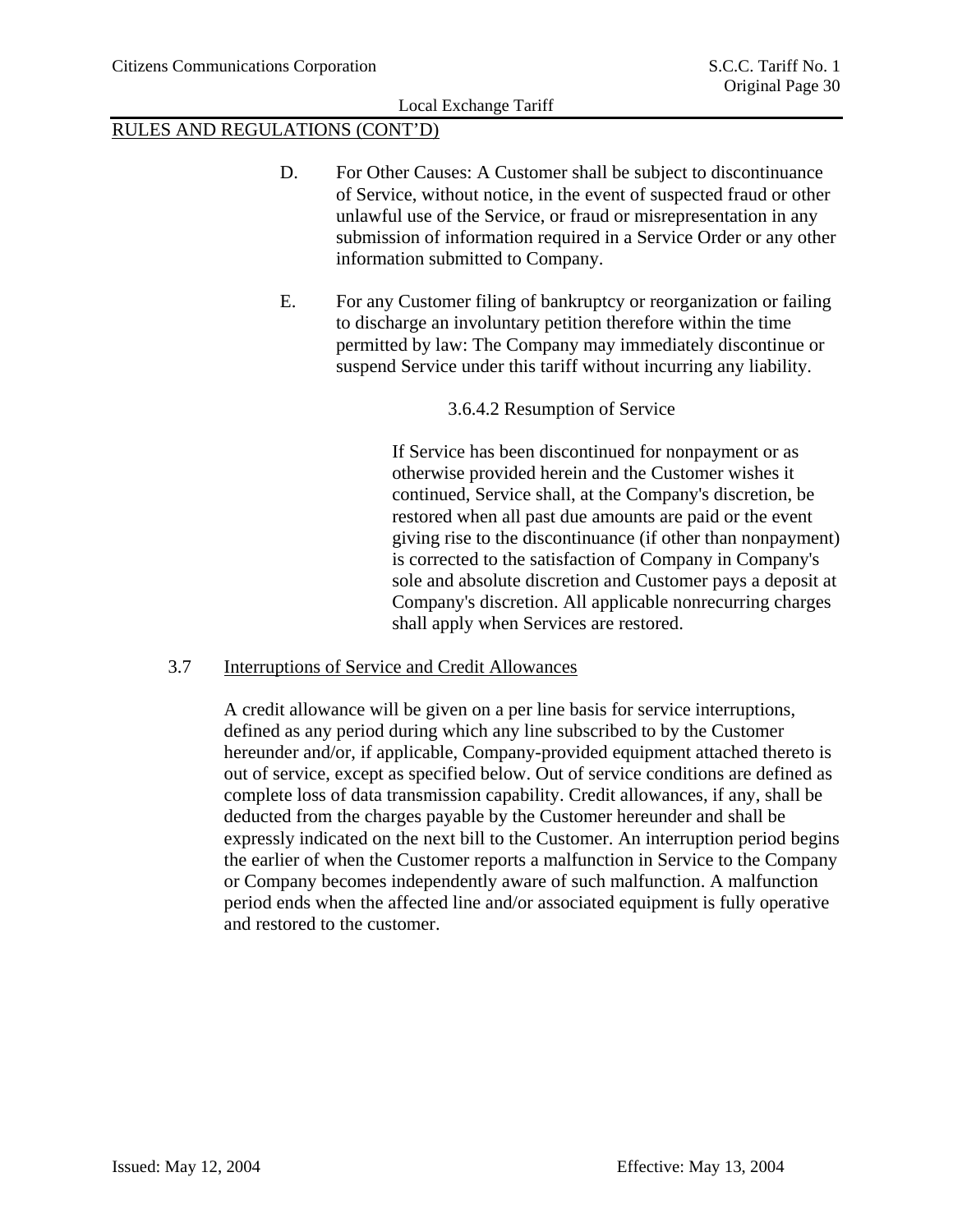RULES AND REGULATIONS (CONT'D)

D. For Other Causes: A Customer shall be subject to discontinuance of Service, without notice, in the event of suspected fraud or other unlawful use of the Service, or fraud or misrepresentation in any submission of information required in a Service Order or any other information submitted to Company.

E. For any Customer filing of bankruptcy or reorganization or failing to discharge an involuntary petition therefore within the time permitted by law: The Company may immediately discontinue or suspend Service under this tariff without incurring any liability.

#### 3.6.4.2 Resumption of Service

If Service has been discontinued for nonpayment or as otherwise provided herein and the Customer wishes it continued, Service shall, at the Company's discretion, be restored when all past due amounts are paid or the event giving rise to the discontinuance (if other than nonpayment) is corrected to the satisfaction of Company in Company's sole and absolute discretion and Customer pays a deposit at Company's discretion. All applicable nonrecurring charges shall apply when Services are restored.

## 3.7 Interruptions of Service and Credit Allowances

A credit allowance will be given on a per line basis for service interruptions, defined as any period during which any line subscribed to by the Customer hereunder and/or, if applicable, Company-provided equipment attached thereto is out of service, except as specified below. Out of service conditions are defined as complete loss of data transmission capability. Credit allowances, if any, shall be deducted from the charges payable by the Customer hereunder and shall be expressly indicated on the next bill to the Customer. An interruption period begins the earlier of when the Customer reports a malfunction in Service to the Company or Company becomes independently aware of such malfunction. A malfunction period ends when the affected line and/or associated equipment is fully operative and restored to the customer.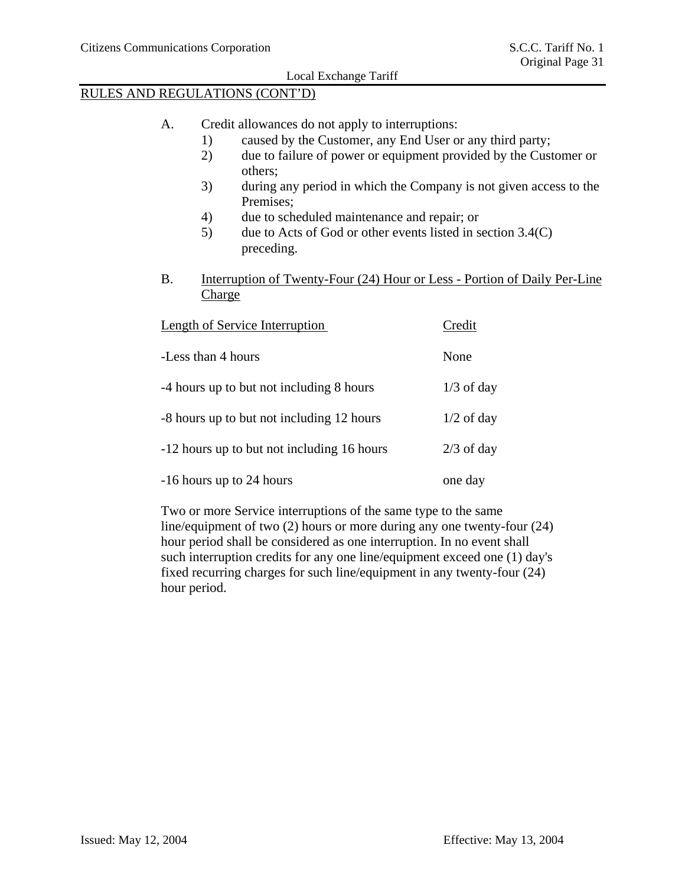## RULES AND REGULATIONS (CONT'D)

A. Credit allowances do not apply to interruptions:

1) caused by the Customer, any End User or any third party;
2) due to failure of power or equipment provided by the Customer or others;
3) during any period in which the Company is not given access to the Premises;
4) due to scheduled maintenance and repair; or
5) due to Acts of God or other events listed in section 3.4(C) preceding.

B. Interruption of Twenty-Four (24) Hour or Less - Portion of Daily Per-Line Charge

| Length of Service Interruption | Credit |
|---|---|
| -Less than 4 hours | None |
| -4 hours up to but not including 8 hours | 1/3 of day |
| -8 hours up to but not including 12 hours | 1/2 of day |
| -12 hours up to but not including 16 hours | 2/3 of day |
| -16 hours up to 24 hours | one day |

Two or more Service interruptions of the same type to the same line/equipment of two (2) hours or more during any one twenty-four (24) hour period shall be considered as one interruption. In no event shall such interruption credits for any one line/equipment exceed one (1) day's fixed recurring charges for such line/equipment in any twenty-four (24) hour period.

Issued: May 12, 2004 Effective: May 13, 2004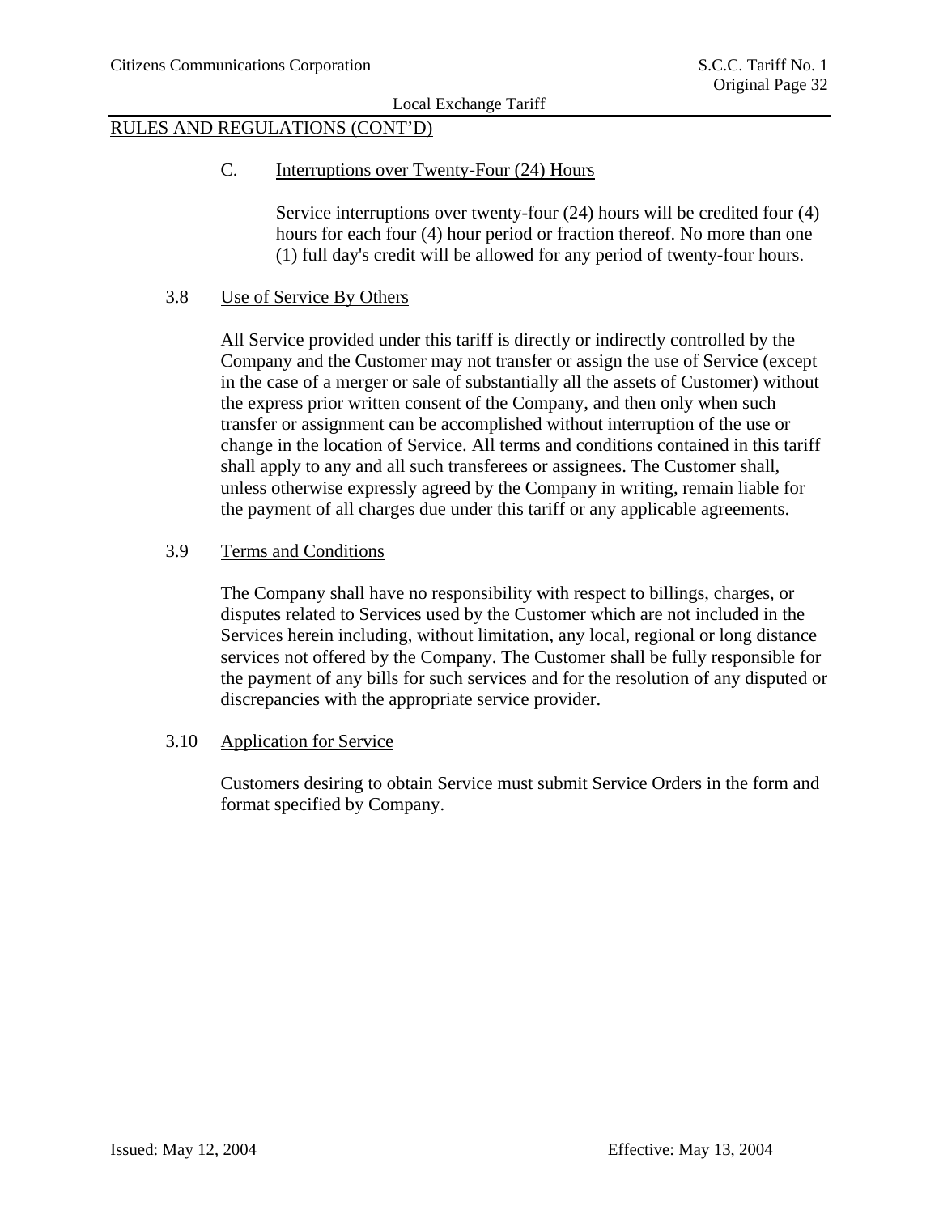RULES AND REGULATIONS (CONT'D)

C. Interruptions over Twenty-Four (24) Hours

Service interruptions over twenty-four (24) hours will be credited four (4) hours for each four (4) hour period or fraction thereof. No more than one (1) full day's credit will be allowed for any period of twenty-four hours.

3.8 Use of Service By Others

All Service provided under this tariff is directly or indirectly controlled by the Company and the Customer may not transfer or assign the use of Service (except in the case of a merger or sale of substantially all the assets of Customer) without the express prior written consent of the Company, and then only when such transfer or assignment can be accomplished without interruption of the use or change in the location of Service. All terms and conditions contained in this tariff shall apply to any and all such transferees or assignees. The Customer shall, unless otherwise expressly agreed by the Company in writing, remain liable for the payment of all charges due under this tariff or any applicable agreements.

3.9 Terms and Conditions

The Company shall have no responsibility with respect to billings, charges, or disputes related to Services used by the Customer which are not included in the Services herein including, without limitation, any local, regional or long distance services not offered by the Company. The Customer shall be fully responsible for the payment of any bills for such services and for the resolution of any disputed or discrepancies with the appropriate service provider.

3.10 Application for Service

Customers desiring to obtain Service must submit Service Orders in the form and format specified by Company.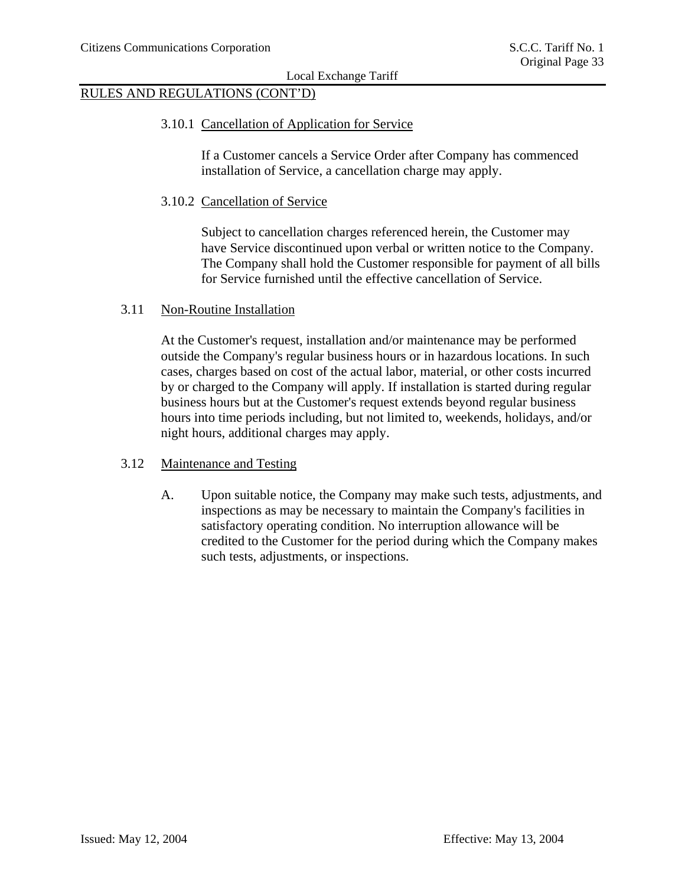## RULES AND REGULATIONS (CONT'D)

#### 3.10.1 Cancellation of Application for Service

If a Customer cancels a Service Order after Company has commenced installation of Service, a cancellation charge may apply.

#### 3.10.2 Cancellation of Service

Subject to cancellation charges referenced herein, the Customer may have Service discontinued upon verbal or written notice to the Company. The Company shall hold the Customer responsible for payment of all bills for Service furnished until the effective cancellation of Service.

### 3.11 Non-Routine Installation

At the Customer's request, installation and/or maintenance may be performed outside the Company's regular business hours or in hazardous locations. In such cases, charges based on cost of the actual labor, material, or other costs incurred by or charged to the Company will apply. If installation is started during regular business hours but at the Customer's request extends beyond regular business hours into time periods including, but not limited to, weekends, holidays, and/or night hours, additional charges may apply.

### 3.12 Maintenance and Testing

A. Upon suitable notice, the Company may make such tests, adjustments, and inspections as may be necessary to maintain the Company's facilities in satisfactory operating condition. No interruption allowance will be credited to the Customer for the period during which the Company makes such tests, adjustments, or inspections.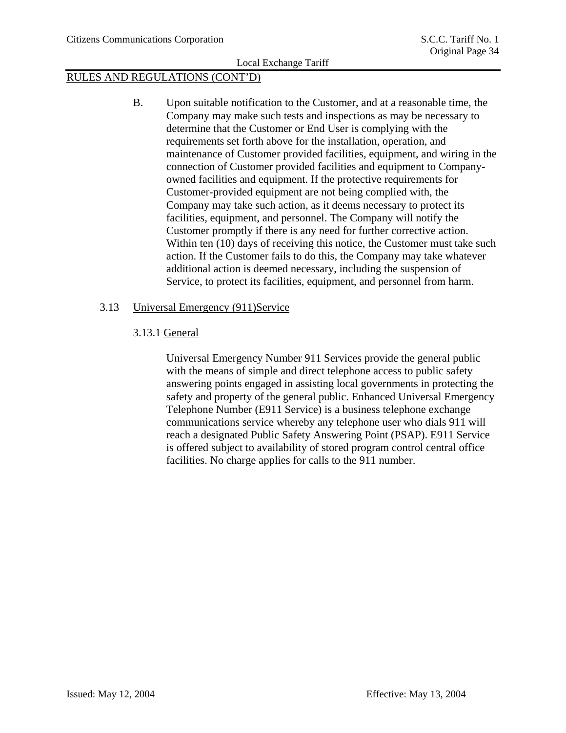RULES AND REGULATIONS (CONT'D)

B. Upon suitable notification to the Customer, and at a reasonable time, the Company may make such tests and inspections as may be necessary to determine that the Customer or End User is complying with the requirements set forth above for the installation, operation, and maintenance of Customer provided facilities, equipment, and wiring in the connection of Customer provided facilities and equipment to Company-owned facilities and equipment. If the protective requirements for Customer-provided equipment are not being complied with, the Company may take such action, as it deems necessary to protect its facilities, equipment, and personnel. The Company will notify the Customer promptly if there is any need for further corrective action. Within ten (10) days of receiving this notice, the Customer must take such action. If the Customer fails to do this, the Company may take whatever additional action is deemed necessary, including the suspension of Service, to protect its facilities, equipment, and personnel from harm.

## 3.13 Universal Emergency (911)Service

### 3.13.1 General

Universal Emergency Number 911 Services provide the general public with the means of simple and direct telephone access to public safety answering points engaged in assisting local governments in protecting the safety and property of the general public. Enhanced Universal Emergency Telephone Number (E911 Service) is a business telephone exchange communications service whereby any telephone user who dials 911 will reach a designated Public Safety Answering Point (PSAP). E911 Service is offered subject to availability of stored program control central office facilities. No charge applies for calls to the 911 number.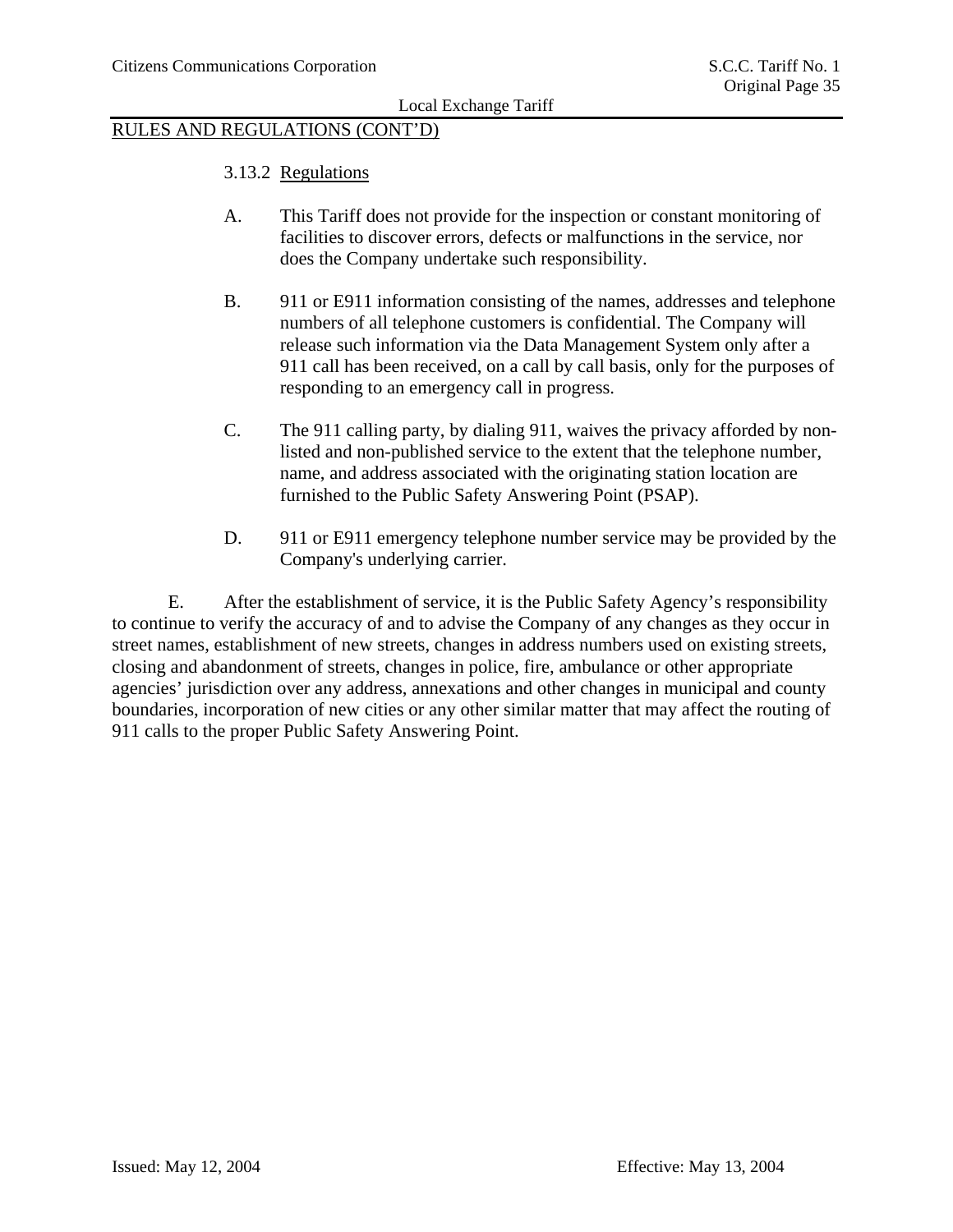## RULES AND REGULATIONS (CONT'D)

### 3.13.2 Regulations

A. This Tariff does not provide for the inspection or constant monitoring of facilities to discover errors, defects or malfunctions in the service, nor does the Company undertake such responsibility.

B. 911 or E911 information consisting of the names, addresses and telephone numbers of all telephone customers is confidential. The Company will release such information via the Data Management System only after a 911 call has been received, on a call by call basis, only for the purposes of responding to an emergency call in progress.

C. The 911 calling party, by dialing 911, waives the privacy afforded by non-listed and non-published service to the extent that the telephone number, name, and address associated with the originating station location are furnished to the Public Safety Answering Point (PSAP).

D. 911 or E911 emergency telephone number service may be provided by the Company's underlying carrier.

E. After the establishment of service, it is the Public Safety Agency's responsibility to continue to verify the accuracy of and to advise the Company of any changes as they occur in street names, establishment of new streets, changes in address numbers used on existing streets, closing and abandonment of streets, changes in police, fire, ambulance or other appropriate agencies' jurisdiction over any address, annexations and other changes in municipal and county boundaries, incorporation of new cities or any other similar matter that may affect the routing of 911 calls to the proper Public Safety Answering Point.

Issued: May 12, 2004 Effective: May 13, 2004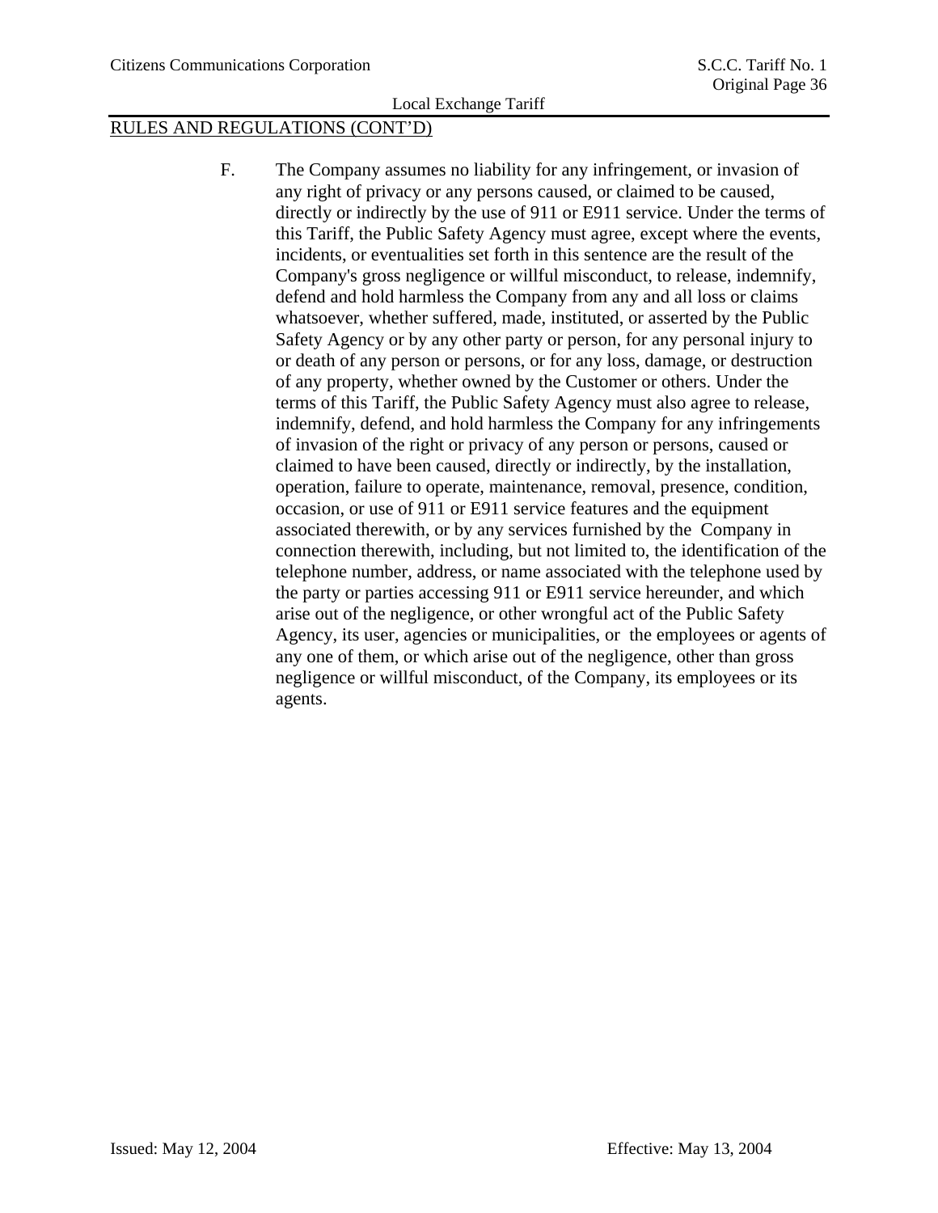RULES AND REGULATIONS (CONT'D)

F. The Company assumes no liability for any infringement, or invasion of any right of privacy or any persons caused, or claimed to be caused, directly or indirectly by the use of 911 or E911 service. Under the terms of this Tariff, the Public Safety Agency must agree, except where the events, incidents, or eventualities set forth in this sentence are the result of the Company's gross negligence or willful misconduct, to release, indemnify, defend and hold harmless the Company from any and all loss or claims whatsoever, whether suffered, made, instituted, or asserted by the Public Safety Agency or by any other party or person, for any personal injury to or death of any person or persons, or for any loss, damage, or destruction of any property, whether owned by the Customer or others. Under the terms of this Tariff, the Public Safety Agency must also agree to release, indemnify, defend, and hold harmless the Company for any infringements of invasion of the right or privacy of any person or persons, caused or claimed to have been caused, directly or indirectly, by the installation, operation, failure to operate, maintenance, removal, presence, condition, occasion, or use of 911 or E911 service features and the equipment associated therewith, or by any services furnished by the Company in connection therewith, including, but not limited to, the identification of the telephone number, address, or name associated with the telephone used by the party or parties accessing 911 or E911 service hereunder, and which arise out of the negligence, or other wrongful act of the Public Safety Agency, its user, agencies or municipalities, or the employees or agents of any one of them, or which arise out of the negligence, other than gross negligence or willful misconduct, of the Company, its employees or its agents.

Issued: May 12, 2004 Effective: May 13, 2004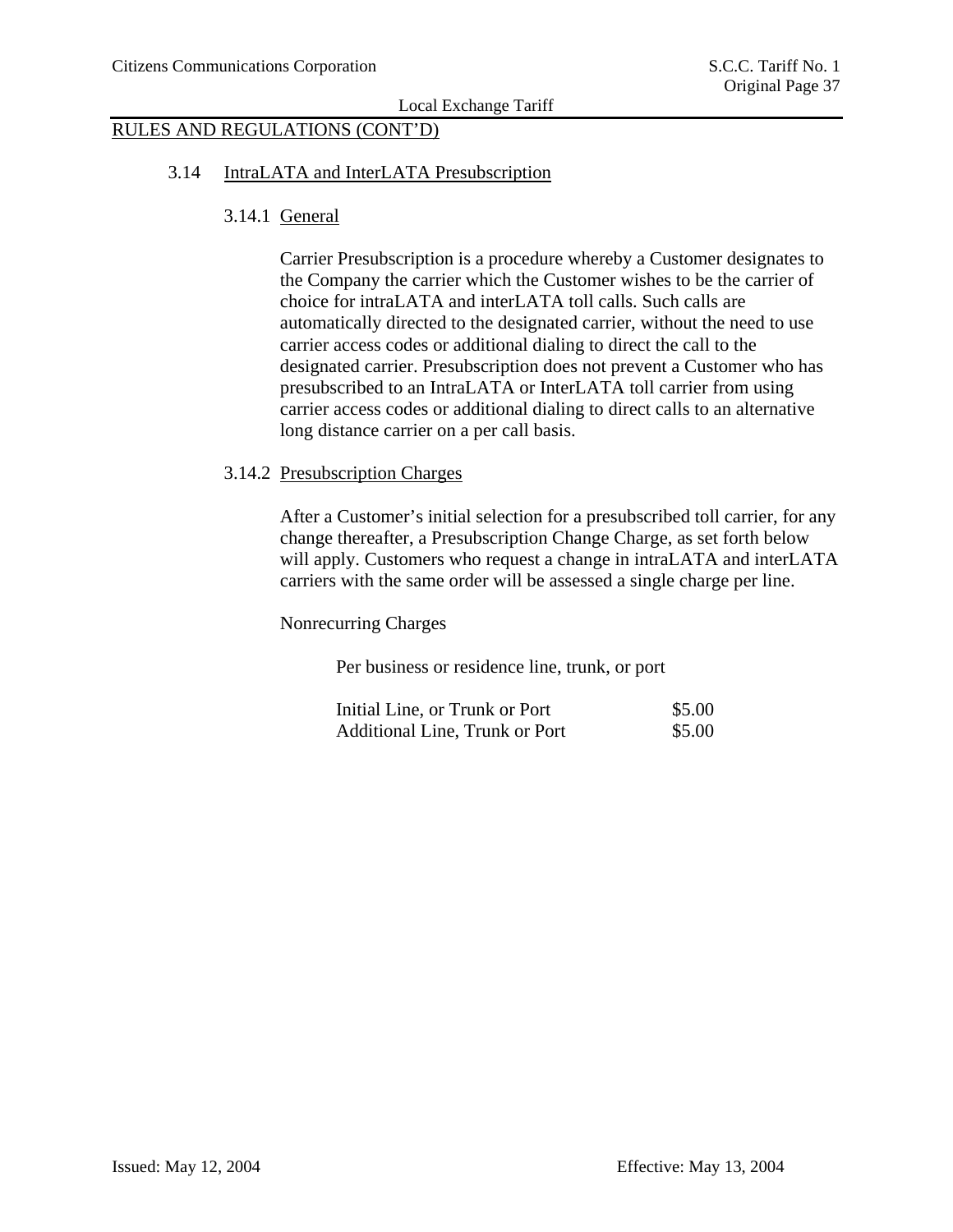## RULES AND REGULATIONS (CONT'D)

### 3.14 IntraLATA and InterLATA Presubscription

#### 3.14.1 General

Carrier Presubscription is a procedure whereby a Customer designates to the Company the carrier which the Customer wishes to be the carrier of choice for intraLATA and interLATA toll calls. Such calls are automatically directed to the designated carrier, without the need to use carrier access codes or additional dialing to direct the call to the designated carrier. Presubscription does not prevent a Customer who has presubscribed to an IntraLATA or InterLATA toll carrier from using carrier access codes or additional dialing to direct calls to an alternative long distance carrier on a per call basis.

#### 3.14.2 Presubscription Charges

After a Customer's initial selection for a presubscribed toll carrier, for any change thereafter, a Presubscription Change Charge, as set forth below will apply. Customers who request a change in intraLATA and interLATA carriers with the same order will be assessed a single charge per line.

Nonrecurring Charges

Per business or residence line, trunk, or port

| | |
|---|---|
| Initial Line, or Trunk or Port | $5.00 |
| Additional Line, Trunk or Port | $5.00 |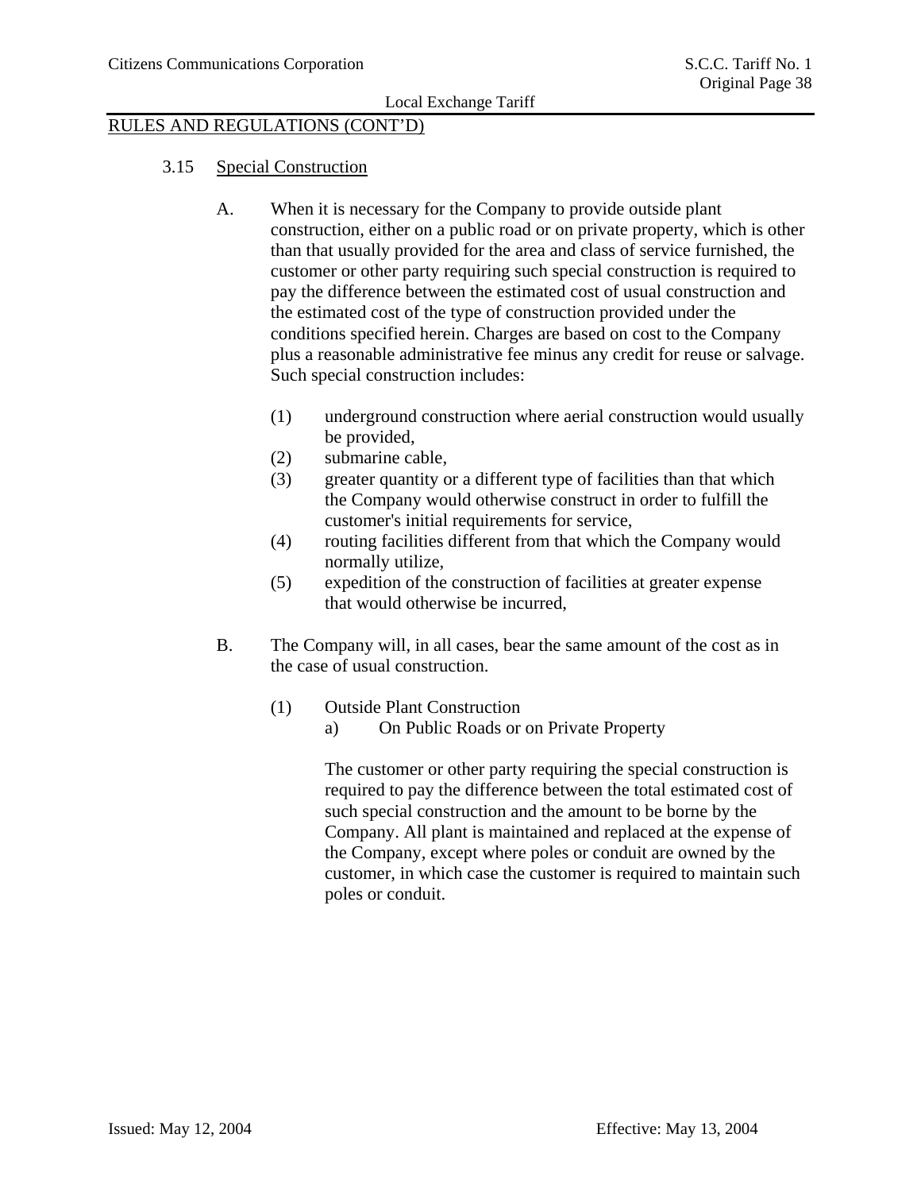## RULES AND REGULATIONS (CONT'D)

### 3.15 Special Construction

A. When it is necessary for the Company to provide outside plant construction, either on a public road or on private property, which is other than that usually provided for the area and class of service furnished, the customer or other party requiring such special construction is required to pay the difference between the estimated cost of usual construction and the estimated cost of the type of construction provided under the conditions specified herein. Charges are based on cost to the Company plus a reasonable administrative fee minus any credit for reuse or salvage. Such special construction includes:

   (1) underground construction where aerial construction would usually be provided,
   (2) submarine cable,
   (3) greater quantity or a different type of facilities than that which the Company would otherwise construct in order to fulfill the customer's initial requirements for service,
   (4) routing facilities different from that which the Company would normally utilize,
   (5) expedition of the construction of facilities at greater expense that would otherwise be incurred,

B. The Company will, in all cases, bear the same amount of the cost as in the case of usual construction.

   (1) Outside Plant Construction
      a) On Public Roads or on Private Property

      The customer or other party requiring the special construction is required to pay the difference between the total estimated cost of such special construction and the amount to be borne by the Company. All plant is maintained and replaced at the expense of the Company, except where poles or conduit are owned by the customer, in which case the customer is required to maintain such poles or conduit.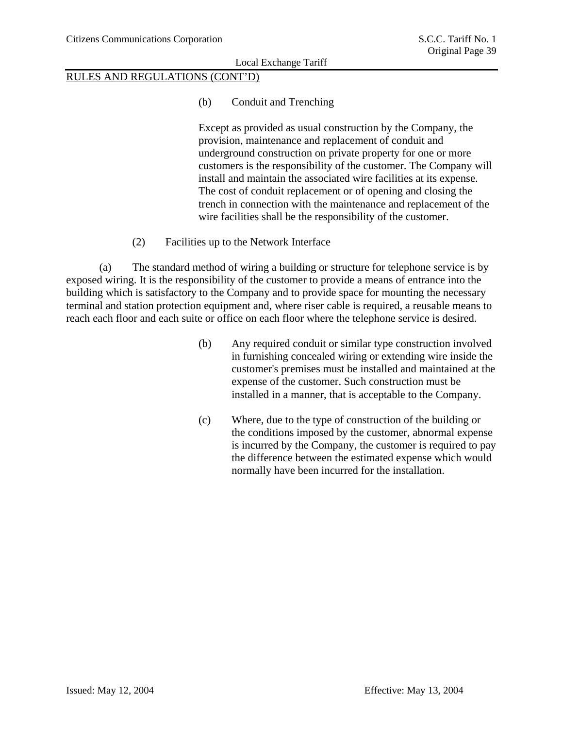RULES AND REGULATIONS (CONT'D)

(b) Conduit and Trenching

Except as provided as usual construction by the Company, the provision, maintenance and replacement of conduit and underground construction on private property for one or more customers is the responsibility of the customer. The Company will install and maintain the associated wire facilities at its expense. The cost of conduit replacement or of opening and closing the trench in connection with the maintenance and replacement of the wire facilities shall be the responsibility of the customer.

(2) Facilities up to the Network Interface

(a) The standard method of wiring a building or structure for telephone service is by exposed wiring. It is the responsibility of the customer to provide a means of entrance into the building which is satisfactory to the Company and to provide space for mounting the necessary terminal and station protection equipment and, where riser cable is required, a reusable means to reach each floor and each suite or office on each floor where the telephone service is desired.

(b) Any required conduit or similar type construction involved in furnishing concealed wiring or extending wire inside the customer's premises must be installed and maintained at the expense of the customer. Such construction must be installed in a manner, that is acceptable to the Company.

(c) Where, due to the type of construction of the building or the conditions imposed by the customer, abnormal expense is incurred by the Company, the customer is required to pay the difference between the estimated expense which would normally have been incurred for the installation.

Issued: May 12, 2004 Effective: May 13, 2004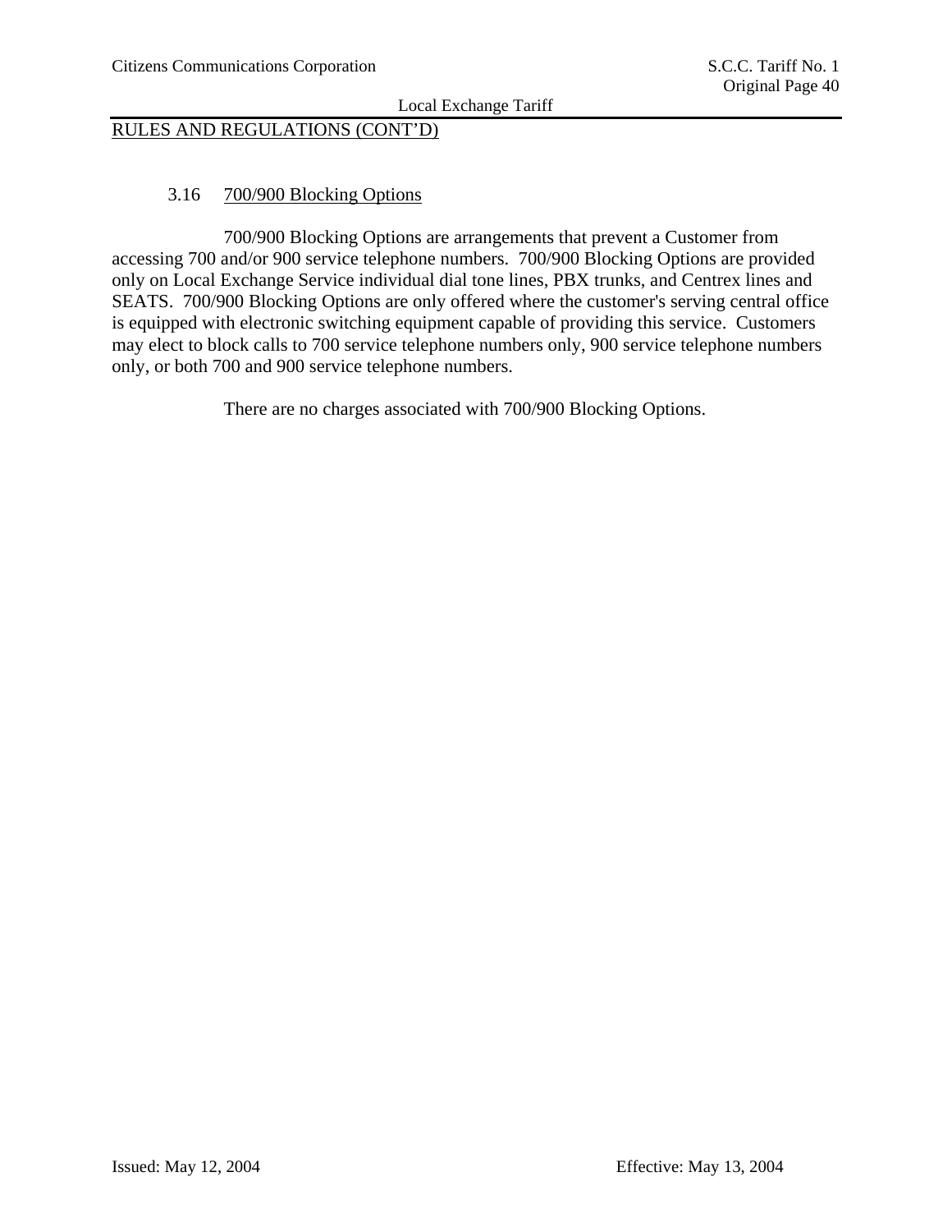RULES AND REGULATIONS (CONT'D)

### 3.16 700/900 Blocking Options

700/900 Blocking Options are arrangements that prevent a Customer from accessing 700 and/or 900 service telephone numbers. 700/900 Blocking Options are provided only on Local Exchange Service individual dial tone lines, PBX trunks, and Centrex lines and SEATS. 700/900 Blocking Options are only offered where the customer's serving central office is equipped with electronic switching equipment capable of providing this service. Customers may elect to block calls to 700 service telephone numbers only, 900 service telephone numbers only, or both 700 and 900 service telephone numbers.

There are no charges associated with 700/900 Blocking Options.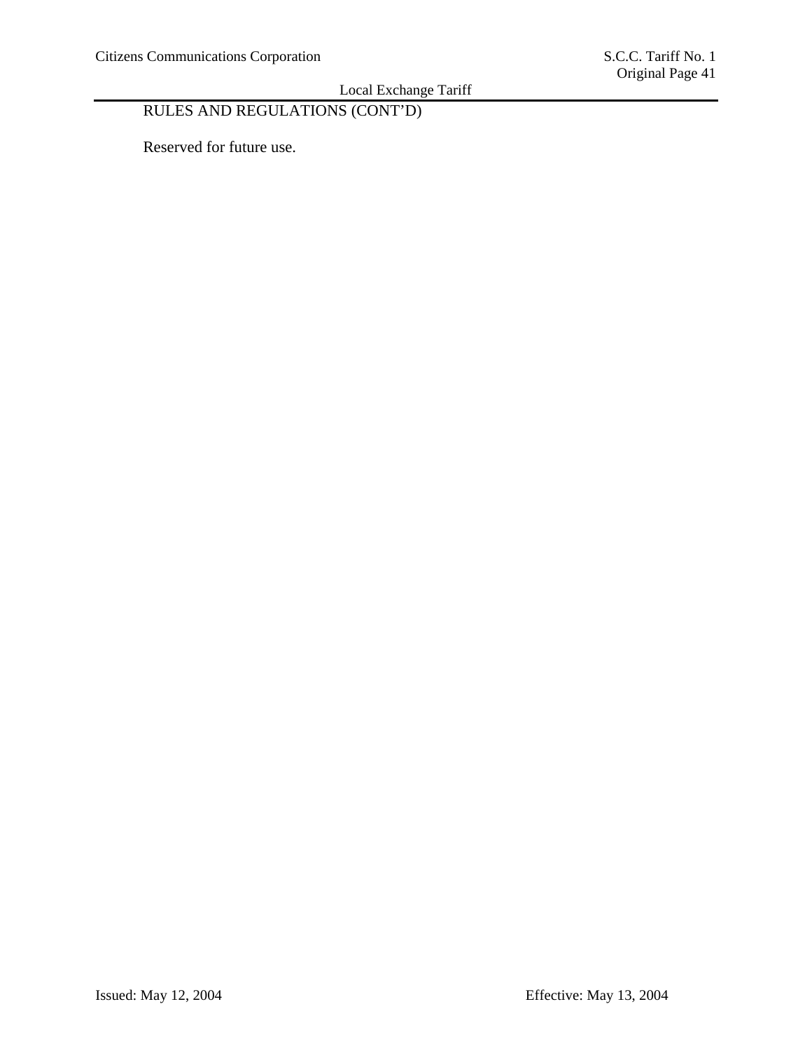RULES AND REGULATIONS (CONT'D)

Reserved for future use.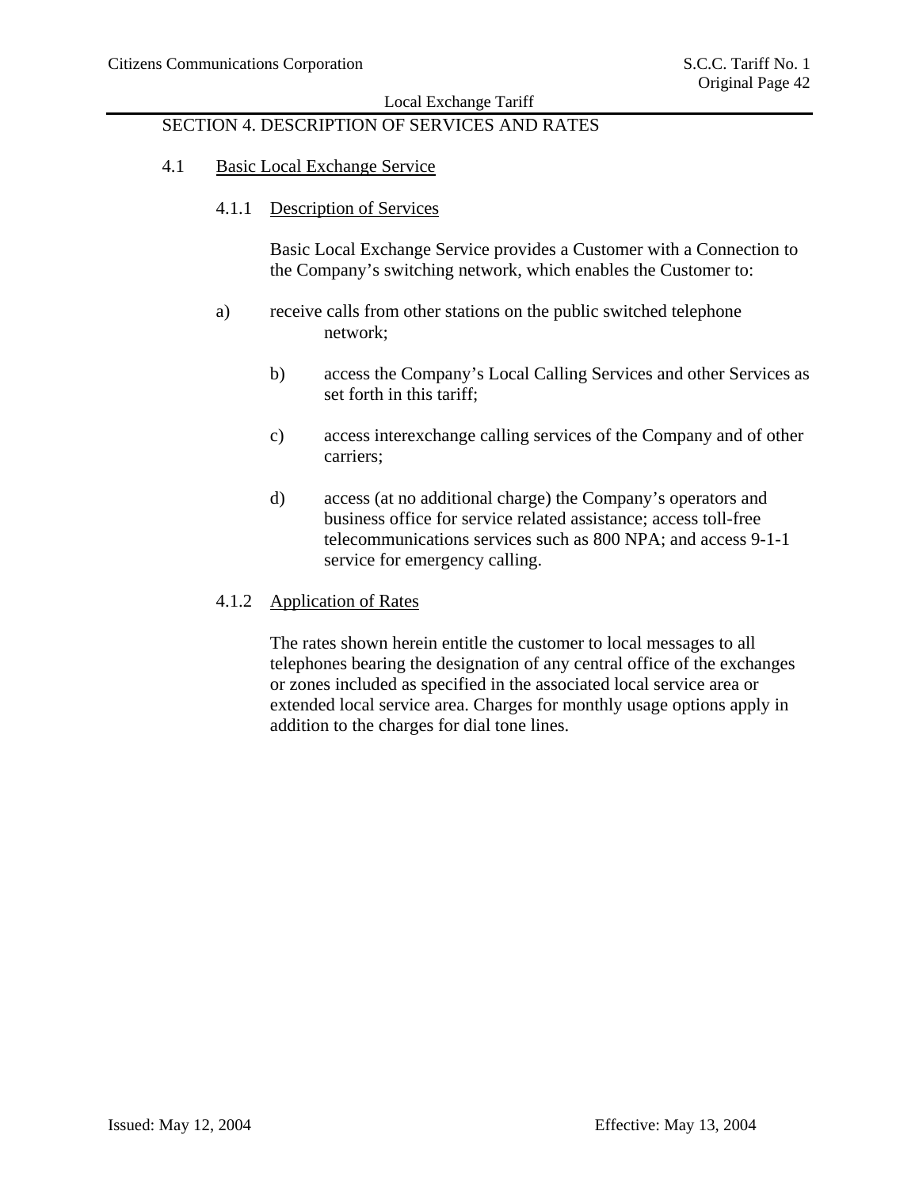## SECTION 4. DESCRIPTION OF SERVICES AND RATES

### 4.1 Basic Local Exchange Service

#### 4.1.1 Description of Services

Basic Local Exchange Service provides a Customer with a Connection to the Company's switching network, which enables the Customer to:

a) receive calls from other stations on the public switched telephone network;

b) access the Company's Local Calling Services and other Services as set forth in this tariff;

c) access interexchange calling services of the Company and of other carriers;

d) access (at no additional charge) the Company's operators and business office for service related assistance; access toll-free telecommunications services such as 800 NPA; and access 9-1-1 service for emergency calling.

#### 4.1.2 Application of Rates

The rates shown herein entitle the customer to local messages to all telephones bearing the designation of any central office of the exchanges or zones included as specified in the associated local service area or extended local service area. Charges for monthly usage options apply in addition to the charges for dial tone lines.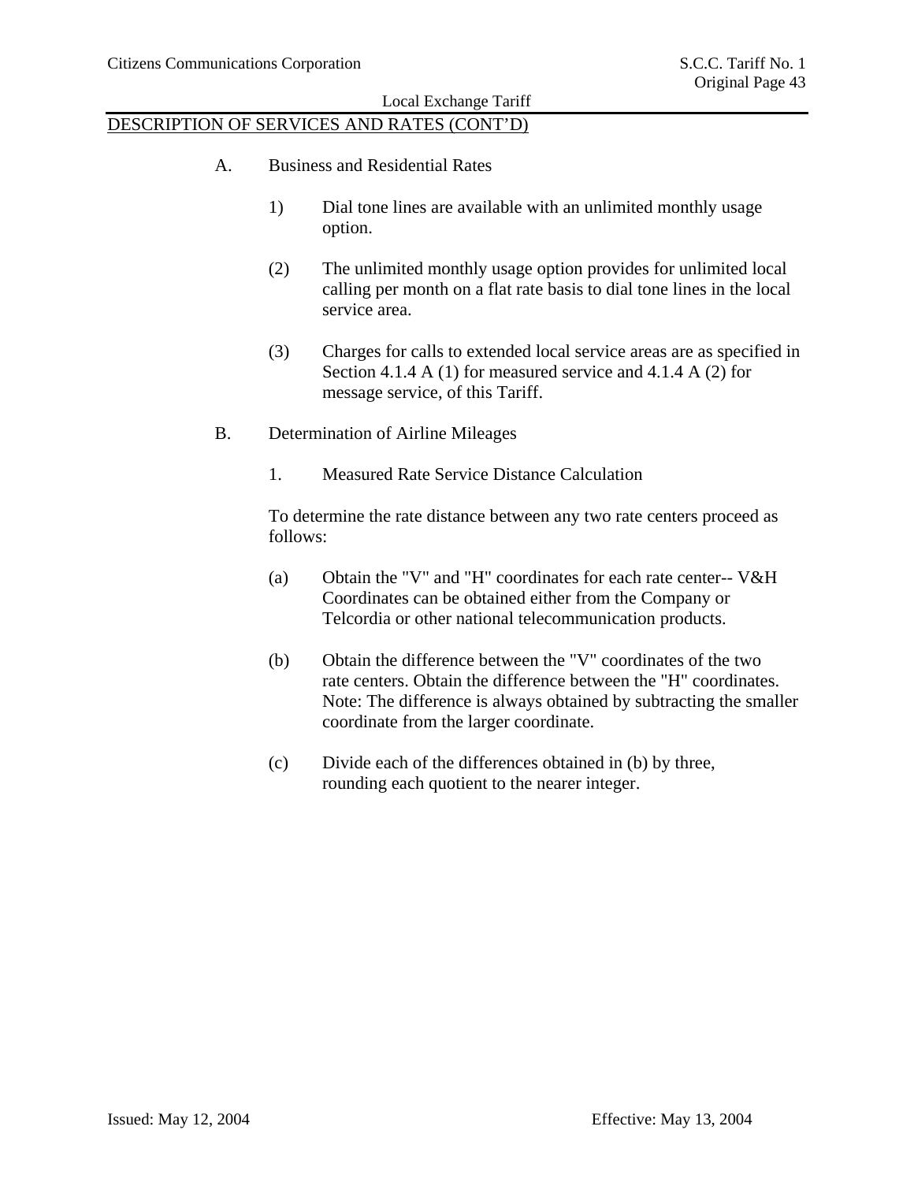## DESCRIPTION OF SERVICES AND RATES (CONT'D)

A. Business and Residential Rates

1) Dial tone lines are available with an unlimited monthly usage option.

(2) The unlimited monthly usage option provides for unlimited local calling per month on a flat rate basis to dial tone lines in the local service area.

(3) Charges for calls to extended local service areas are as specified in Section 4.1.4 A (1) for measured service and 4.1.4 A (2) for message service, of this Tariff.

B. Determination of Airline Mileages

1. Measured Rate Service Distance Calculation

To determine the rate distance between any two rate centers proceed as follows:

(a) Obtain the "V" and "H" coordinates for each rate center-- V&H Coordinates can be obtained either from the Company or Telcordia or other national telecommunication products.

(b) Obtain the difference between the "V" coordinates of the two rate centers. Obtain the difference between the "H" coordinates. Note: The difference is always obtained by subtracting the smaller coordinate from the larger coordinate.

(c) Divide each of the differences obtained in (b) by three, rounding each quotient to the nearer integer.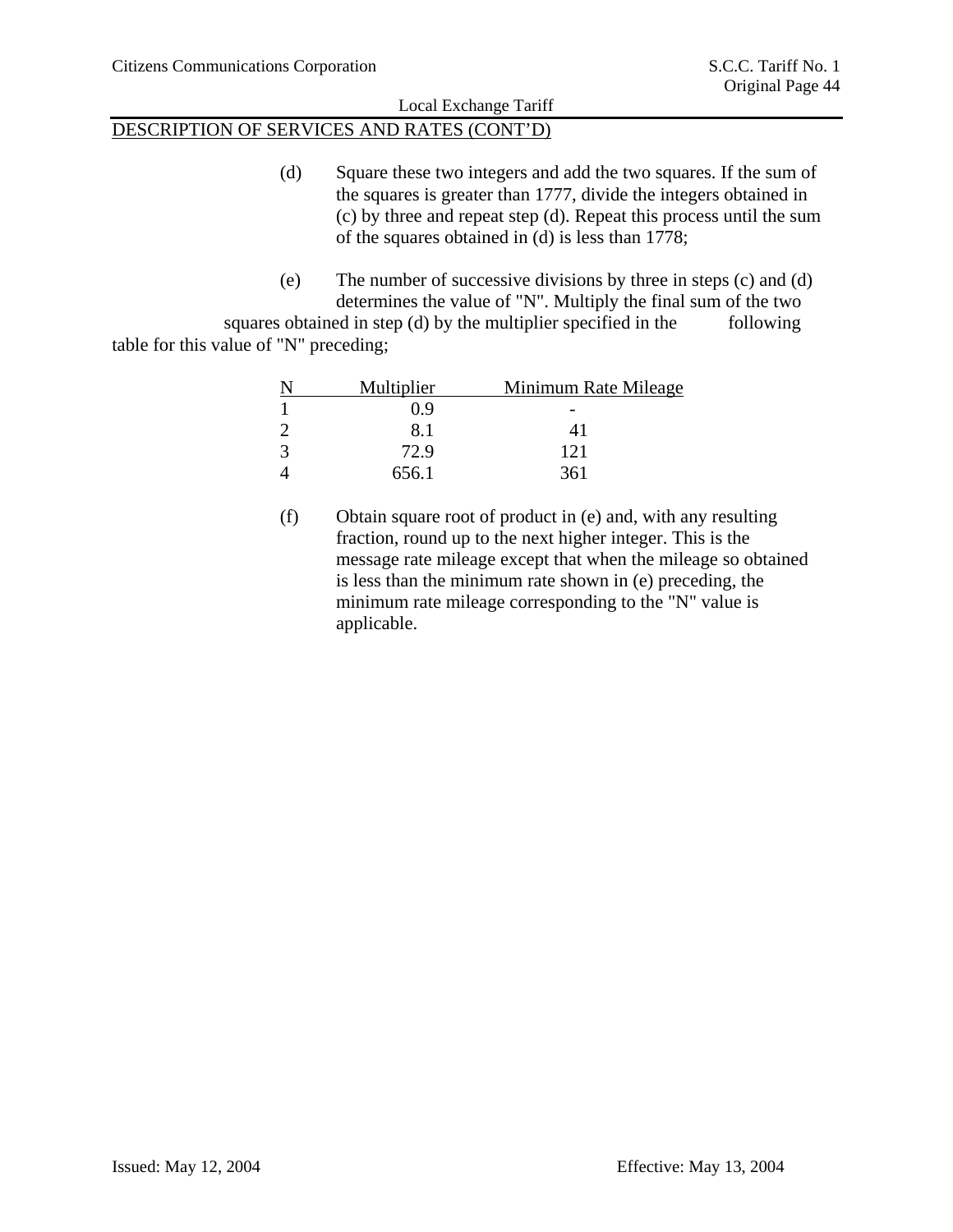DESCRIPTION OF SERVICES AND RATES (CONT'D)

(d) Square these two integers and add the two squares. If the sum of the squares is greater than 1777, divide the integers obtained in (c) by three and repeat step (d). Repeat this process until the sum of the squares obtained in (d) is less than 1778;

(e) The number of successive divisions by three in steps (c) and (d) determines the value of "N". Multiply the final sum of the two squares obtained in step (d) by the multiplier specified in the following table for this value of "N" preceding;

| N | Multiplier | Minimum Rate Mileage |
|---|---|---|
| 1 | 0.9 | - |
| 2 | 8.1 | 41 |
| 3 | 72.9 | 121 |
| 4 | 656.1 | 361 |

(f) Obtain square root of product in (e) and, with any resulting fraction, round up to the next higher integer. This is the message rate mileage except that when the mileage so obtained is less than the minimum rate shown in (e) preceding, the minimum rate mileage corresponding to the "N" value is applicable.

Issued: May 12, 2004 Effective: May 13, 2004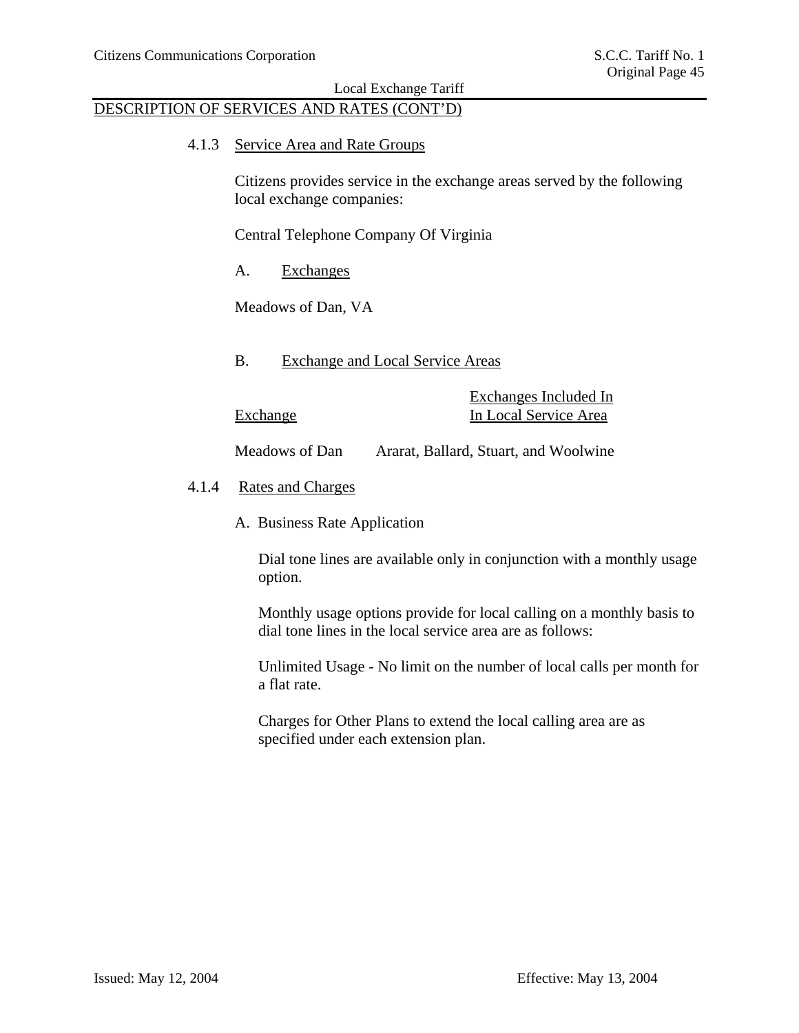DESCRIPTION OF SERVICES AND RATES (CONT'D)

### 4.1.3 Service Area and Rate Groups

Citizens provides service in the exchange areas served by the following local exchange companies:

Central Telephone Company Of Virginia

A. Exchanges

Meadows of Dan, VA

B. Exchange and Local Service Areas

| Exchange | Exchanges Included In In Local Service Area |
|---|---|
| Meadows of Dan | Ararat, Ballard, Stuart, and Woolwine |

### 4.1.4 Rates and Charges

A. Business Rate Application

Dial tone lines are available only in conjunction with a monthly usage option.

Monthly usage options provide for local calling on a monthly basis to dial tone lines in the local service area are as follows:

Unlimited Usage - No limit on the number of local calls per month for a flat rate.

Charges for Other Plans to extend the local calling area are as specified under each extension plan.

Issued: May 12, 2004 Effective: May 13, 2004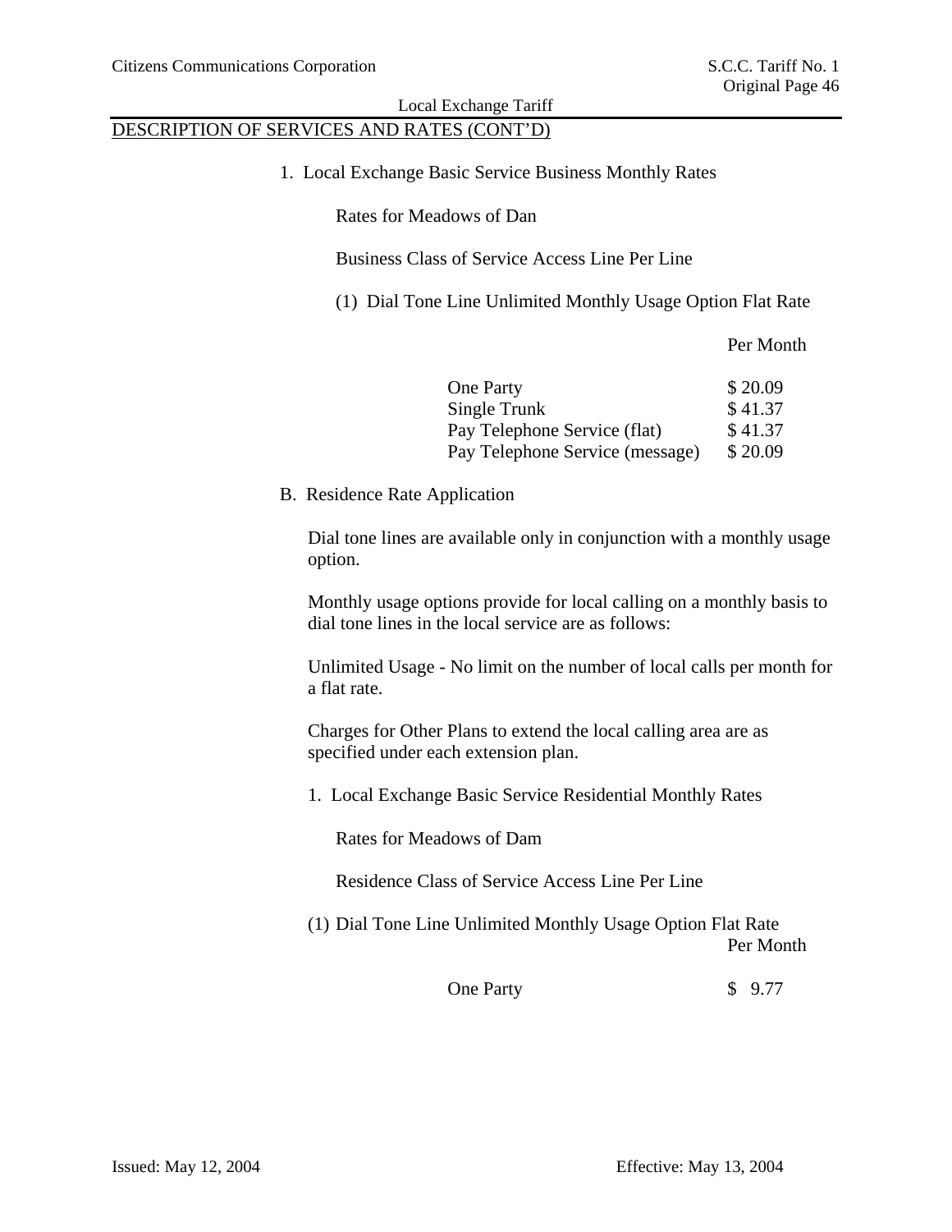Local Exchange Tariff

## DESCRIPTION OF SERVICES AND RATES (CONT'D)

1. Local Exchange Basic Service Business Monthly Rates

   Rates for Meadows of Dan

   Business Class of Service Access Line Per Line

   (1) Dial Tone Line Unlimited Monthly Usage Option Flat Rate

| | Per Month |
|---|---|
| One Party | $ 20.09 |
| Single Trunk | $ 41.37 |
| Pay Telephone Service (flat) | $ 41.37 |
| Pay Telephone Service (message) | $ 20.09 |

B. Residence Rate Application

Dial tone lines are available only in conjunction with a monthly usage option.

Monthly usage options provide for local calling on a monthly basis to dial tone lines in the local service are as follows:

Unlimited Usage - No limit on the number of local calls per month for a flat rate.

Charges for Other Plans to extend the local calling area are as specified under each extension plan.

1. Local Exchange Basic Service Residential Monthly Rates

   Rates for Meadows of Dam

   Residence Class of Service Access Line Per Line

   (1) Dial Tone Line Unlimited Monthly Usage Option Flat Rate

| | Per Month |
|---|---|
| One Party | $ 9.77 |

Issued: May 12, 2004 | Effective: May 13, 2004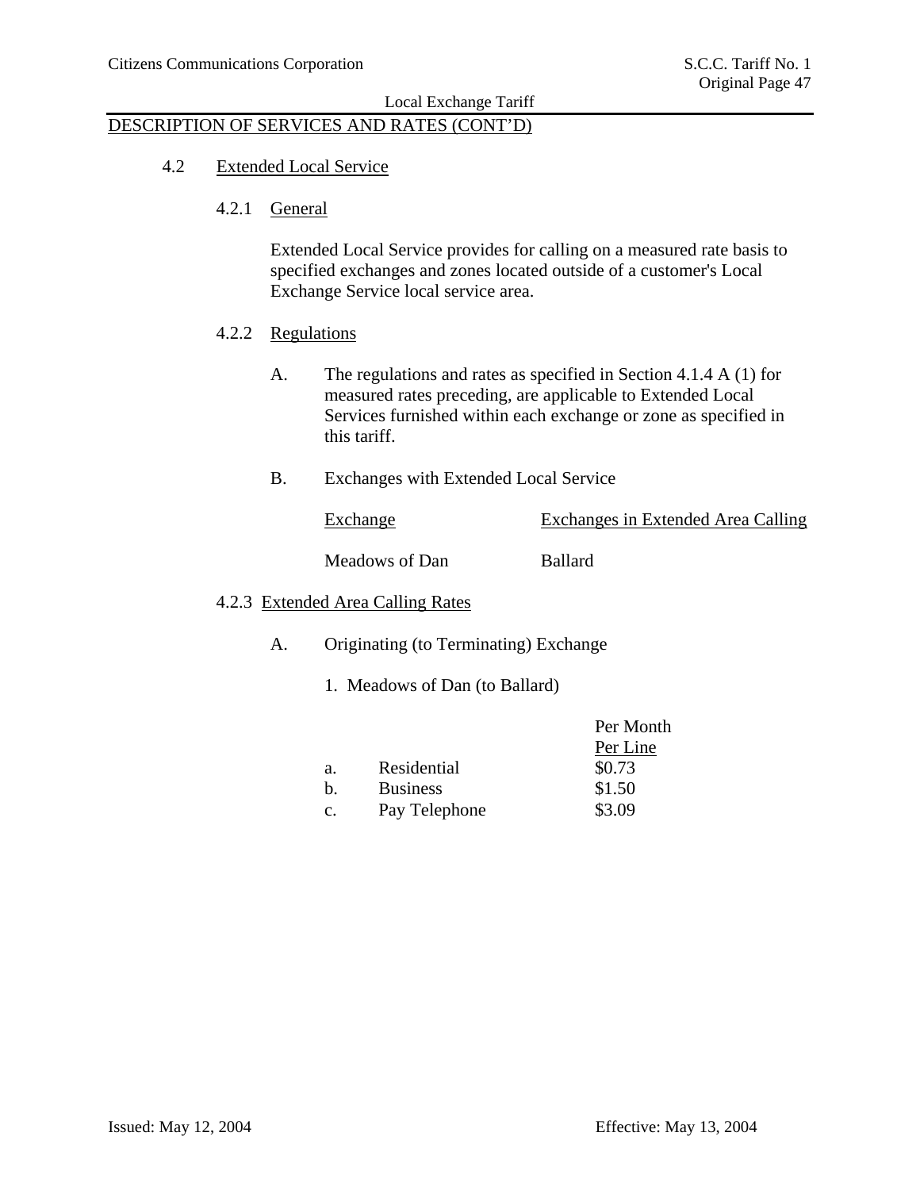## DESCRIPTION OF SERVICES AND RATES (CONT'D)

### 4.2 Extended Local Service

#### 4.2.1 General

Extended Local Service provides for calling on a measured rate basis to specified exchanges and zones located outside of a customer's Local Exchange Service local service area.

#### 4.2.2 Regulations

A. The regulations and rates as specified in Section 4.1.4 A (1) for measured rates preceding, are applicable to Extended Local Services furnished within each exchange or zone as specified in this tariff.

B. Exchanges with Extended Local Service

| Exchange | Exchanges in Extended Area Calling |
|---|---|
| Meadows of Dan | Ballard |

#### 4.2.3 Extended Area Calling Rates

A. Originating (to Terminating) Exchange

1. Meadows of Dan (to Ballard)

| | | Per Month Per Line |
|---|---|---|
| a. | Residential | $0.73 |
| b. | Business | $1.50 |
| c. | Pay Telephone | $3.09 |

Issued: May 12, 2004 Effective: May 13, 2004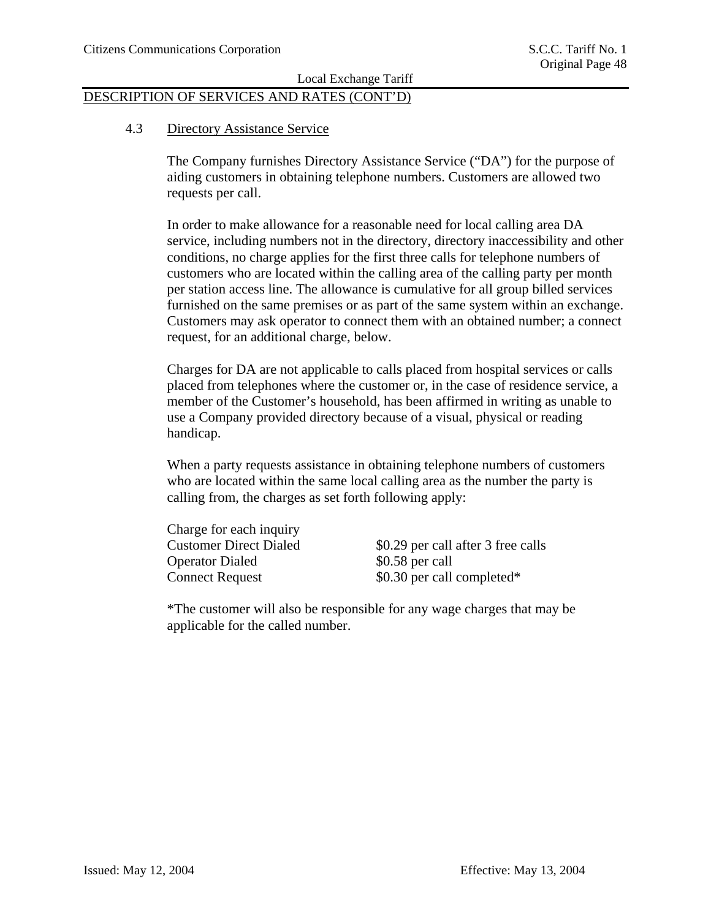## DESCRIPTION OF SERVICES AND RATES (CONT'D)

### 4.3 Directory Assistance Service

The Company furnishes Directory Assistance Service ("DA") for the purpose of aiding customers in obtaining telephone numbers. Customers are allowed two requests per call.

In order to make allowance for a reasonable need for local calling area DA service, including numbers not in the directory, directory inaccessibility and other conditions, no charge applies for the first three calls for telephone numbers of customers who are located within the calling area of the calling party per month per station access line. The allowance is cumulative for all group billed services furnished on the same premises or as part of the same system within an exchange. Customers may ask operator to connect them with an obtained number; a connect request, for an additional charge, below.

Charges for DA are not applicable to calls placed from hospital services or calls placed from telephones where the customer or, in the case of residence service, a member of the Customer's household, has been affirmed in writing as unable to use a Company provided directory because of a visual, physical or reading handicap.

When a party requests assistance in obtaining telephone numbers of customers who are located within the same local calling area as the number the party is calling from, the charges as set forth following apply:

| Charge for each inquiry | |
|---|---|
| Customer Direct Dialed | $0.29 per call after 3 free calls |
| Operator Dialed | $0.58 per call |
| Connect Request | $0.30 per call completed* |

*The customer will also be responsible for any wage charges that may be applicable for the called number.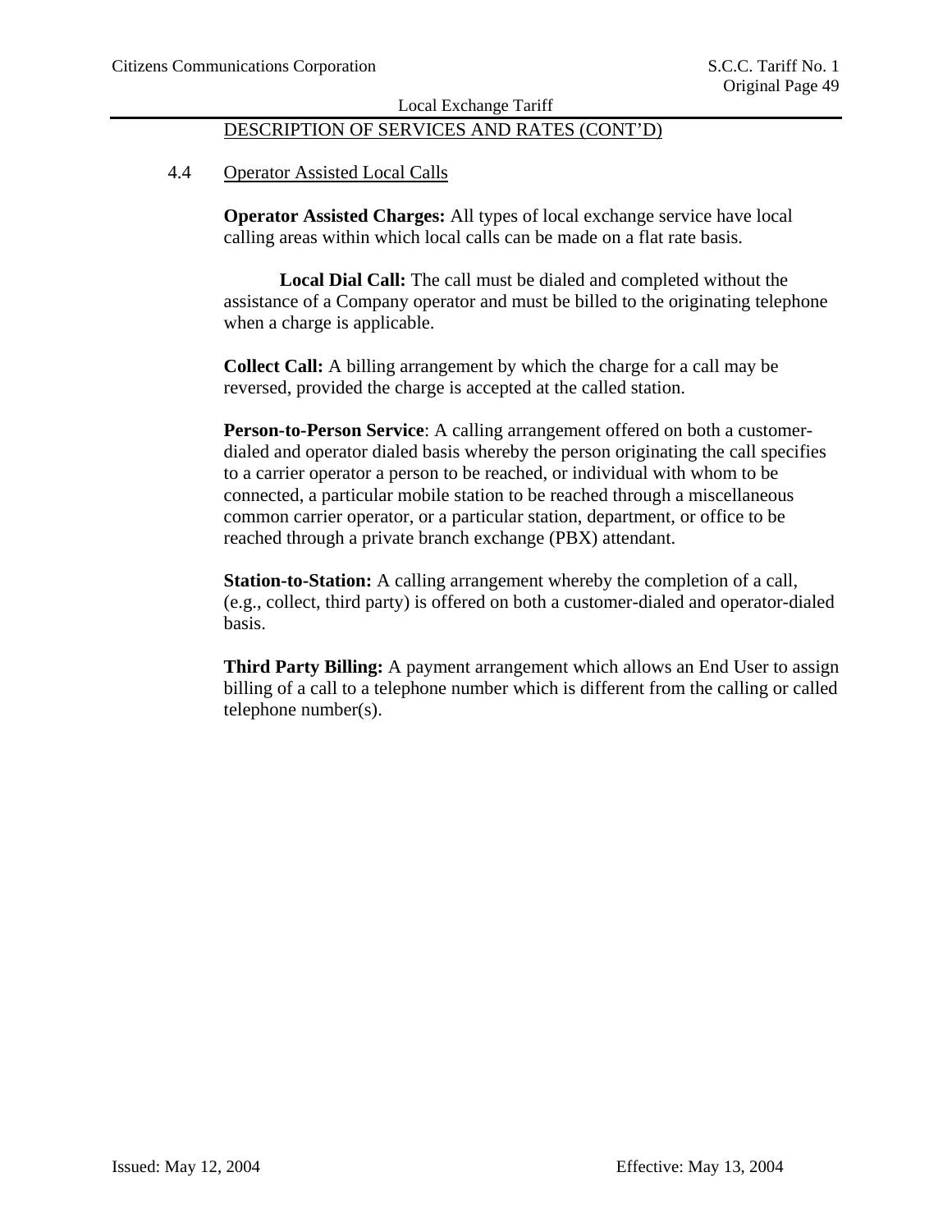DESCRIPTION OF SERVICES AND RATES (CONT'D)

## 4.4 Operator Assisted Local Calls

**Operator Assisted Charges:** All types of local exchange service have local calling areas within which local calls can be made on a flat rate basis.

**Local Dial Call:** The call must be dialed and completed without the assistance of a Company operator and must be billed to the originating telephone when a charge is applicable.

**Collect Call:** A billing arrangement by which the charge for a call may be reversed, provided the charge is accepted at the called station.

**Person-to-Person Service**: A calling arrangement offered on both a customer-dialed and operator dialed basis whereby the person originating the call specifies to a carrier operator a person to be reached, or individual with whom to be connected, a particular mobile station to be reached through a miscellaneous common carrier operator, or a particular station, department, or office to be reached through a private branch exchange (PBX) attendant.

**Station-to-Station:** A calling arrangement whereby the completion of a call, (e.g., collect, third party) is offered on both a customer-dialed and operator-dialed basis.

**Third Party Billing:** A payment arrangement which allows an End User to assign billing of a call to a telephone number which is different from the calling or called telephone number(s).

Issued: May 12, 2004 Effective: May 13, 2004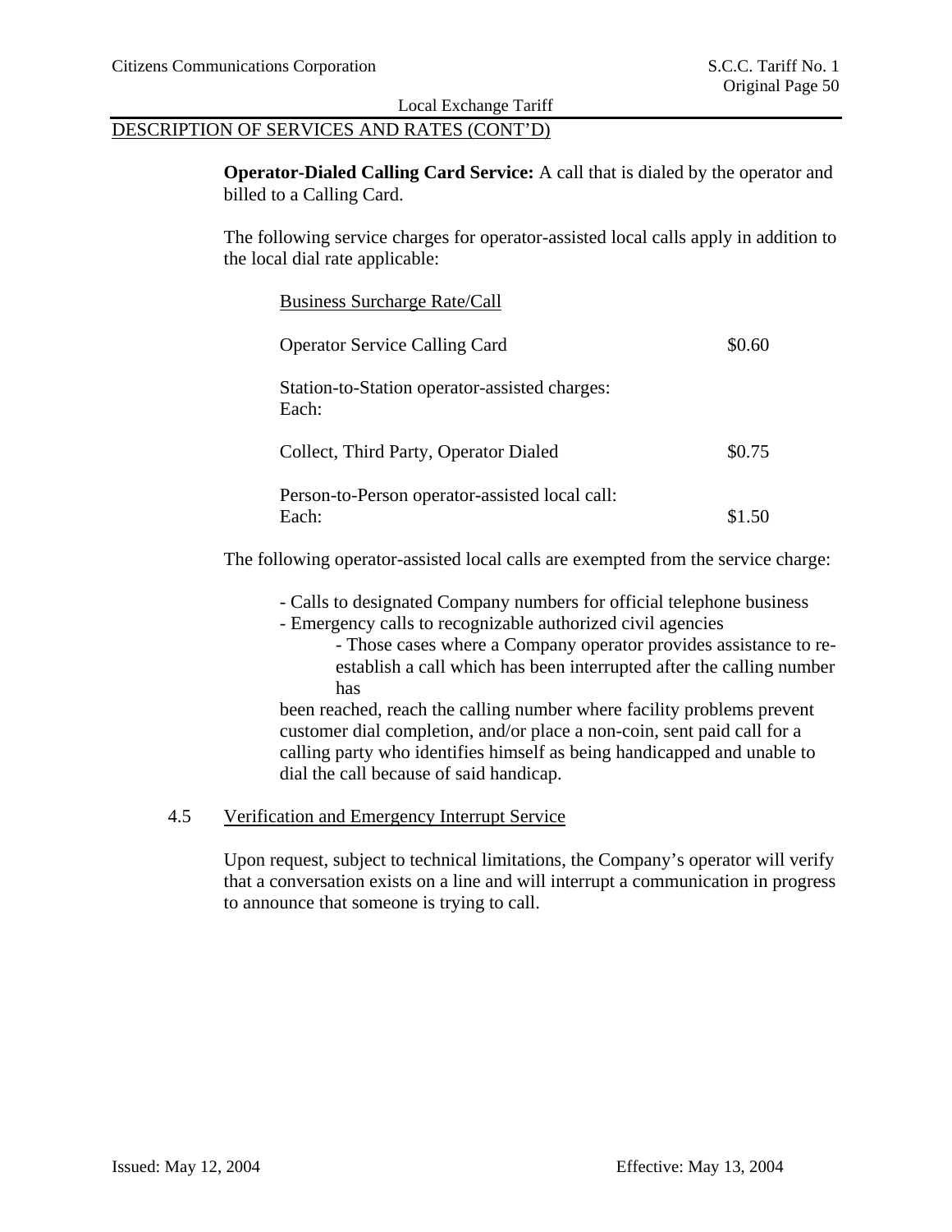DESCRIPTION OF SERVICES AND RATES (CONT'D)

**Operator-Dialed Calling Card Service:** A call that is dialed by the operator and billed to a Calling Card.

The following service charges for operator-assisted local calls apply in addition to the local dial rate applicable:

| Business Surcharge Rate/Call | |
|---|---|
| Operator Service Calling Card | $0.60 |
| Station-to-Station operator-assisted charges: Each: | |
| Collect, Third Party, Operator Dialed | $0.75 |
| Person-to-Person operator-assisted local call: Each: | $1.50 |

The following operator-assisted local calls are exempted from the service charge:

- Calls to designated Company numbers for official telephone business
- Emergency calls to recognizable authorized civil agencies
- Those cases where a Company operator provides assistance to re-establish a call which has been interrupted after the calling number has been reached, reach the calling number where facility problems prevent customer dial completion, and/or place a non-coin, sent paid call for a calling party who identifies himself as being handicapped and unable to dial the call because of said handicap.

## 4.5 Verification and Emergency Interrupt Service

Upon request, subject to technical limitations, the Company's operator will verify that a conversation exists on a line and will interrupt a communication in progress to announce that someone is trying to call.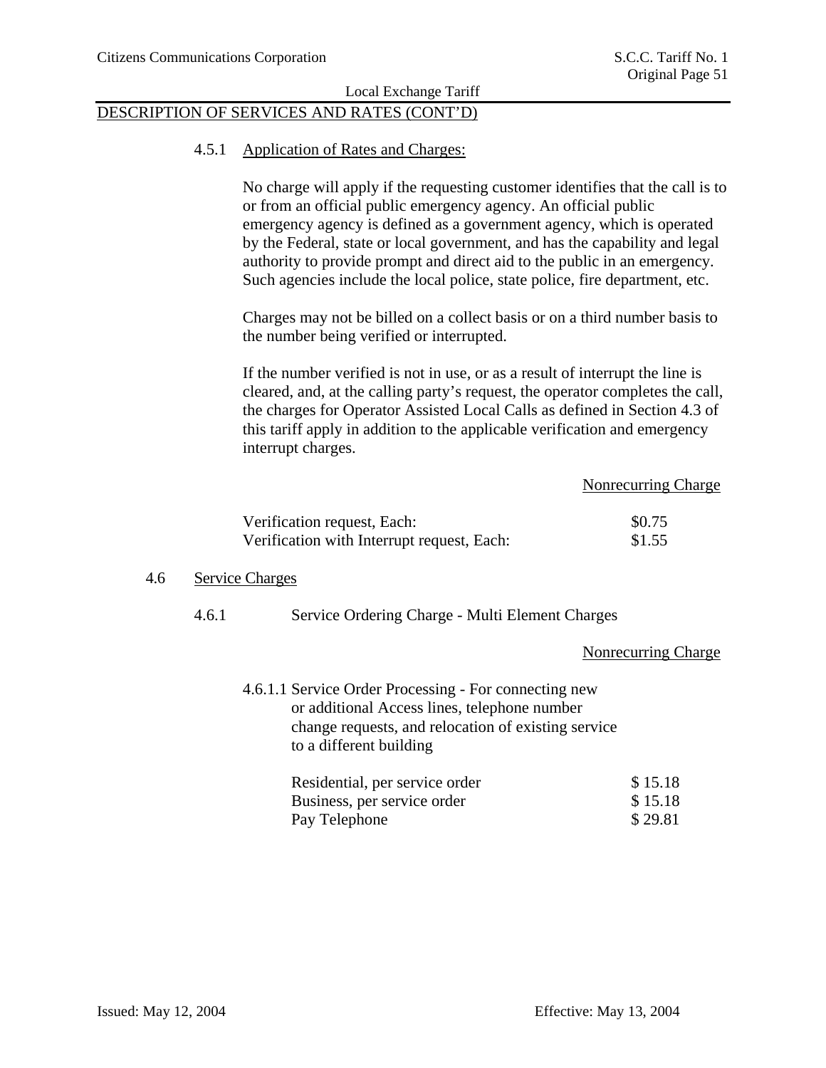## DESCRIPTION OF SERVICES AND RATES (CONT'D)

### 4.5.1 Application of Rates and Charges:

No charge will apply if the requesting customer identifies that the call is to or from an official public emergency agency. An official public emergency agency is defined as a government agency, which is operated by the Federal, state or local government, and has the capability and legal authority to provide prompt and direct aid to the public in an emergency. Such agencies include the local police, state police, fire department, etc.

Charges may not be billed on a collect basis or on a third number basis to the number being verified or interrupted.

If the number verified is not in use, or as a result of interrupt the line is cleared, and, at the calling party's request, the operator completes the call, the charges for Operator Assisted Local Calls as defined in Section 4.3 of this tariff apply in addition to the applicable verification and emergency interrupt charges.

| | Nonrecurring Charge |
|---|---|
| Verification request, Each: | $0.75 |
| Verification with Interrupt request, Each: | $1.55 |

## 4.6 Service Charges

### 4.6.1 Service Ordering Charge - Multi Element Charges

| | Nonrecurring Charge |
|---|---|
| 4.6.1.1 Service Order Processing - For connecting new or additional Access lines, telephone number change requests, and relocation of existing service to a different building | |
| Residential, per service order | $ 15.18 |
| Business, per service order | $ 15.18 |
| Pay Telephone | $ 29.81 |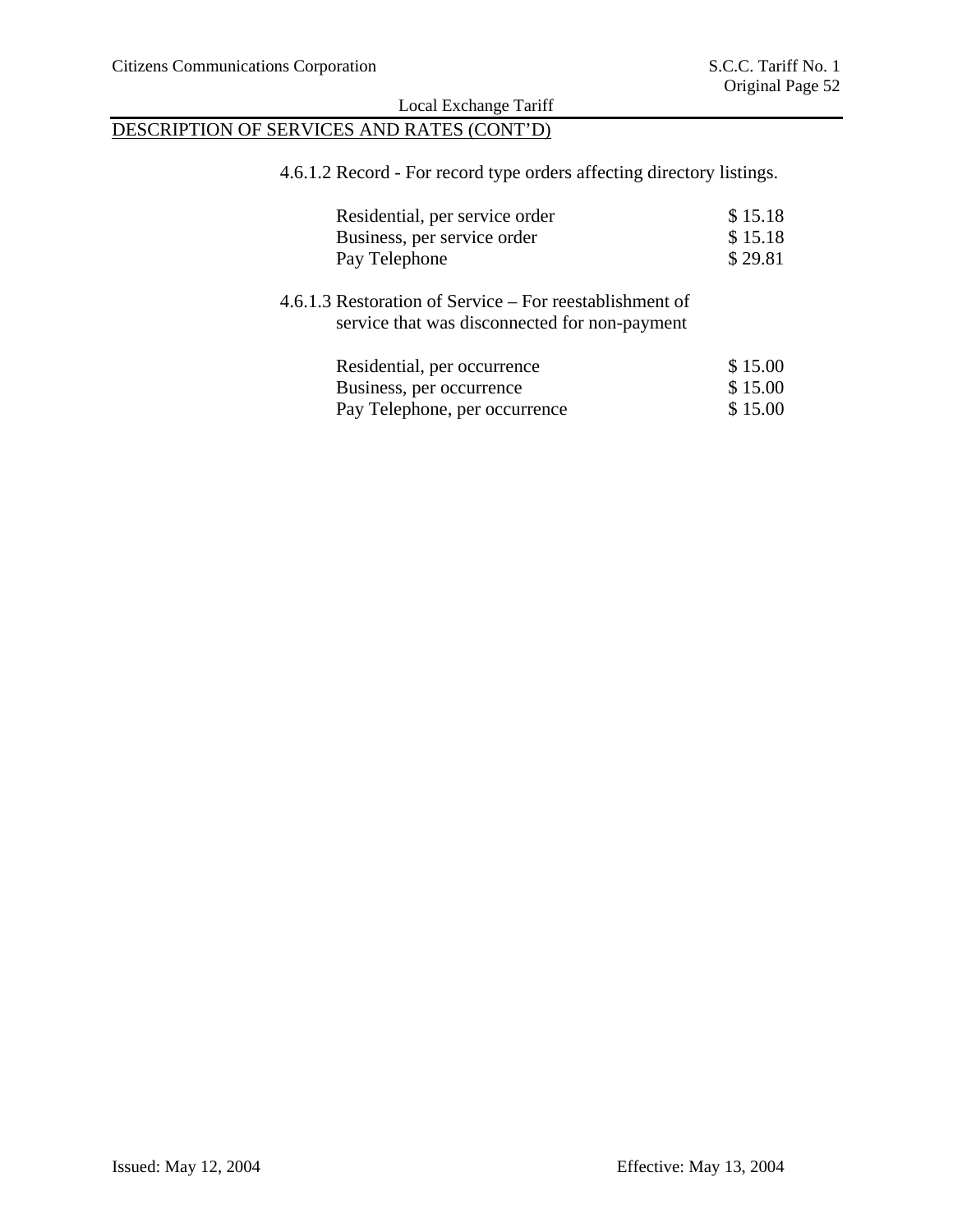DESCRIPTION OF SERVICES AND RATES (CONT'D)

4.6.1.2 Record - For record type orders affecting directory listings.

| | |
|---|---|
| Residential, per service order | $ 15.18 |
| Business, per service order | $ 15.18 |
| Pay Telephone | $ 29.81 |

4.6.1.3 Restoration of Service – For reestablishment of service that was disconnected for non-payment

| | |
|---|---|
| Residential, per occurrence | $ 15.00 |
| Business, per occurrence | $ 15.00 |
| Pay Telephone, per occurrence | $ 15.00 |

Issued: May 12, 2004 Effective: May 13, 2004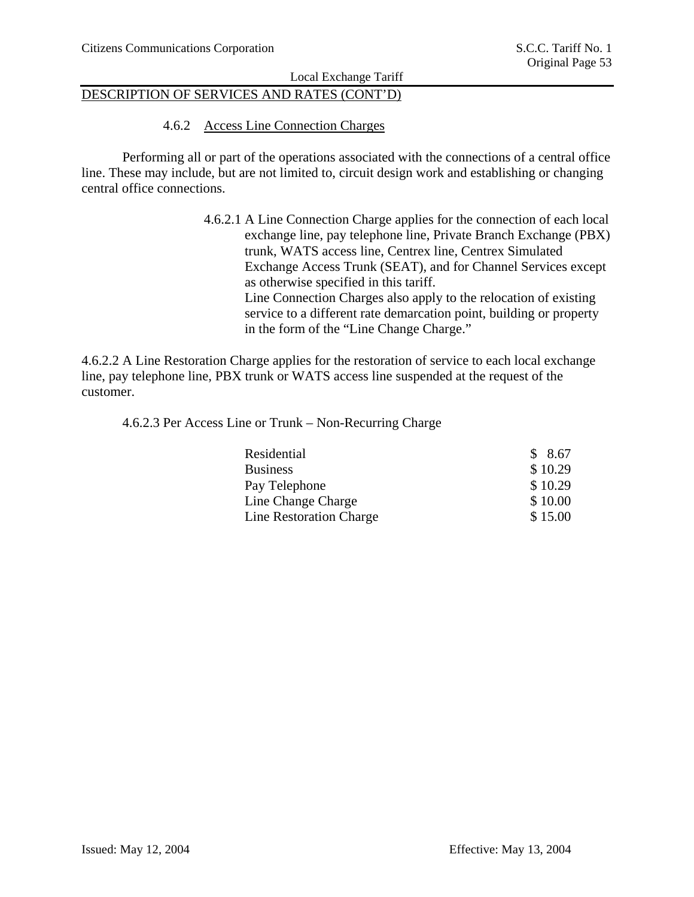DESCRIPTION OF SERVICES AND RATES (CONT'D)

### 4.6.2 Access Line Connection Charges

Performing all or part of the operations associated with the connections of a central office line. These may include, but are not limited to, circuit design work and establishing or changing central office connections.

4.6.2.1 A Line Connection Charge applies for the connection of each local exchange line, pay telephone line, Private Branch Exchange (PBX) trunk, WATS access line, Centrex line, Centrex Simulated Exchange Access Trunk (SEAT), and for Channel Services except as otherwise specified in this tariff.
Line Connection Charges also apply to the relocation of existing service to a different rate demarcation point, building or property in the form of the "Line Change Charge."

4.6.2.2 A Line Restoration Charge applies for the restoration of service to each local exchange line, pay telephone line, PBX trunk or WATS access line suspended at the request of the customer.

4.6.2.3 Per Access Line or Trunk – Non-Recurring Charge

| | |
|---|---|
| Residential | $ 8.67 |
| Business | $ 10.29 |
| Pay Telephone | $ 10.29 |
| Line Change Charge | $ 10.00 |
| Line Restoration Charge | $ 15.00 |

Issued: May 12, 2004 Effective: May 13, 2004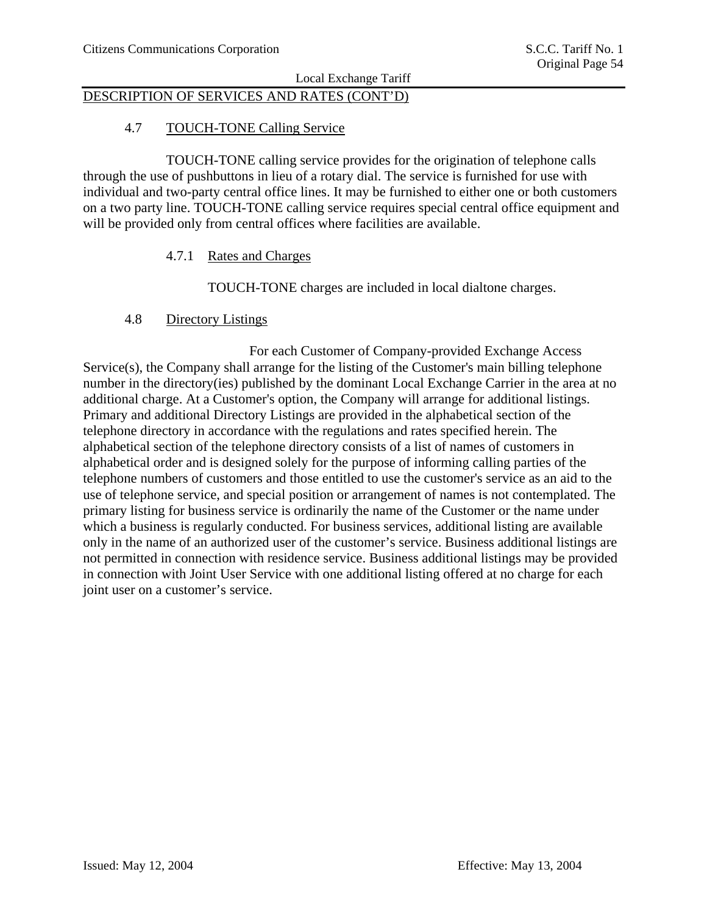DESCRIPTION OF SERVICES AND RATES (CONT'D)

## 4.7 TOUCH-TONE Calling Service

TOUCH-TONE calling service provides for the origination of telephone calls through the use of pushbuttons in lieu of a rotary dial. The service is furnished for use with individual and two-party central office lines. It may be furnished to either one or both customers on a two party line. TOUCH-TONE calling service requires special central office equipment and will be provided only from central offices where facilities are available.

### 4.7.1 Rates and Charges

TOUCH-TONE charges are included in local dialtone charges.

## 4.8 Directory Listings

For each Customer of Company-provided Exchange Access Service(s), the Company shall arrange for the listing of the Customer's main billing telephone number in the directory(ies) published by the dominant Local Exchange Carrier in the area at no additional charge. At a Customer's option, the Company will arrange for additional listings. Primary and additional Directory Listings are provided in the alphabetical section of the telephone directory in accordance with the regulations and rates specified herein. The alphabetical section of the telephone directory consists of a list of names of customers in alphabetical order and is designed solely for the purpose of informing calling parties of the telephone numbers of customers and those entitled to use the customer's service as an aid to the use of telephone service, and special position or arrangement of names is not contemplated. The primary listing for business service is ordinarily the name of the Customer or the name under which a business is regularly conducted. For business services, additional listing are available only in the name of an authorized user of the customer's service. Business additional listings are not permitted in connection with residence service. Business additional listings may be provided in connection with Joint User Service with one additional listing offered at no charge for each joint user on a customer's service.

Issued: May 12, 2004 Effective: May 13, 2004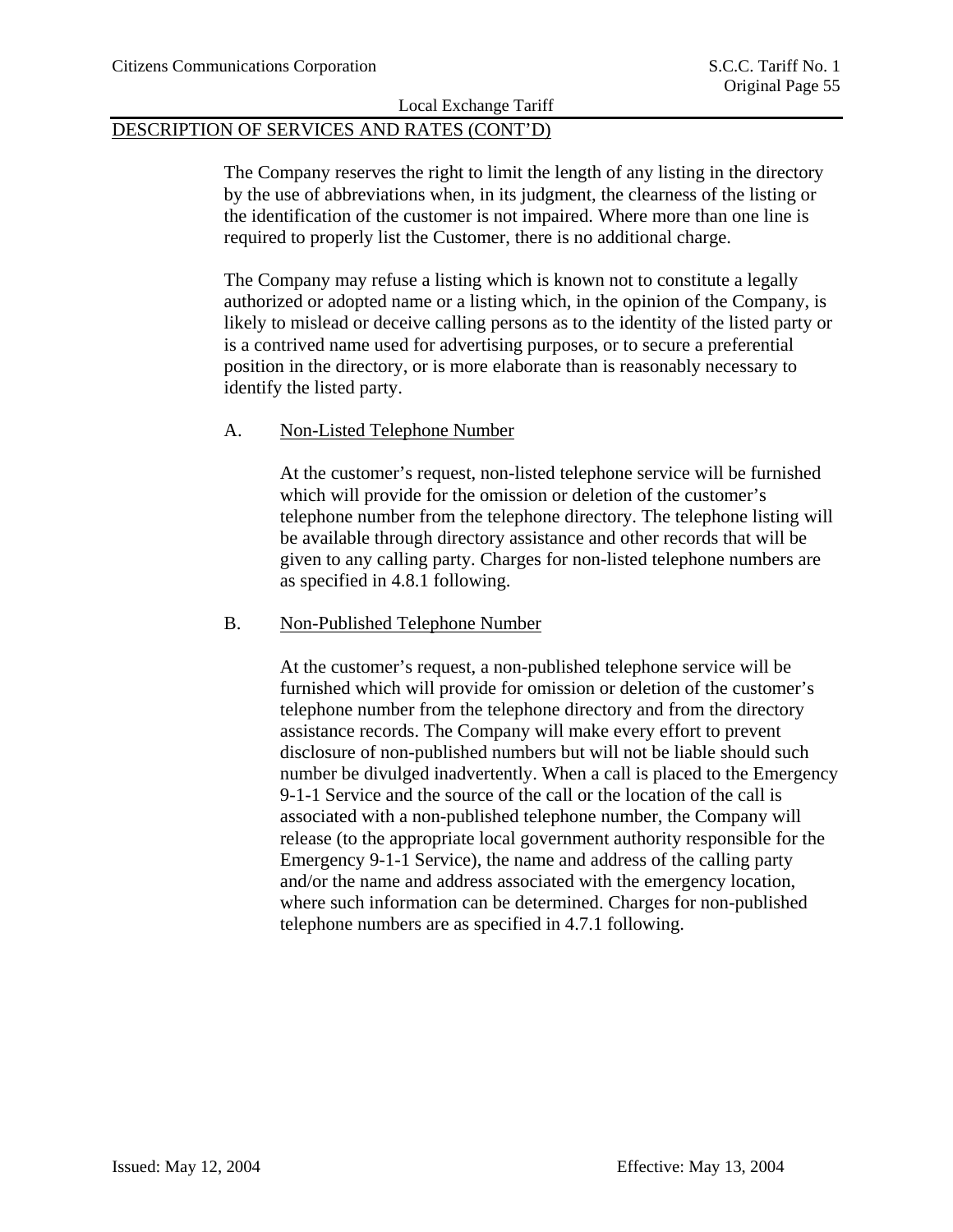## DESCRIPTION OF SERVICES AND RATES (CONT'D)

The Company reserves the right to limit the length of any listing in the directory by the use of abbreviations when, in its judgment, the clearness of the listing or the identification of the customer is not impaired. Where more than one line is required to properly list the Customer, there is no additional charge.

The Company may refuse a listing which is known not to constitute a legally authorized or adopted name or a listing which, in the opinion of the Company, is likely to mislead or deceive calling persons as to the identity of the listed party or is a contrived name used for advertising purposes, or to secure a preferential position in the directory, or is more elaborate than is reasonably necessary to identify the listed party.

### A. Non-Listed Telephone Number

At the customer's request, non-listed telephone service will be furnished which will provide for the omission or deletion of the customer's telephone number from the telephone directory. The telephone listing will be available through directory assistance and other records that will be given to any calling party. Charges for non-listed telephone numbers are as specified in 4.8.1 following.

### B. Non-Published Telephone Number

At the customer's request, a non-published telephone service will be furnished which will provide for omission or deletion of the customer's telephone number from the telephone directory and from the directory assistance records. The Company will make every effort to prevent disclosure of non-published numbers but will not be liable should such number be divulged inadvertently. When a call is placed to the Emergency 9-1-1 Service and the source of the call or the location of the call is associated with a non-published telephone number, the Company will release (to the appropriate local government authority responsible for the Emergency 9-1-1 Service), the name and address of the calling party and/or the name and address associated with the emergency location, where such information can be determined. Charges for non-published telephone numbers are as specified in 4.7.1 following.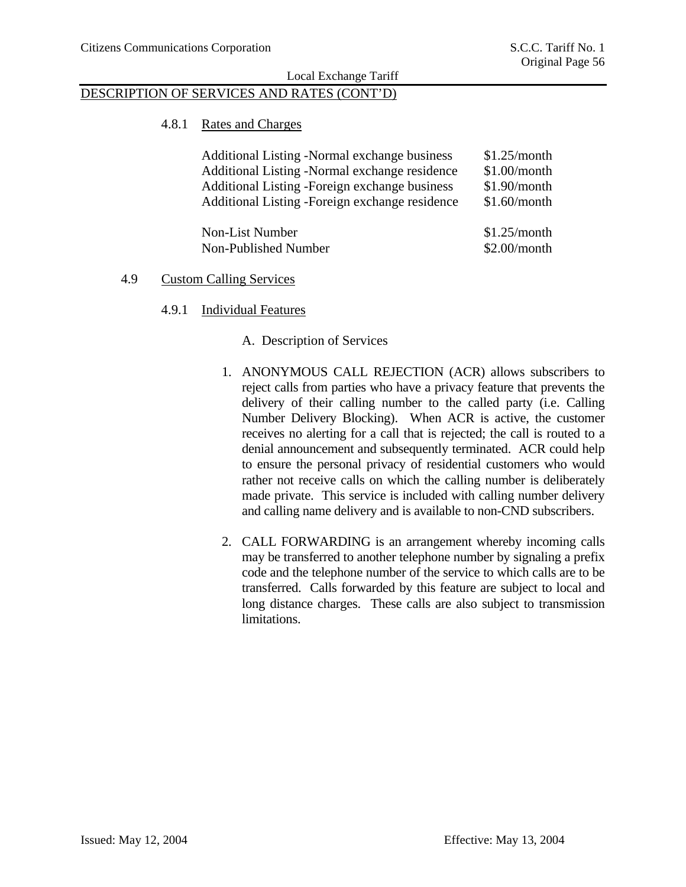DESCRIPTION OF SERVICES AND RATES (CONT'D)

### 4.8.1 Rates and Charges

| | |
|---|---|
| Additional Listing -Normal exchange business | $1.25/month |
| Additional Listing -Normal exchange residence | $1.00/month |
| Additional Listing -Foreign exchange business | $1.90/month |
| Additional Listing -Foreign exchange residence | $1.60/month |
| Non-List Number | $1.25/month |
| Non-Published Number | $2.00/month |

## 4.9 Custom Calling Services

### 4.9.1 Individual Features

A. Description of Services

1. ANONYMOUS CALL REJECTION (ACR) allows subscribers to reject calls from parties who have a privacy feature that prevents the delivery of their calling number to the called party (i.e. Calling Number Delivery Blocking). When ACR is active, the customer receives no alerting for a call that is rejected; the call is routed to a denial announcement and subsequently terminated. ACR could help to ensure the personal privacy of residential customers who would rather not receive calls on which the calling number is deliberately made private. This service is included with calling number delivery and calling name delivery and is available to non-CND subscribers.

2. CALL FORWARDING is an arrangement whereby incoming calls may be transferred to another telephone number by signaling a prefix code and the telephone number of the service to which calls are to be transferred. Calls forwarded by this feature are subject to local and long distance charges. These calls are also subject to transmission limitations.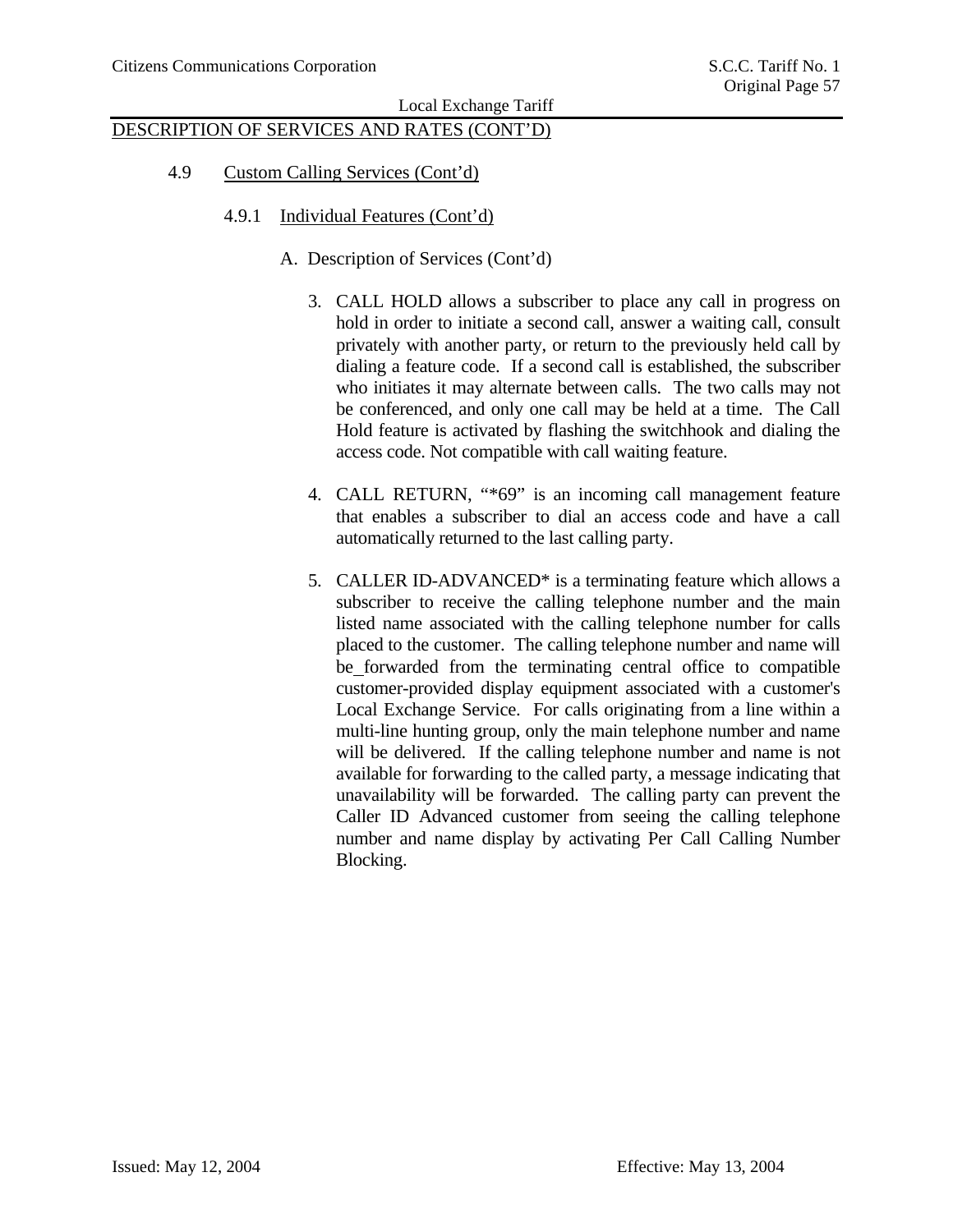## DESCRIPTION OF SERVICES AND RATES (CONT'D)

### 4.9 Custom Calling Services (Cont'd)

#### 4.9.1 Individual Features (Cont'd)

A. Description of Services (Cont'd)

3. CALL HOLD allows a subscriber to place any call in progress on hold in order to initiate a second call, answer a waiting call, consult privately with another party, or return to the previously held call by dialing a feature code. If a second call is established, the subscriber who initiates it may alternate between calls. The two calls may not be conferenced, and only one call may be held at a time. The Call Hold feature is activated by flashing the switchhook and dialing the access code. Not compatible with call waiting feature.

4. CALL RETURN, "*69" is an incoming call management feature that enables a subscriber to dial an access code and have a call automatically returned to the last calling party.

5. CALLER ID-ADVANCED* is a terminating feature which allows a subscriber to receive the calling telephone number and the main listed name associated with the calling telephone number for calls placed to the customer. The calling telephone number and name will be forwarded from the terminating central office to compatible customer-provided display equipment associated with a customer's Local Exchange Service. For calls originating from a line within a multi-line hunting group, only the main telephone number and name will be delivered. If the calling telephone number and name is not available for forwarding to the called party, a message indicating that unavailability will be forwarded. The calling party can prevent the Caller ID Advanced customer from seeing the calling telephone number and name display by activating Per Call Calling Number Blocking.

Issued: May 12, 2004 Effective: May 13, 2004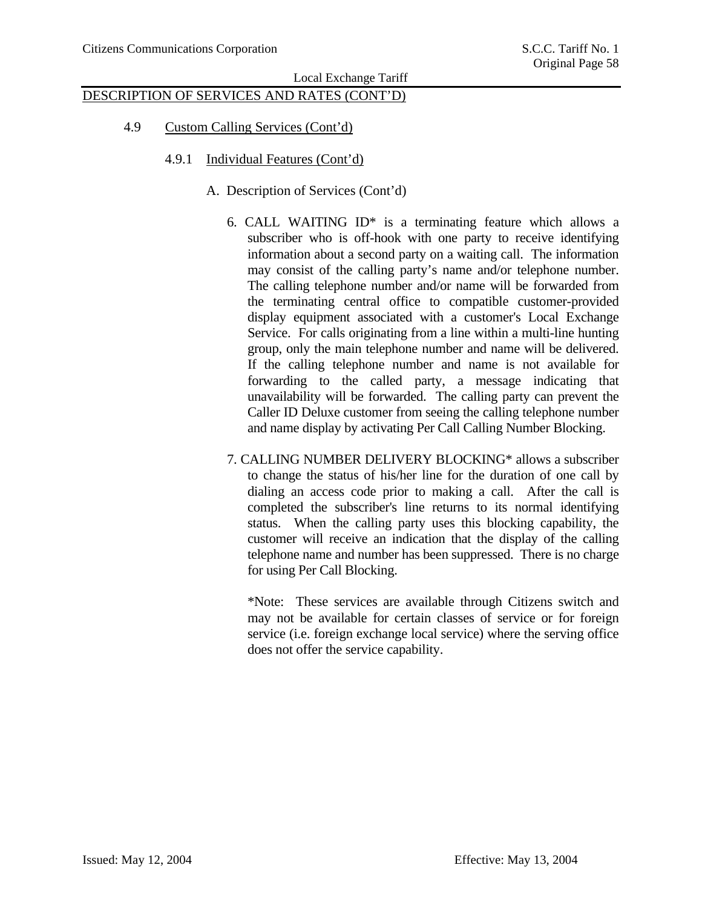## DESCRIPTION OF SERVICES AND RATES (CONT'D)

### 4.9 Custom Calling Services (Cont'd)

#### 4.9.1 Individual Features (Cont'd)

A. Description of Services (Cont'd)

6. CALL WAITING ID* is a terminating feature which allows a subscriber who is off-hook with one party to receive identifying information about a second party on a waiting call. The information may consist of the calling party's name and/or telephone number. The calling telephone number and/or name will be forwarded from the terminating central office to compatible customer-provided display equipment associated with a customer's Local Exchange Service. For calls originating from a line within a multi-line hunting group, only the main telephone number and name will be delivered. If the calling telephone number and name is not available for forwarding to the called party, a message indicating that unavailability will be forwarded. The calling party can prevent the Caller ID Deluxe customer from seeing the calling telephone number and name display by activating Per Call Calling Number Blocking.

7. CALLING NUMBER DELIVERY BLOCKING* allows a subscriber to change the status of his/her line for the duration of one call by dialing an access code prior to making a call. After the call is completed the subscriber's line returns to its normal identifying status. When the calling party uses this blocking capability, the customer will receive an indication that the display of the calling telephone name and number has been suppressed. There is no charge for using Per Call Blocking.

   *Note: These services are available through Citizens switch and may not be available for certain classes of service or for foreign service (i.e. foreign exchange local service) where the serving office does not offer the service capability.

Issued: May 12, 2004 Effective: May 13, 2004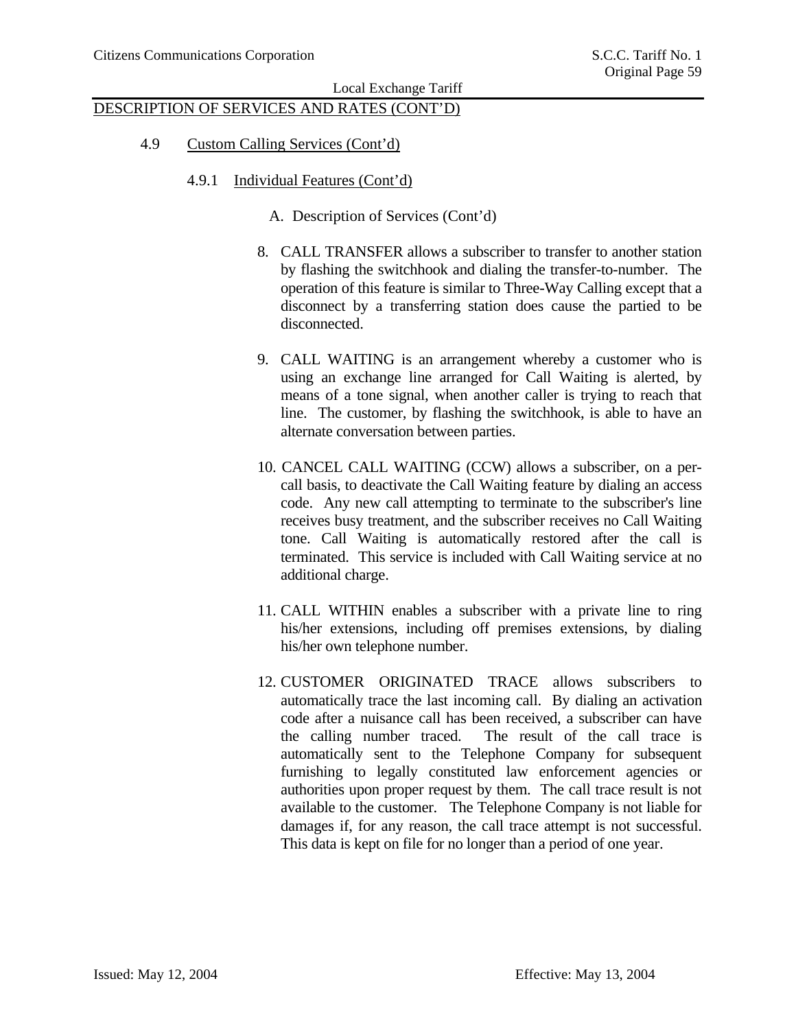DESCRIPTION OF SERVICES AND RATES (CONT'D)

4.9 Custom Calling Services (Cont'd)

4.9.1 Individual Features (Cont'd)

A. Description of Services (Cont'd)

8. CALL TRANSFER allows a subscriber to transfer to another station by flashing the switchhook and dialing the transfer-to-number. The operation of this feature is similar to Three-Way Calling except that a disconnect by a transferring station does cause the partied to be disconnected.

9. CALL WAITING is an arrangement whereby a customer who is using an exchange line arranged for Call Waiting is alerted, by means of a tone signal, when another caller is trying to reach that line. The customer, by flashing the switchhook, is able to have an alternate conversation between parties.

10. CANCEL CALL WAITING (CCW) allows a subscriber, on a per-call basis, to deactivate the Call Waiting feature by dialing an access code. Any new call attempting to terminate to the subscriber's line receives busy treatment, and the subscriber receives no Call Waiting tone. Call Waiting is automatically restored after the call is terminated. This service is included with Call Waiting service at no additional charge.

11. CALL WITHIN enables a subscriber with a private line to ring his/her extensions, including off premises extensions, by dialing his/her own telephone number.

12. CUSTOMER ORIGINATED TRACE allows subscribers to automatically trace the last incoming call. By dialing an activation code after a nuisance call has been received, a subscriber can have the calling number traced. The result of the call trace is automatically sent to the Telephone Company for subsequent furnishing to legally constituted law enforcement agencies or authorities upon proper request by them. The call trace result is not available to the customer. The Telephone Company is not liable for damages if, for any reason, the call trace attempt is not successful. This data is kept on file for no longer than a period of one year.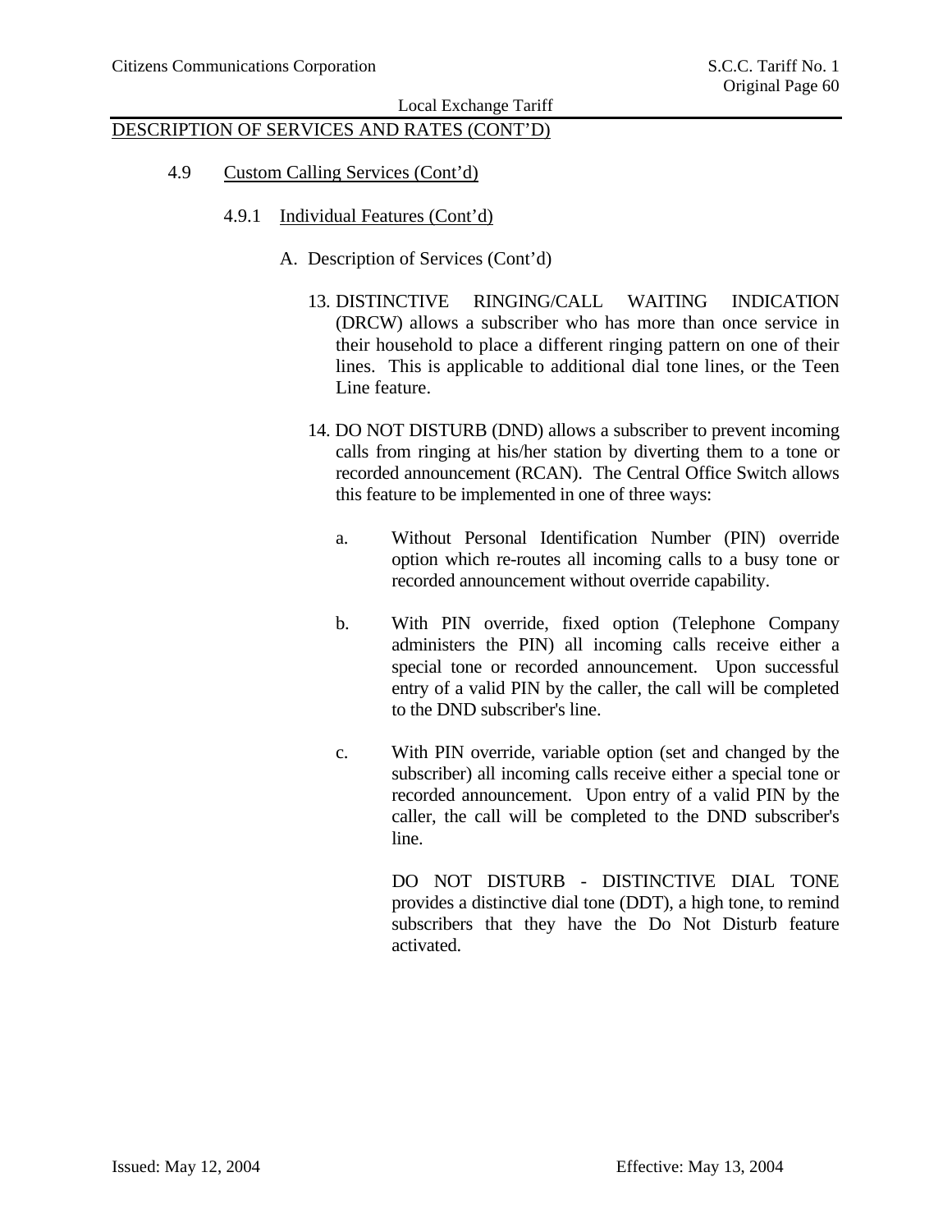DESCRIPTION OF SERVICES AND RATES (CONT'D)

4.9 Custom Calling Services (Cont'd)

4.9.1 Individual Features (Cont'd)

A. Description of Services (Cont'd)

13. DISTINCTIVE RINGING/CALL WAITING INDICATION (DRCW) allows a subscriber who has more than once service in their household to place a different ringing pattern on one of their lines. This is applicable to additional dial tone lines, or the Teen Line feature.

14. DO NOT DISTURB (DND) allows a subscriber to prevent incoming calls from ringing at his/her station by diverting them to a tone or recorded announcement (RCAN). The Central Office Switch allows this feature to be implemented in one of three ways:

    a. Without Personal Identification Number (PIN) override option which re-routes all incoming calls to a busy tone or recorded announcement without override capability.

    b. With PIN override, fixed option (Telephone Company administers the PIN) all incoming calls receive either a special tone or recorded announcement. Upon successful entry of a valid PIN by the caller, the call will be completed to the DND subscriber's line.

    c. With PIN override, variable option (set and changed by the subscriber) all incoming calls receive either a special tone or recorded announcement. Upon entry of a valid PIN by the caller, the call will be completed to the DND subscriber's line.

    DO NOT DISTURB - DISTINCTIVE DIAL TONE provides a distinctive dial tone (DDT), a high tone, to remind subscribers that they have the Do Not Disturb feature activated.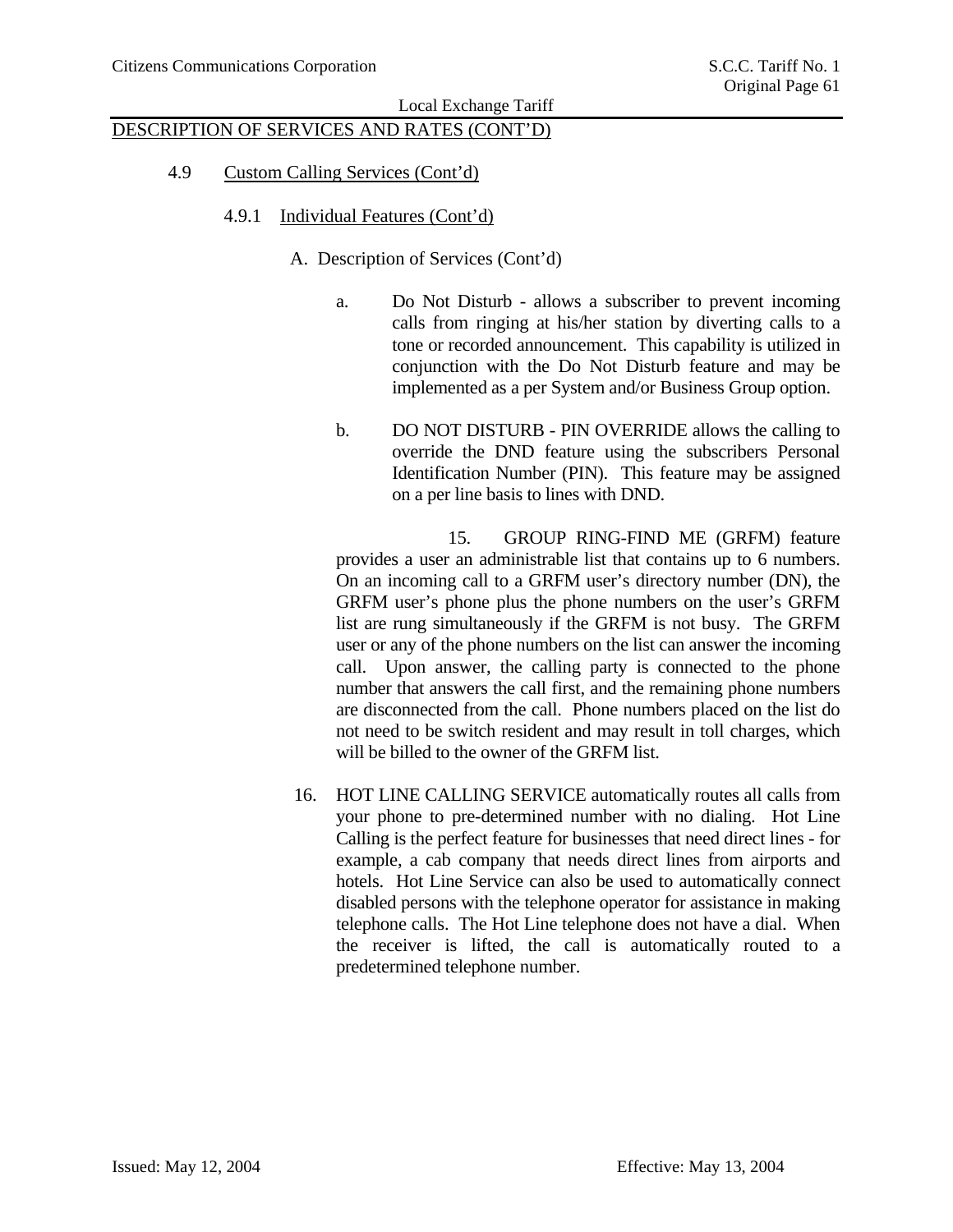DESCRIPTION OF SERVICES AND RATES (CONT'D)

4.9 Custom Calling Services (Cont'd)

4.9.1 Individual Features (Cont'd)

A. Description of Services (Cont'd)

a. Do Not Disturb - allows a subscriber to prevent incoming calls from ringing at his/her station by diverting calls to a tone or recorded announcement. This capability is utilized in conjunction with the Do Not Disturb feature and may be implemented as a per System and/or Business Group option.

b. DO NOT DISTURB - PIN OVERRIDE allows the calling to override the DND feature using the subscribers Personal Identification Number (PIN). This feature may be assigned on a per line basis to lines with DND.

15. GROUP RING-FIND ME (GRFM) feature provides a user an administrable list that contains up to 6 numbers. On an incoming call to a GRFM user's directory number (DN), the GRFM user's phone plus the phone numbers on the user's GRFM list are rung simultaneously if the GRFM is not busy. The GRFM user or any of the phone numbers on the list can answer the incoming call. Upon answer, the calling party is connected to the phone number that answers the call first, and the remaining phone numbers are disconnected from the call. Phone numbers placed on the list do not need to be switch resident and may result in toll charges, which will be billed to the owner of the GRFM list.

16. HOT LINE CALLING SERVICE automatically routes all calls from your phone to pre-determined number with no dialing. Hot Line Calling is the perfect feature for businesses that need direct lines - for example, a cab company that needs direct lines from airports and hotels. Hot Line Service can also be used to automatically connect disabled persons with the telephone operator for assistance in making telephone calls. The Hot Line telephone does not have a dial. When the receiver is lifted, the call is automatically routed to a predetermined telephone number.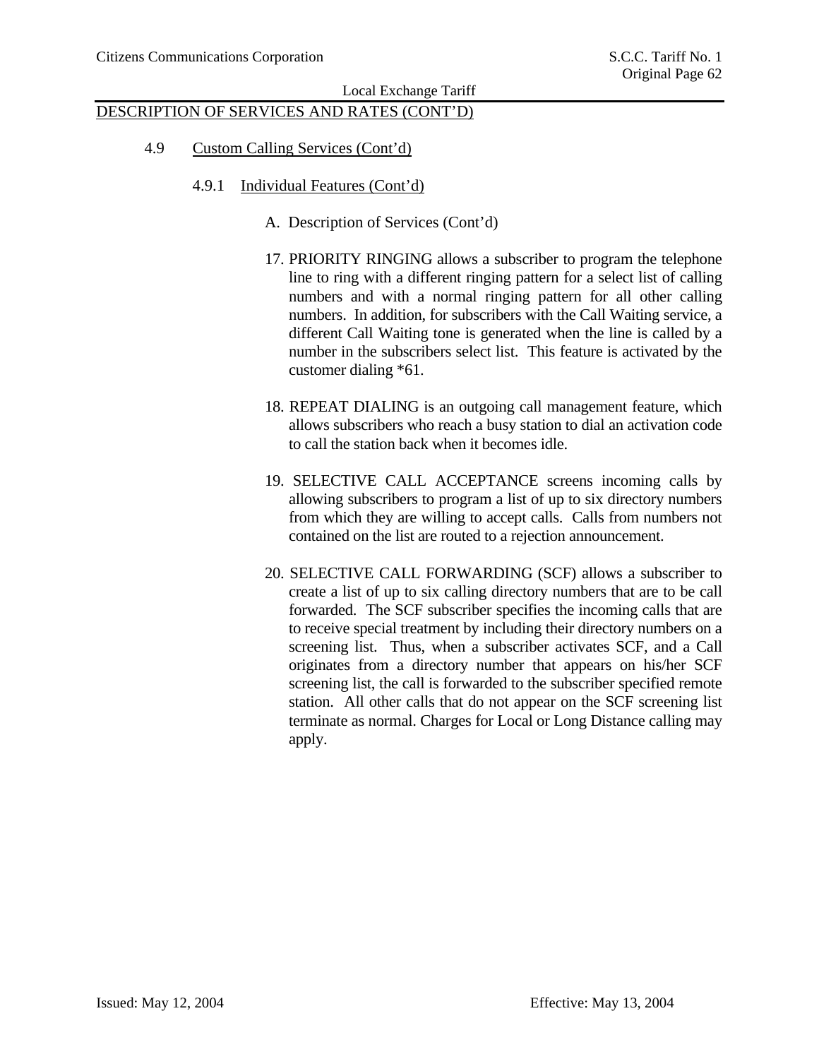DESCRIPTION OF SERVICES AND RATES (CONT'D)

4.9 Custom Calling Services (Cont'd)

4.9.1 Individual Features (Cont'd)

A. Description of Services (Cont'd)

17. PRIORITY RINGING allows a subscriber to program the telephone line to ring with a different ringing pattern for a select list of calling numbers and with a normal ringing pattern for all other calling numbers. In addition, for subscribers with the Call Waiting service, a different Call Waiting tone is generated when the line is called by a number in the subscribers select list. This feature is activated by the customer dialing *61.

18. REPEAT DIALING is an outgoing call management feature, which allows subscribers who reach a busy station to dial an activation code to call the station back when it becomes idle.

19. SELECTIVE CALL ACCEPTANCE screens incoming calls by allowing subscribers to program a list of up to six directory numbers from which they are willing to accept calls. Calls from numbers not contained on the list are routed to a rejection announcement.

20. SELECTIVE CALL FORWARDING (SCF) allows a subscriber to create a list of up to six calling directory numbers that are to be call forwarded. The SCF subscriber specifies the incoming calls that are to receive special treatment by including their directory numbers on a screening list. Thus, when a subscriber activates SCF, and a Call originates from a directory number that appears on his/her SCF screening list, the call is forwarded to the subscriber specified remote station. All other calls that do not appear on the SCF screening list terminate as normal. Charges for Local or Long Distance calling may apply.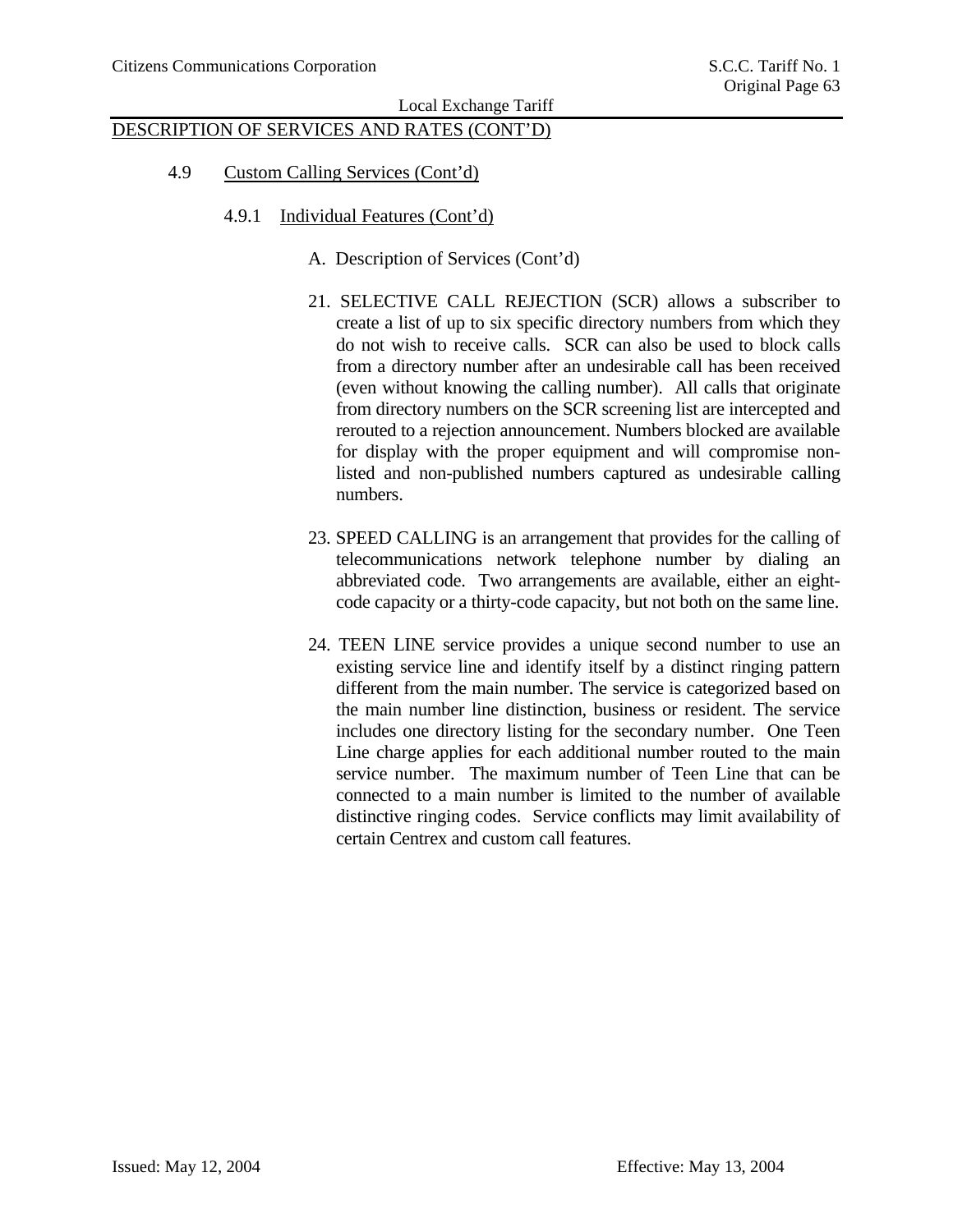## DESCRIPTION OF SERVICES AND RATES (CONT'D)

### 4.9 Custom Calling Services (Cont'd)

#### 4.9.1 Individual Features (Cont'd)

A. Description of Services (Cont'd)

21. SELECTIVE CALL REJECTION (SCR) allows a subscriber to create a list of up to six specific directory numbers from which they do not wish to receive calls. SCR can also be used to block calls from a directory number after an undesirable call has been received (even without knowing the calling number). All calls that originate from directory numbers on the SCR screening list are intercepted and rerouted to a rejection announcement. Numbers blocked are available for display with the proper equipment and will compromise non-listed and non-published numbers captured as undesirable calling numbers.

23. SPEED CALLING is an arrangement that provides for the calling of telecommunications network telephone number by dialing an abbreviated code. Two arrangements are available, either an eight-code capacity or a thirty-code capacity, but not both on the same line.

24. TEEN LINE service provides a unique second number to use an existing service line and identify itself by a distinct ringing pattern different from the main number. The service is categorized based on the main number line distinction, business or resident. The service includes one directory listing for the secondary number. One Teen Line charge applies for each additional number routed to the main service number. The maximum number of Teen Line that can be connected to a main number is limited to the number of available distinctive ringing codes. Service conflicts may limit availability of certain Centrex and custom call features.

Issued: May 12, 2004 Effective: May 13, 2004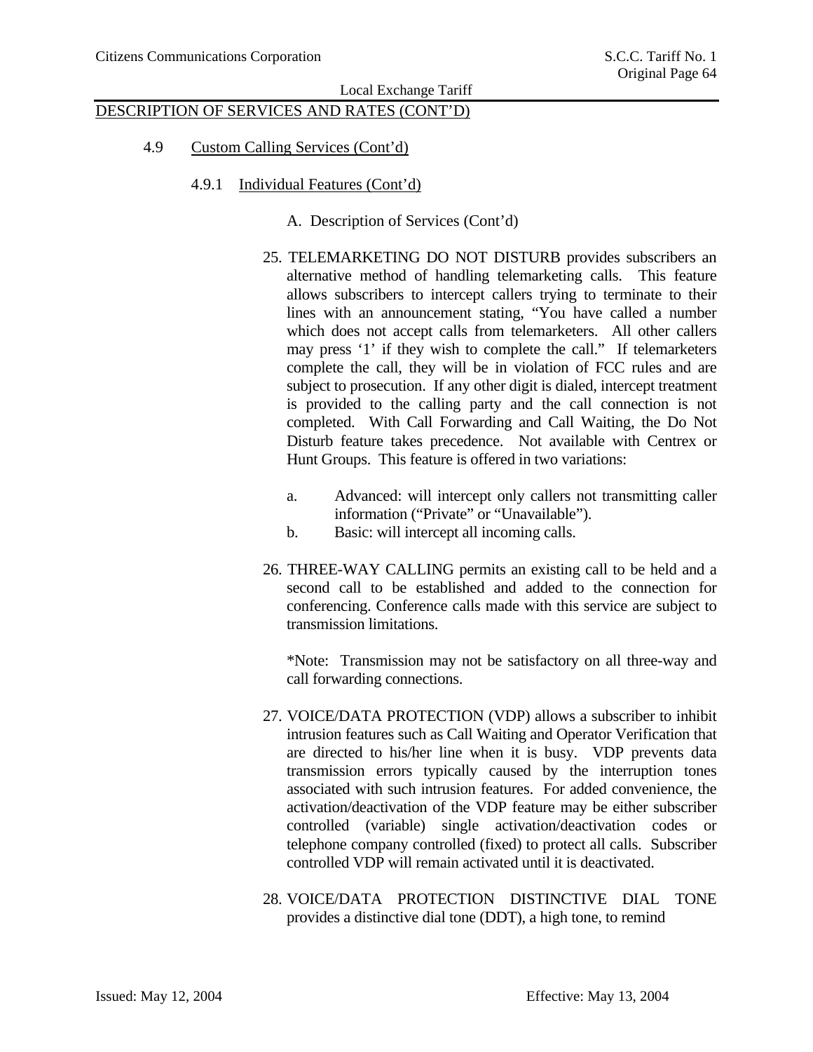## DESCRIPTION OF SERVICES AND RATES (CONT'D)

### 4.9 Custom Calling Services (Cont'd)

#### 4.9.1 Individual Features (Cont'd)

A. Description of Services (Cont'd)

25. TELEMARKETING DO NOT DISTURB provides subscribers an alternative method of handling telemarketing calls. This feature allows subscribers to intercept callers trying to terminate to their lines with an announcement stating, "You have called a number which does not accept calls from telemarketers. All other callers may press '1' if they wish to complete the call." If telemarketers complete the call, they will be in violation of FCC rules and are subject to prosecution. If any other digit is dialed, intercept treatment is provided to the calling party and the call connection is not completed. With Call Forwarding and Call Waiting, the Do Not Disturb feature takes precedence. Not available with Centrex or Hunt Groups. This feature is offered in two variations:

    a. Advanced: will intercept only callers not transmitting caller information ("Private" or "Unavailable").
    b. Basic: will intercept all incoming calls.

26. THREE-WAY CALLING permits an existing call to be held and a second call to be established and added to the connection for conferencing. Conference calls made with this service are subject to transmission limitations.

    *Note: Transmission may not be satisfactory on all three-way and call forwarding connections.

27. VOICE/DATA PROTECTION (VDP) allows a subscriber to inhibit intrusion features such as Call Waiting and Operator Verification that are directed to his/her line when it is busy. VDP prevents data transmission errors typically caused by the interruption tones associated with such intrusion features. For added convenience, the activation/deactivation of the VDP feature may be either subscriber controlled (variable) single activation/deactivation codes or telephone company controlled (fixed) to protect all calls. Subscriber controlled VDP will remain activated until it is deactivated.

28. VOICE/DATA PROTECTION DISTINCTIVE DIAL TONE provides a distinctive dial tone (DDT), a high tone, to remind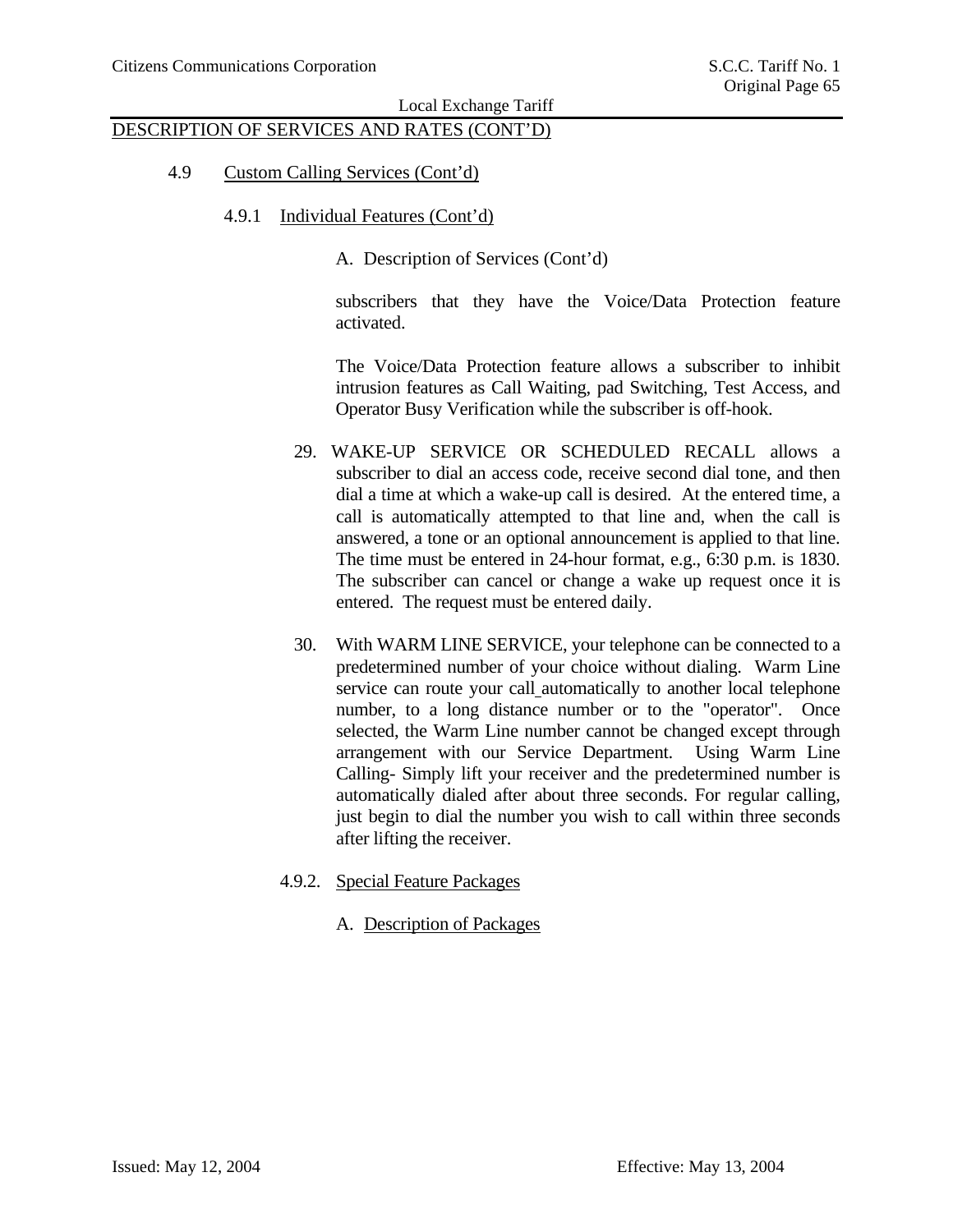DESCRIPTION OF SERVICES AND RATES (CONT'D)

4.9 Custom Calling Services (Cont'd)

4.9.1 Individual Features (Cont'd)

A. Description of Services (Cont'd)

subscribers that they have the Voice/Data Protection feature activated.

The Voice/Data Protection feature allows a subscriber to inhibit intrusion features as Call Waiting, pad Switching, Test Access, and Operator Busy Verification while the subscriber is off-hook.

29. WAKE-UP SERVICE OR SCHEDULED RECALL allows a subscriber to dial an access code, receive second dial tone, and then dial a time at which a wake-up call is desired. At the entered time, a call is automatically attempted to that line and, when the call is answered, a tone or an optional announcement is applied to that line. The time must be entered in 24-hour format, e.g., 6:30 p.m. is 1830. The subscriber can cancel or change a wake up request once it is entered. The request must be entered daily.

30. With WARM LINE SERVICE, your telephone can be connected to a predetermined number of your choice without dialing. Warm Line service can route your call automatically to another local telephone number, to a long distance number or to the "operator". Once selected, the Warm Line number cannot be changed except through arrangement with our Service Department. Using Warm Line Calling- Simply lift your receiver and the predetermined number is automatically dialed after about three seconds. For regular calling, just begin to dial the number you wish to call within three seconds after lifting the receiver.

4.9.2. Special Feature Packages

A. Description of Packages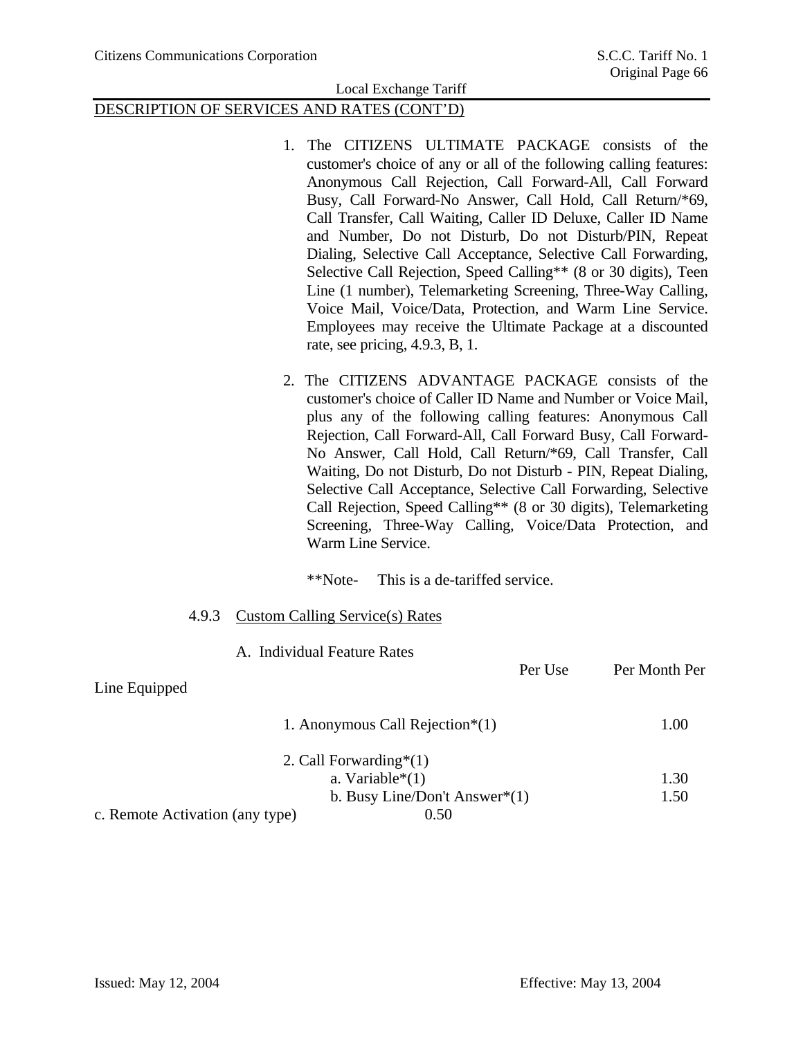DESCRIPTION OF SERVICES AND RATES (CONT'D)

1. The CITIZENS ULTIMATE PACKAGE consists of the customer's choice of any or all of the following calling features: Anonymous Call Rejection, Call Forward-All, Call Forward Busy, Call Forward-No Answer, Call Hold, Call Return/*69, Call Transfer, Call Waiting, Caller ID Deluxe, Caller ID Name and Number, Do not Disturb, Do not Disturb/PIN, Repeat Dialing, Selective Call Acceptance, Selective Call Forwarding, Selective Call Rejection, Speed Calling** (8 or 30 digits), Teen Line (1 number), Telemarketing Screening, Three-Way Calling, Voice Mail, Voice/Data, Protection, and Warm Line Service. Employees may receive the Ultimate Package at a discounted rate, see pricing, 4.9.3, B, 1.

2. The CITIZENS ADVANTAGE PACKAGE consists of the customer's choice of Caller ID Name and Number or Voice Mail, plus any of the following calling features: Anonymous Call Rejection, Call Forward-All, Call Forward Busy, Call Forward-No Answer, Call Hold, Call Return/*69, Call Transfer, Call Waiting, Do not Disturb, Do not Disturb - PIN, Repeat Dialing, Selective Call Acceptance, Selective Call Forwarding, Selective Call Rejection, Speed Calling** (8 or 30 digits), Telemarketing Screening, Three-Way Calling, Voice/Data Protection, and Warm Line Service.

**Note- This is a de-tariffed service.

4.9.3 Custom Calling Service(s) Rates

A. Individual Feature Rates

| | Per Use | Per Month Per Line Equipped |
|---|---|---|
| 1. Anonymous Call Rejection*(1) | | 1.00 |
| 2. Call Forwarding*(1) | | |
| a. Variable*(1) | | 1.30 |
| b. Busy Line/Don't Answer*(1) | | 1.50 |
| c. Remote Activation (any type) | 0.50 | |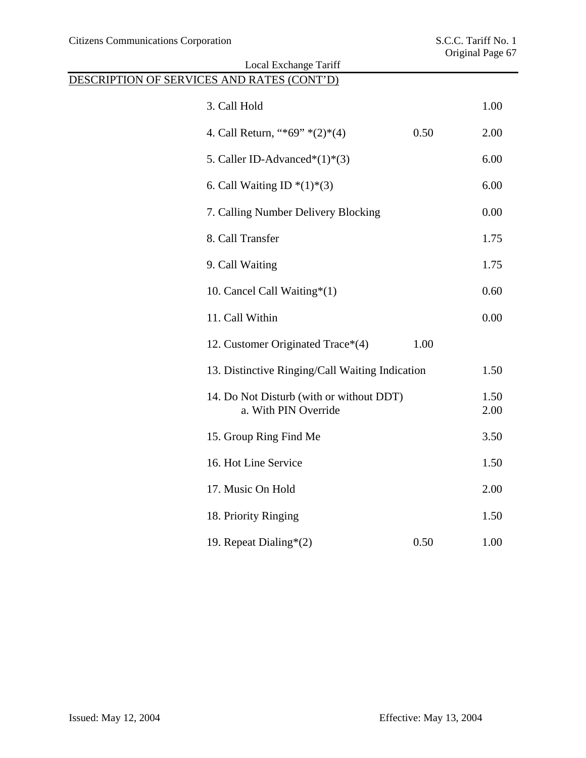## DESCRIPTION OF SERVICES AND RATES (CONT'D)

| Service | | |
|---|---|---|
| 3. Call Hold | | 1.00 |
| 4. Call Return, "*69" *(2)*(4) | 0.50 | 2.00 |
| 5. Caller ID-Advanced*(1)*(3) | | 6.00 |
| 6. Call Waiting ID *(1)*(3) | | 6.00 |
| 7. Calling Number Delivery Blocking | | 0.00 |
| 8. Call Transfer | | 1.75 |
| 9. Call Waiting | | 1.75 |
| 10. Cancel Call Waiting*(1) | | 0.60 |
| 11. Call Within | | 0.00 |
| 12. Customer Originated Trace*(4) | 1.00 | |
| 13. Distinctive Ringing/Call Waiting Indication | | 1.50 |
| 14. Do Not Disturb (with or without DDT) | | 1.50 |
| a. With PIN Override | | 2.00 |
| 15. Group Ring Find Me | | 3.50 |
| 16. Hot Line Service | | 1.50 |
| 17. Music On Hold | | 2.00 |
| 18. Priority Ringing | | 1.50 |
| 19. Repeat Dialing*(2) | 0.50 | 1.00 |

Issued: May 12, 2004 Effective: May 13, 2004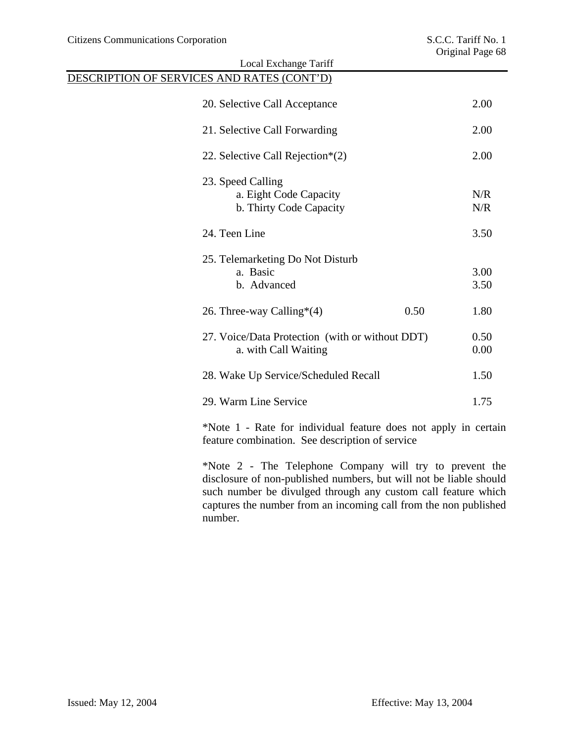## DESCRIPTION OF SERVICES AND RATES (CONT'D)

| | | |
|---|---|---|
| 20. Selective Call Acceptance | | 2.00 |
| 21. Selective Call Forwarding | | 2.00 |
| 22. Selective Call Rejection*(2) | | 2.00 |
| 23. Speed Calling | | |
| a. Eight Code Capacity | | N/R |
| b. Thirty Code Capacity | | N/R |
| 24. Teen Line | | 3.50 |
| 25. Telemarketing Do Not Disturb | | |
| a. Basic | | 3.00 |
| b. Advanced | | 3.50 |
| 26. Three-way Calling*(4) | 0.50 | 1.80 |
| 27. Voice/Data Protection (with or without DDT) | | 0.50 |
| a. with Call Waiting | | 0.00 |
| 28. Wake Up Service/Scheduled Recall | | 1.50 |
| 29. Warm Line Service | | 1.75 |

*Note 1 - Rate for individual feature does not apply in certain feature combination. See description of service

*Note 2 - The Telephone Company will try to prevent the disclosure of non-published numbers, but will not be liable should such number be divulged through any custom call feature which captures the number from an incoming call from the non published number.

Issued: May 12, 2004 Effective: May 13, 2004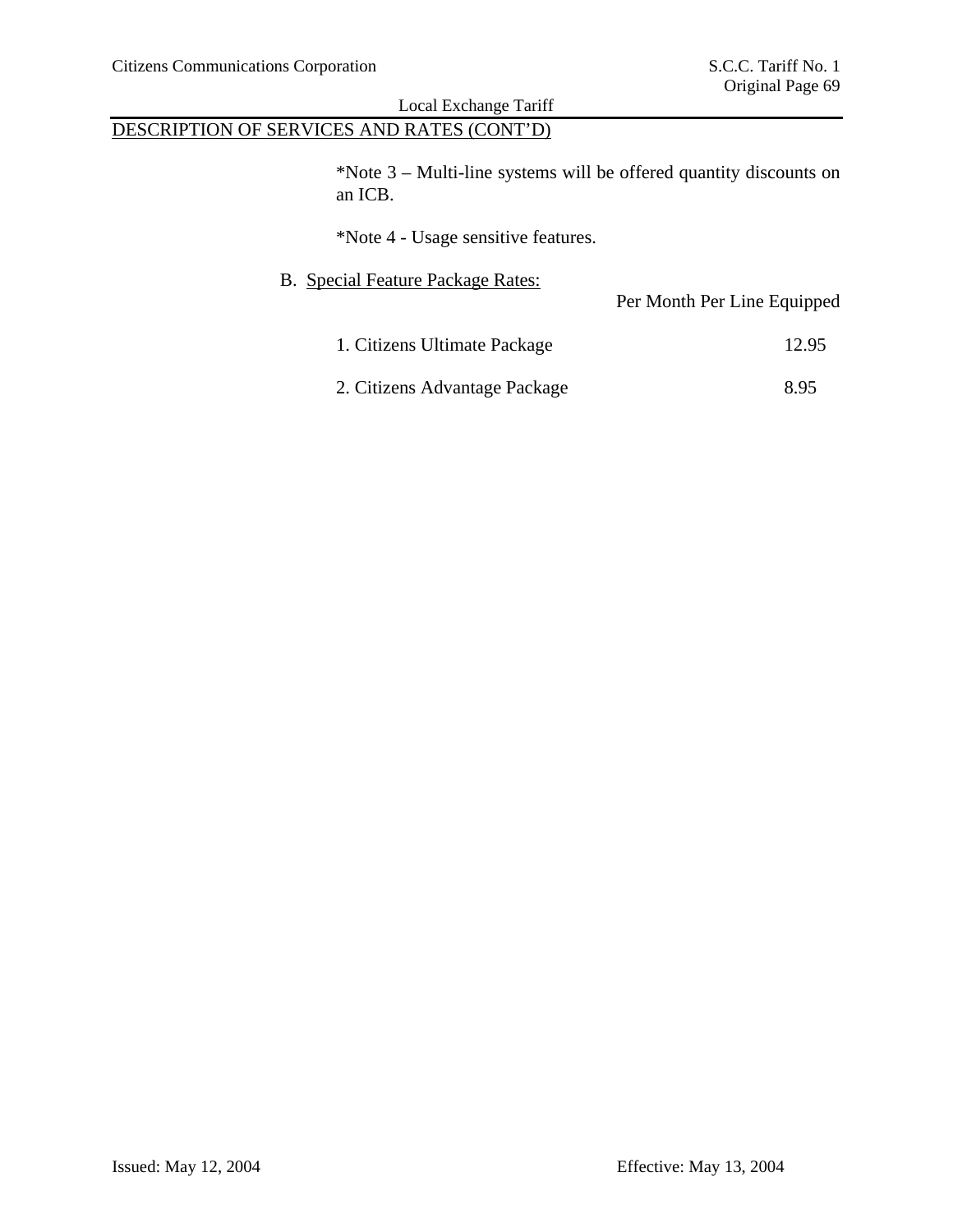DESCRIPTION OF SERVICES AND RATES (CONT'D)

*Note 3 – Multi-line systems will be offered quantity discounts on an ICB.

*Note 4 - Usage sensitive features.

B. Special Feature Package Rates:

| | Per Month Per Line Equipped |
|---|---|
| 1. Citizens Ultimate Package | 12.95 |
| 2. Citizens Advantage Package | 8.95 |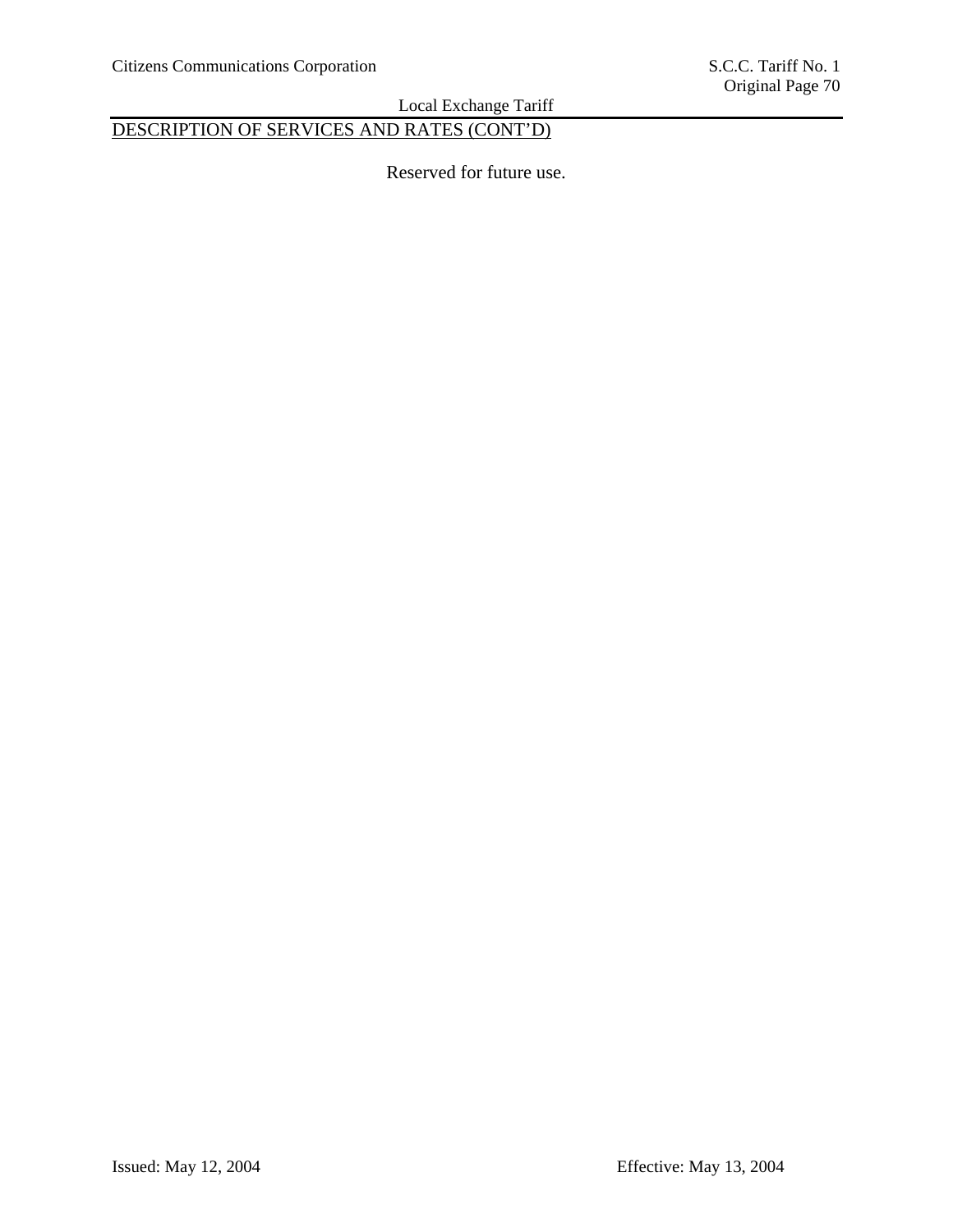DESCRIPTION OF SERVICES AND RATES (CONT'D)

Reserved for future use.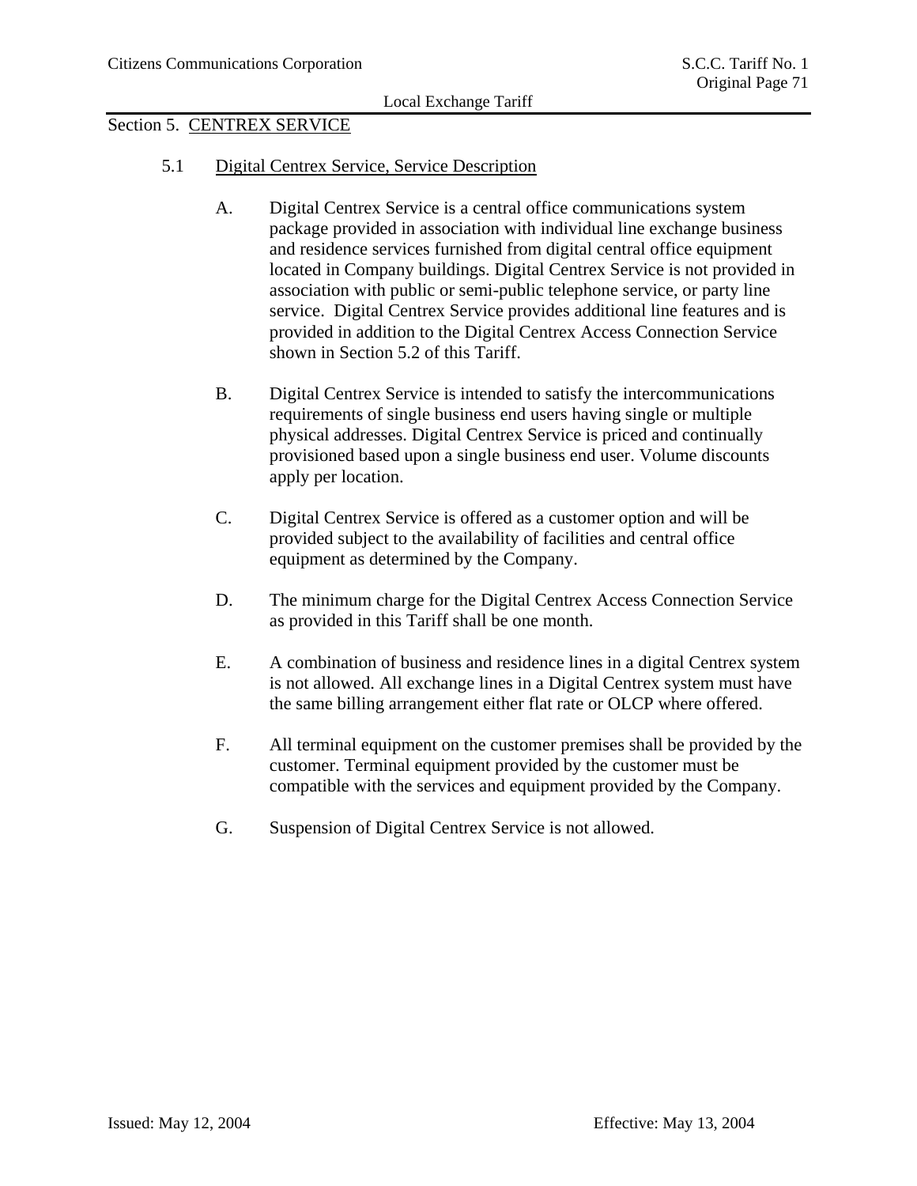## Section 5. CENTREX SERVICE

### 5.1 Digital Centrex Service, Service Description

A. Digital Centrex Service is a central office communications system package provided in association with individual line exchange business and residence services furnished from digital central office equipment located in Company buildings. Digital Centrex Service is not provided in association with public or semi-public telephone service, or party line service. Digital Centrex Service provides additional line features and is provided in addition to the Digital Centrex Access Connection Service shown in Section 5.2 of this Tariff.

B. Digital Centrex Service is intended to satisfy the intercommunications requirements of single business end users having single or multiple physical addresses. Digital Centrex Service is priced and continually provisioned based upon a single business end user. Volume discounts apply per location.

C. Digital Centrex Service is offered as a customer option and will be provided subject to the availability of facilities and central office equipment as determined by the Company.

D. The minimum charge for the Digital Centrex Access Connection Service as provided in this Tariff shall be one month.

E. A combination of business and residence lines in a digital Centrex system is not allowed. All exchange lines in a Digital Centrex system must have the same billing arrangement either flat rate or OLCP where offered.

F. All terminal equipment on the customer premises shall be provided by the customer. Terminal equipment provided by the customer must be compatible with the services and equipment provided by the Company.

G. Suspension of Digital Centrex Service is not allowed.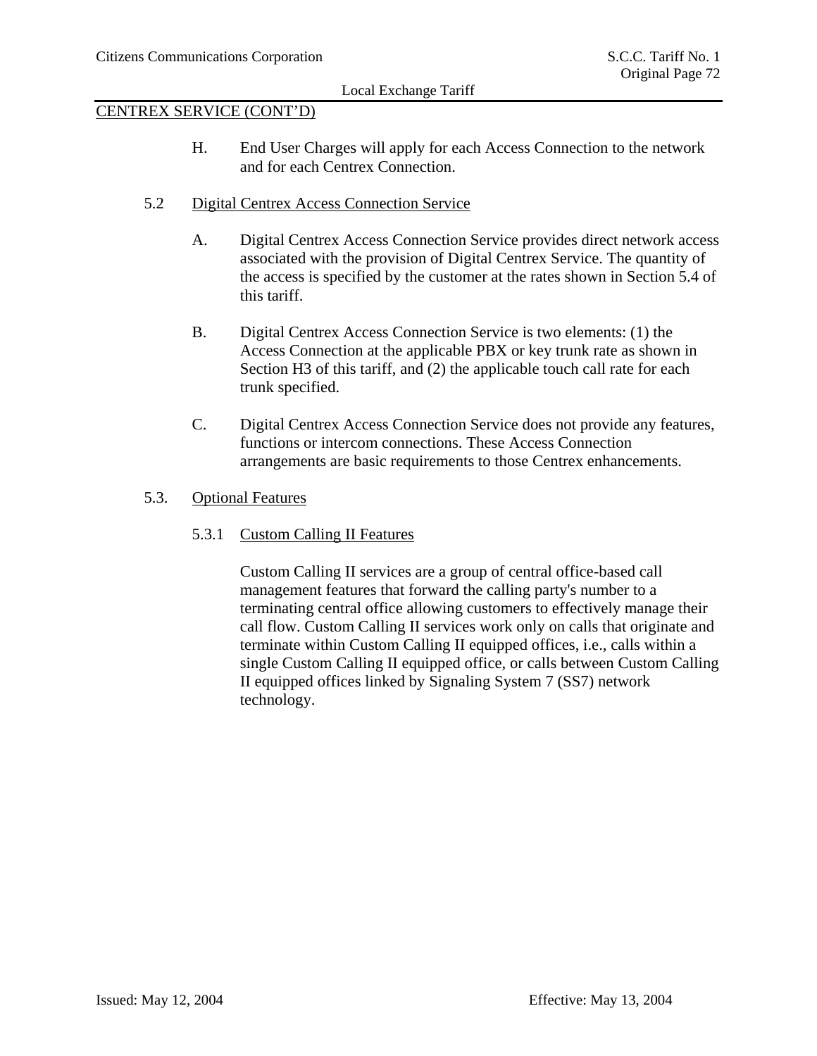CENTREX SERVICE (CONT'D)

H. End User Charges will apply for each Access Connection to the network and for each Centrex Connection.

5.2 Digital Centrex Access Connection Service

A. Digital Centrex Access Connection Service provides direct network access associated with the provision of Digital Centrex Service. The quantity of the access is specified by the customer at the rates shown in Section 5.4 of this tariff.

B. Digital Centrex Access Connection Service is two elements: (1) the Access Connection at the applicable PBX or key trunk rate as shown in Section H3 of this tariff, and (2) the applicable touch call rate for each trunk specified.

C. Digital Centrex Access Connection Service does not provide any features, functions or intercom connections. These Access Connection arrangements are basic requirements to those Centrex enhancements.

5.3. Optional Features

5.3.1 Custom Calling II Features

Custom Calling II services are a group of central office-based call management features that forward the calling party's number to a terminating central office allowing customers to effectively manage their call flow. Custom Calling II services work only on calls that originate and terminate within Custom Calling II equipped offices, i.e., calls within a single Custom Calling II equipped office, or calls between Custom Calling II equipped offices linked by Signaling System 7 (SS7) network technology.

Issued: May 12, 2004 Effective: May 13, 2004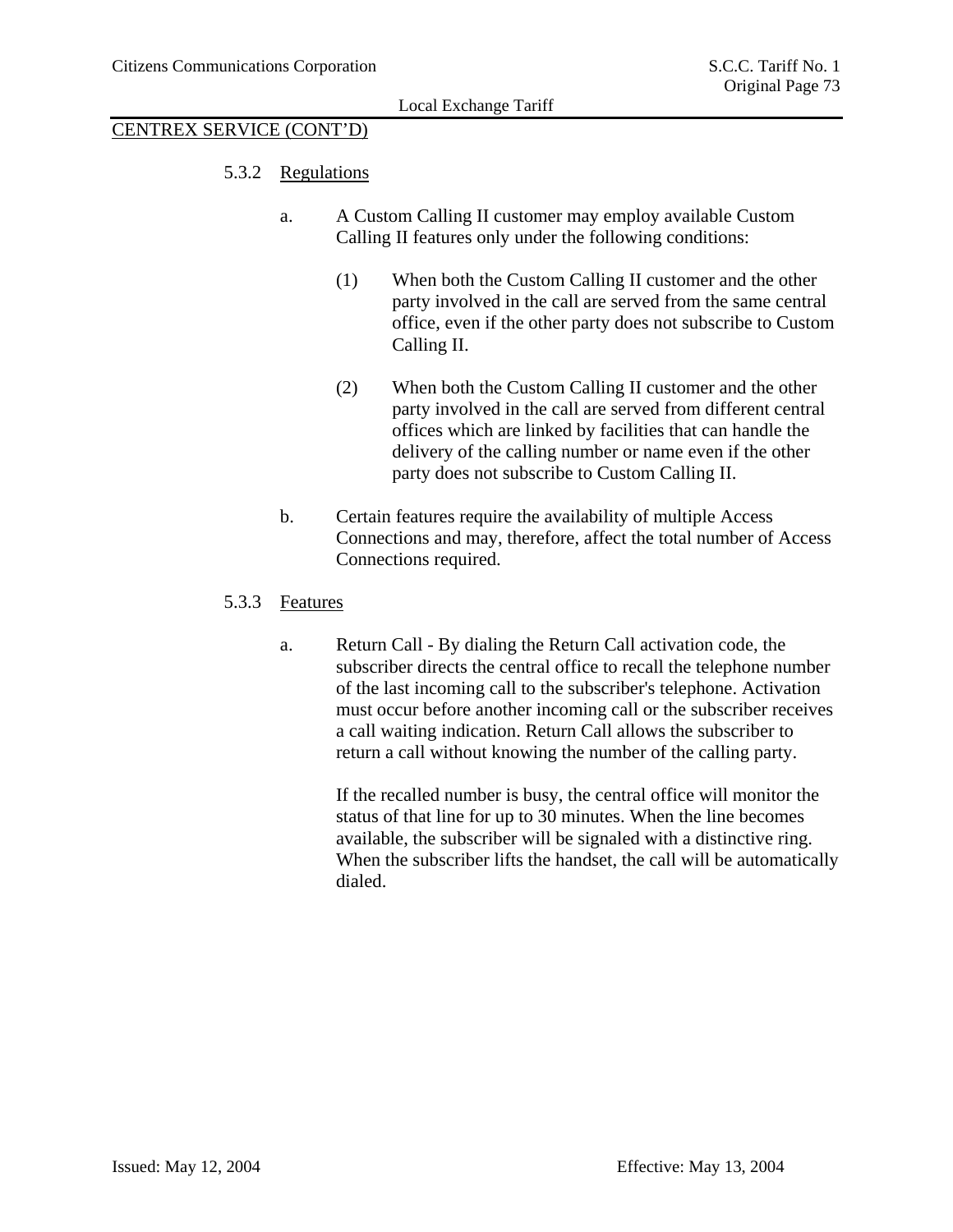CENTREX SERVICE (CONT'D)

5.3.2 Regulations

a. A Custom Calling II customer may employ available Custom Calling II features only under the following conditions:

(1) When both the Custom Calling II customer and the other party involved in the call are served from the same central office, even if the other party does not subscribe to Custom Calling II.

(2) When both the Custom Calling II customer and the other party involved in the call are served from different central offices which are linked by facilities that can handle the delivery of the calling number or name even if the other party does not subscribe to Custom Calling II.

b. Certain features require the availability of multiple Access Connections and may, therefore, affect the total number of Access Connections required.

5.3.3 Features

a. Return Call - By dialing the Return Call activation code, the subscriber directs the central office to recall the telephone number of the last incoming call to the subscriber's telephone. Activation must occur before another incoming call or the subscriber receives a call waiting indication. Return Call allows the subscriber to return a call without knowing the number of the calling party.

If the recalled number is busy, the central office will monitor the status of that line for up to 30 minutes. When the line becomes available, the subscriber will be signaled with a distinctive ring. When the subscriber lifts the handset, the call will be automatically dialed.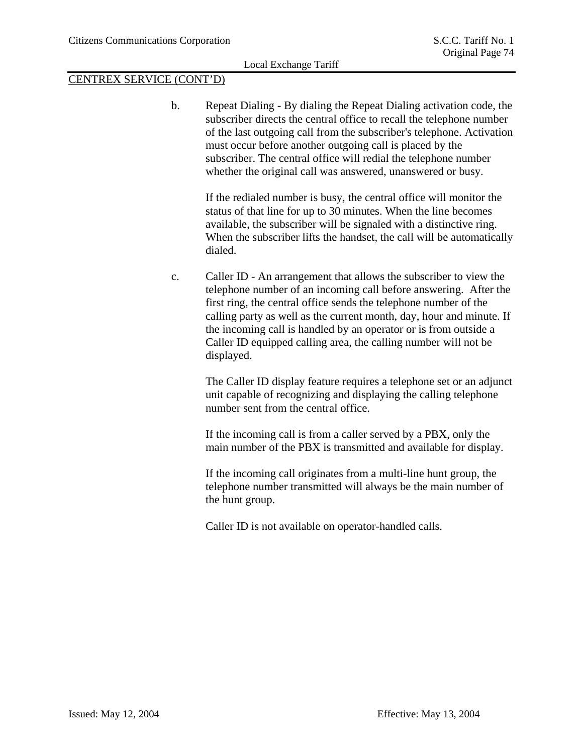CENTREX SERVICE (CONT'D)

b. Repeat Dialing - By dialing the Repeat Dialing activation code, the subscriber directs the central office to recall the telephone number of the last outgoing call from the subscriber's telephone. Activation must occur before another outgoing call is placed by the subscriber. The central office will redial the telephone number whether the original call was answered, unanswered or busy.

   If the redialed number is busy, the central office will monitor the status of that line for up to 30 minutes. When the line becomes available, the subscriber will be signaled with a distinctive ring. When the subscriber lifts the handset, the call will be automatically dialed.

c. Caller ID - An arrangement that allows the subscriber to view the telephone number of an incoming call before answering. After the first ring, the central office sends the telephone number of the calling party as well as the current month, day, hour and minute. If the incoming call is handled by an operator or is from outside a Caller ID equipped calling area, the calling number will not be displayed.

   The Caller ID display feature requires a telephone set or an adjunct unit capable of recognizing and displaying the calling telephone number sent from the central office.

   If the incoming call is from a caller served by a PBX, only the main number of the PBX is transmitted and available for display.

   If the incoming call originates from a multi-line hunt group, the telephone number transmitted will always be the main number of the hunt group.

   Caller ID is not available on operator-handled calls.

Issued: May 12, 2004 Effective: May 13, 2004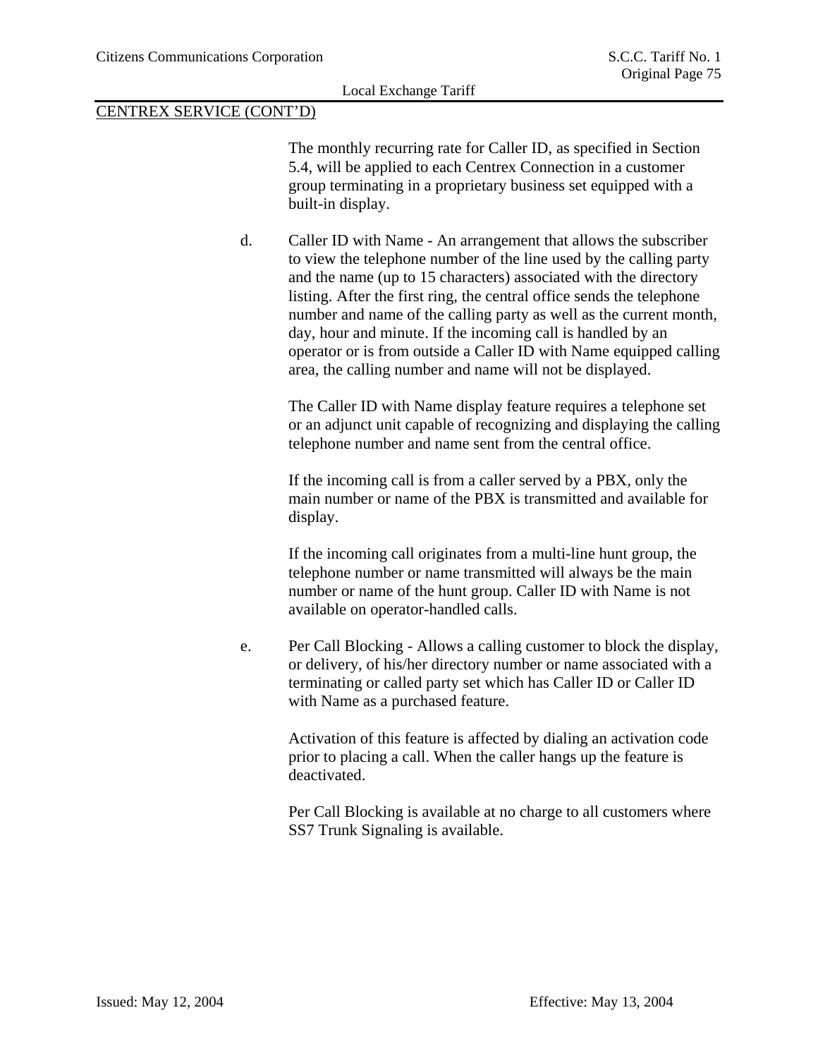## CENTREX SERVICE (CONT'D)

The monthly recurring rate for Caller ID, as specified in Section 5.4, will be applied to each Centrex Connection in a customer group terminating in a proprietary business set equipped with a built-in display.

d. Caller ID with Name - An arrangement that allows the subscriber to view the telephone number of the line used by the calling party and the name (up to 15 characters) associated with the directory listing. After the first ring, the central office sends the telephone number and name of the calling party as well as the current month, day, hour and minute. If the incoming call is handled by an operator or is from outside a Caller ID with Name equipped calling area, the calling number and name will not be displayed.

   The Caller ID with Name display feature requires a telephone set or an adjunct unit capable of recognizing and displaying the calling telephone number and name sent from the central office.

   If the incoming call is from a caller served by a PBX, only the main number or name of the PBX is transmitted and available for display.

   If the incoming call originates from a multi-line hunt group, the telephone number or name transmitted will always be the main number or name of the hunt group. Caller ID with Name is not available on operator-handled calls.

e. Per Call Blocking - Allows a calling customer to block the display, or delivery, of his/her directory number or name associated with a terminating or called party set which has Caller ID or Caller ID with Name as a purchased feature.

   Activation of this feature is affected by dialing an activation code prior to placing a call. When the caller hangs up the feature is deactivated.

   Per Call Blocking is available at no charge to all customers where SS7 Trunk Signaling is available.

Issued: May 12, 2004 Effective: May 13, 2004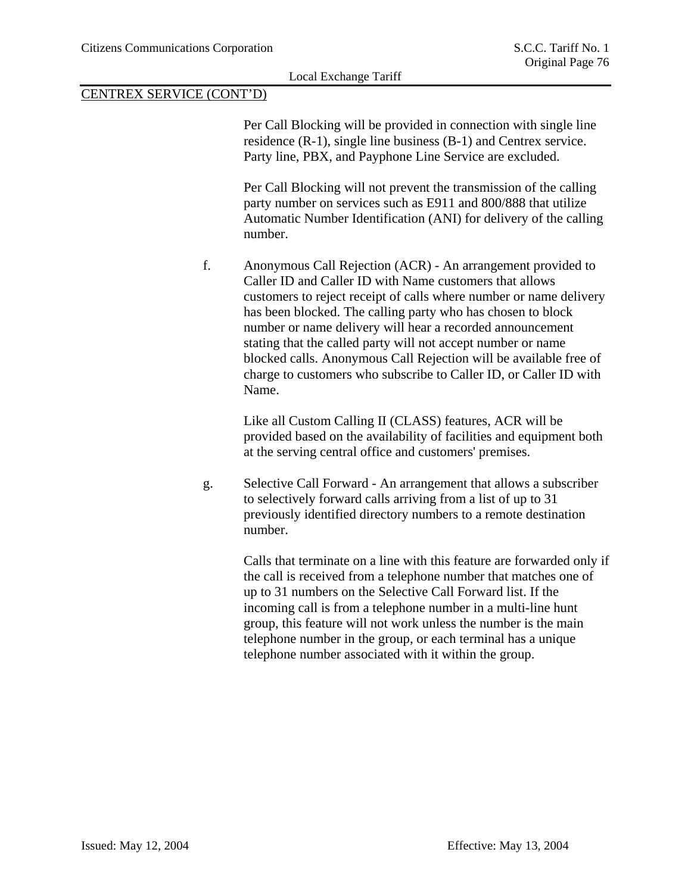CENTREX SERVICE (CONT'D)

Per Call Blocking will be provided in connection with single line residence (R-1), single line business (B-1) and Centrex service. Party line, PBX, and Payphone Line Service are excluded.

Per Call Blocking will not prevent the transmission of the calling party number on services such as E911 and 800/888 that utilize Automatic Number Identification (ANI) for delivery of the calling number.

f. Anonymous Call Rejection (ACR) - An arrangement provided to Caller ID and Caller ID with Name customers that allows customers to reject receipt of calls where number or name delivery has been blocked. The calling party who has chosen to block number or name delivery will hear a recorded announcement stating that the called party will not accept number or name blocked calls. Anonymous Call Rejection will be available free of charge to customers who subscribe to Caller ID, or Caller ID with Name.

   Like all Custom Calling II (CLASS) features, ACR will be provided based on the availability of facilities and equipment both at the serving central office and customers' premises.

g. Selective Call Forward - An arrangement that allows a subscriber to selectively forward calls arriving from a list of up to 31 previously identified directory numbers to a remote destination number.

   Calls that terminate on a line with this feature are forwarded only if the call is received from a telephone number that matches one of up to 31 numbers on the Selective Call Forward list. If the incoming call is from a telephone number in a multi-line hunt group, this feature will not work unless the number is the main telephone number in the group, or each terminal has a unique telephone number associated with it within the group.

Issued: May 12, 2004 Effective: May 13, 2004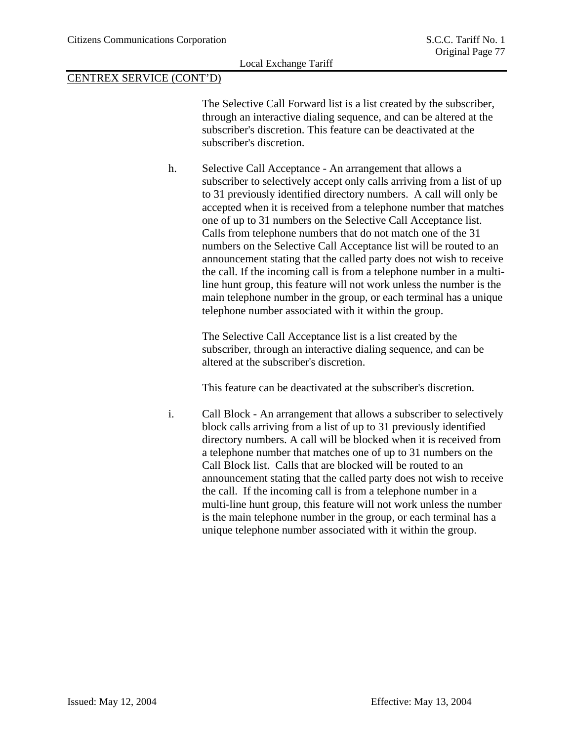CENTREX SERVICE (CONT'D)

The Selective Call Forward list is a list created by the subscriber, through an interactive dialing sequence, and can be altered at the subscriber's discretion. This feature can be deactivated at the subscriber's discretion.

h. Selective Call Acceptance - An arrangement that allows a subscriber to selectively accept only calls arriving from a list of up to 31 previously identified directory numbers. A call will only be accepted when it is received from a telephone number that matches one of up to 31 numbers on the Selective Call Acceptance list. Calls from telephone numbers that do not match one of the 31 numbers on the Selective Call Acceptance list will be routed to an announcement stating that the called party does not wish to receive the call. If the incoming call is from a telephone number in a multi-line hunt group, this feature will not work unless the number is the main telephone number in the group, or each terminal has a unique telephone number associated with it within the group.

   The Selective Call Acceptance list is a list created by the subscriber, through an interactive dialing sequence, and can be altered at the subscriber's discretion.

   This feature can be deactivated at the subscriber's discretion.

i. Call Block - An arrangement that allows a subscriber to selectively block calls arriving from a list of up to 31 previously identified directory numbers. A call will be blocked when it is received from a telephone number that matches one of up to 31 numbers on the Call Block list. Calls that are blocked will be routed to an announcement stating that the called party does not wish to receive the call. If the incoming call is from a telephone number in a multi-line hunt group, this feature will not work unless the number is the main telephone number in the group, or each terminal has a unique telephone number associated with it within the group.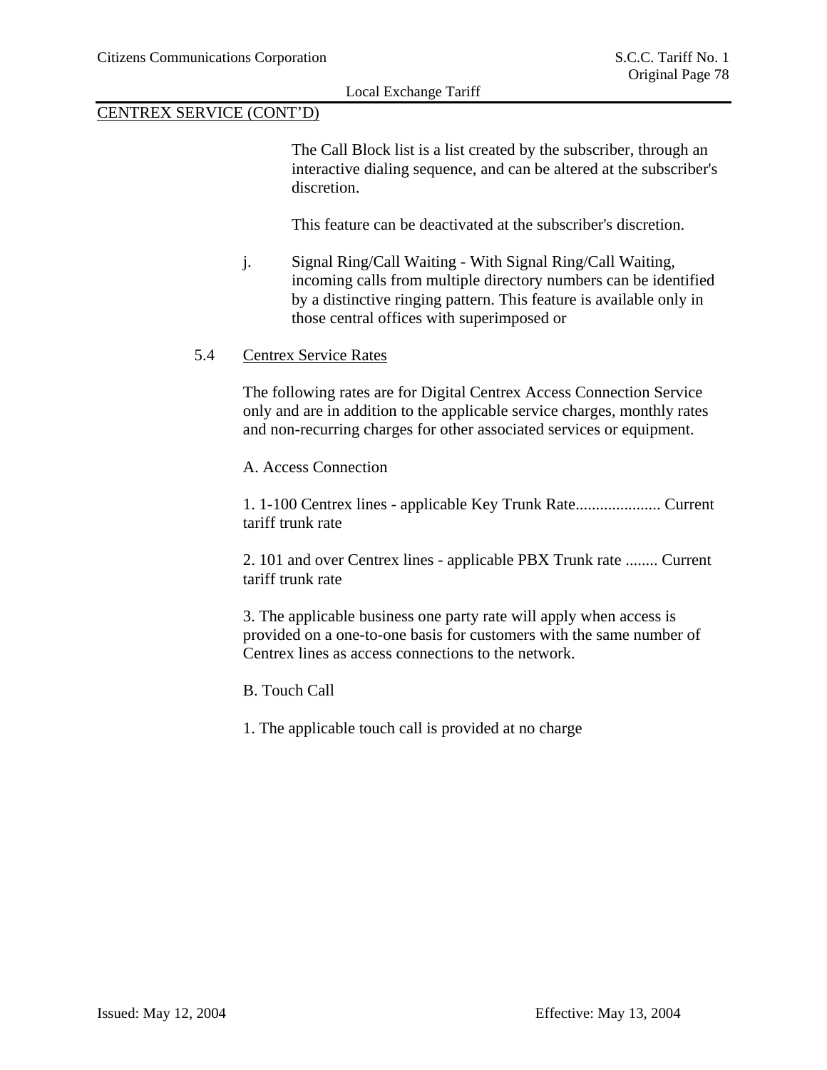CENTREX SERVICE (CONT'D)

The Call Block list is a list created by the subscriber, through an interactive dialing sequence, and can be altered at the subscriber's discretion.

This feature can be deactivated at the subscriber's discretion.

j. Signal Ring/Call Waiting - With Signal Ring/Call Waiting, incoming calls from multiple directory numbers can be identified by a distinctive ringing pattern. This feature is available only in those central offices with superimposed or

## 5.4 Centrex Service Rates

The following rates are for Digital Centrex Access Connection Service only and are in addition to the applicable service charges, monthly rates and non-recurring charges for other associated services or equipment.

A. Access Connection

1. 1-100 Centrex lines - applicable Key Trunk Rate..................... Current tariff trunk rate

2. 101 and over Centrex lines - applicable PBX Trunk rate ........ Current tariff trunk rate

3. The applicable business one party rate will apply when access is provided on a one-to-one basis for customers with the same number of Centrex lines as access connections to the network.

B. Touch Call

1. The applicable touch call is provided at no charge

Issued: May 12, 2004 Effective: May 13, 2004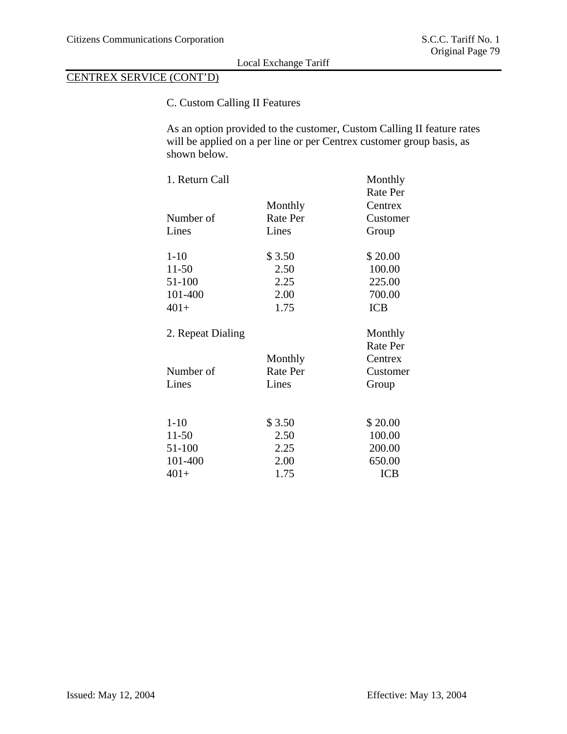## CENTREX SERVICE (CONT'D)

### C. Custom Calling II Features

As an option provided to the customer, Custom Calling II feature rates will be applied on a per line or per Centrex customer group basis, as shown below.

1. Return Call

| Number of Lines | Monthly Rate Per Lines | Monthly Rate Per Centrex Customer Group |
|---|---|---|
| 1-10 | $ 3.50 | $ 20.00 |
| 11-50 | 2.50 | 100.00 |
| 51-100 | 2.25 | 225.00 |
| 101-400 | 2.00 | 700.00 |
| 401+ | 1.75 | ICB |

2. Repeat Dialing

| Number of Lines | Monthly Rate Per Lines | Monthly Rate Per Centrex Customer Group |
|---|---|---|
| 1-10 | $ 3.50 | $ 20.00 |
| 11-50 | 2.50 | 100.00 |
| 51-100 | 2.25 | 200.00 |
| 101-400 | 2.00 | 650.00 |
| 401+ | 1.75 | ICB |

Issued: May 12, 2004 Effective: May 13, 2004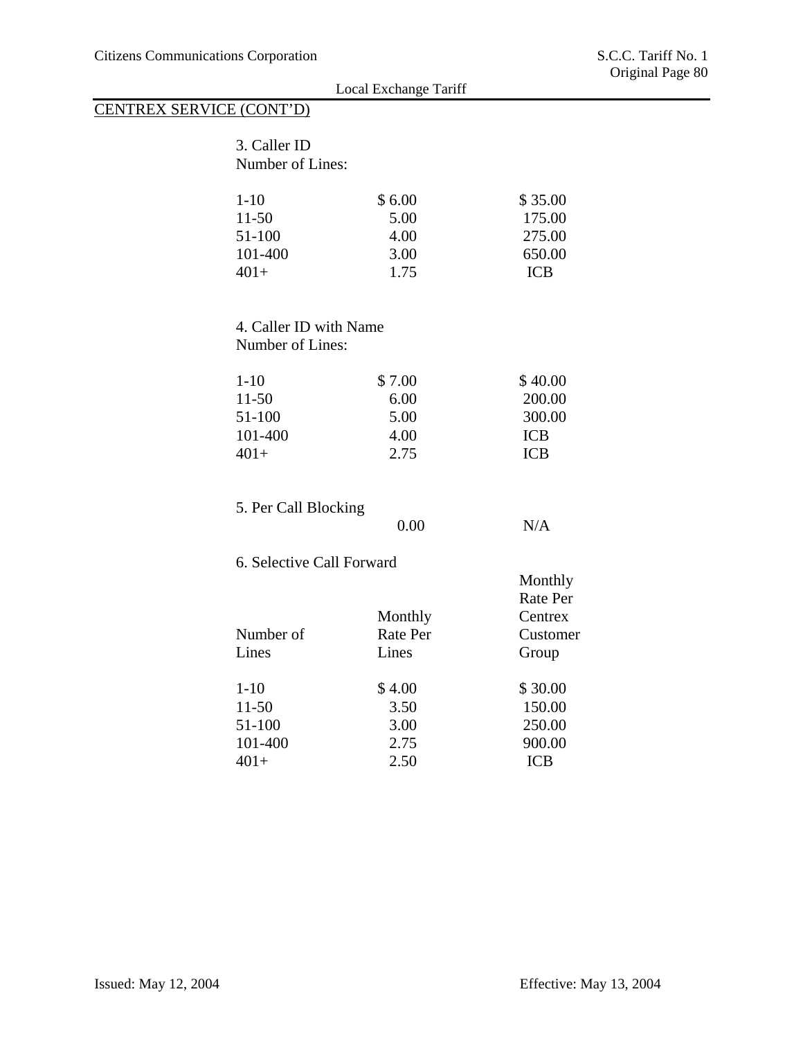## CENTREX SERVICE (CONT'D)

3. Caller ID

Number of Lines:

| | | |
|---|---|---|
| 1-10 | $ 6.00 | $ 35.00 |
| 11-50 | 5.00 | 175.00 |
| 51-100 | 4.00 | 275.00 |
| 101-400 | 3.00 | 650.00 |
| 401+ | 1.75 | ICB |

4. Caller ID with Name

Number of Lines:

| | | |
|---|---|---|
| 1-10 | $ 7.00 | $ 40.00 |
| 11-50 | 6.00 | 200.00 |
| 51-100 | 5.00 | 300.00 |
| 101-400 | 4.00 | ICB |
| 401+ | 2.75 | ICB |

5. Per Call Blocking

| | | |
|---|---|---|
| | 0.00 | N/A |

6. Selective Call Forward

| Number of Lines | Monthly Rate Per Lines | Monthly Rate Per Centrex Customer Group |
|---|---|---|
| 1-10 | $ 4.00 | $ 30.00 |
| 11-50 | 3.50 | 150.00 |
| 51-100 | 3.00 | 250.00 |
| 101-400 | 2.75 | 900.00 |
| 401+ | 2.50 | ICB |

Issued: May 12, 2004 Effective: May 13, 2004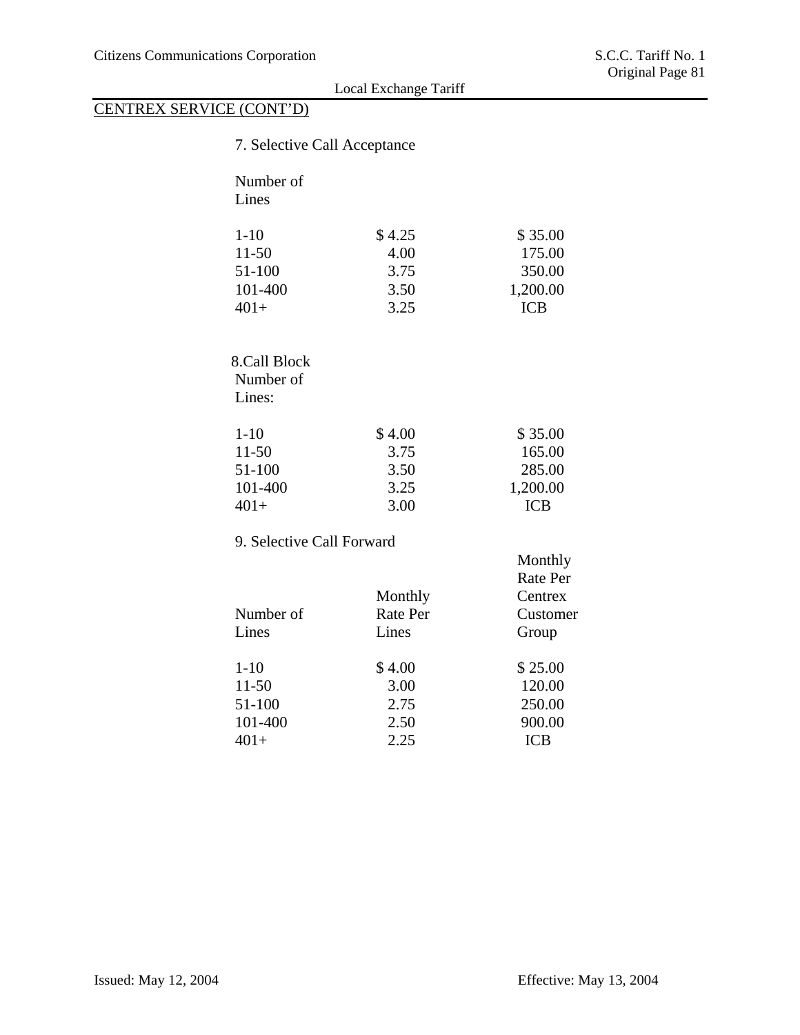## CENTREX SERVICE (CONT'D)

7. Selective Call Acceptance

| Number of Lines | | |
|---|---|---|
| 1-10 | $ 4.25 | $ 35.00 |
| 11-50 | 4.00 | 175.00 |
| 51-100 | 3.75 | 350.00 |
| 101-400 | 3.50 | 1,200.00 |
| 401+ | 3.25 | ICB |

8.Call Block

| Number of Lines: | | |
|---|---|---|
| 1-10 | $ 4.00 | $ 35.00 |
| 11-50 | 3.75 | 165.00 |
| 51-100 | 3.50 | 285.00 |
| 101-400 | 3.25 | 1,200.00 |
| 401+ | 3.00 | ICB |

9. Selective Call Forward

| Number of Lines | Monthly Rate Per Lines | Monthly Rate Per Centrex Customer Group |
|---|---|---|
| 1-10 | $ 4.00 | $ 25.00 |
| 11-50 | 3.00 | 120.00 |
| 51-100 | 2.75 | 250.00 |
| 101-400 | 2.50 | 900.00 |
| 401+ | 2.25 | ICB |

Issued: May 12, 2004

Effective: May 13, 2004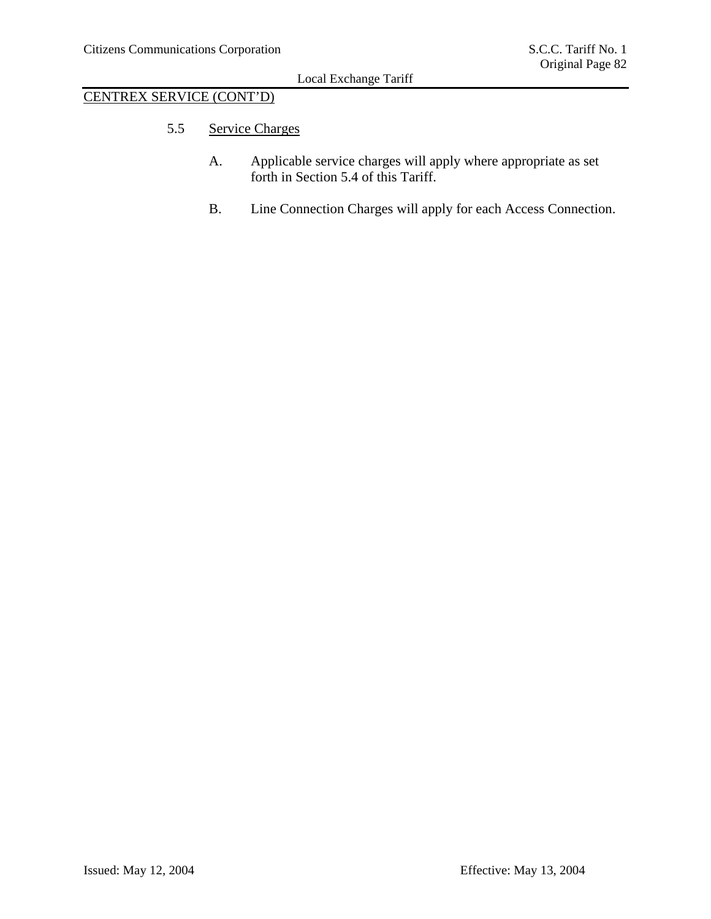CENTREX SERVICE (CONT'D)

5.5 Service Charges

A. Applicable service charges will apply where appropriate as set forth in Section 5.4 of this Tariff.

B. Line Connection Charges will apply for each Access Connection.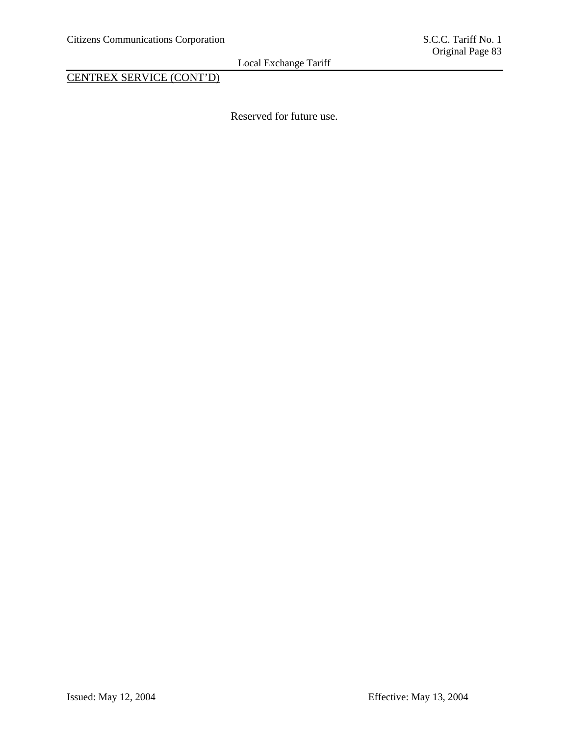CENTREX SERVICE (CONT'D)

Reserved for future use.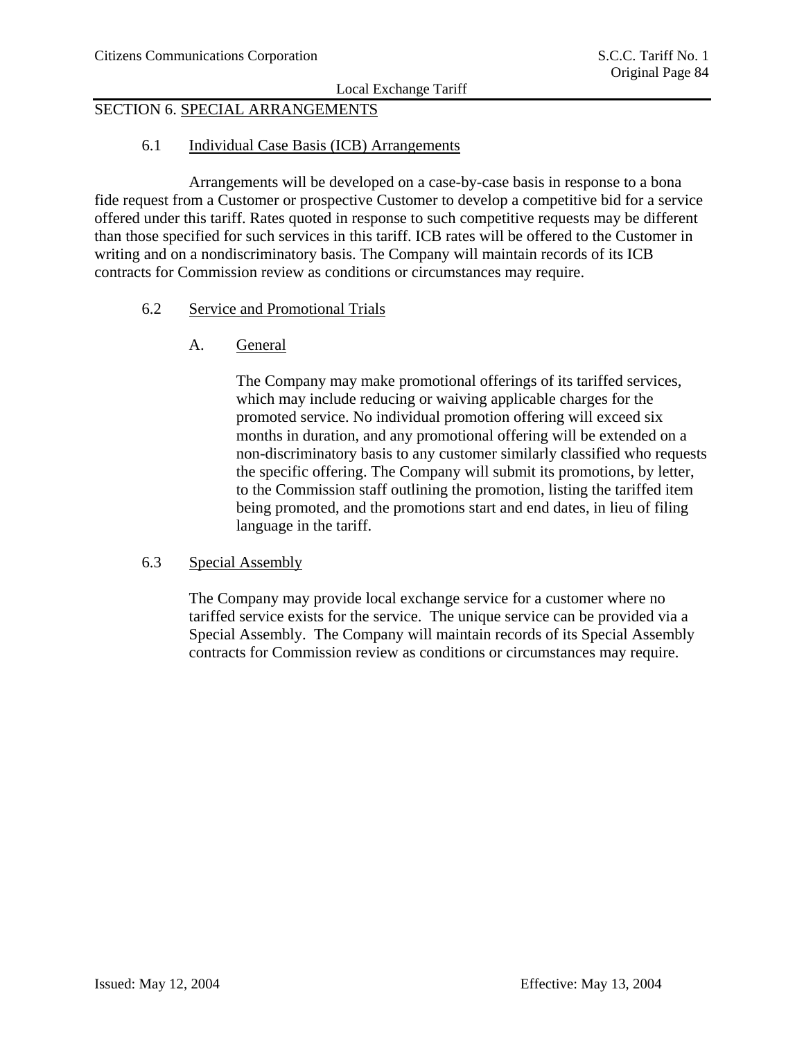## SECTION 6. SPECIAL ARRANGEMENTS

### 6.1 Individual Case Basis (ICB) Arrangements

Arrangements will be developed on a case-by-case basis in response to a bona fide request from a Customer or prospective Customer to develop a competitive bid for a service offered under this tariff. Rates quoted in response to such competitive requests may be different than those specified for such services in this tariff. ICB rates will be offered to the Customer in writing and on a nondiscriminatory basis. The Company will maintain records of its ICB contracts for Commission review as conditions or circumstances may require.

### 6.2 Service and Promotional Trials

#### A. General

The Company may make promotional offerings of its tariffed services, which may include reducing or waiving applicable charges for the promoted service. No individual promotion offering will exceed six months in duration, and any promotional offering will be extended on a non-discriminatory basis to any customer similarly classified who requests the specific offering. The Company will submit its promotions, by letter, to the Commission staff outlining the promotion, listing the tariffed item being promoted, and the promotions start and end dates, in lieu of filing language in the tariff.

### 6.3 Special Assembly

The Company may provide local exchange service for a customer where no tariffed service exists for the service. The unique service can be provided via a Special Assembly. The Company will maintain records of its Special Assembly contracts for Commission review as conditions or circumstances may require.

Issued: May 12, 2004 Effective: May 13, 2004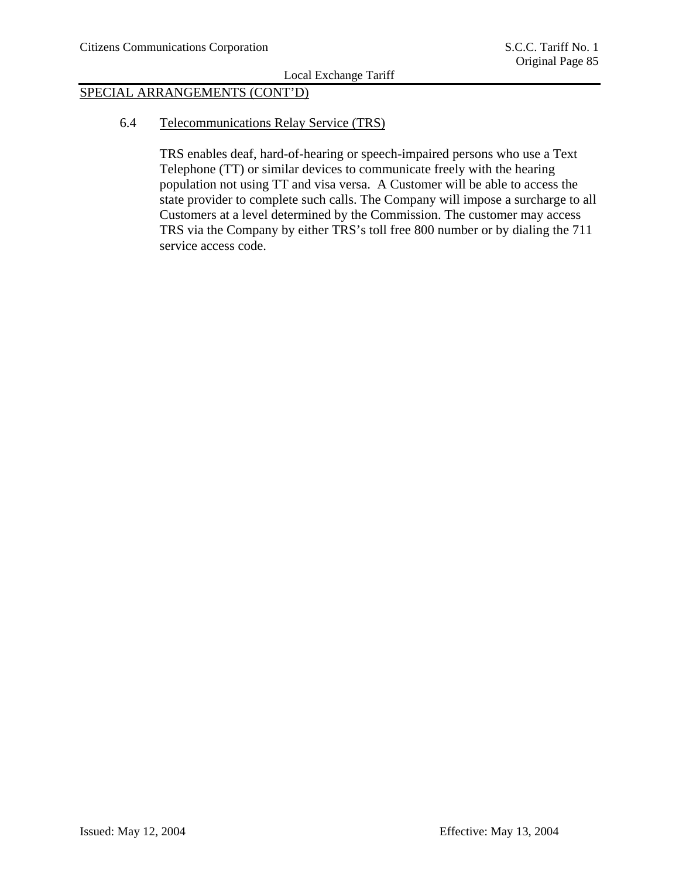SPECIAL ARRANGEMENTS (CONT'D)

## 6.4 Telecommunications Relay Service (TRS)

TRS enables deaf, hard-of-hearing or speech-impaired persons who use a Text Telephone (TT) or similar devices to communicate freely with the hearing population not using TT and visa versa. A Customer will be able to access the state provider to complete such calls. The Company will impose a surcharge to all Customers at a level determined by the Commission. The customer may access TRS via the Company by either TRS's toll free 800 number or by dialing the 711 service access code.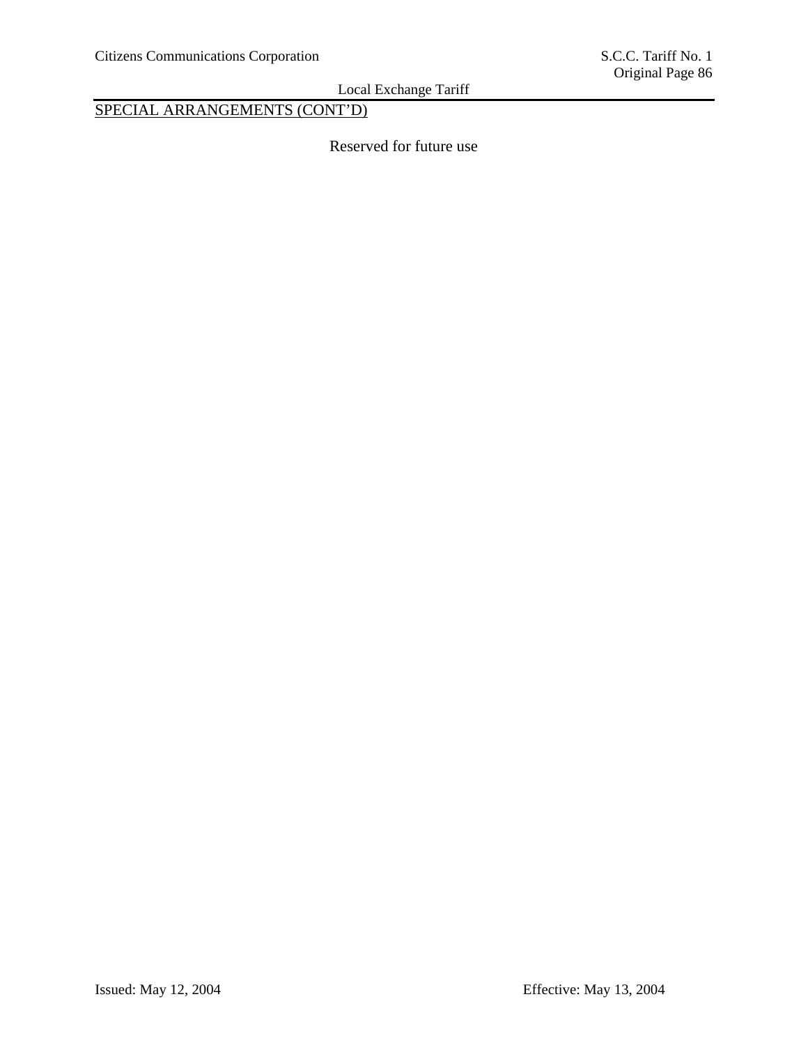SPECIAL ARRANGEMENTS (CONT'D)

Reserved for future use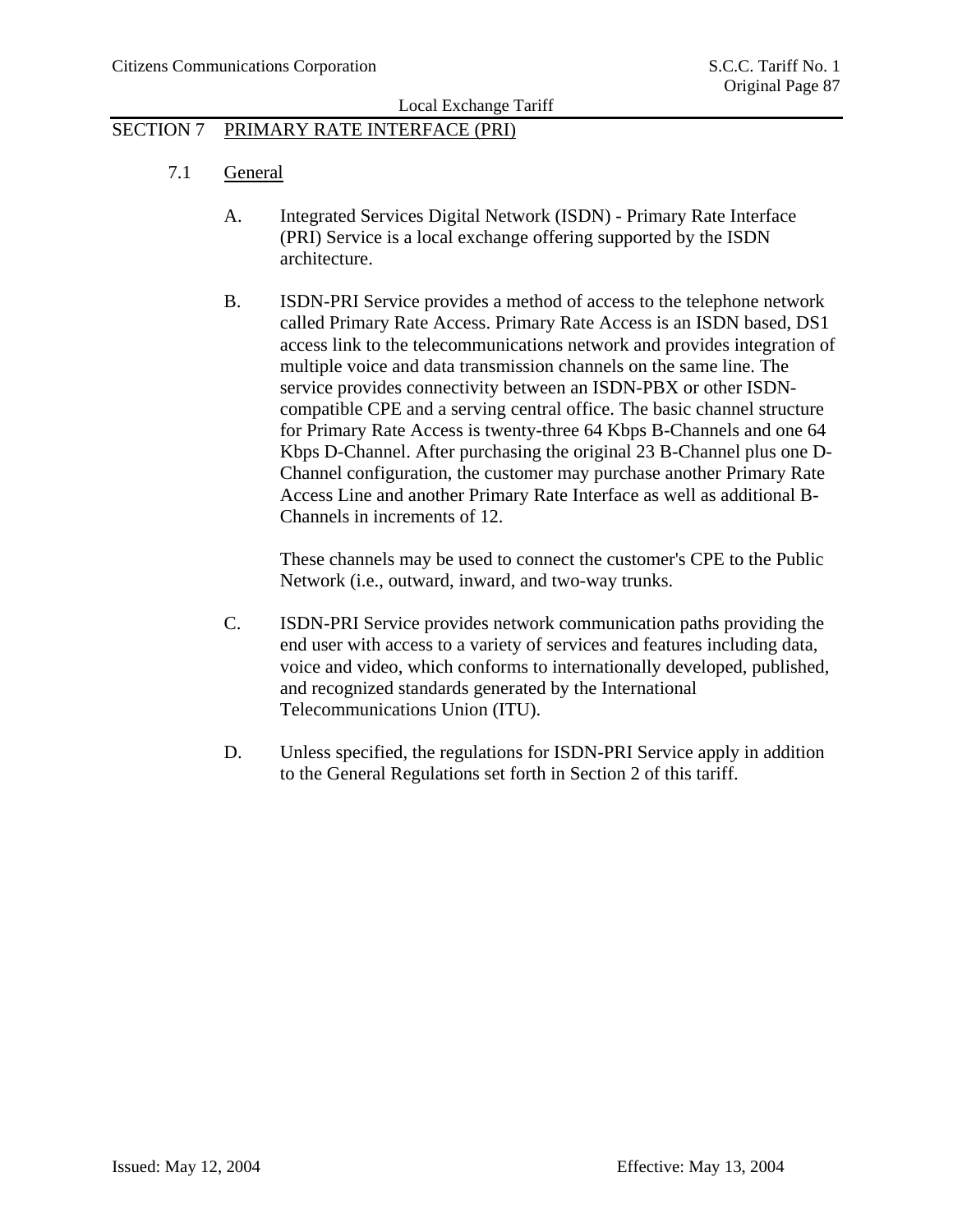## SECTION 7 PRIMARY RATE INTERFACE (PRI)

### 7.1 General

A. Integrated Services Digital Network (ISDN) - Primary Rate Interface (PRI) Service is a local exchange offering supported by the ISDN architecture.

B. ISDN-PRI Service provides a method of access to the telephone network called Primary Rate Access. Primary Rate Access is an ISDN based, DS1 access link to the telecommunications network and provides integration of multiple voice and data transmission channels on the same line. The service provides connectivity between an ISDN-PBX or other ISDN-compatible CPE and a serving central office. The basic channel structure for Primary Rate Access is twenty-three 64 Kbps B-Channels and one 64 Kbps D-Channel. After purchasing the original 23 B-Channel plus one D-Channel configuration, the customer may purchase another Primary Rate Access Line and another Primary Rate Interface as well as additional B-Channels in increments of 12.

These channels may be used to connect the customer's CPE to the Public Network (i.e., outward, inward, and two-way trunks.

C. ISDN-PRI Service provides network communication paths providing the end user with access to a variety of services and features including data, voice and video, which conforms to internationally developed, published, and recognized standards generated by the International Telecommunications Union (ITU).

D. Unless specified, the regulations for ISDN-PRI Service apply in addition to the General Regulations set forth in Section 2 of this tariff.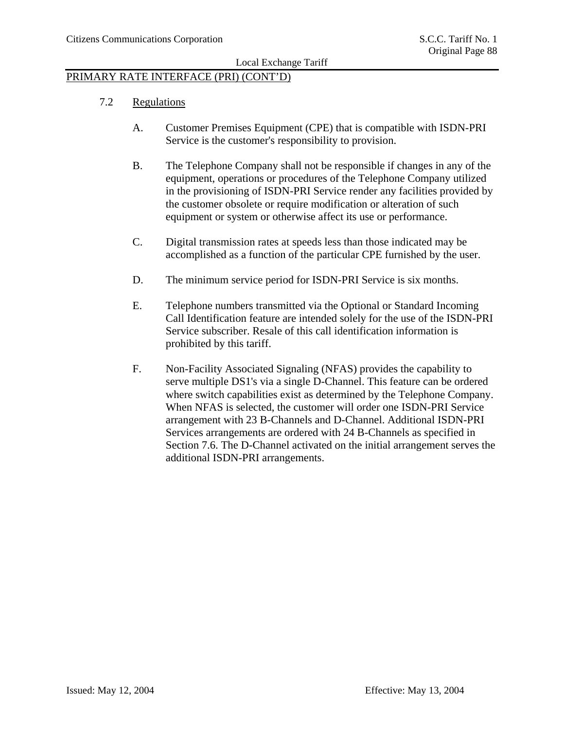## PRIMARY RATE INTERFACE (PRI) (CONT'D)

### 7.2 Regulations

A. Customer Premises Equipment (CPE) that is compatible with ISDN-PRI Service is the customer's responsibility to provision.

B. The Telephone Company shall not be responsible if changes in any of the equipment, operations or procedures of the Telephone Company utilized in the provisioning of ISDN-PRI Service render any facilities provided by the customer obsolete or require modification or alteration of such equipment or system or otherwise affect its use or performance.

C. Digital transmission rates at speeds less than those indicated may be accomplished as a function of the particular CPE furnished by the user.

D. The minimum service period for ISDN-PRI Service is six months.

E. Telephone numbers transmitted via the Optional or Standard Incoming Call Identification feature are intended solely for the use of the ISDN-PRI Service subscriber. Resale of this call identification information is prohibited by this tariff.

F. Non-Facility Associated Signaling (NFAS) provides the capability to serve multiple DS1's via a single D-Channel. This feature can be ordered where switch capabilities exist as determined by the Telephone Company. When NFAS is selected, the customer will order one ISDN-PRI Service arrangement with 23 B-Channels and D-Channel. Additional ISDN-PRI Services arrangements are ordered with 24 B-Channels as specified in Section 7.6. The D-Channel activated on the initial arrangement serves the additional ISDN-PRI arrangements.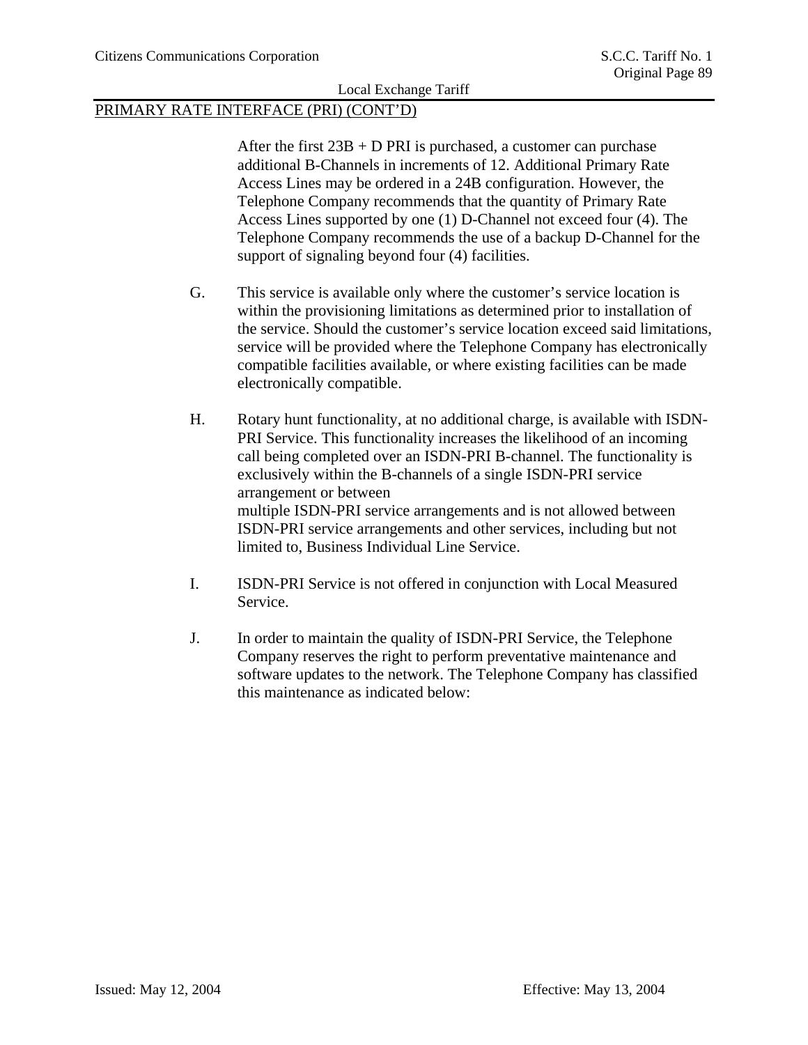PRIMARY RATE INTERFACE (PRI) (CONT'D)

After the first 23B + D PRI is purchased, a customer can purchase additional B-Channels in increments of 12. Additional Primary Rate Access Lines may be ordered in a 24B configuration. However, the Telephone Company recommends that the quantity of Primary Rate Access Lines supported by one (1) D-Channel not exceed four (4). The Telephone Company recommends the use of a backup D-Channel for the support of signaling beyond four (4) facilities.

G. This service is available only where the customer's service location is within the provisioning limitations as determined prior to installation of the service. Should the customer's service location exceed said limitations, service will be provided where the Telephone Company has electronically compatible facilities available, or where existing facilities can be made electronically compatible.

H. Rotary hunt functionality, at no additional charge, is available with ISDN-PRI Service. This functionality increases the likelihood of an incoming call being completed over an ISDN-PRI B-channel. The functionality is exclusively within the B-channels of a single ISDN-PRI service arrangement or between multiple ISDN-PRI service arrangements and is not allowed between ISDN-PRI service arrangements and other services, including but not limited to, Business Individual Line Service.

I. ISDN-PRI Service is not offered in conjunction with Local Measured Service.

J. In order to maintain the quality of ISDN-PRI Service, the Telephone Company reserves the right to perform preventative maintenance and software updates to the network. The Telephone Company has classified this maintenance as indicated below: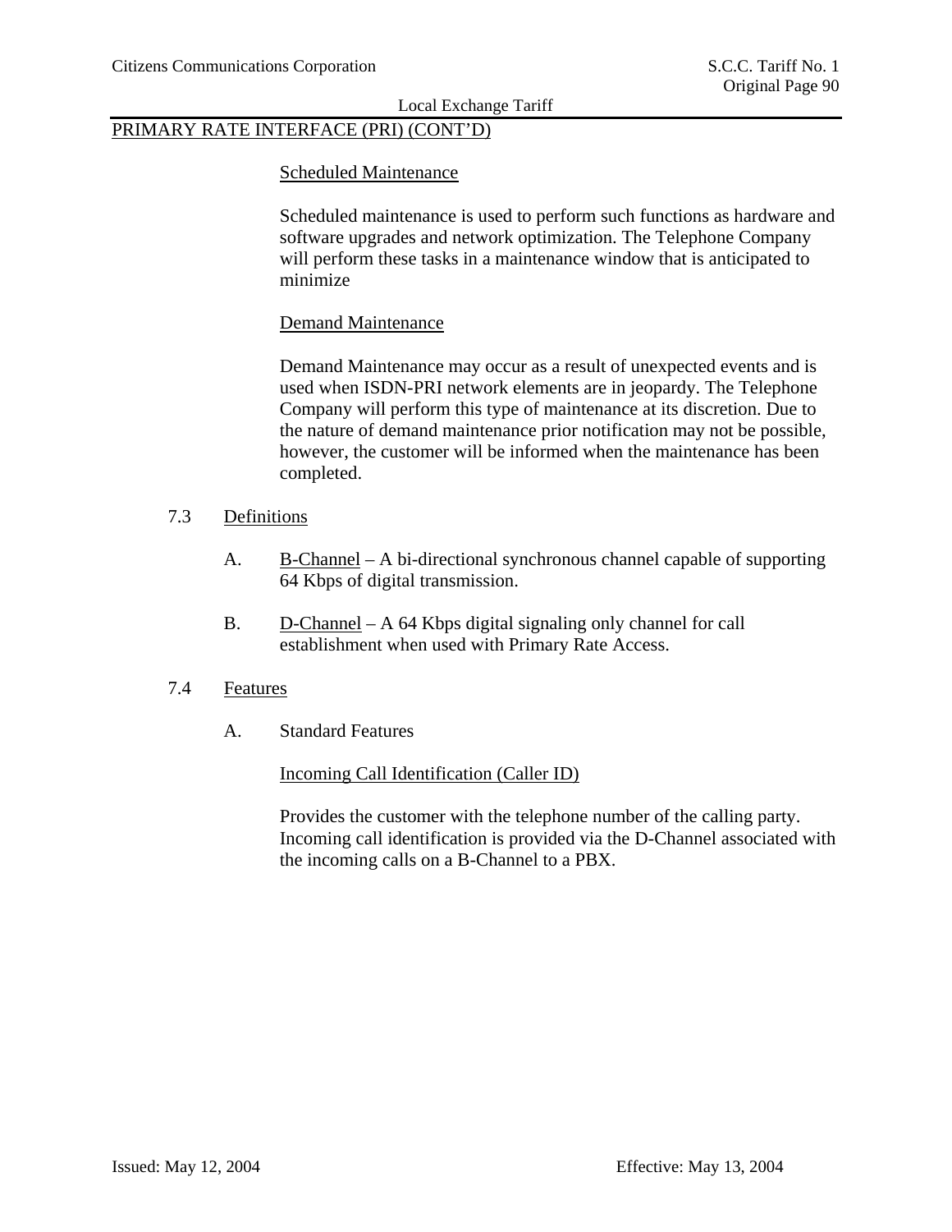PRIMARY RATE INTERFACE (PRI) (CONT'D)

Scheduled Maintenance

Scheduled maintenance is used to perform such functions as hardware and software upgrades and network optimization. The Telephone Company will perform these tasks in a maintenance window that is anticipated to minimize

Demand Maintenance

Demand Maintenance may occur as a result of unexpected events and is used when ISDN-PRI network elements are in jeopardy. The Telephone Company will perform this type of maintenance at its discretion. Due to the nature of demand maintenance prior notification may not be possible, however, the customer will be informed when the maintenance has been completed.

7.3 Definitions

A. B-Channel – A bi-directional synchronous channel capable of supporting 64 Kbps of digital transmission.

B. D-Channel – A 64 Kbps digital signaling only channel for call establishment when used with Primary Rate Access.

7.4 Features

A. Standard Features

Incoming Call Identification (Caller ID)

Provides the customer with the telephone number of the calling party. Incoming call identification is provided via the D-Channel associated with the incoming calls on a B-Channel to a PBX.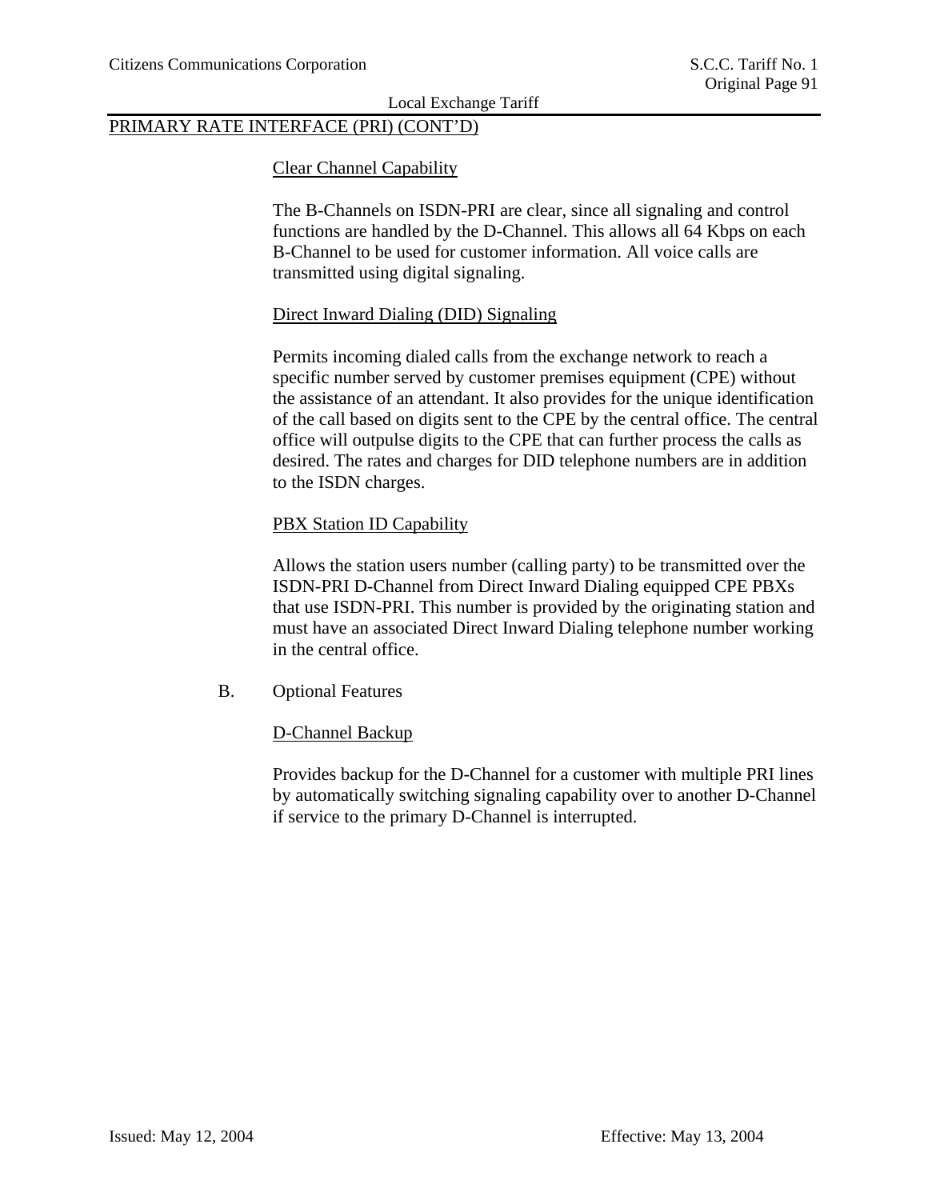PRIMARY RATE INTERFACE (PRI) (CONT'D)

Clear Channel Capability

The B-Channels on ISDN-PRI are clear, since all signaling and control functions are handled by the D-Channel. This allows all 64 Kbps on each B-Channel to be used for customer information. All voice calls are transmitted using digital signaling.

Direct Inward Dialing (DID) Signaling

Permits incoming dialed calls from the exchange network to reach a specific number served by customer premises equipment (CPE) without the assistance of an attendant. It also provides for the unique identification of the call based on digits sent to the CPE by the central office. The central office will outpulse digits to the CPE that can further process the calls as desired. The rates and charges for DID telephone numbers are in addition to the ISDN charges.

PBX Station ID Capability

Allows the station users number (calling party) to be transmitted over the ISDN-PRI D-Channel from Direct Inward Dialing equipped CPE PBXs that use ISDN-PRI. This number is provided by the originating station and must have an associated Direct Inward Dialing telephone number working in the central office.

B. Optional Features

D-Channel Backup

Provides backup for the D-Channel for a customer with multiple PRI lines by automatically switching signaling capability over to another D-Channel if service to the primary D-Channel is interrupted.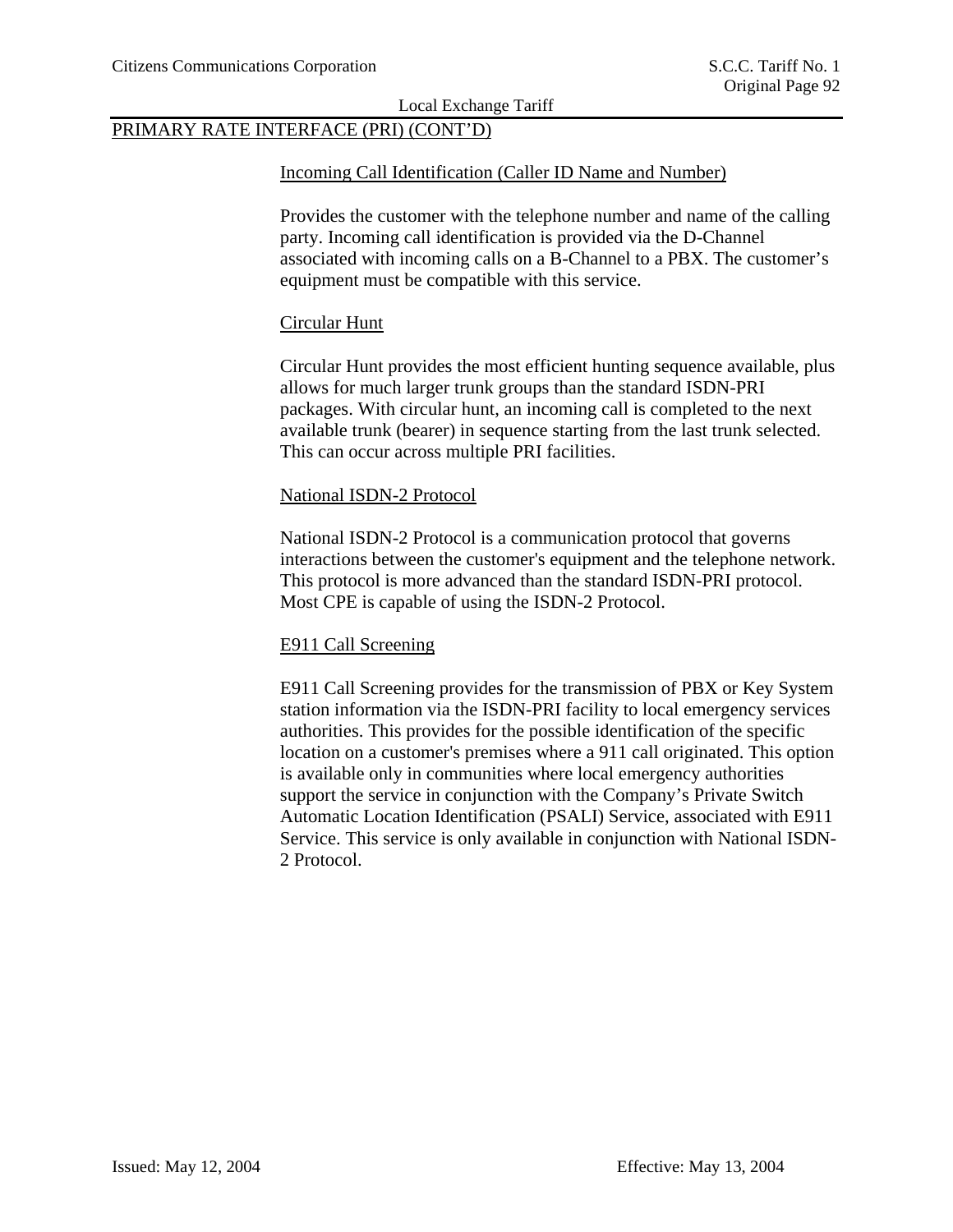## PRIMARY RATE INTERFACE (PRI) (CONT'D)

### Incoming Call Identification (Caller ID Name and Number)

Provides the customer with the telephone number and name of the calling party. Incoming call identification is provided via the D-Channel associated with incoming calls on a B-Channel to a PBX. The customer's equipment must be compatible with this service.

### Circular Hunt

Circular Hunt provides the most efficient hunting sequence available, plus allows for much larger trunk groups than the standard ISDN-PRI packages. With circular hunt, an incoming call is completed to the next available trunk (bearer) in sequence starting from the last trunk selected. This can occur across multiple PRI facilities.

### National ISDN-2 Protocol

National ISDN-2 Protocol is a communication protocol that governs interactions between the customer's equipment and the telephone network. This protocol is more advanced than the standard ISDN-PRI protocol. Most CPE is capable of using the ISDN-2 Protocol.

### E911 Call Screening

E911 Call Screening provides for the transmission of PBX or Key System station information via the ISDN-PRI facility to local emergency services authorities. This provides for the possible identification of the specific location on a customer's premises where a 911 call originated. This option is available only in communities where local emergency authorities support the service in conjunction with the Company's Private Switch Automatic Location Identification (PSALI) Service, associated with E911 Service. This service is only available in conjunction with National ISDN-2 Protocol.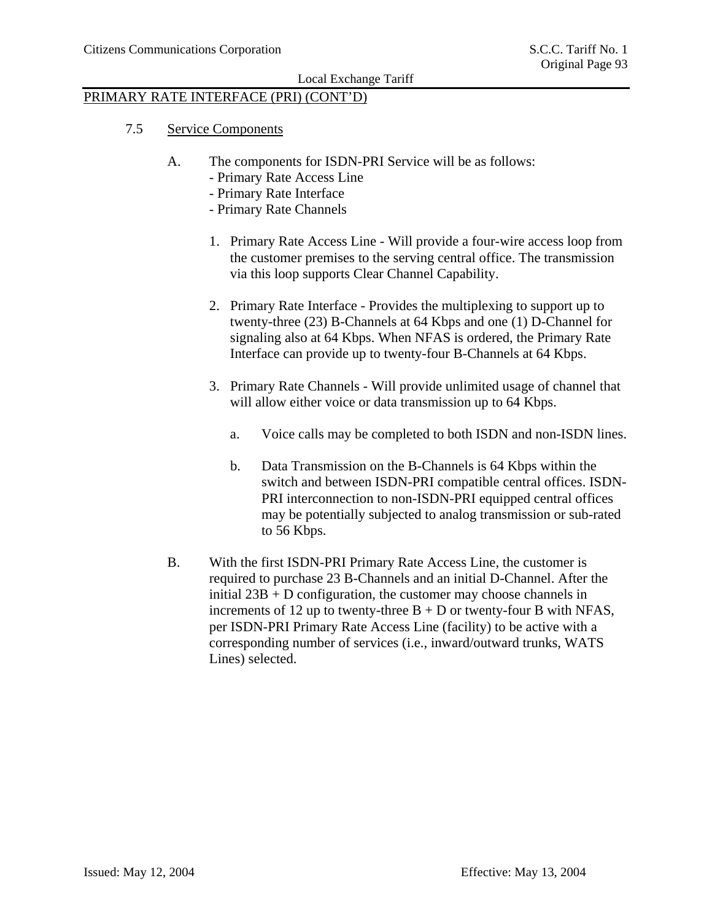PRIMARY RATE INTERFACE (PRI) (CONT'D)

7.5 Service Components

A. The components for ISDN-PRI Service will be as follows:
- Primary Rate Access Line
- Primary Rate Interface
- Primary Rate Channels

1. Primary Rate Access Line - Will provide a four-wire access loop from the customer premises to the serving central office. The transmission via this loop supports Clear Channel Capability.

2. Primary Rate Interface - Provides the multiplexing to support up to twenty-three (23) B-Channels at 64 Kbps and one (1) D-Channel for signaling also at 64 Kbps. When NFAS is ordered, the Primary Rate Interface can provide up to twenty-four B-Channels at 64 Kbps.

3. Primary Rate Channels - Will provide unlimited usage of channel that will allow either voice or data transmission up to 64 Kbps.

   a. Voice calls may be completed to both ISDN and non-ISDN lines.

   b. Data Transmission on the B-Channels is 64 Kbps within the switch and between ISDN-PRI compatible central offices. ISDN-PRI interconnection to non-ISDN-PRI equipped central offices may be potentially subjected to analog transmission or sub-rated to 56 Kbps.

B. With the first ISDN-PRI Primary Rate Access Line, the customer is required to purchase 23 B-Channels and an initial D-Channel. After the initial 23B + D configuration, the customer may choose channels in increments of 12 up to twenty-three B + D or twenty-four B with NFAS, per ISDN-PRI Primary Rate Access Line (facility) to be active with a corresponding number of services (i.e., inward/outward trunks, WATS Lines) selected.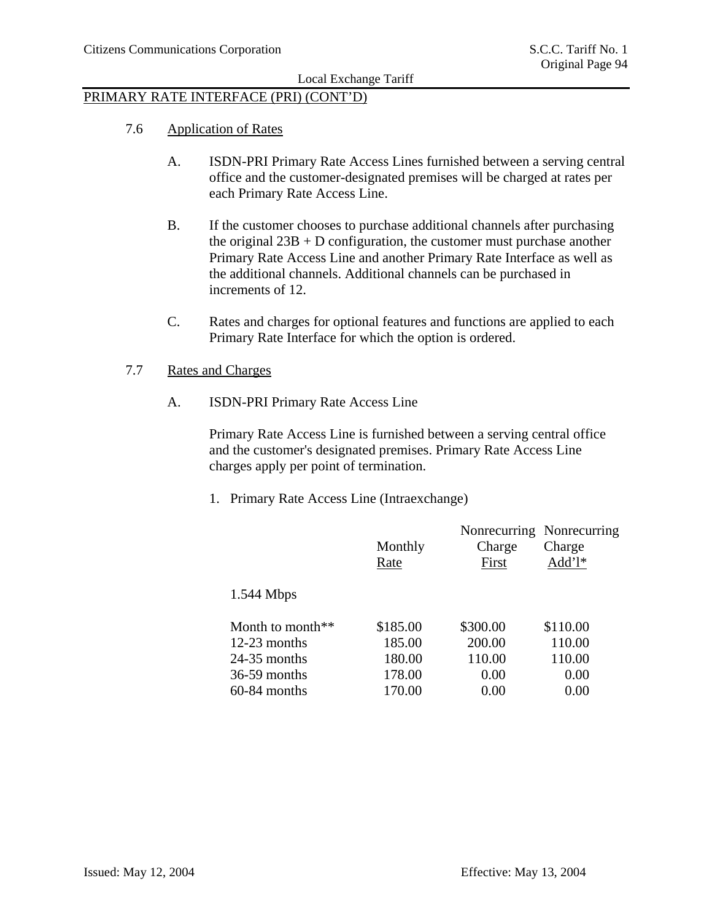## PRIMARY RATE INTERFACE (PRI) (CONT'D)

### 7.6 Application of Rates

A. ISDN-PRI Primary Rate Access Lines furnished between a serving central office and the customer-designated premises will be charged at rates per each Primary Rate Access Line.

B. If the customer chooses to purchase additional channels after purchasing the original 23B + D configuration, the customer must purchase another Primary Rate Access Line and another Primary Rate Interface as well as the additional channels. Additional channels can be purchased in increments of 12.

C. Rates and charges for optional features and functions are applied to each Primary Rate Interface for which the option is ordered.

### 7.7 Rates and Charges

A. ISDN-PRI Primary Rate Access Line

Primary Rate Access Line is furnished between a serving central office and the customer's designated premises. Primary Rate Access Line charges apply per point of termination.

1. Primary Rate Access Line (Intraexchange)

| | Monthly Rate | Nonrecurring Charge First | Nonrecurring Charge Add'l* |
|---|---|---|---|
| 1.544 Mbps | | | |
| Month to month** | $185.00 | $300.00 | $110.00 |
| 12-23 months | 185.00 | 200.00 | 110.00 |
| 24-35 months | 180.00 | 110.00 | 110.00 |
| 36-59 months | 178.00 | 0.00 | 0.00 |
| 60-84 months | 170.00 | 0.00 | 0.00 |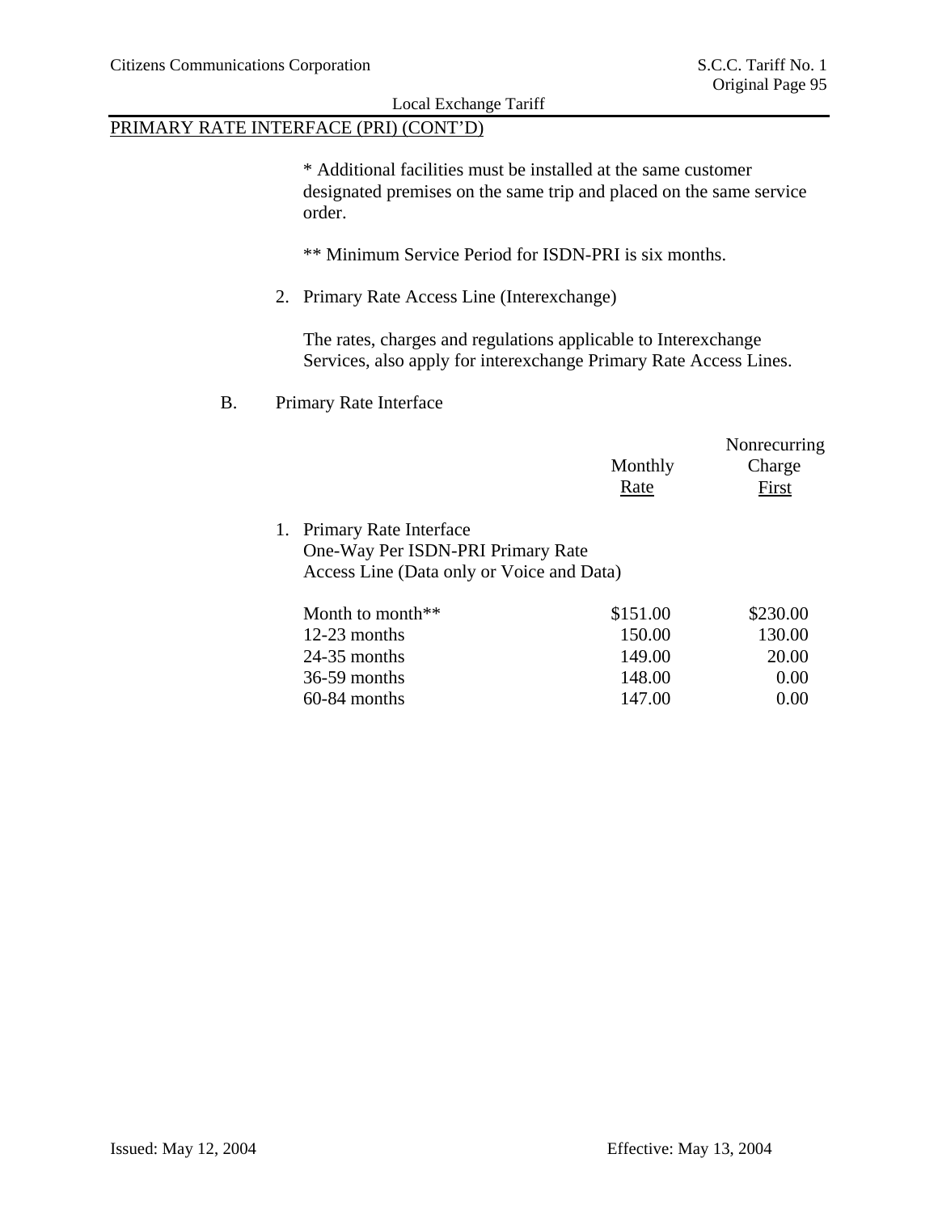## PRIMARY RATE INTERFACE (PRI) (CONT'D)

* Additional facilities must be installed at the same customer designated premises on the same trip and placed on the same service order.

** Minimum Service Period for ISDN-PRI is six months.

2. Primary Rate Access Line (Interexchange)

   The rates, charges and regulations applicable to Interexchange Services, also apply for interexchange Primary Rate Access Lines.

B. Primary Rate Interface

1. Primary Rate Interface
   One-Way Per ISDN-PRI Primary Rate
   Access Line (Data only or Voice and Data)

| | Monthly Rate | Nonrecurring Charge First |
|---|---|---|
| Month to month** | $151.00 | $230.00 |
| 12-23 months | 150.00 | 130.00 |
| 24-35 months | 149.00 | 20.00 |
| 36-59 months | 148.00 | 0.00 |
| 60-84 months | 147.00 | 0.00 |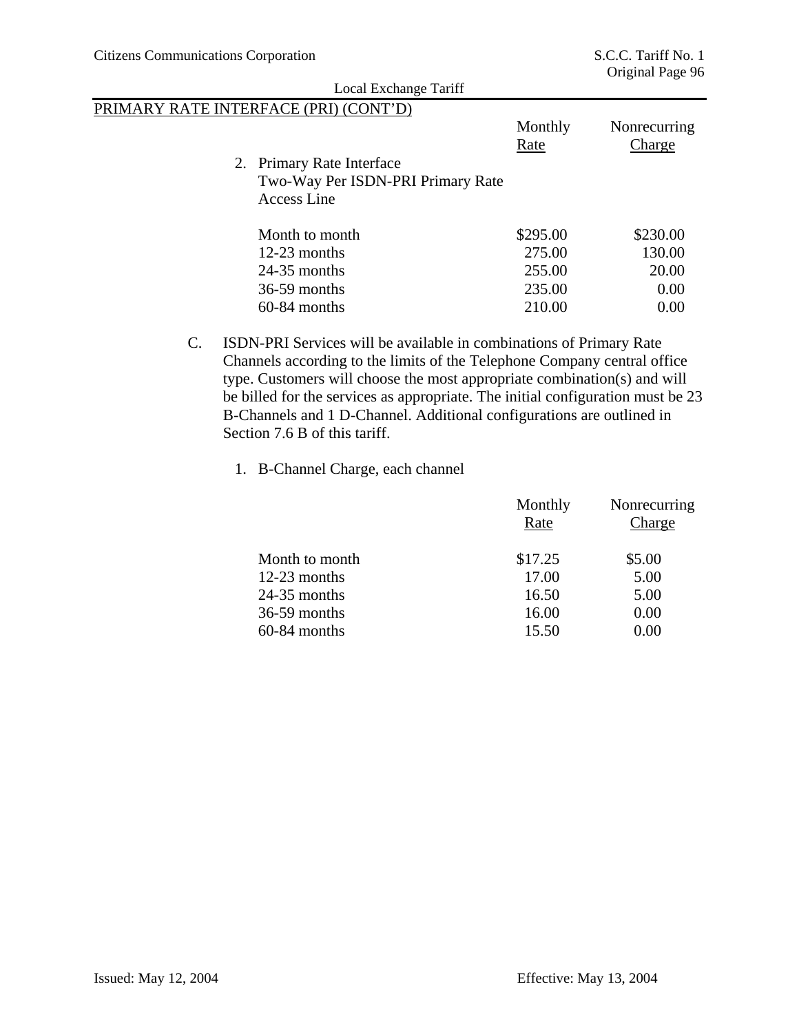PRIMARY RATE INTERFACE (PRI) (CONT'D)

2. Primary Rate Interface
   Two-Way Per ISDN-PRI Primary Rate Access Line

| | Monthly Rate | Nonrecurring Charge |
|---|---|---|
| Month to month | $295.00 | $230.00 |
| 12-23 months | 275.00 | 130.00 |
| 24-35 months | 255.00 | 20.00 |
| 36-59 months | 235.00 | 0.00 |
| 60-84 months | 210.00 | 0.00 |

C. ISDN-PRI Services will be available in combinations of Primary Rate Channels according to the limits of the Telephone Company central office type. Customers will choose the most appropriate combination(s) and will be billed for the services as appropriate. The initial configuration must be 23 B-Channels and 1 D-Channel. Additional configurations are outlined in Section 7.6 B of this tariff.

1. B-Channel Charge, each channel

| | Monthly Rate | Nonrecurring Charge |
|---|---|---|
| Month to month | $17.25 | $5.00 |
| 12-23 months | 17.00 | 5.00 |
| 24-35 months | 16.50 | 5.00 |
| 36-59 months | 16.00 | 0.00 |
| 60-84 months | 15.50 | 0.00 |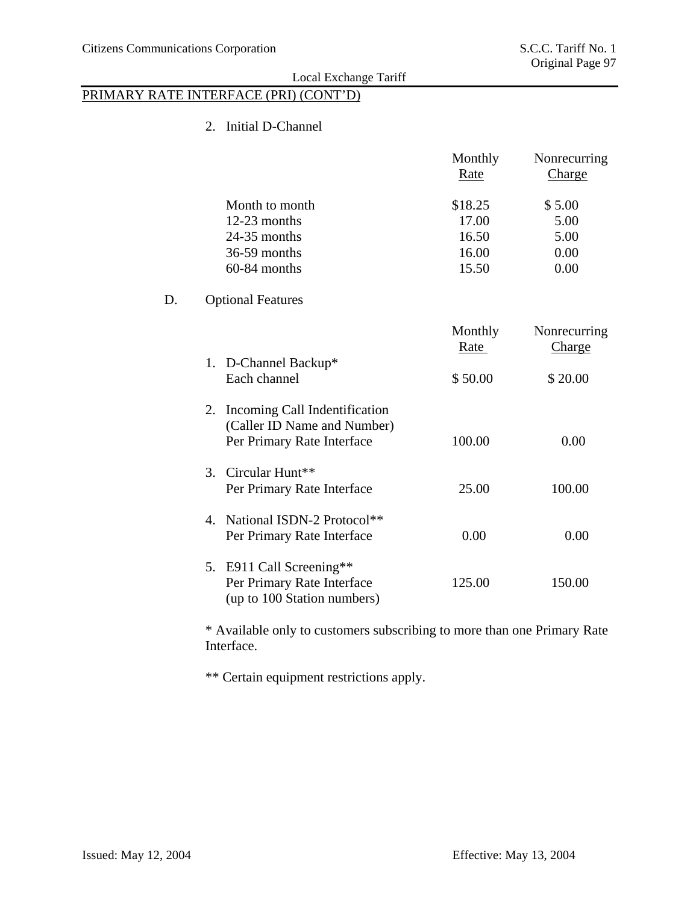## PRIMARY RATE INTERFACE (PRI) (CONT'D)

2. Initial D-Channel

| | Monthly Rate | Nonrecurring Charge |
|---|---|---|
| Month to month | $18.25 | $ 5.00 |
| 12-23 months | 17.00 | 5.00 |
| 24-35 months | 16.50 | 5.00 |
| 36-59 months | 16.00 | 0.00 |
| 60-84 months | 15.50 | 0.00 |

D. Optional Features

| | Monthly Rate | Nonrecurring Charge |
|---|---|---|
| 1. D-Channel Backup* Each channel | $ 50.00 | $ 20.00 |
| 2. Incoming Call Indentification (Caller ID Name and Number) Per Primary Rate Interface | 100.00 | 0.00 |
| 3. Circular Hunt** Per Primary Rate Interface | 25.00 | 100.00 |
| 4. National ISDN-2 Protocol** Per Primary Rate Interface | 0.00 | 0.00 |
| 5. E911 Call Screening** Per Primary Rate Interface (up to 100 Station numbers) | 125.00 | 150.00 |

* Available only to customers subscribing to more than one Primary Rate Interface.

** Certain equipment restrictions apply.

Issued: May 12, 2004

Effective: May 13, 2004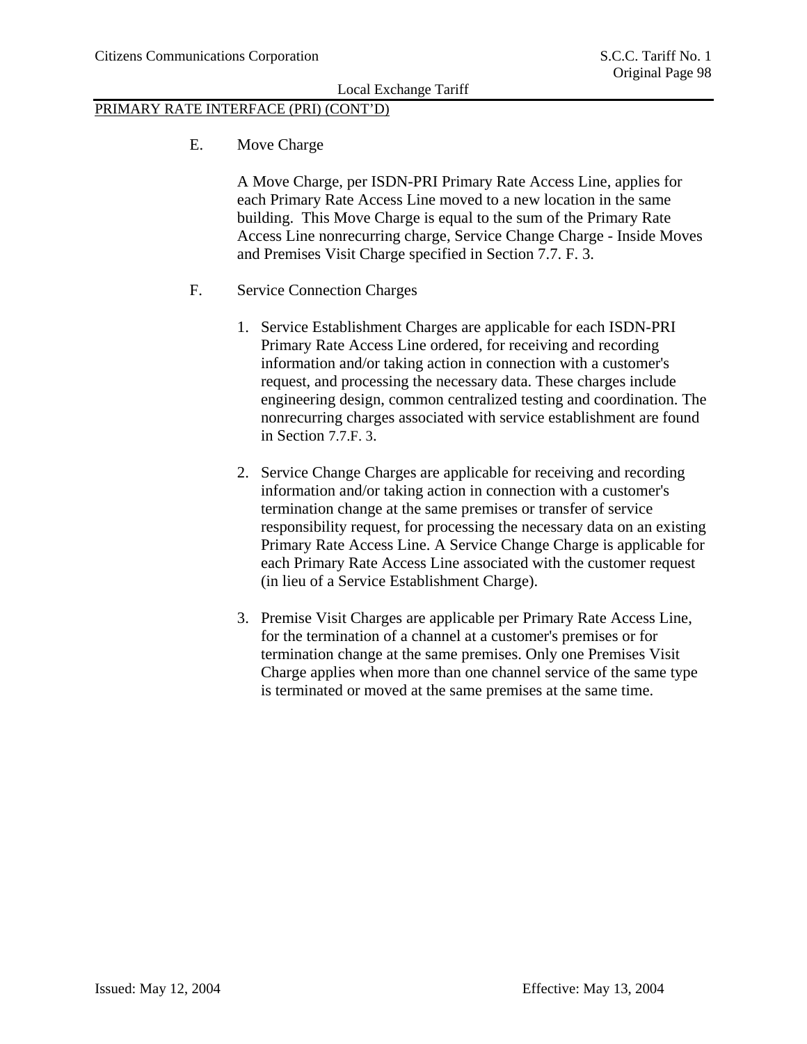PRIMARY RATE INTERFACE (PRI) (CONT'D)

E. Move Charge

A Move Charge, per ISDN-PRI Primary Rate Access Line, applies for each Primary Rate Access Line moved to a new location in the same building. This Move Charge is equal to the sum of the Primary Rate Access Line nonrecurring charge, Service Change Charge - Inside Moves and Premises Visit Charge specified in Section 7.7. F. 3.

F. Service Connection Charges

1. Service Establishment Charges are applicable for each ISDN-PRI Primary Rate Access Line ordered, for receiving and recording information and/or taking action in connection with a customer's request, and processing the necessary data. These charges include engineering design, common centralized testing and coordination. The nonrecurring charges associated with service establishment are found in Section 7.7.F. 3.

2. Service Change Charges are applicable for receiving and recording information and/or taking action in connection with a customer's termination change at the same premises or transfer of service responsibility request, for processing the necessary data on an existing Primary Rate Access Line. A Service Change Charge is applicable for each Primary Rate Access Line associated with the customer request (in lieu of a Service Establishment Charge).

3. Premise Visit Charges are applicable per Primary Rate Access Line, for the termination of a channel at a customer's premises or for termination change at the same premises. Only one Premises Visit Charge applies when more than one channel service of the same type is terminated or moved at the same premises at the same time.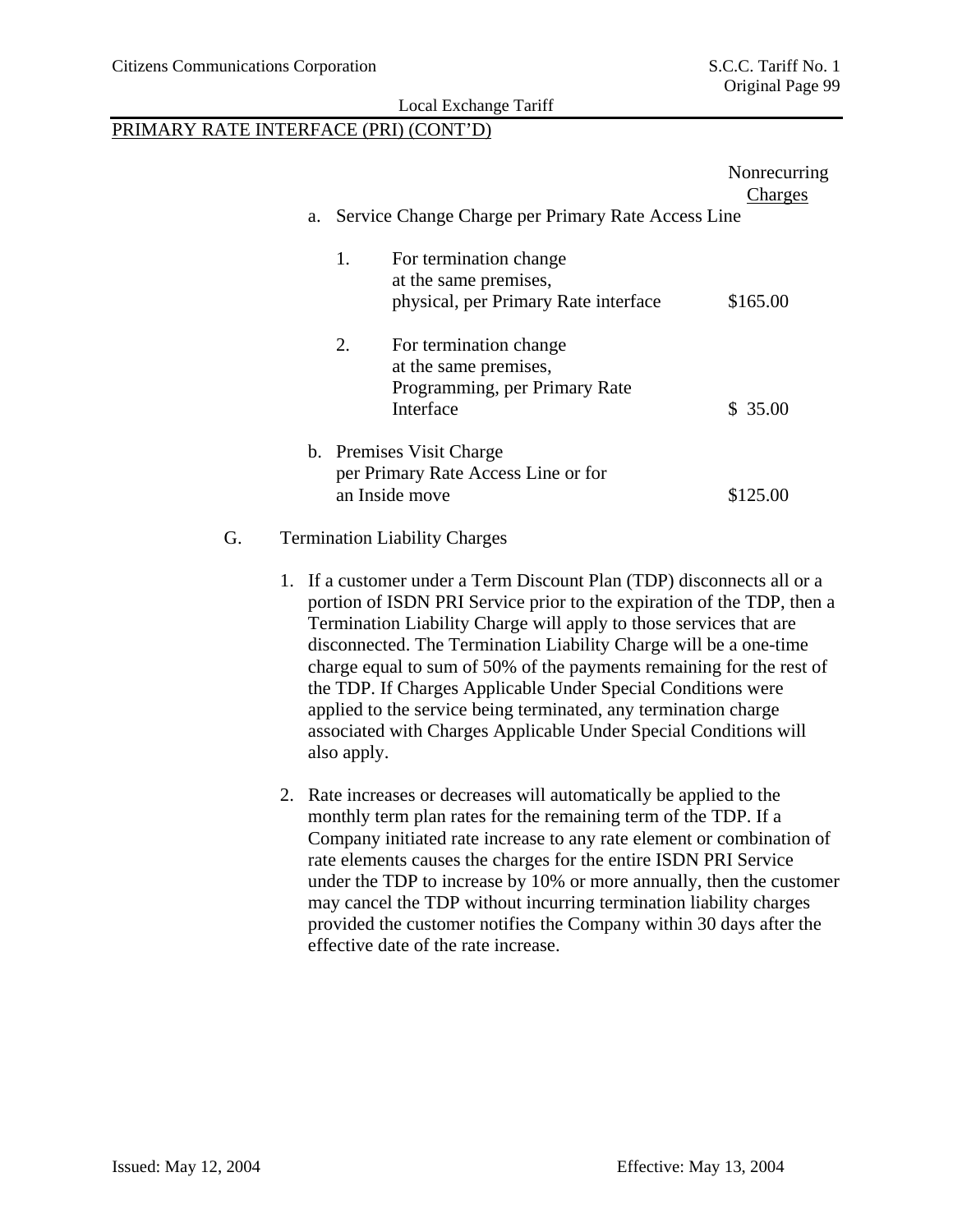PRIMARY RATE INTERFACE (PRI) (CONT'D)

| | Nonrecurring Charges |
|---|---|
| a. Service Change Charge per Primary Rate Access Line | |
| 1. For termination change at the same premises, physical, per Primary Rate interface | $165.00 |
| 2. For termination change at the same premises, Programming, per Primary Rate Interface | $ 35.00 |
| b. Premises Visit Charge per Primary Rate Access Line or for an Inside move | $125.00 |

G. Termination Liability Charges

1. If a customer under a Term Discount Plan (TDP) disconnects all or a portion of ISDN PRI Service prior to the expiration of the TDP, then a Termination Liability Charge will apply to those services that are disconnected. The Termination Liability Charge will be a one-time charge equal to sum of 50% of the payments remaining for the rest of the TDP. If Charges Applicable Under Special Conditions were applied to the service being terminated, any termination charge associated with Charges Applicable Under Special Conditions will also apply.

2. Rate increases or decreases will automatically be applied to the monthly term plan rates for the remaining term of the TDP. If a Company initiated rate increase to any rate element or combination of rate elements causes the charges for the entire ISDN PRI Service under the TDP to increase by 10% or more annually, then the customer may cancel the TDP without incurring termination liability charges provided the customer notifies the Company within 30 days after the effective date of the rate increase.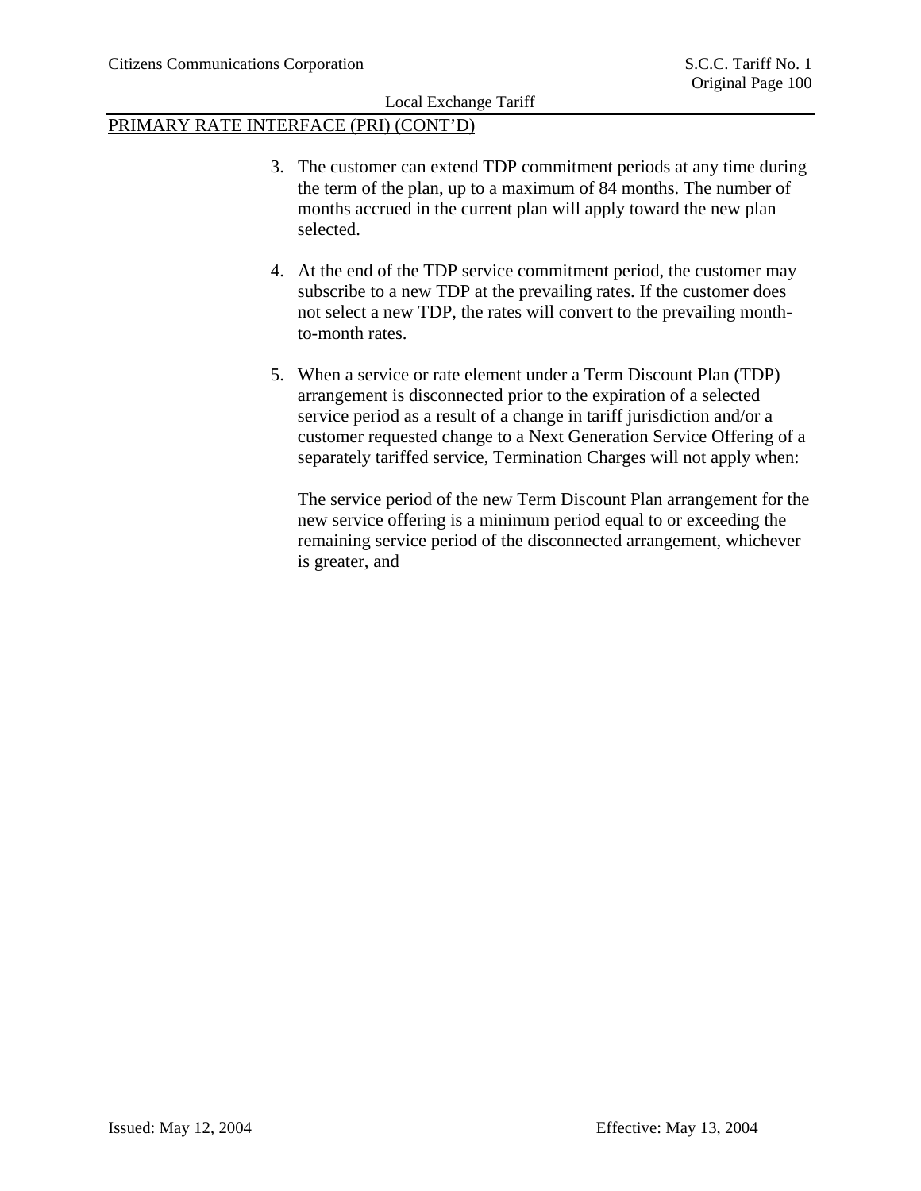PRIMARY RATE INTERFACE (PRI) (CONT'D)

3. The customer can extend TDP commitment periods at any time during the term of the plan, up to a maximum of 84 months. The number of months accrued in the current plan will apply toward the new plan selected.

4. At the end of the TDP service commitment period, the customer may subscribe to a new TDP at the prevailing rates. If the customer does not select a new TDP, the rates will convert to the prevailing month-to-month rates.

5. When a service or rate element under a Term Discount Plan (TDP) arrangement is disconnected prior to the expiration of a selected service period as a result of a change in tariff jurisdiction and/or a customer requested change to a Next Generation Service Offering of a separately tariffed service, Termination Charges will not apply when:

   The service period of the new Term Discount Plan arrangement for the new service offering is a minimum period equal to or exceeding the remaining service period of the disconnected arrangement, whichever is greater, and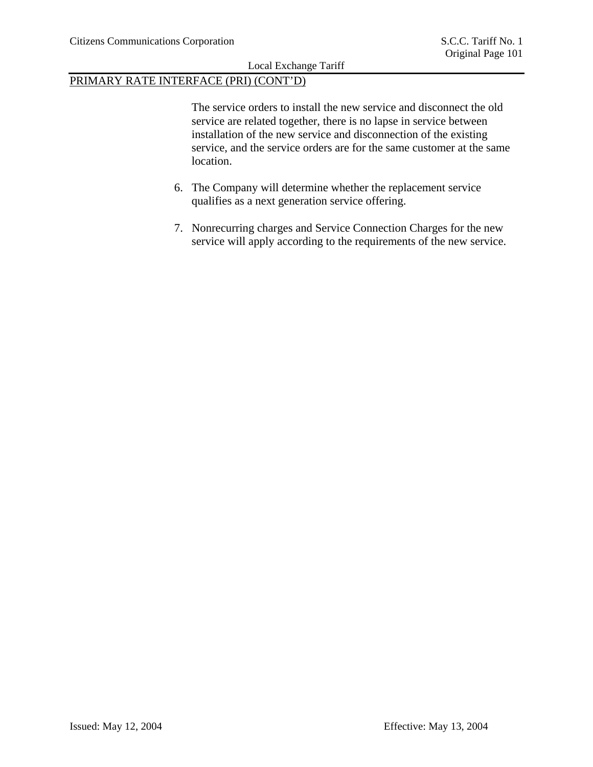PRIMARY RATE INTERFACE (PRI) (CONT'D)

The service orders to install the new service and disconnect the old service are related together, there is no lapse in service between installation of the new service and disconnection of the existing service, and the service orders are for the same customer at the same location.

6. The Company will determine whether the replacement service qualifies as a next generation service offering.

7. Nonrecurring charges and Service Connection Charges for the new service will apply according to the requirements of the new service.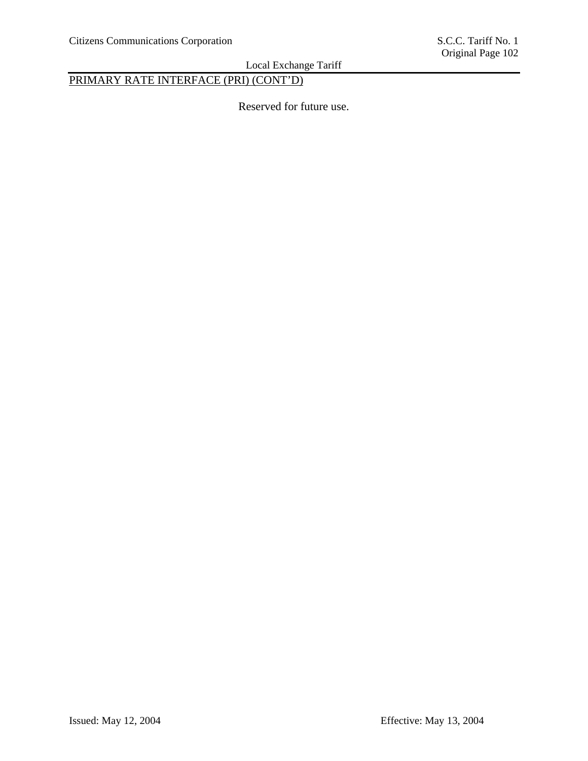PRIMARY RATE INTERFACE (PRI) (CONT'D)

Reserved for future use.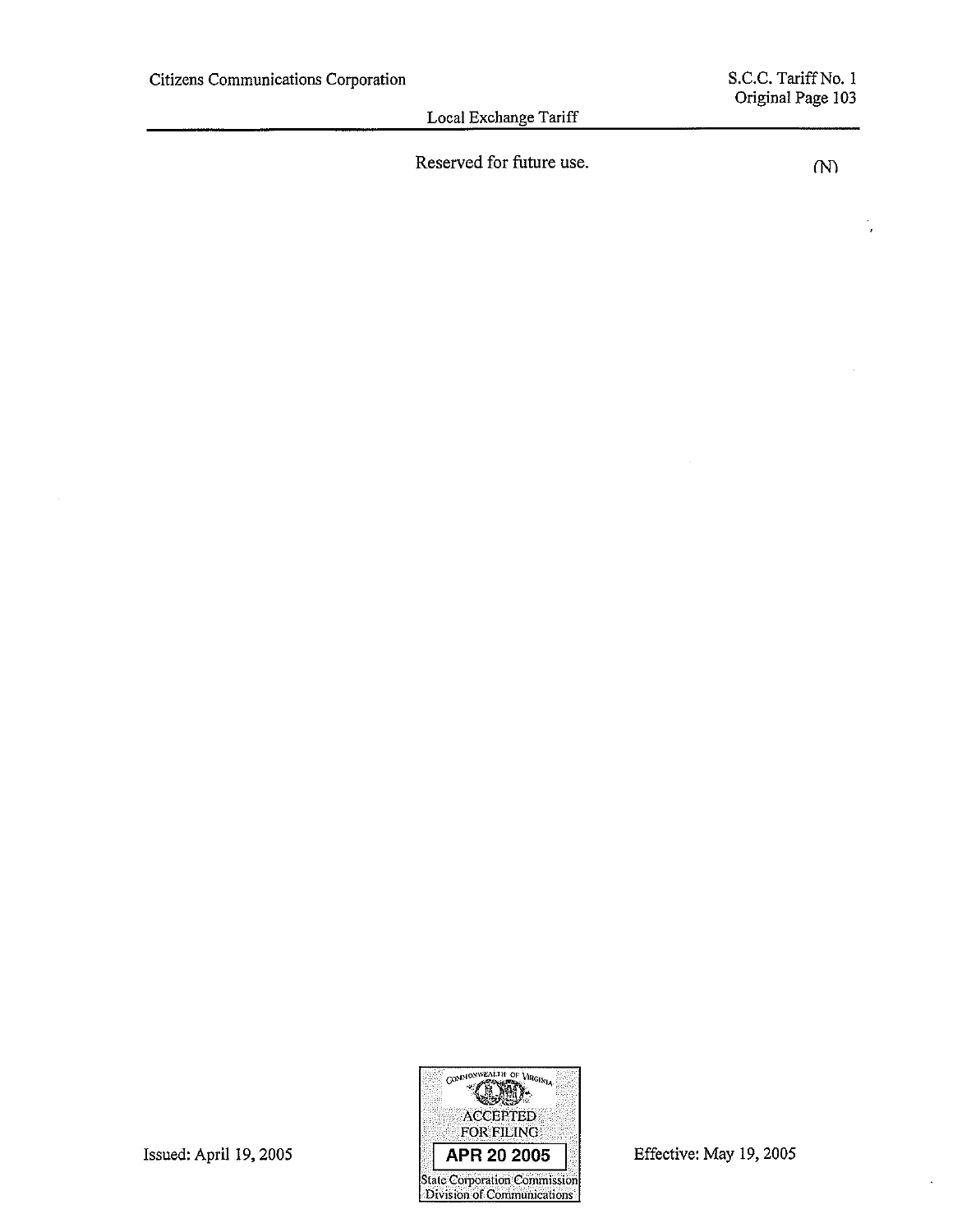Reserved for future use. (N)

Issued: April 19, 2005

COMMONWEALTH OF VIRGINIA
ACCEPTED FOR FILING
APR 20 2005
State Corporation Commission
Division of Communications

Effective: May 19, 2005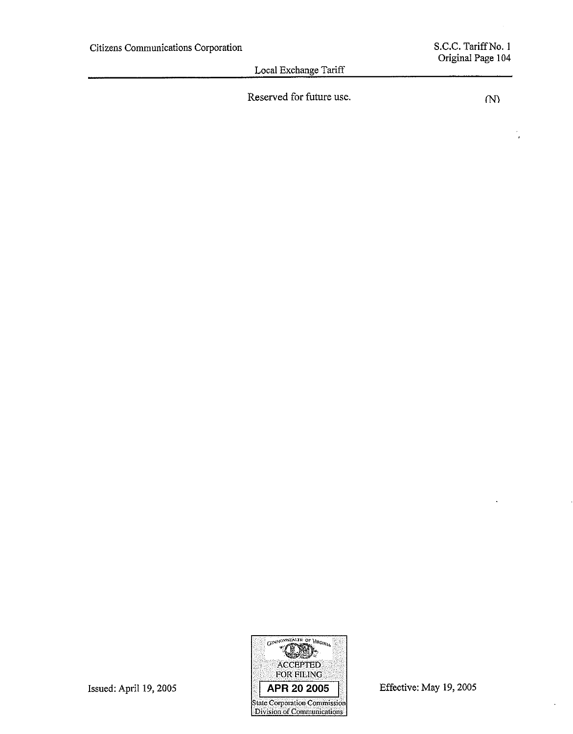Reserved for future use. (N)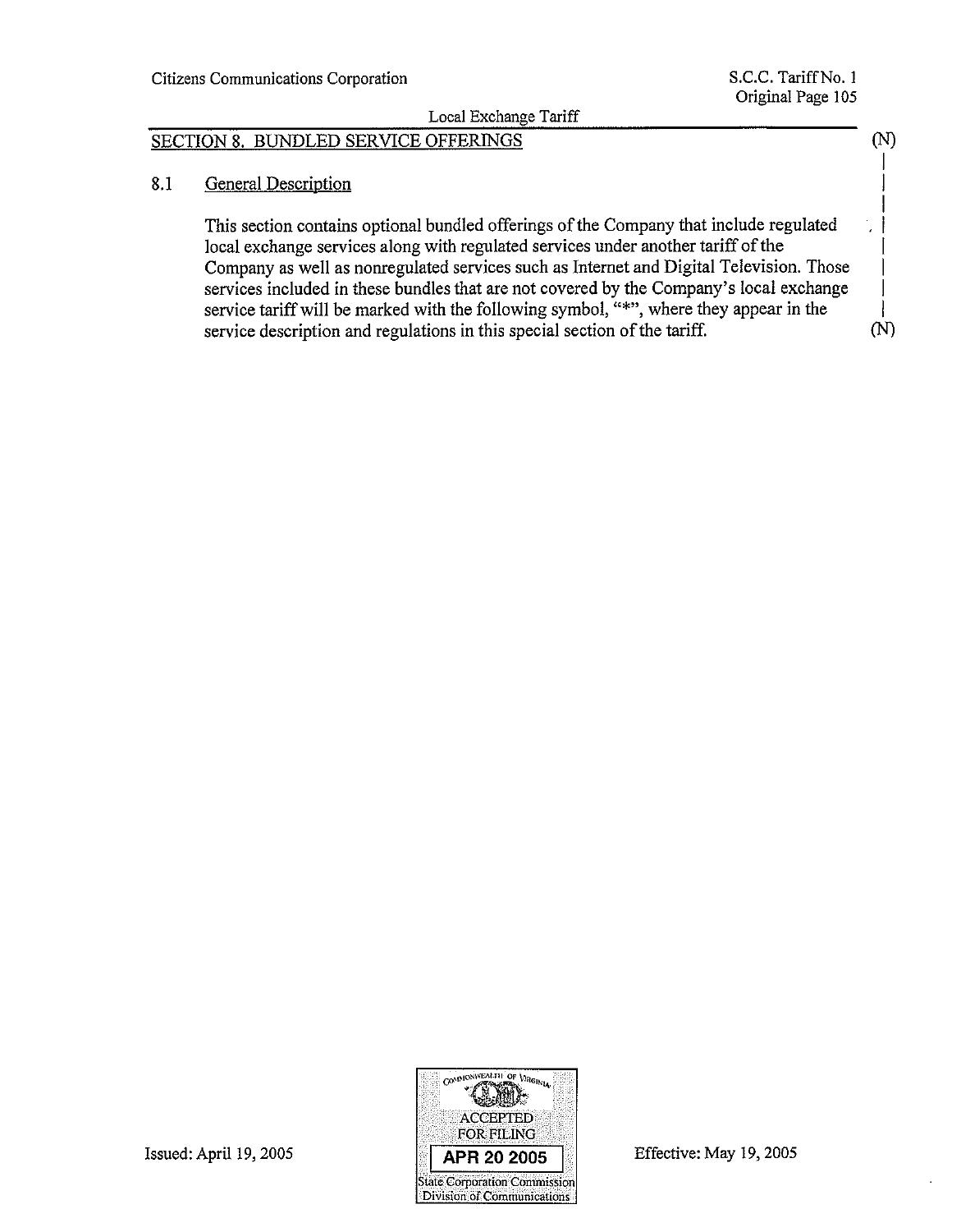## SECTION 8. BUNDLED SERVICE OFFERINGS

### 8.1 General Description

This section contains optional bundled offerings of the Company that include regulated local exchange services along with regulated services under another tariff of the Company as well as nonregulated services such as Internet and Digital Television. Those services included in these bundles that are not covered by the Company's local exchange service tariff will be marked with the following symbol, "*", where they appear in the service description and regulations in this special section of the tariff.

Issued: April 19, 2005

Effective: May 19, 2005

COMMONWEALTH OF VIRGINIA
ACCEPTED FOR FILING
APR 20 2005
State Corporation Commission
Division of Communications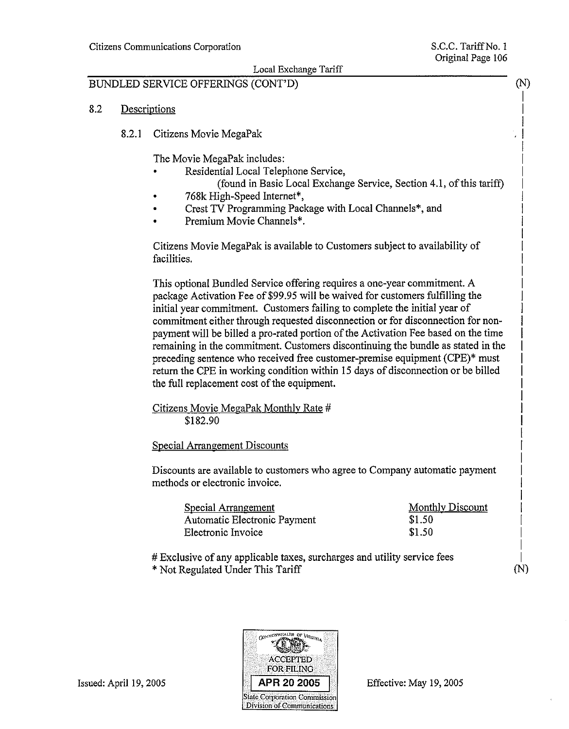BUNDLED SERVICE OFFERINGS (CONT'D)

## 8.2 Descriptions

### 8.2.1 Citizens Movie MegaPak

The Movie MegaPak includes:

- Residential Local Telephone Service,
  (found in Basic Local Exchange Service, Section 4.1, of this tariff)
- 768k High-Speed Internet*,
- Crest TV Programming Package with Local Channels*, and
- Premium Movie Channels*.

Citizens Movie MegaPak is available to Customers subject to availability of facilities.

This optional Bundled Service offering requires a one-year commitment. A package Activation Fee of $99.95 will be waived for customers fulfilling the initial year commitment. Customers failing to complete the initial year of commitment either through requested disconnection or for disconnection for non-payment will be billed a pro-rated portion of the Activation Fee based on the time remaining in the commitment. Customers discontinuing the bundle as stated in the preceding sentence who received free customer-premise equipment (CPE)* must return the CPE in working condition within 15 days of disconnection or be billed the full replacement cost of the equipment.

Citizens Movie MegaPak Monthly Rate #
$182.90

Special Arrangement Discounts

Discounts are available to customers who agree to Company automatic payment methods or electronic invoice.

| Special Arrangement | Monthly Discount |
|---|---|
| Automatic Electronic Payment | $1.50 |
| Electronic Invoice | $1.50 |

# Exclusive of any applicable taxes, surcharges and utility service fees
* Not Regulated Under This Tariff

Issued: April 19, 2005

COMMONWEALTH OF VIRGINIA
ACCEPTED FOR FILING
APR 20 2005
State Corporation Commission
Division of Communications

Effective: May 19, 2005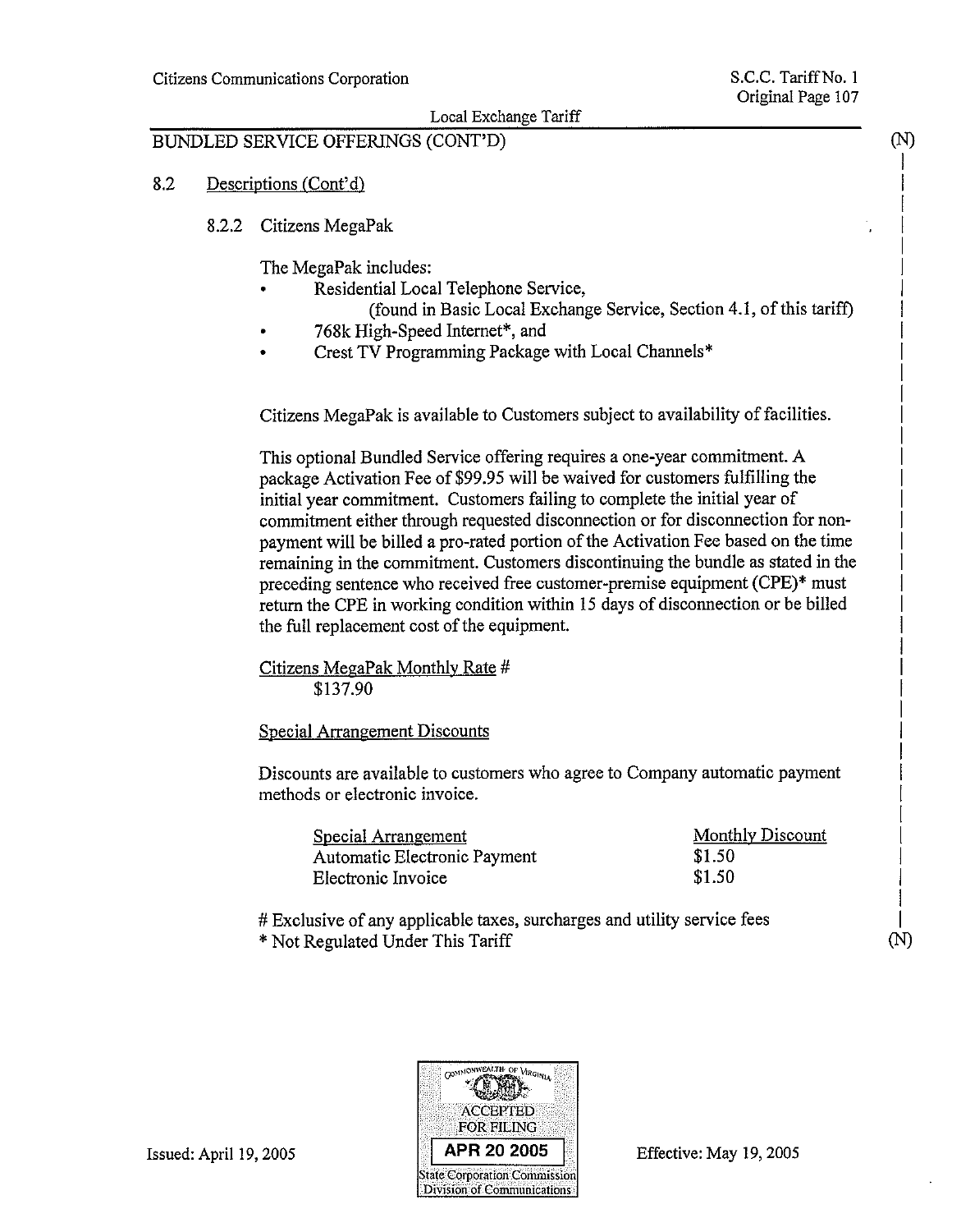BUNDLED SERVICE OFFERINGS (CONT'D)

8.2 Descriptions (Cont'd)

8.2.2 Citizens MegaPak

The MegaPak includes:

- Residential Local Telephone Service, (found in Basic Local Exchange Service, Section 4.1, of this tariff)
- 768k High-Speed Internet*, and
- Crest TV Programming Package with Local Channels*

Citizens MegaPak is available to Customers subject to availability of facilities.

This optional Bundled Service offering requires a one-year commitment. A package Activation Fee of $99.95 will be waived for customers fulfilling the initial year commitment. Customers failing to complete the initial year of commitment either through requested disconnection or for disconnection for non-payment will be billed a pro-rated portion of the Activation Fee based on the time remaining in the commitment. Customers discontinuing the bundle as stated in the preceding sentence who received free customer-premise equipment (CPE)* must return the CPE in working condition within 15 days of disconnection or be billed the full replacement cost of the equipment.

Citizens MegaPak Monthly Rate #
$137.90

Special Arrangement Discounts

Discounts are available to customers who agree to Company automatic payment methods or electronic invoice.

| Special Arrangement | Monthly Discount |
|---|---|
| Automatic Electronic Payment | $1.50 |
| Electronic Invoice | $1.50 |

# Exclusive of any applicable taxes, surcharges and utility service fees
* Not Regulated Under This Tariff

Issued: April 19, 2005

COMMONWEALTH OF VIRGINIA ACCEPTED FOR FILING APR 20 2005 State Corporation Commission Division of Communications

Effective: May 19, 2005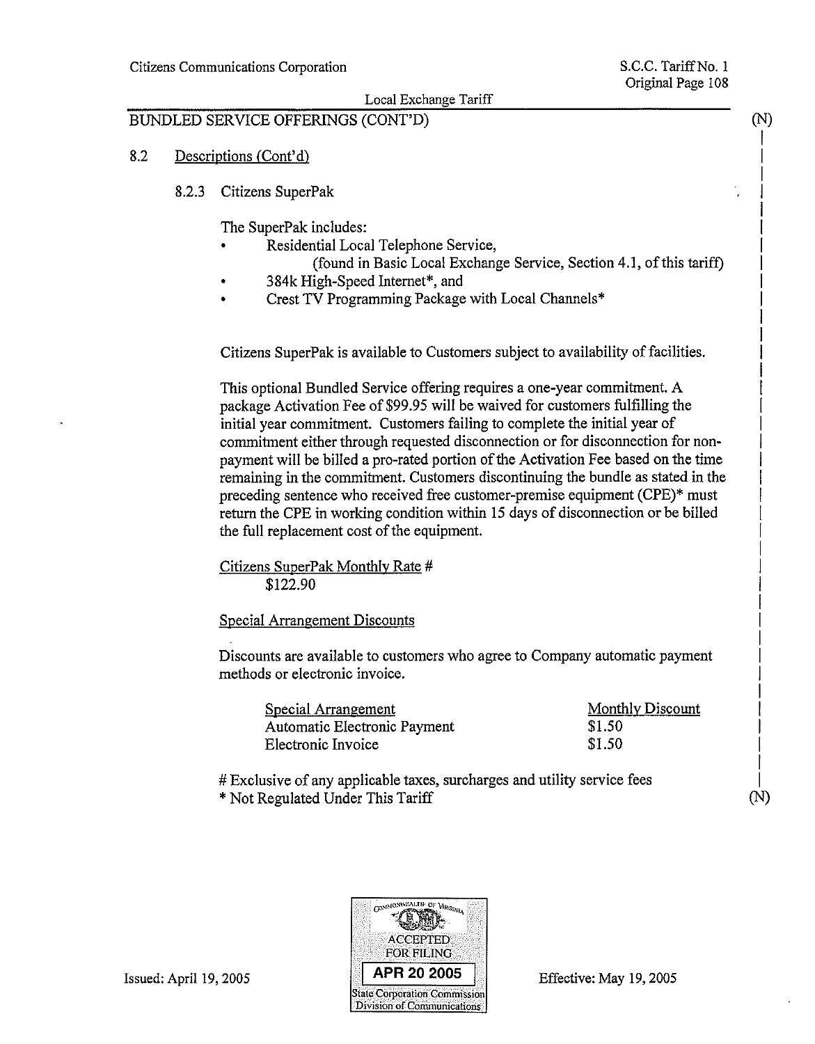## BUNDLED SERVICE OFFERINGS (CONT'D)

8.2 Descriptions (Cont'd)

8.2.3 Citizens SuperPak

The SuperPak includes:

- Residential Local Telephone Service,
  (found in Basic Local Exchange Service, Section 4.1, of this tariff)
- 384k High-Speed Internet*, and
- Crest TV Programming Package with Local Channels*

Citizens SuperPak is available to Customers subject to availability of facilities.

This optional Bundled Service offering requires a one-year commitment. A package Activation Fee of $99.95 will be waived for customers fulfilling the initial year commitment. Customers failing to complete the initial year of commitment either through requested disconnection or for disconnection for non-payment will be billed a pro-rated portion of the Activation Fee based on the time remaining in the commitment. Customers discontinuing the bundle as stated in the preceding sentence who received free customer-premise equipment (CPE)* must return the CPE in working condition within 15 days of disconnection or be billed the full replacement cost of the equipment.

Citizens SuperPak Monthly Rate #
$122.90

Special Arrangement Discounts

Discounts are available to customers who agree to Company automatic payment methods or electronic invoice.

| Special Arrangement | Monthly Discount |
|---|---|
| Automatic Electronic Payment | $1.50 |
| Electronic Invoice | $1.50 |

# Exclusive of any applicable taxes, surcharges and utility service fees
* Not Regulated Under This Tariff

Issued: April 19, 2005

COMMONWEALTH OF VIRGINIA ACCEPTED FOR FILING APR 20 2005 State Corporation Commission Division of Communications

Effective: May 19, 2005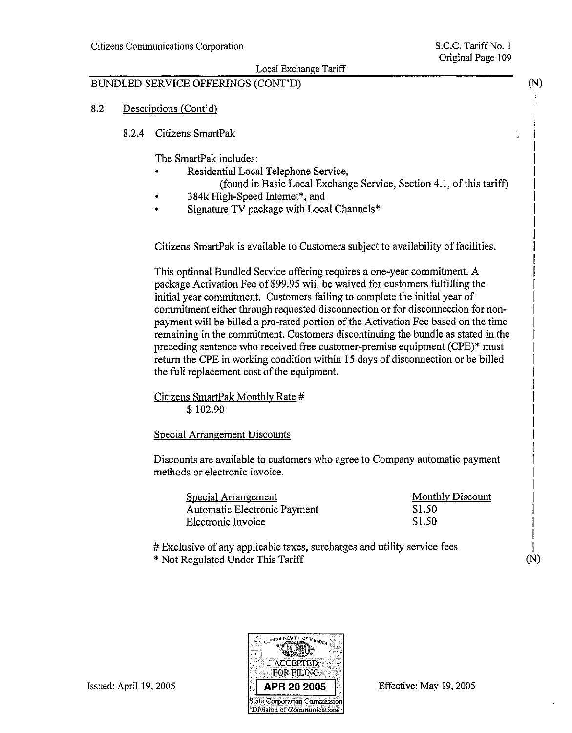## BUNDLED SERVICE OFFERINGS (CONT'D)

8.2 Descriptions (Cont'd)

8.2.4 Citizens SmartPak

The SmartPak includes:

- Residential Local Telephone Service,
  (found in Basic Local Exchange Service, Section 4.1, of this tariff)
- 384k High-Speed Internet*, and
- Signature TV package with Local Channels*

Citizens SmartPak is available to Customers subject to availability of facilities.

This optional Bundled Service offering requires a one-year commitment. A package Activation Fee of $99.95 will be waived for customers fulfilling the initial year commitment. Customers failing to complete the initial year of commitment either through requested disconnection or for disconnection for non-payment will be billed a pro-rated portion of the Activation Fee based on the time remaining in the commitment. Customers discontinuing the bundle as stated in the preceding sentence who received free customer-premise equipment (CPE)* must return the CPE in working condition within 15 days of disconnection or be billed the full replacement cost of the equipment.

Citizens SmartPak Monthly Rate #
$ 102.90

Special Arrangement Discounts

Discounts are available to customers who agree to Company automatic payment methods or electronic invoice.

| Special Arrangement | Monthly Discount |
|---|---|
| Automatic Electronic Payment | $1.50 |
| Electronic Invoice | $1.50 |

# Exclusive of any applicable taxes, surcharges and utility service fees
* Not Regulated Under This Tariff

Issued: April 19, 2005

COMMONWEALTH OF VIRGINIA ACCEPTED FOR FILING APR 20 2005 State Corporation Commission Division of Communications

Effective: May 19, 2005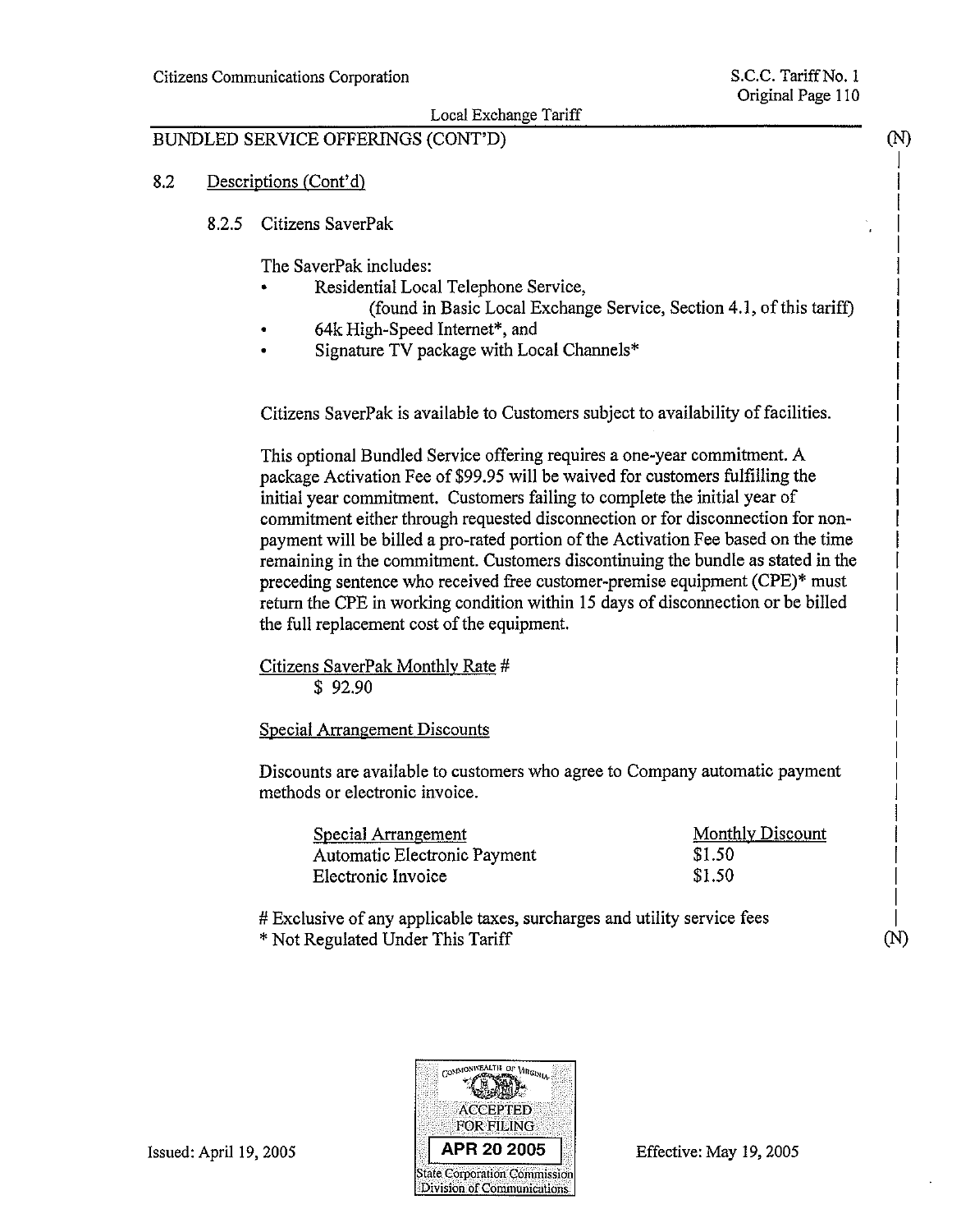BUNDLED SERVICE OFFERINGS (CONT'D)

8.2 Descriptions (Cont'd)

8.2.5 Citizens SaverPak

The SaverPak includes:

- Residential Local Telephone Service,
  (found in Basic Local Exchange Service, Section 4.1, of this tariff)
- 64k High-Speed Internet*, and
- Signature TV package with Local Channels*

Citizens SaverPak is available to Customers subject to availability of facilities.

This optional Bundled Service offering requires a one-year commitment. A package Activation Fee of $99.95 will be waived for customers fulfilling the initial year commitment. Customers failing to complete the initial year of commitment either through requested disconnection or for disconnection for non-payment will be billed a pro-rated portion of the Activation Fee based on the time remaining in the commitment. Customers discontinuing the bundle as stated in the preceding sentence who received free customer-premise equipment (CPE)* must return the CPE in working condition within 15 days of disconnection or be billed the full replacement cost of the equipment.

Citizens SaverPak Monthly Rate #
$ 92.90

Special Arrangement Discounts

Discounts are available to customers who agree to Company automatic payment methods or electronic invoice.

| Special Arrangement | Monthly Discount |
|---|---|
| Automatic Electronic Payment | $1.50 |
| Electronic Invoice | $1.50 |

# Exclusive of any applicable taxes, surcharges and utility service fees
* Not Regulated Under This Tariff

Issued: April 19, 2005

COMMONWEALTH OF VIRGINIA ACCEPTED FOR FILING APR 20 2005 State Corporation Commission Division of Communications

Effective: May 19, 2005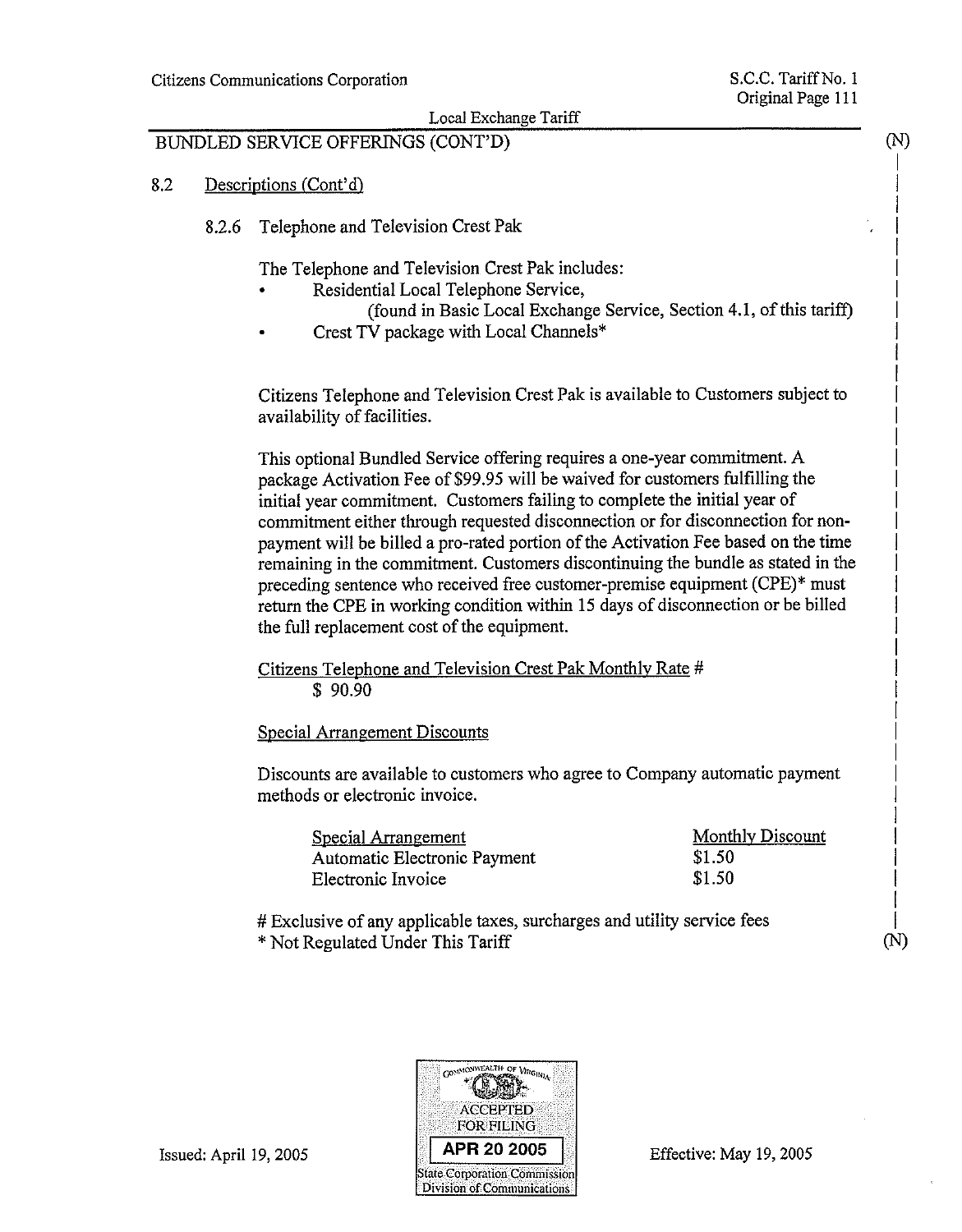## BUNDLED SERVICE OFFERINGS (CONT'D)

(N)

### 8.2 Descriptions (Cont'd)

#### 8.2.6 Telephone and Television Crest Pak

The Telephone and Television Crest Pak includes:

- Residential Local Telephone Service, (found in Basic Local Exchange Service, Section 4.1, of this tariff)
- Crest TV package with Local Channels*

Citizens Telephone and Television Crest Pak is available to Customers subject to availability of facilities.

This optional Bundled Service offering requires a one-year commitment. A package Activation Fee of $99.95 will be waived for customers fulfilling the initial year commitment. Customers failing to complete the initial year of commitment either through requested disconnection or for disconnection for non-payment will be billed a pro-rated portion of the Activation Fee based on the time remaining in the commitment. Customers discontinuing the bundle as stated in the preceding sentence who received free customer-premise equipment (CPE)* must return the CPE in working condition within 15 days of disconnection or be billed the full replacement cost of the equipment.

Citizens Telephone and Television Crest Pak Monthly Rate #
$ 90.90

Special Arrangement Discounts

Discounts are available to customers who agree to Company automatic payment methods or electronic invoice.

| Special Arrangement | Monthly Discount |
|---|---|
| Automatic Electronic Payment | $1.50 |
| Electronic Invoice | $1.50 |

# Exclusive of any applicable taxes, surcharges and utility service fees
* Not Regulated Under This Tariff

(N)

Issued: April 19, 2005

COMMONWEALTH OF VIRGINIA
ACCEPTED FOR FILING
APR 20 2005
State Corporation Commission
Division of Communications

Effective: May 19, 2005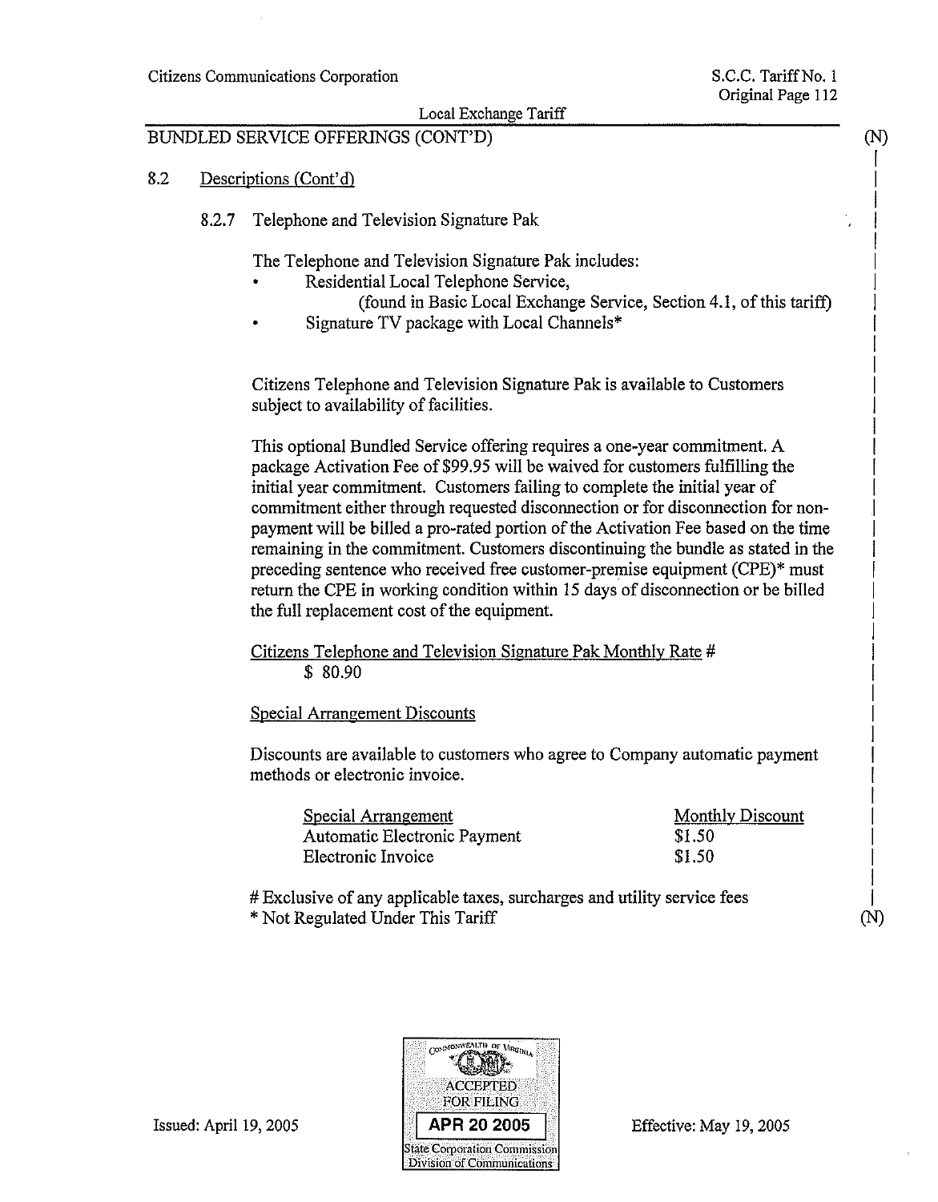BUNDLED SERVICE OFFERINGS (CONT'D)

8.2 Descriptions (Cont'd)

8.2.7 Telephone and Television Signature Pak

The Telephone and Television Signature Pak includes:

- Residential Local Telephone Service,
  (found in Basic Local Exchange Service, Section 4.1, of this tariff)
- Signature TV package with Local Channels*

Citizens Telephone and Television Signature Pak is available to Customers subject to availability of facilities.

This optional Bundled Service offering requires a one-year commitment. A package Activation Fee of $99.95 will be waived for customers fulfilling the initial year commitment. Customers failing to complete the initial year of commitment either through requested disconnection or for disconnection for non-payment will be billed a pro-rated portion of the Activation Fee based on the time remaining in the commitment. Customers discontinuing the bundle as stated in the preceding sentence who received free customer-premise equipment (CPE)* must return the CPE in working condition within 15 days of disconnection or be billed the full replacement cost of the equipment.

Citizens Telephone and Television Signature Pak Monthly Rate #
$ 80.90

Special Arrangement Discounts

Discounts are available to customers who agree to Company automatic payment methods or electronic invoice.

| Special Arrangement | Monthly Discount |
|---|---|
| Automatic Electronic Payment | $1.50 |
| Electronic Invoice | $1.50 |

# Exclusive of any applicable taxes, surcharges and utility service fees
* Not Regulated Under This Tariff

Issued: April 19, 2005

COMMONWEALTH OF VIRGINIA
ACCEPTED FOR FILING
APR 20 2005
State Corporation Commission
Division of Communications

Effective: May 19, 2005